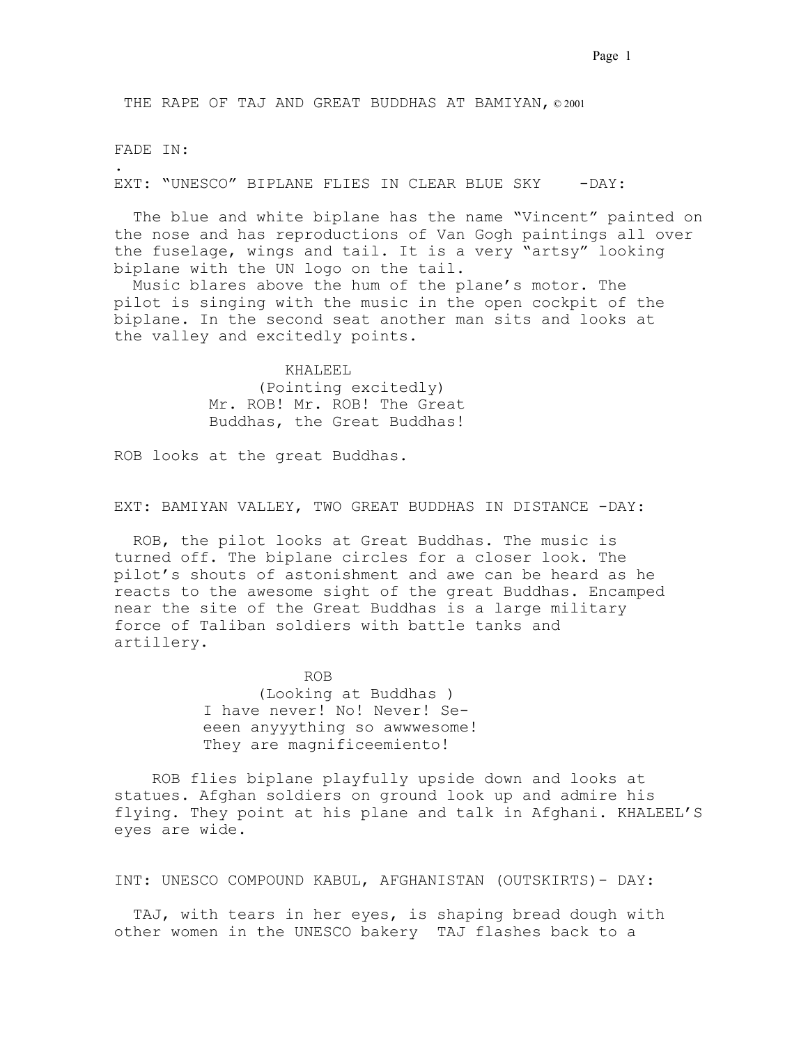THE RAPE OF TAJ AND GREAT BUDDHAS AT BAMIYAN, © 2001

FADE IN:

.

EXT: "UNESCO" BIPLANE FLIES IN CLEAR BLUE SKY -DAY:

The blue and white biplane has the name "Vincent" painted on the nose and has reproductions of Van Gogh paintings all over the fuselage, wings and tail. It is a very "artsy" looking biplane with the UN logo on the tail.

Music blares above the hum of the plane's motor. The pilot is singing with the music in the open cockpit of the biplane. In the second seat another man sits and looks at the valley and excitedly points.

KHALEEL
(Pointing excitedly)
Mr. ROB! Mr. ROB! The Great Buddhas, the Great Buddhas!

ROB looks at the great Buddhas.

EXT: BAMIYAN VALLEY, TWO GREAT BUDDHAS IN DISTANCE -DAY:

ROB, the pilot looks at Great Buddhas. The music is turned off. The biplane circles for a closer look. The pilot's shouts of astonishment and awe can be heard as he reacts to the awesome sight of the great Buddhas. Encamped near the site of the Great Buddhas is a large military force of Taliban soldiers with battle tanks and artillery.

ROB
(Looking at Buddhas )
I have never! No! Never! Se-eeen anyyything so awwwesome! They are magnificeemiento!

ROB flies biplane playfully upside down and looks at statues. Afghan soldiers on ground look up and admire his flying. They point at his plane and talk in Afghani. KHALEEL'S eyes are wide.

INT: UNESCO COMPOUND KABUL, AFGHANISTAN (OUTSKIRTS)- DAY:

TAJ, with tears in her eyes, is shaping bread dough with other women in the UNESCO bakery TAJ flashes back to a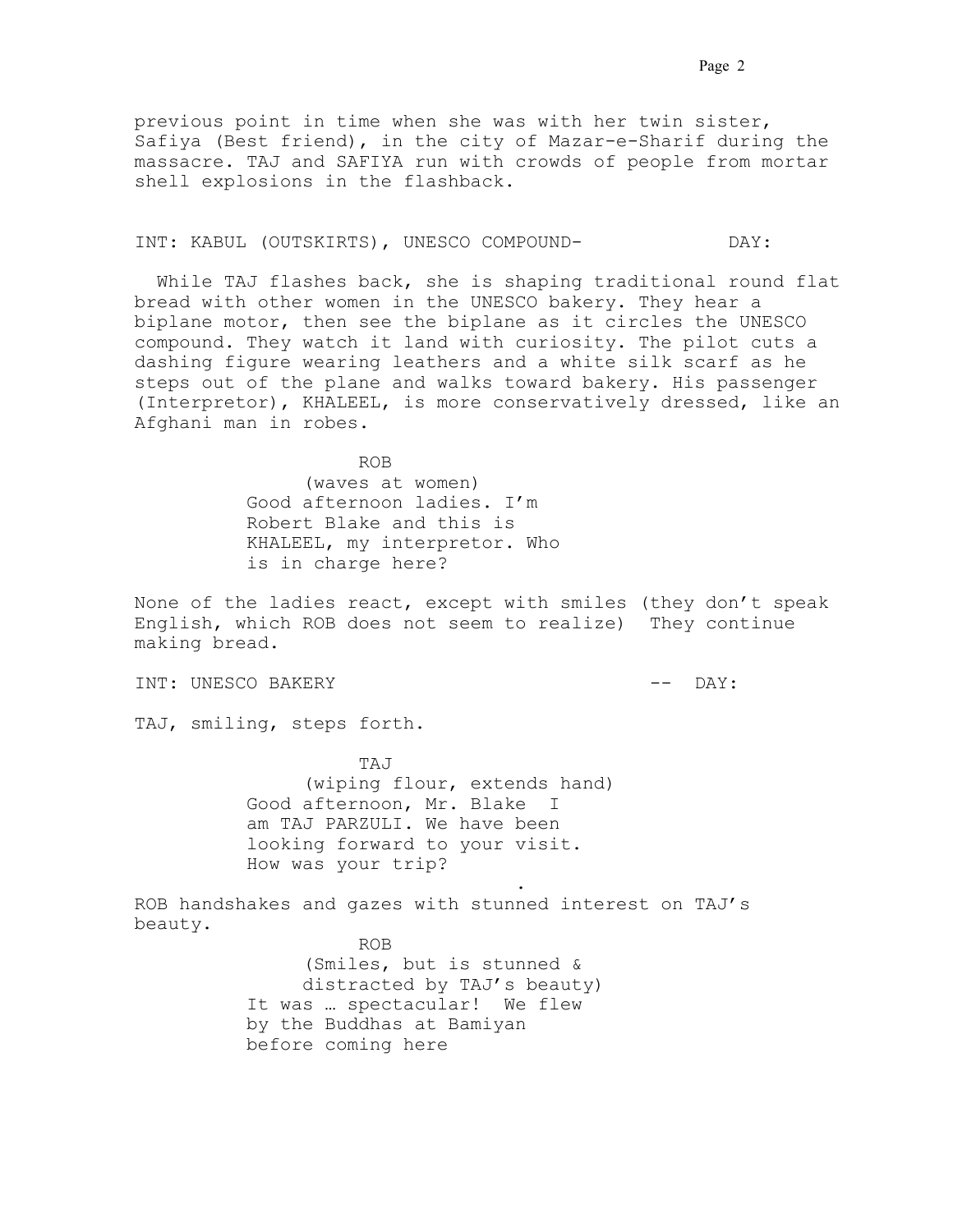previous point in time when she was with her twin sister, Safiya (Best friend), in the city of Mazar-e-Sharif during the massacre. TAJ and SAFIYA run with crowds of people from mortar shell explosions in the flashback.

INT: KABUL (OUTSKIRTS), UNESCO COMPOUND- DAY:

While TAJ flashes back, she is shaping traditional round flat bread with other women in the UNESCO bakery. They hear a biplane motor, then see the biplane as it circles the UNESCO compound. They watch it land with curiosity. The pilot cuts a dashing figure wearing leathers and a white silk scarf as he steps out of the plane and walks toward bakery. His passenger (Interpretor), KHALEEL, is more conservatively dressed, like an Afghani man in robes.

ROB
(waves at women)
Good afternoon ladies. I'm Robert Blake and this is KHALEEL, my interpretor. Who is in charge here?

None of the ladies react, except with smiles (they don't speak English, which ROB does not seem to realize) They continue making bread.

INT: UNESCO BAKERY -- DAY:

TAJ, smiling, steps forth.

TAJ
(wiping flour, extends hand)
Good afternoon, Mr. Blake I am TAJ PARZULI. We have been looking forward to your visit. How was your trip?
.

ROB handshakes and gazes with stunned interest on TAJ's beauty.

ROB
(Smiles, but is stunned & distracted by TAJ's beauty)
It was … spectacular! We flew by the Buddhas at Bamiyan before coming here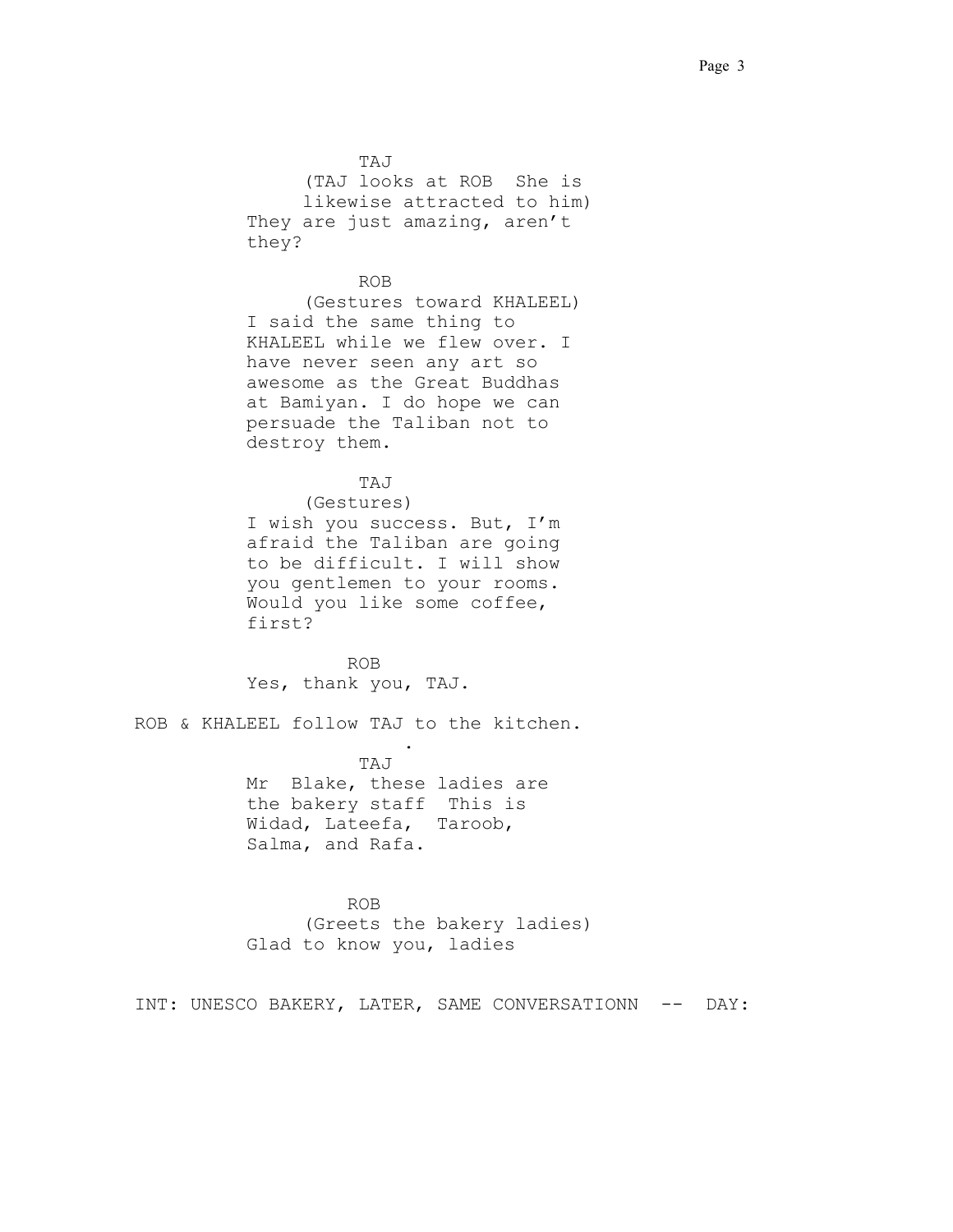TAJ

(TAJ looks at ROB She is likewise attracted to him)

They are just amazing, aren't they?

ROB

(Gestures toward KHALEEL)

I said the same thing to KHALEEL while we flew over. I have never seen any art so awesome as the Great Buddhas at Bamiyan. I do hope we can persuade the Taliban not to destroy them.

TAJ

(Gestures)

I wish you success. But, I'm afraid the Taliban are going to be difficult. I will show you gentlemen to your rooms. Would you like some coffee, first?

ROB

Yes, thank you, TAJ.

ROB & KHALEEL follow TAJ to the kitchen.

.

TAJ

Mr Blake, these ladies are the bakery staff This is Widad, Lateefa, Taroob, Salma, and Rafa.

ROB

(Greets the bakery ladies)

Glad to know you, ladies

INT: UNESCO BAKERY, LATER, SAME CONVERSATIONN -- DAY: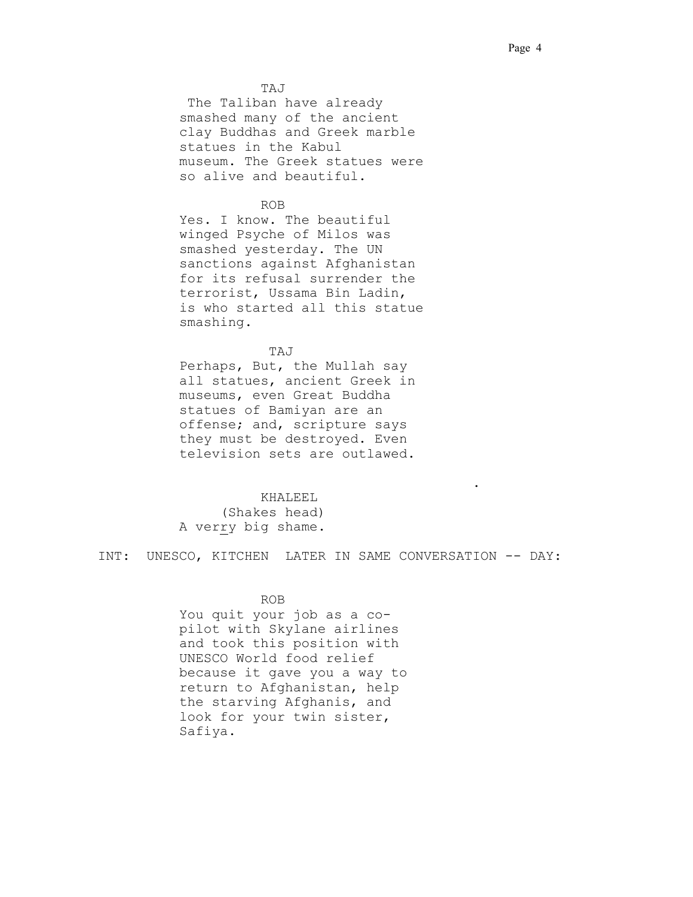TAJ

The Taliban have already smashed many of the ancient clay Buddhas and Greek marble statues in the Kabul museum. The Greek statues were so alive and beautiful.

ROB

Yes. I know. The beautiful winged Psyche of Milos was smashed yesterday. The UN sanctions against Afghanistan for its refusal surrender the terrorist, Ussama Bin Ladin, is who started all this statue smashing.

TAJ

Perhaps, But, the Mullah say all statues, ancient Greek in museums, even Great Buddha statues of Bamiyan are an offense; and, scripture says they must be destroyed. Even television sets are outlawed.

.

KHALEEL

(Shakes head)

A ver<u>r</u>y big shame.

INT: UNESCO, KITCHEN LATER IN SAME CONVERSATION -- DAY:

ROB

You quit your job as a co-pilot with Skylane airlines and took this position with UNESCO World food relief because it gave you a way to return to Afghanistan, help the starving Afghanis, and look for your twin sister, Safiya.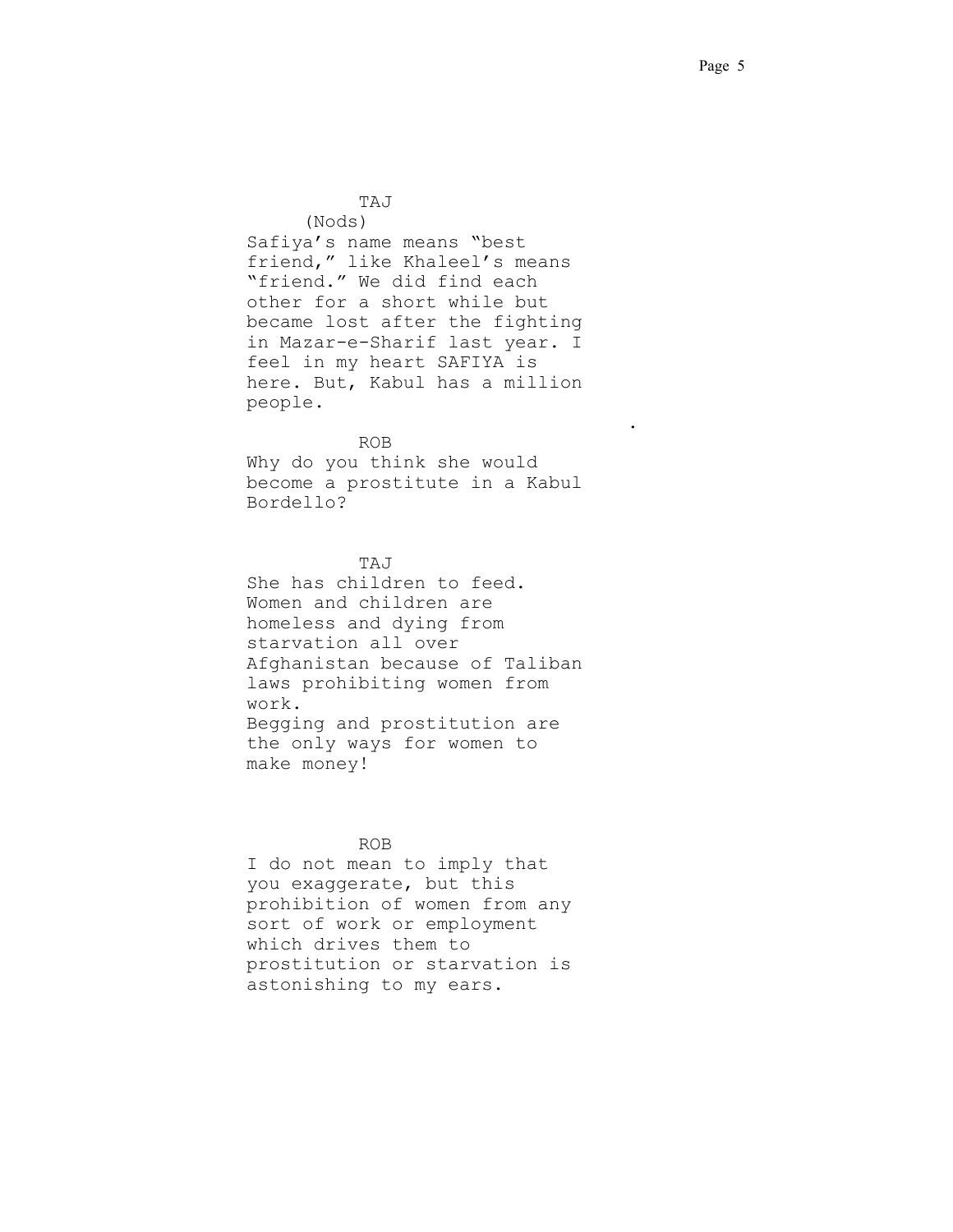TAJ

(Nods)

Safiya's name means "best friend," like Khaleel's means "friend." We did find each other for a short while but became lost after the fighting in Mazar-e-Sharif last year. I feel in my heart SAFIYA is here. But, Kabul has a million people.

ROB

Why do you think she would become a prostitute in a Kabul Bordello?

TAJ

She has children to feed. Women and children are homeless and dying from starvation all over Afghanistan because of Taliban laws prohibiting women from work.
Begging and prostitution are the only ways for women to make money!

ROB

I do not mean to imply that you exaggerate, but this prohibition of women from any sort of work or employment which drives them to prostitution or starvation is astonishing to my ears.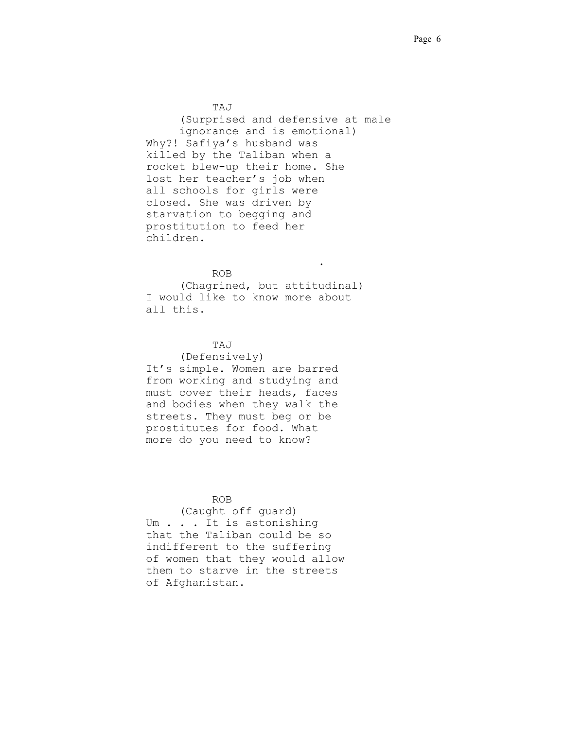TAJ

(Surprised and defensive at male ignorance and is emotional)

Why?! Safiya's husband was killed by the Taliban when a rocket blew-up their home. She lost her teacher's job when all schools for girls were closed. She was driven by starvation to begging and prostitution to feed her children.

.

ROB

(Chagrined, but attitudinal)

I would like to know more about all this.

TAJ

(Defensively)

It's simple. Women are barred from working and studying and must cover their heads, faces and bodies when they walk the streets. They must beg or be prostitutes for food. What more do you need to know?

ROB

(Caught off guard)

Um . . . It is astonishing that the Taliban could be so indifferent to the suffering of women that they would allow them to starve in the streets of Afghanistan.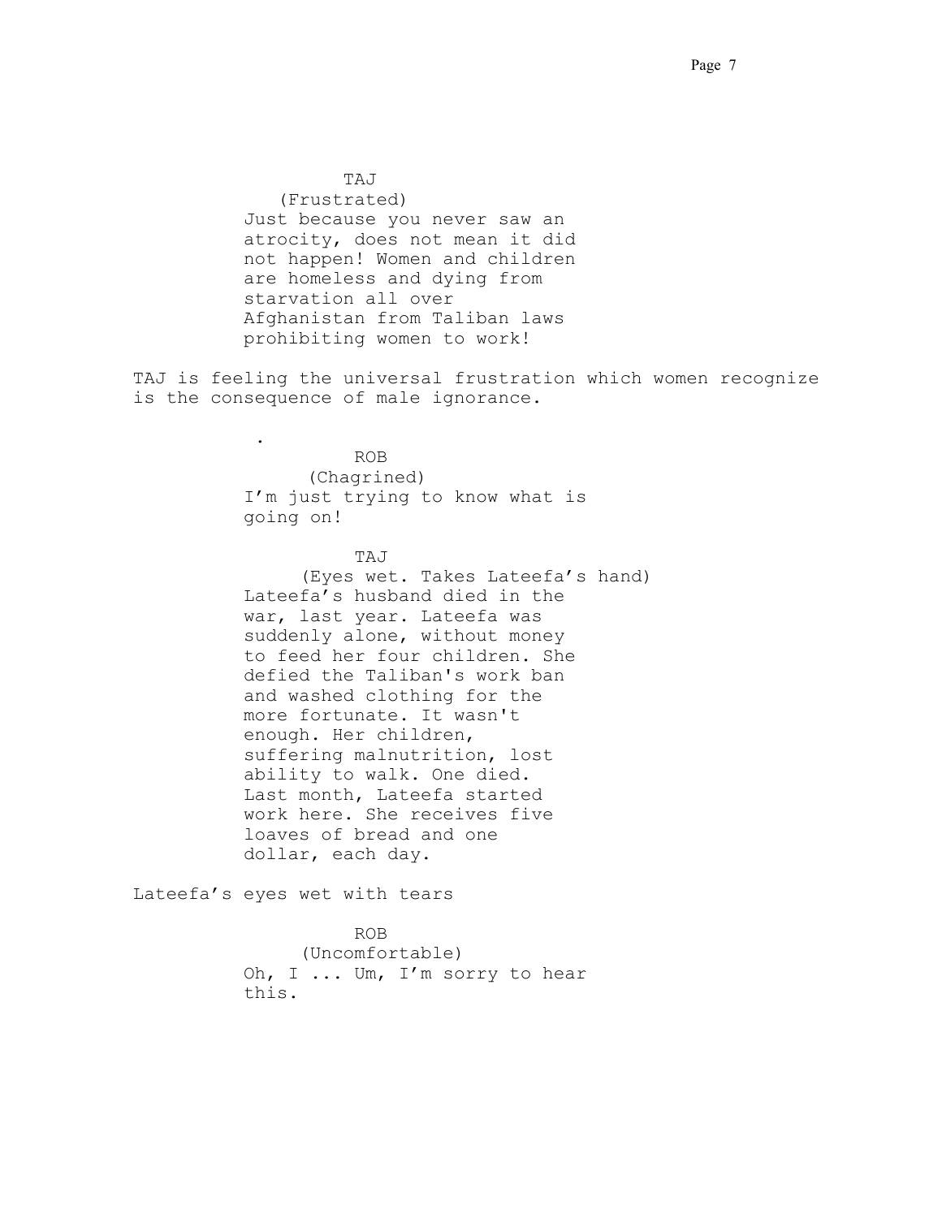TAJ

(Frustrated)

Just because you never saw an atrocity, does not mean it did not happen! Women and children are homeless and dying from starvation all over Afghanistan from Taliban laws prohibiting women to work!

TAJ is feeling the universal frustration which women recognize is the consequence of male ignorance.

.

ROB

(Chagrined)

I'm just trying to know what is going on!

TAJ

(Eyes wet. Takes Lateefa's hand)

Lateefa's husband died in the war, last year. Lateefa was suddenly alone, without money to feed her four children. She defied the Taliban's work ban and washed clothing for the more fortunate. It wasn't enough. Her children, suffering malnutrition, lost ability to walk. One died. Last month, Lateefa started work here. She receives five loaves of bread and one dollar, each day.

Lateefa's eyes wet with tears

ROB

(Uncomfortable)

Oh, I ... Um, I'm sorry to hear this.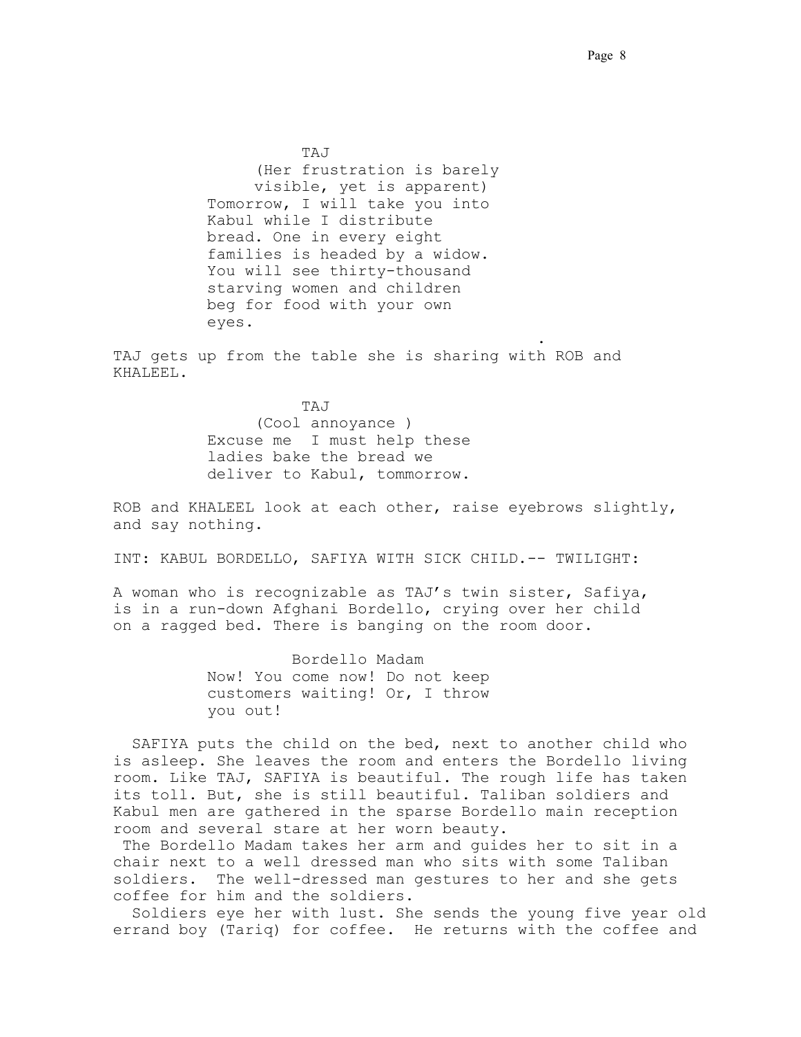TAJ

(Her frustration is barely visible, yet is apparent)

Tomorrow, I will take you into Kabul while I distribute bread. One in every eight families is headed by a widow. You will see thirty-thousand starving women and children beg for food with your own eyes.

.

TAJ gets up from the table she is sharing with ROB and KHALEEL.

TAJ

(Cool annoyance )

Excuse me  I must help these ladies bake the bread we deliver to Kabul, tommorrow.

ROB and KHALEEL look at each other, raise eyebrows slightly, and say nothing.

INT: KABUL BORDELLO, SAFIYA WITH SICK CHILD.-- TWILIGHT:

A woman who is recognizable as TAJ's twin sister, Safiya, is in a run-down Afghani Bordello, crying over her child on a ragged bed. There is banging on the room door.

Bordello Madam

Now! You come now! Do not keep customers waiting! Or, I throw you out!

SAFIYA puts the child on the bed, next to another child who is asleep. She leaves the room and enters the Bordello living room. Like TAJ, SAFIYA is beautiful. The rough life has taken its toll. But, she is still beautiful. Taliban soldiers and Kabul men are gathered in the sparse Bordello main reception room and several stare at her worn beauty.

The Bordello Madam takes her arm and guides her to sit in a chair next to a well dressed man who sits with some Taliban soldiers.  The well-dressed man gestures to her and she gets coffee for him and the soldiers.

Soldiers eye her with lust. She sends the young five year old errand boy (Tariq) for coffee.  He returns with the coffee and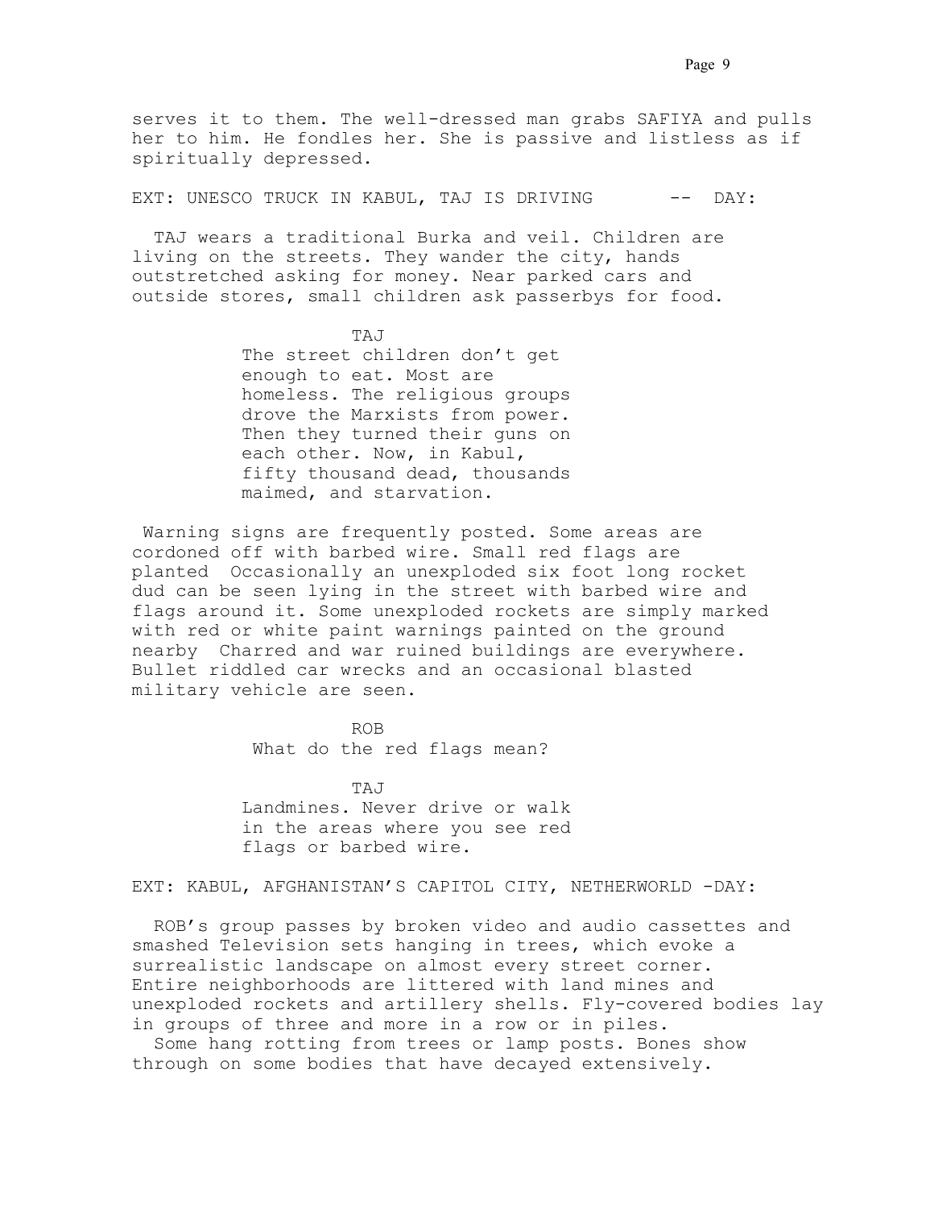serves it to them. The well-dressed man grabs SAFIYA and pulls her to him. He fondles her. She is passive and listless as if spiritually depressed.

EXT: UNESCO TRUCK IN KABUL, TAJ IS DRIVING -- DAY:

TAJ wears a traditional Burka and veil. Children are living on the streets. They wander the city, hands outstretched asking for money. Near parked cars and outside stores, small children ask passerbys for food.

TAJ

The street children don't get enough to eat. Most are homeless. The religious groups drove the Marxists from power. Then they turned their guns on each other. Now, in Kabul, fifty thousand dead, thousands maimed, and starvation.

Warning signs are frequently posted. Some areas are cordoned off with barbed wire. Small red flags are planted Occasionally an unexploded six foot long rocket dud can be seen lying in the street with barbed wire and flags around it. Some unexploded rockets are simply marked with red or white paint warnings painted on the ground nearby Charred and war ruined buildings are everywhere. Bullet riddled car wrecks and an occasional blasted military vehicle are seen.

ROB

What do the red flags mean?

TAJ

Landmines. Never drive or walk in the areas where you see red flags or barbed wire.

EXT: KABUL, AFGHANISTAN'S CAPITOL CITY, NETHERWORLD -DAY:

ROB's group passes by broken video and audio cassettes and smashed Television sets hanging in trees, which evoke a surrealistic landscape on almost every street corner. Entire neighborhoods are littered with land mines and unexploded rockets and artillery shells. Fly-covered bodies lay in groups of three and more in a row or in piles.

Some hang rotting from trees or lamp posts. Bones show through on some bodies that have decayed extensively.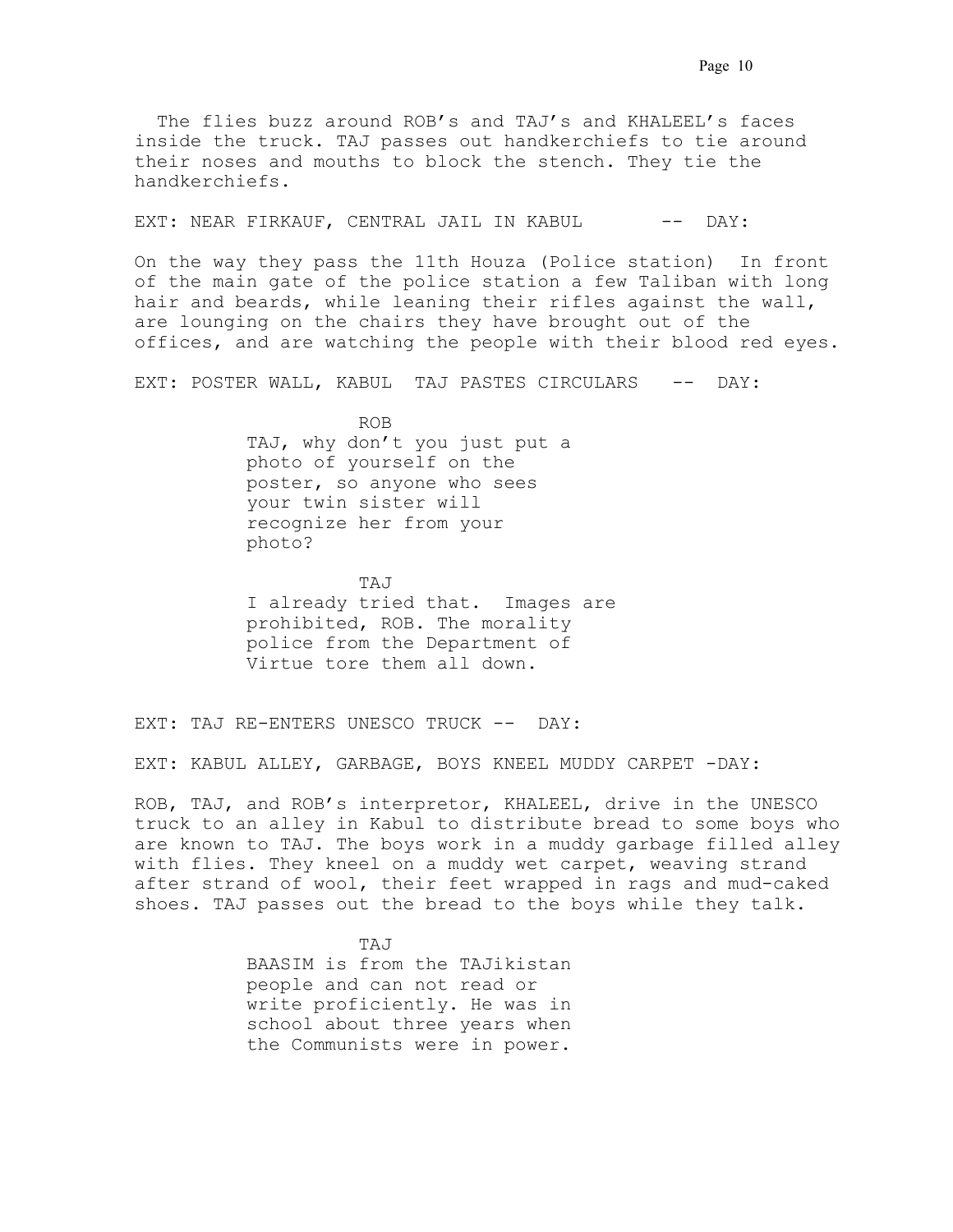The flies buzz around ROB's and TAJ's and KHALEEL's faces inside the truck. TAJ passes out handkerchiefs to tie around their noses and mouths to block the stench. They tie the handkerchiefs.

EXT: NEAR FIRKAUF, CENTRAL JAIL IN KABUL -- DAY:

On the way they pass the 11th Houza (Police station) In front of the main gate of the police station a few Taliban with long hair and beards, while leaning their rifles against the wall, are lounging on the chairs they have brought out of the offices, and are watching the people with their blood red eyes.

EXT: POSTER WALL, KABUL TAJ PASTES CIRCULARS -- DAY:

ROB
TAJ, why don't you just put a photo of yourself on the poster, so anyone who sees your twin sister will recognize her from your photo?

TAJ
I already tried that. Images are prohibited, ROB. The morality police from the Department of Virtue tore them all down.

EXT: TAJ RE-ENTERS UNESCO TRUCK -- DAY:

EXT: KABUL ALLEY, GARBAGE, BOYS KNEEL MUDDY CARPET -DAY:

ROB, TAJ, and ROB's interpretor, KHALEEL, drive in the UNESCO truck to an alley in Kabul to distribute bread to some boys who are known to TAJ. The boys work in a muddy garbage filled alley with flies. They kneel on a muddy wet carpet, weaving strand after strand of wool, their feet wrapped in rags and mud-caked shoes. TAJ passes out the bread to the boys while they talk.

TAJ
BAASIM is from the TAJikistan people and can not read or write proficiently. He was in school about three years when the Communists were in power.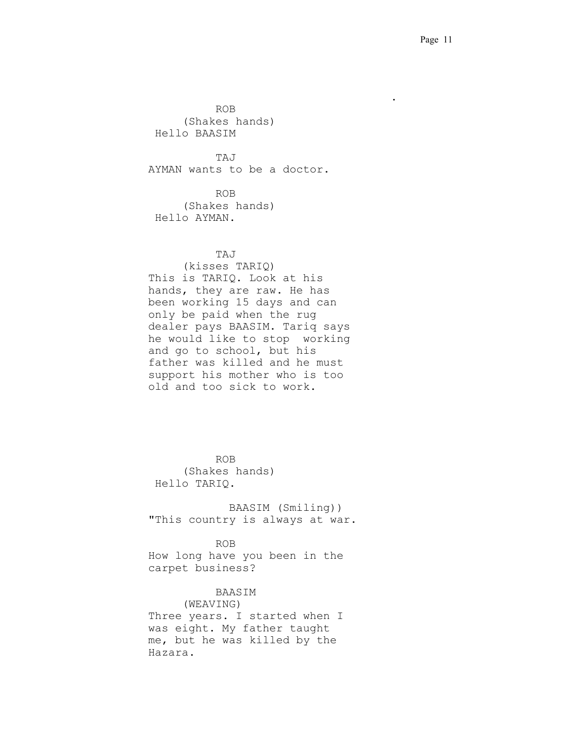ROB
(Shakes hands)
Hello BAASIM

TAJ
AYMAN wants to be a doctor.

ROB
(Shakes hands)
Hello AYMAN.

TAJ
(kisses TARIQ)
This is TARIQ. Look at his hands, they are raw. He has been working 15 days and can only be paid when the rug dealer pays BAASIM. Tariq says he would like to stop working and go to school, but his father was killed and he must support his mother who is too old and too sick to work.

ROB
(Shakes hands)
Hello TARIQ.

BAASIM (Smiling))
"This country is always at war.

ROB
How long have you been in the carpet business?

BAASIM
(WEAVING)
Three years. I started when I was eight. My father taught me, but he was killed by the Hazara.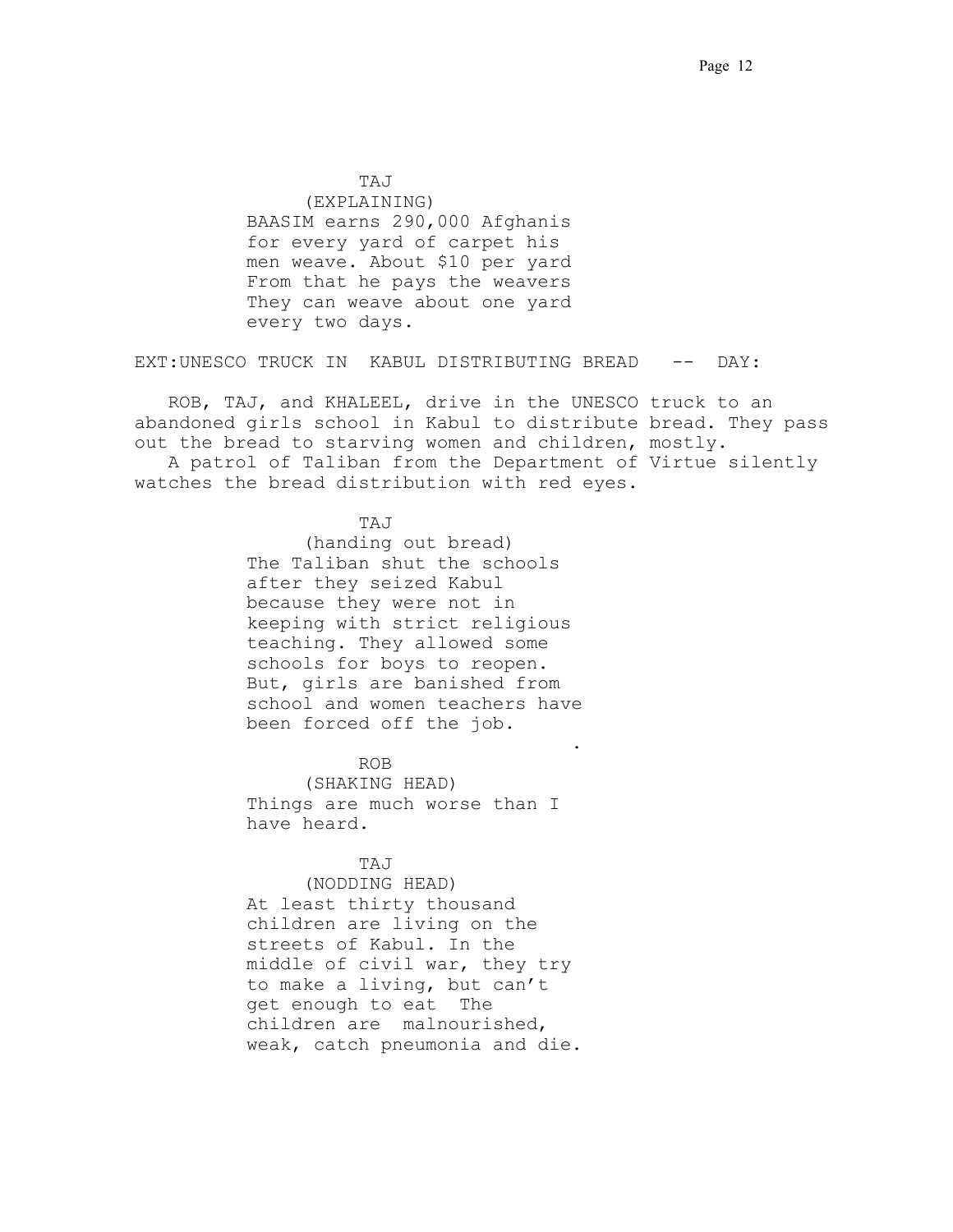TAJ
(EXPLAINING)
BAASIM earns 290,000 Afghanis for every yard of carpet his men weave. About $10 per yard From that he pays the weavers They can weave about one yard every two days.

EXT:UNESCO TRUCK IN KABUL DISTRIBUTING BREAD -- DAY:

ROB, TAJ, and KHALEEL, drive in the UNESCO truck to an abandoned girls school in Kabul to distribute bread. They pass out the bread to starving women and children, mostly.

A patrol of Taliban from the Department of Virtue silently watches the bread distribution with red eyes.

TAJ
(handing out bread)
The Taliban shut the schools after they seized Kabul because they were not in keeping with strict religious teaching. They allowed some schools for boys to reopen. But, girls are banished from school and women teachers have been forced off the job.

ROB
(SHAKING HEAD)
Things are much worse than I have heard.

TAJ
(NODDING HEAD)
At least thirty thousand children are living on the streets of Kabul. In the middle of civil war, they try to make a living, but can't get enough to eat The children are malnourished, weak, catch pneumonia and die.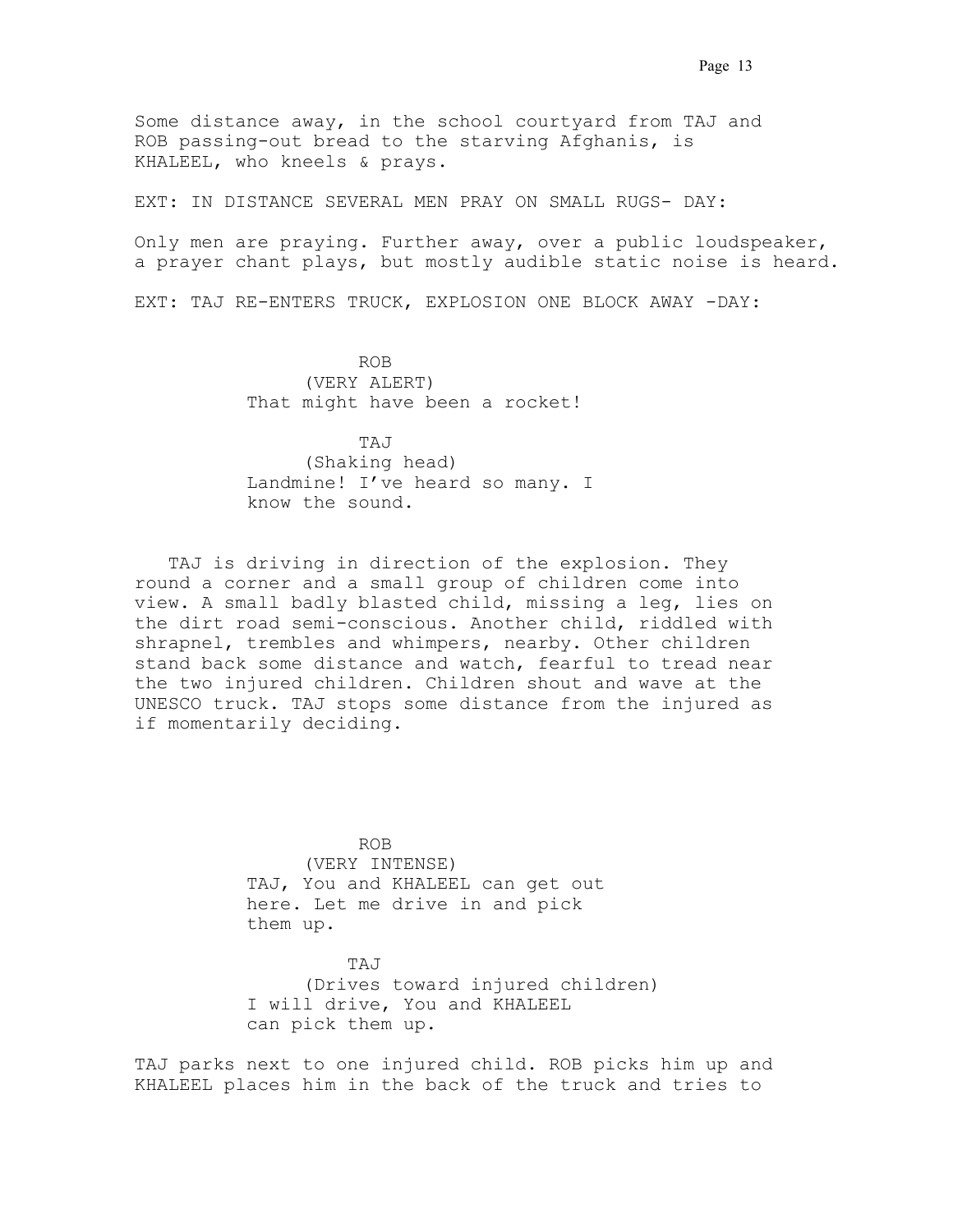Some distance away, in the school courtyard from TAJ and ROB passing-out bread to the starving Afghanis, is KHALEEL, who kneels & prays.

EXT: IN DISTANCE SEVERAL MEN PRAY ON SMALL RUGS- DAY:

Only men are praying. Further away, over a public loudspeaker, a prayer chant plays, but mostly audible static noise is heard.

EXT: TAJ RE-ENTERS TRUCK, EXPLOSION ONE BLOCK AWAY -DAY:

ROB
(VERY ALERT)
That might have been a rocket!

TAJ
(Shaking head)
Landmine! I've heard so many. I know the sound.

TAJ is driving in direction of the explosion. They round a corner and a small group of children come into view. A small badly blasted child, missing a leg, lies on the dirt road semi-conscious. Another child, riddled with shrapnel, trembles and whimpers, nearby. Other children stand back some distance and watch, fearful to tread near the two injured children. Children shout and wave at the UNESCO truck. TAJ stops some distance from the injured as if momentarily deciding.

ROB
(VERY INTENSE)
TAJ, You and KHALEEL can get out here. Let me drive in and pick them up.

TAJ
(Drives toward injured children)
I will drive, You and KHALEEL can pick them up.

TAJ parks next to one injured child. ROB picks him up and KHALEEL places him in the back of the truck and tries to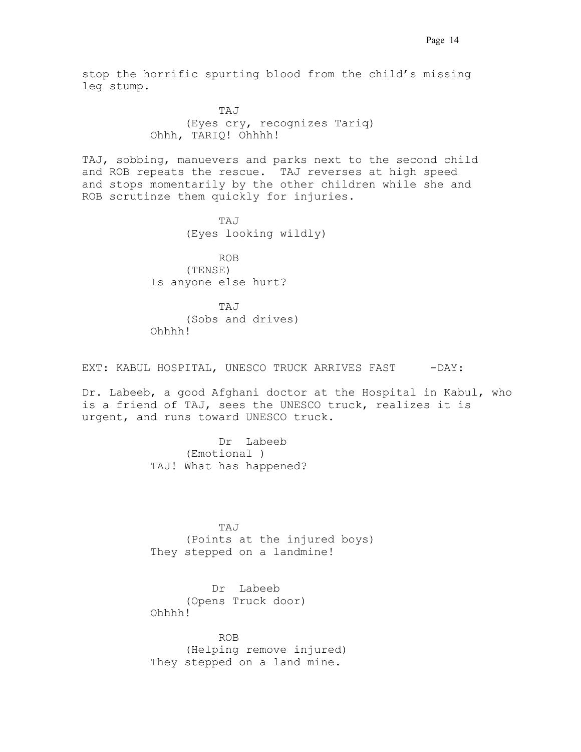stop the horrific spurting blood from the child's missing leg stump.

TAJ
(Eyes cry, recognizes Tariq)
Ohhh, TARIQ! Ohhhh!

TAJ, sobbing, manuevers and parks next to the second child and ROB repeats the rescue. TAJ reverses at high speed and stops momentarily by the other children while she and ROB scrutinze them quickly for injuries.

TAJ
(Eyes looking wildly)

ROB
(TENSE)
Is anyone else hurt?

TAJ
(Sobs and drives)
Ohhhh!

EXT: KABUL HOSPITAL, UNESCO TRUCK ARRIVES FAST -DAY:

Dr. Labeeb, a good Afghani doctor at the Hospital in Kabul, who is a friend of TAJ, sees the UNESCO truck, realizes it is urgent, and runs toward UNESCO truck.

Dr Labeeb
(Emotional )
TAJ! What has happened?

TAJ
(Points at the injured boys)
They stepped on a landmine!

Dr Labeeb
(Opens Truck door)
Ohhhh!

ROB
(Helping remove injured)
They stepped on a land mine.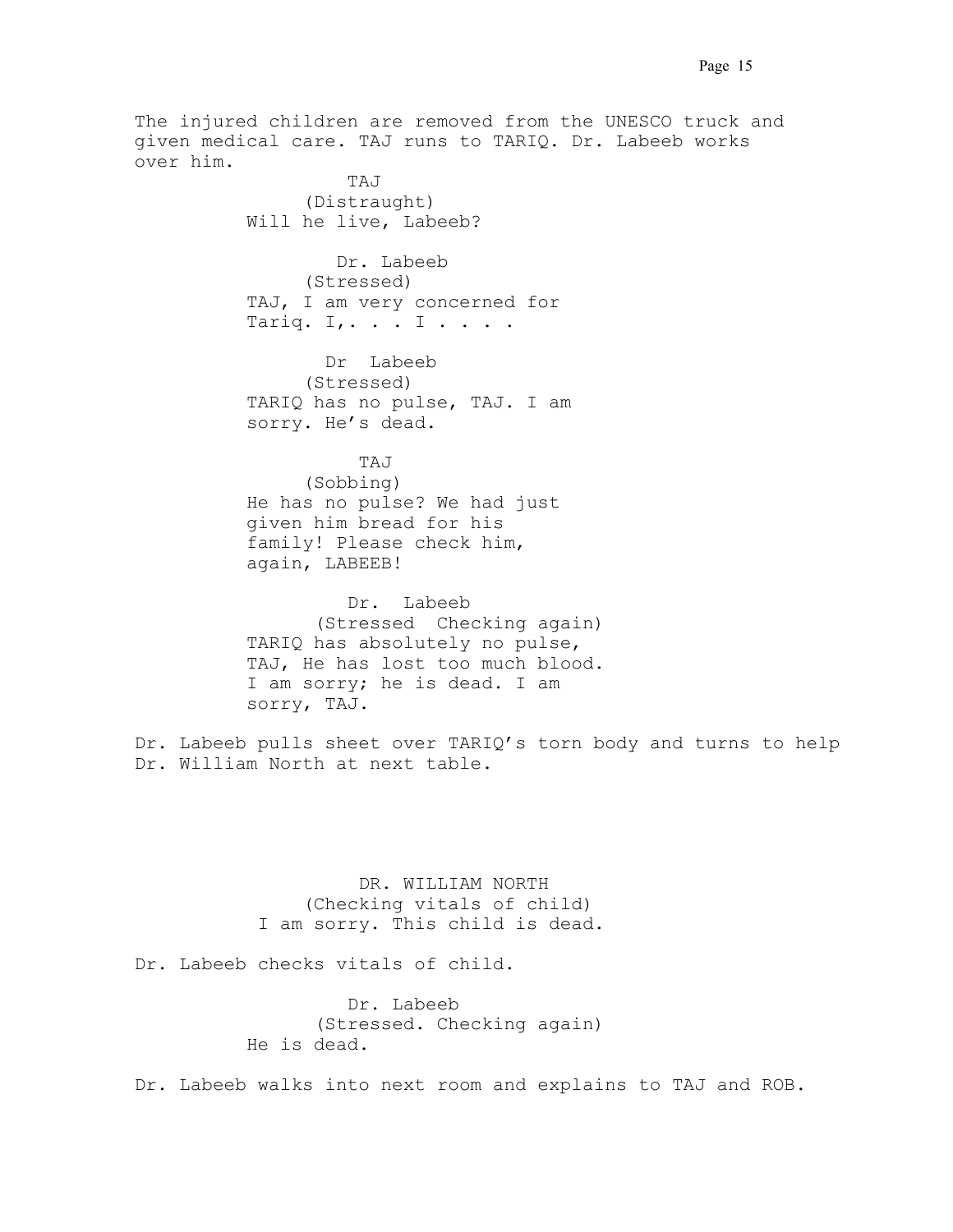The injured children are removed from the UNESCO truck and given medical care. TAJ runs to TARIQ. Dr. Labeeb works over him.

TAJ
(Distraught)
Will he live, Labeeb?

Dr. Labeeb
(Stressed)
TAJ, I am very concerned for Tariq. I,. . . I . . . .

Dr Labeeb
(Stressed)
TARIQ has no pulse, TAJ. I am sorry. He's dead.

TAJ
(Sobbing)
He has no pulse? We had just given him bread for his family! Please check him, again, LABEEB!

Dr. Labeeb
(Stressed Checking again)
TARIQ has absolutely no pulse, TAJ, He has lost too much blood. I am sorry; he is dead. I am sorry, TAJ.

Dr. Labeeb pulls sheet over TARIQ's torn body and turns to help Dr. William North at next table.

DR. WILLIAM NORTH
(Checking vitals of child)
I am sorry. This child is dead.

Dr. Labeeb checks vitals of child.

Dr. Labeeb
(Stressed. Checking again)
He is dead.

Dr. Labeeb walks into next room and explains to TAJ and ROB.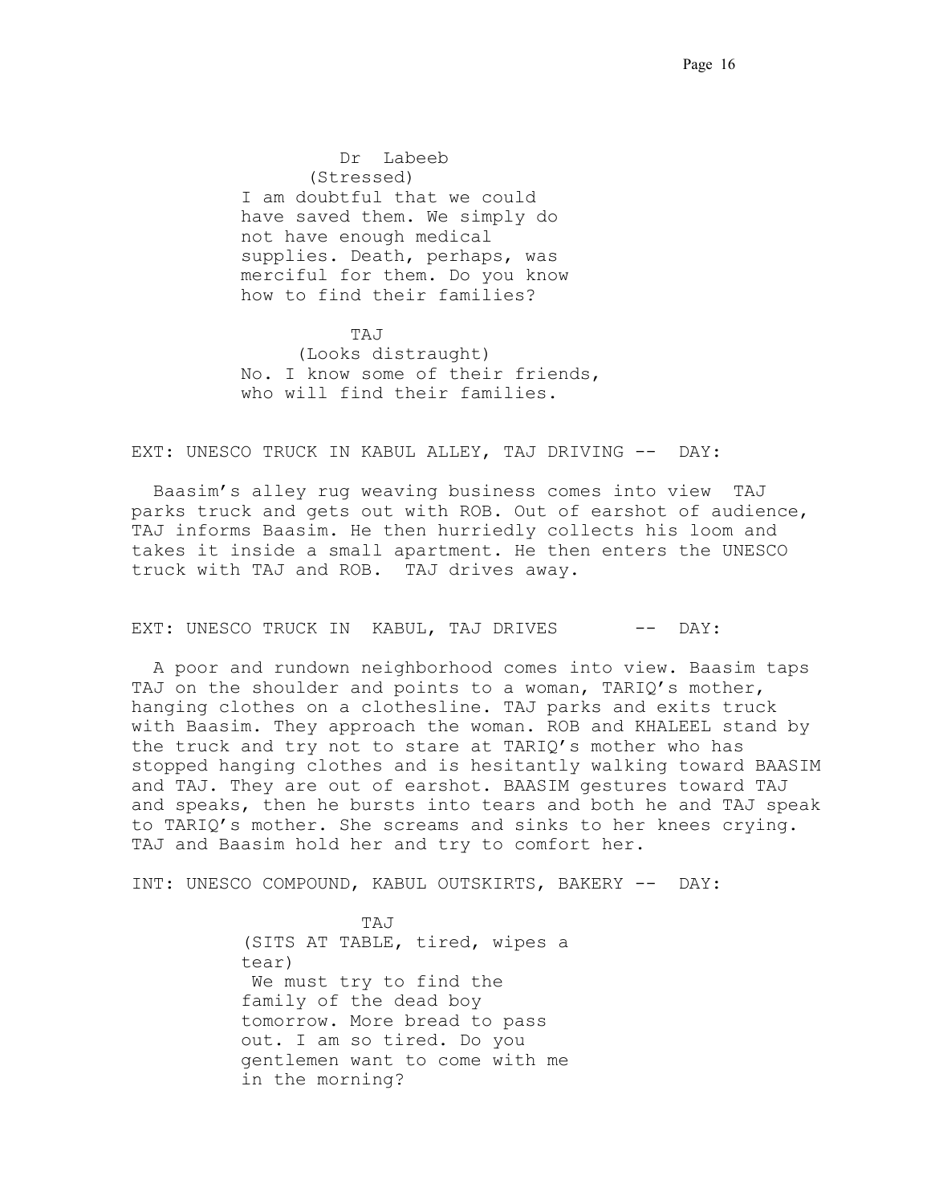Dr Labeeb
(Stressed)
I am doubtful that we could have saved them. We simply do not have enough medical supplies. Death, perhaps, was merciful for them. Do you know how to find their families?

TAJ
(Looks distraught)
No. I know some of their friends, who will find their families.

EXT: UNESCO TRUCK IN KABUL ALLEY, TAJ DRIVING -- DAY:

Baasim's alley rug weaving business comes into view TAJ parks truck and gets out with ROB. Out of earshot of audience, TAJ informs Baasim. He then hurriedly collects his loom and takes it inside a small apartment. He then enters the UNESCO truck with TAJ and ROB. TAJ drives away.

EXT: UNESCO TRUCK IN KABUL, TAJ DRIVES -- DAY:

A poor and rundown neighborhood comes into view. Baasim taps TAJ on the shoulder and points to a woman, TARIQ's mother, hanging clothes on a clothesline. TAJ parks and exits truck with Baasim. They approach the woman. ROB and KHALEEL stand by the truck and try not to stare at TARIQ's mother who has stopped hanging clothes and is hesitantly walking toward BAASIM and TAJ. They are out of earshot. BAASIM gestures toward TAJ and speaks, then he bursts into tears and both he and TAJ speak to TARIQ's mother. She screams and sinks to her knees crying. TAJ and Baasim hold her and try to comfort her.

INT: UNESCO COMPOUND, KABUL OUTSKIRTS, BAKERY -- DAY:

TAJ
(SITS AT TABLE, tired, wipes a tear)
We must try to find the family of the dead boy tomorrow. More bread to pass out. I am so tired. Do you gentlemen want to come with me in the morning?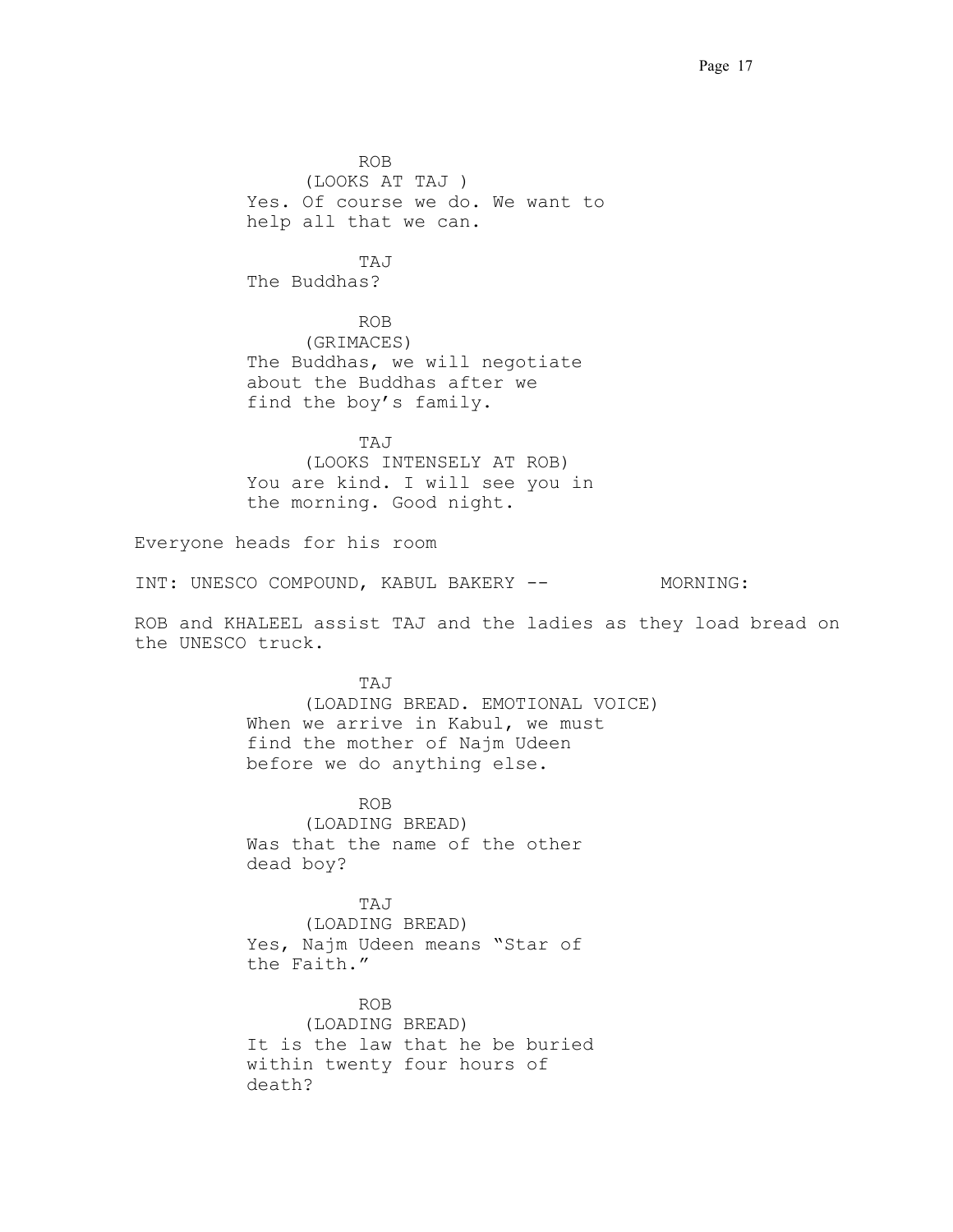ROB
(LOOKS AT TAJ )
Yes. Of course we do. We want to help all that we can.

TAJ
The Buddhas?

ROB
(GRIMACES)
The Buddhas, we will negotiate about the Buddhas after we find the boy's family.

TAJ
(LOOKS INTENSELY AT ROB)
You are kind. I will see you in the morning. Good night.

Everyone heads for his room

INT: UNESCO COMPOUND, KABUL BAKERY -- MORNING:

ROB and KHALEEL assist TAJ and the ladies as they load bread on the UNESCO truck.

TAJ
(LOADING BREAD. EMOTIONAL VOICE)
When we arrive in Kabul, we must find the mother of Najm Udeen before we do anything else.

ROB
(LOADING BREAD)
Was that the name of the other dead boy?

TAJ
(LOADING BREAD)
Yes, Najm Udeen means "Star of the Faith."

ROB
(LOADING BREAD)
It is the law that he be buried within twenty four hours of death?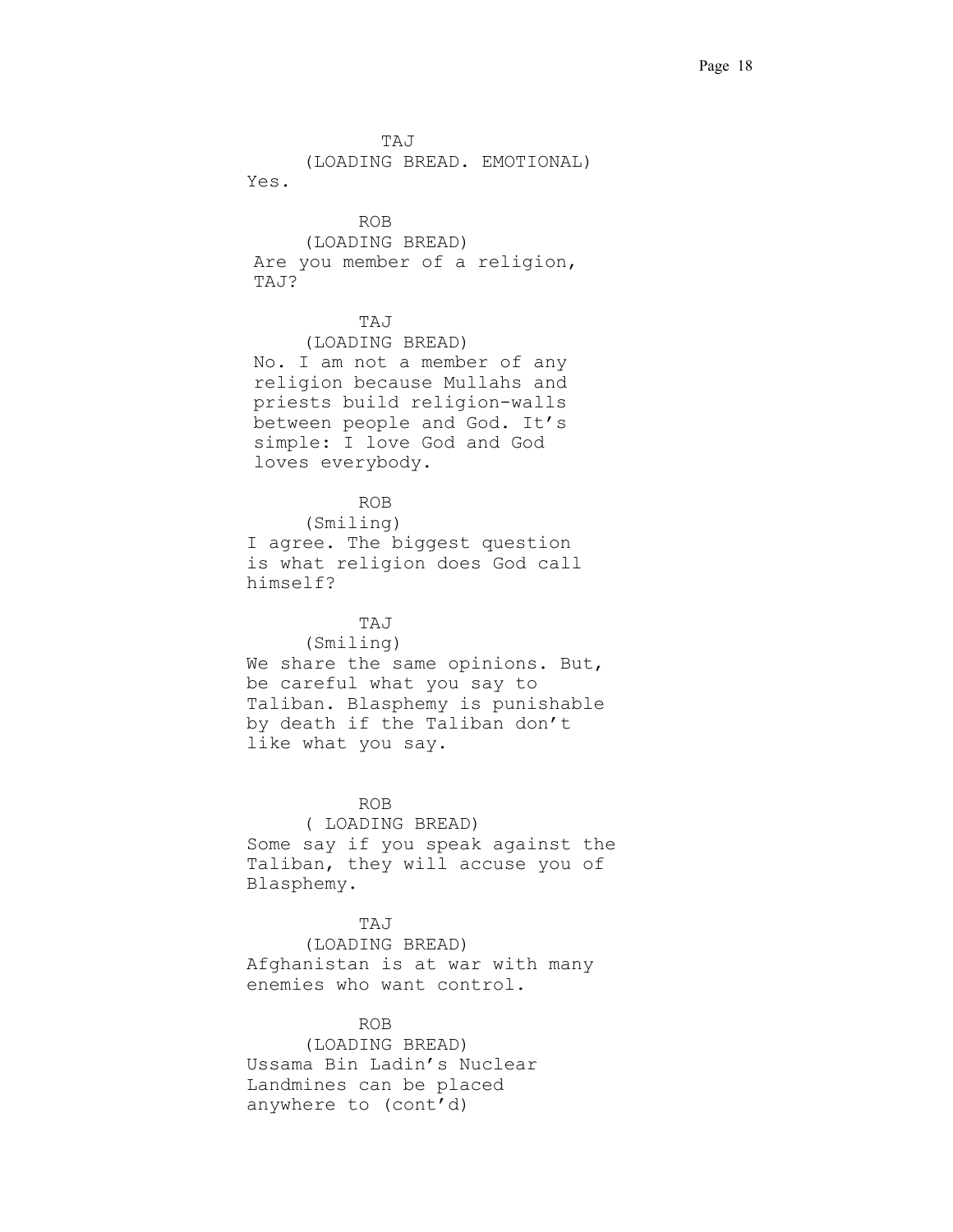TAJ
(LOADING BREAD. EMOTIONAL)
Yes.

ROB
(LOADING BREAD)
Are you member of a religion, TAJ?

TAJ
(LOADING BREAD)
No. I am not a member of any religion because Mullahs and priests build religion-walls between people and God. It's simple: I love God and God loves everybody.

ROB
(Smiling)
I agree. The biggest question is what religion does God call himself?

TAJ
(Smiling)
We share the same opinions. But, be careful what you say to Taliban. Blasphemy is punishable by death if the Taliban don't like what you say.

ROB
( LOADING BREAD)
Some say if you speak against the Taliban, they will accuse you of Blasphemy.

TAJ
(LOADING BREAD)
Afghanistan is at war with many enemies who want control.

ROB
(LOADING BREAD)
Ussama Bin Ladin's Nuclear Landmines can be placed anywhere to (cont'd)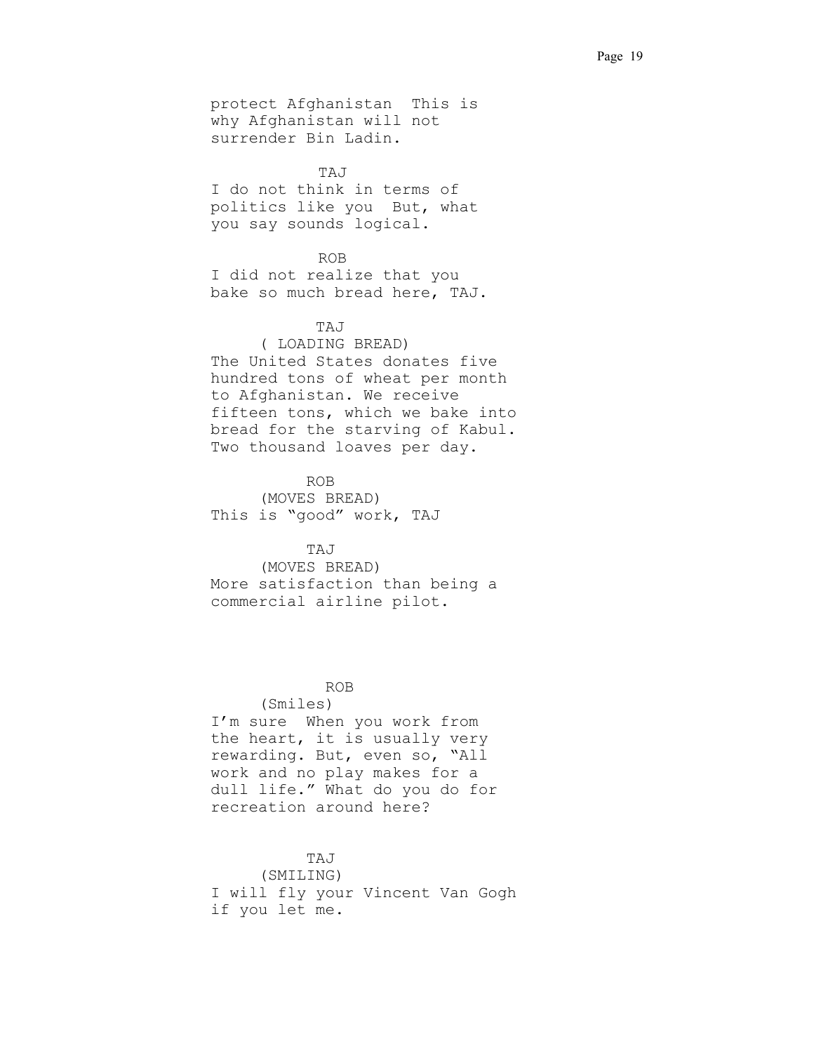protect Afghanistan  This is why Afghanistan will not surrender Bin Ladin.

TAJ

I do not think in terms of politics like you  But, what you say sounds logical.

ROB

I did not realize that you bake so much bread here, TAJ.

TAJ

( LOADING BREAD)

The United States donates five hundred tons of wheat per month to Afghanistan. We receive fifteen tons, which we bake into bread for the starving of Kabul. Two thousand loaves per day.

ROB

(MOVES BREAD)

This is "good" work, TAJ

TAJ

(MOVES BREAD)

More satisfaction than being a commercial airline pilot.

ROB

(Smiles)

I'm sure  When you work from the heart, it is usually very rewarding. But, even so, "All work and no play makes for a dull life." What do you do for recreation around here?

TAJ

(SMILING)

I will fly your Vincent Van Gogh if you let me.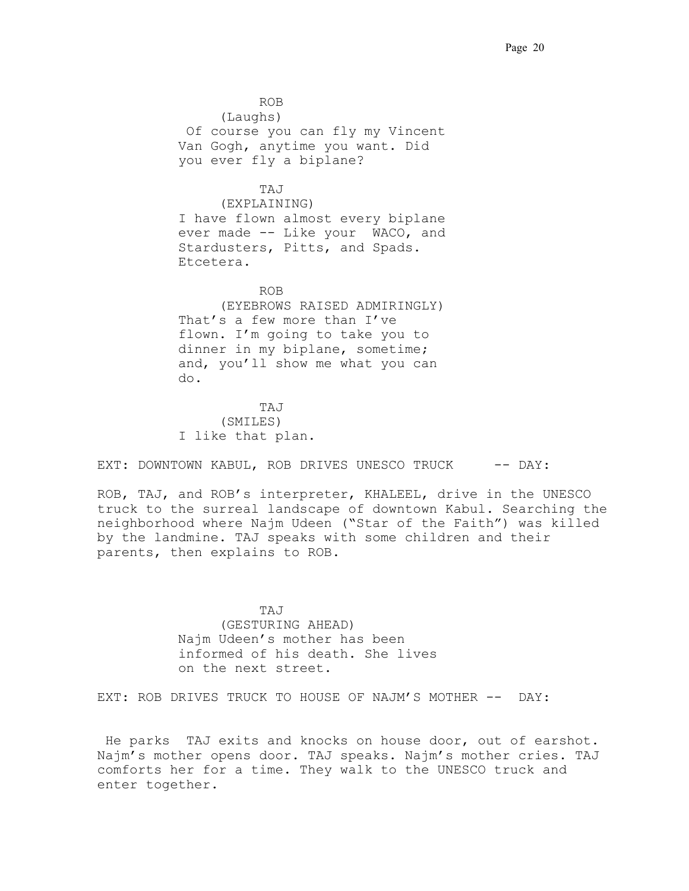ROB
(Laughs)
Of course you can fly my Vincent Van Gogh, anytime you want. Did you ever fly a biplane?

TAJ
(EXPLAINING)
I have flown almost every biplane ever made -- Like your WACO, and Stardusters, Pitts, and Spads. Etcetera.

ROB
(EYEBROWS RAISED ADMIRINGLY)
That's a few more than I've flown. I'm going to take you to dinner in my biplane, sometime; and, you'll show me what you can do.

TAJ
(SMILES)
I like that plan.

EXT: DOWNTOWN KABUL, ROB DRIVES UNESCO TRUCK -- DAY:

ROB, TAJ, and ROB's interpreter, KHALEEL, drive in the UNESCO truck to the surreal landscape of downtown Kabul. Searching the neighborhood where Najm Udeen ("Star of the Faith") was killed by the landmine. TAJ speaks with some children and their parents, then explains to ROB.

TAJ
(GESTURING AHEAD)
Najm Udeen's mother has been informed of his death. She lives on the next street.

EXT: ROB DRIVES TRUCK TO HOUSE OF NAJM'S MOTHER -- DAY:

He parks TAJ exits and knocks on house door, out of earshot. Najm's mother opens door. TAJ speaks. Najm's mother cries. TAJ comforts her for a time. They walk to the UNESCO truck and enter together.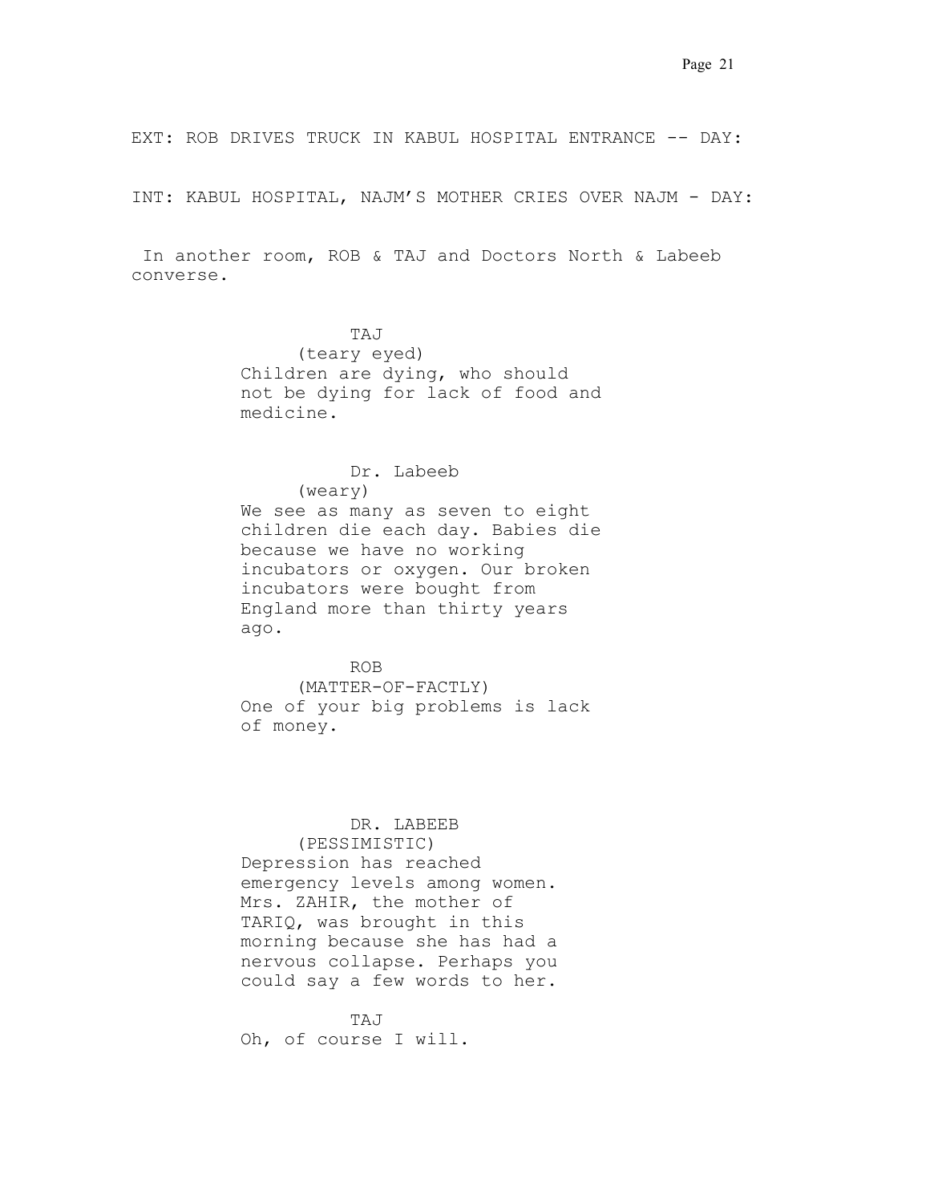EXT: ROB DRIVES TRUCK IN KABUL HOSPITAL ENTRANCE -- DAY:

INT: KABUL HOSPITAL, NAJM'S MOTHER CRIES OVER NAJM - DAY:

In another room, ROB & TAJ and Doctors North & Labeeb converse.

TAJ
(teary eyed)
Children are dying, who should not be dying for lack of food and medicine.

Dr. Labeeb
(weary)
We see as many as seven to eight children die each day. Babies die because we have no working incubators or oxygen. Our broken incubators were bought from England more than thirty years ago.

ROB
(MATTER-OF-FACTLY)
One of your big problems is lack of money.

DR. LABEEB
(PESSIMISTIC)
Depression has reached emergency levels among women. Mrs. ZAHIR, the mother of TARIQ, was brought in this morning because she has had a nervous collapse. Perhaps you could say a few words to her.

TAJ
Oh, of course I will.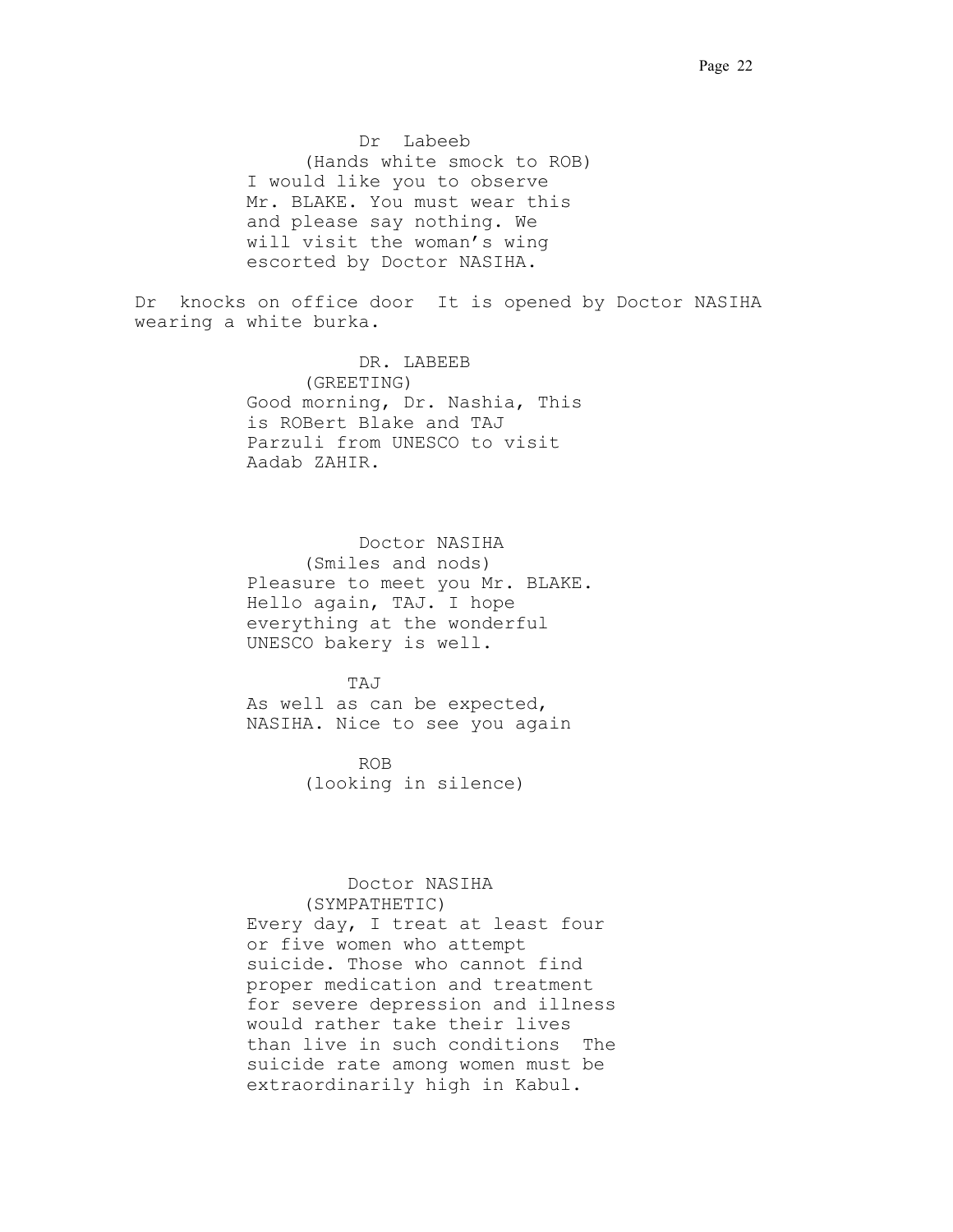Dr  Labeeb

(Hands white smock to ROB)

I would like you to observe Mr. BLAKE. You must wear this and please say nothing. We will visit the woman's wing escorted by Doctor NASIHA.

Dr  knocks on office door  It is opened by Doctor NASIHA wearing a white burka.

DR. LABEEB

(GREETING)

Good morning, Dr. Nashia, This is ROBert Blake and TAJ Parzuli from UNESCO to visit Aadab ZAHIR.

Doctor NASIHA

(Smiles and nods)

Pleasure to meet you Mr. BLAKE. Hello again, TAJ. I hope everything at the wonderful UNESCO bakery is well.

TAJ

As well as can be expected, NASIHA. Nice to see you again

ROB

(looking in silence)

Doctor NASIHA

(SYMPATHETIC)

Every day, I treat at least four or five women who attempt suicide. Those who cannot find proper medication and treatment for severe depression and illness would rather take their lives than live in such conditions  The suicide rate among women must be extraordinarily high in Kabul.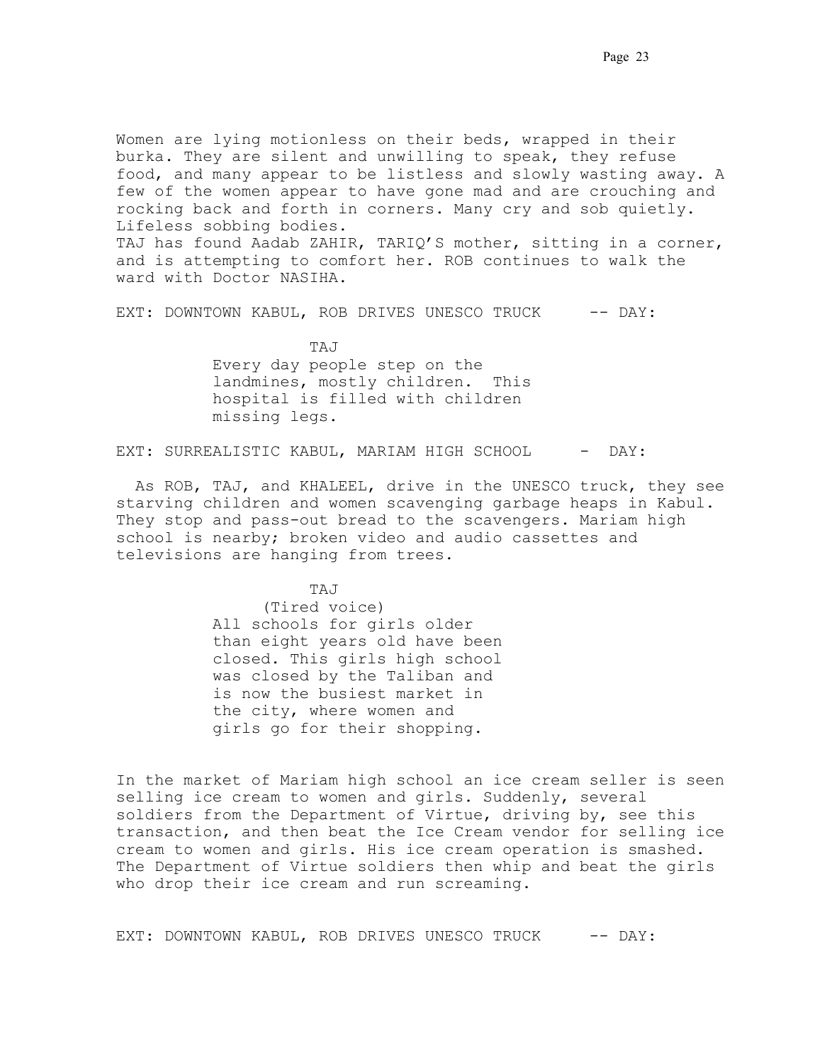Women are lying motionless on their beds, wrapped in their burka. They are silent and unwilling to speak, they refuse food, and many appear to be listless and slowly wasting away. A few of the women appear to have gone mad and are crouching and rocking back and forth in corners. Many cry and sob quietly. Lifeless sobbing bodies.
TAJ has found Aadab ZAHIR, TARIQ'S mother, sitting in a corner, and is attempting to comfort her. ROB continues to walk the ward with Doctor NASIHA.

EXT: DOWNTOWN KABUL, ROB DRIVES UNESCO TRUCK -- DAY:

TAJ
Every day people step on the landmines, mostly children. This hospital is filled with children missing legs.

EXT: SURREALISTIC KABUL, MARIAM HIGH SCHOOL - DAY:

As ROB, TAJ, and KHALEEL, drive in the UNESCO truck, they see starving children and women scavenging garbage heaps in Kabul. They stop and pass-out bread to the scavengers. Mariam high school is nearby; broken video and audio cassettes and televisions are hanging from trees.

TAJ
(Tired voice)
All schools for girls older than eight years old have been closed. This girls high school was closed by the Taliban and is now the busiest market in the city, where women and girls go for their shopping.

In the market of Mariam high school an ice cream seller is seen selling ice cream to women and girls. Suddenly, several soldiers from the Department of Virtue, driving by, see this transaction, and then beat the Ice Cream vendor for selling ice cream to women and girls. His ice cream operation is smashed. The Department of Virtue soldiers then whip and beat the girls who drop their ice cream and run screaming.

EXT: DOWNTOWN KABUL, ROB DRIVES UNESCO TRUCK -- DAY: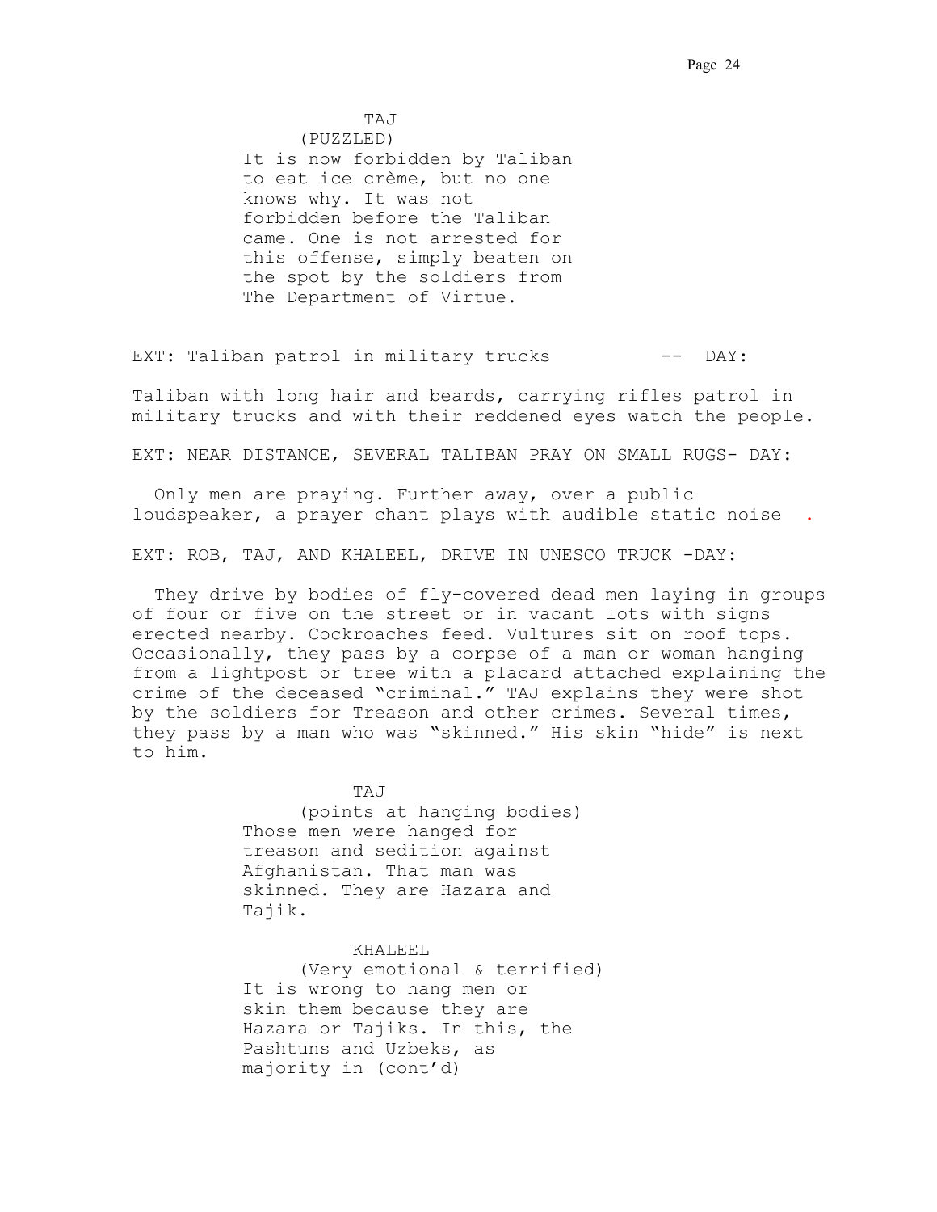TAJ
(PUZZLED)
It is now forbidden by Taliban to eat ice crème, but no one knows why. It was not forbidden before the Taliban came. One is not arrested for this offense, simply beaten on the spot by the soldiers from The Department of Virtue.

EXT: Taliban patrol in military trucks -- DAY:

Taliban with long hair and beards, carrying rifles patrol in military trucks and with their reddened eyes watch the people.

EXT: NEAR DISTANCE, SEVERAL TALIBAN PRAY ON SMALL RUGS- DAY:

Only men are praying. Further away, over a public loudspeaker, a prayer chant plays with audible static noise .

EXT: ROB, TAJ, AND KHALEEL, DRIVE IN UNESCO TRUCK -DAY:

They drive by bodies of fly-covered dead men laying in groups of four or five on the street or in vacant lots with signs erected nearby. Cockroaches feed. Vultures sit on roof tops. Occasionally, they pass by a corpse of a man or woman hanging from a lightpost or tree with a placard attached explaining the crime of the deceased "criminal." TAJ explains they were shot by the soldiers for Treason and other crimes. Several times, they pass by a man who was "skinned." His skin "hide" is next to him.

TAJ
(points at hanging bodies)
Those men were hanged for treason and sedition against Afghanistan. That man was skinned. They are Hazara and Tajik.

KHALEEL
(Very emotional & terrified)
It is wrong to hang men or skin them because they are Hazara or Tajiks. In this, the Pashtuns and Uzbeks, as majority in (cont'd)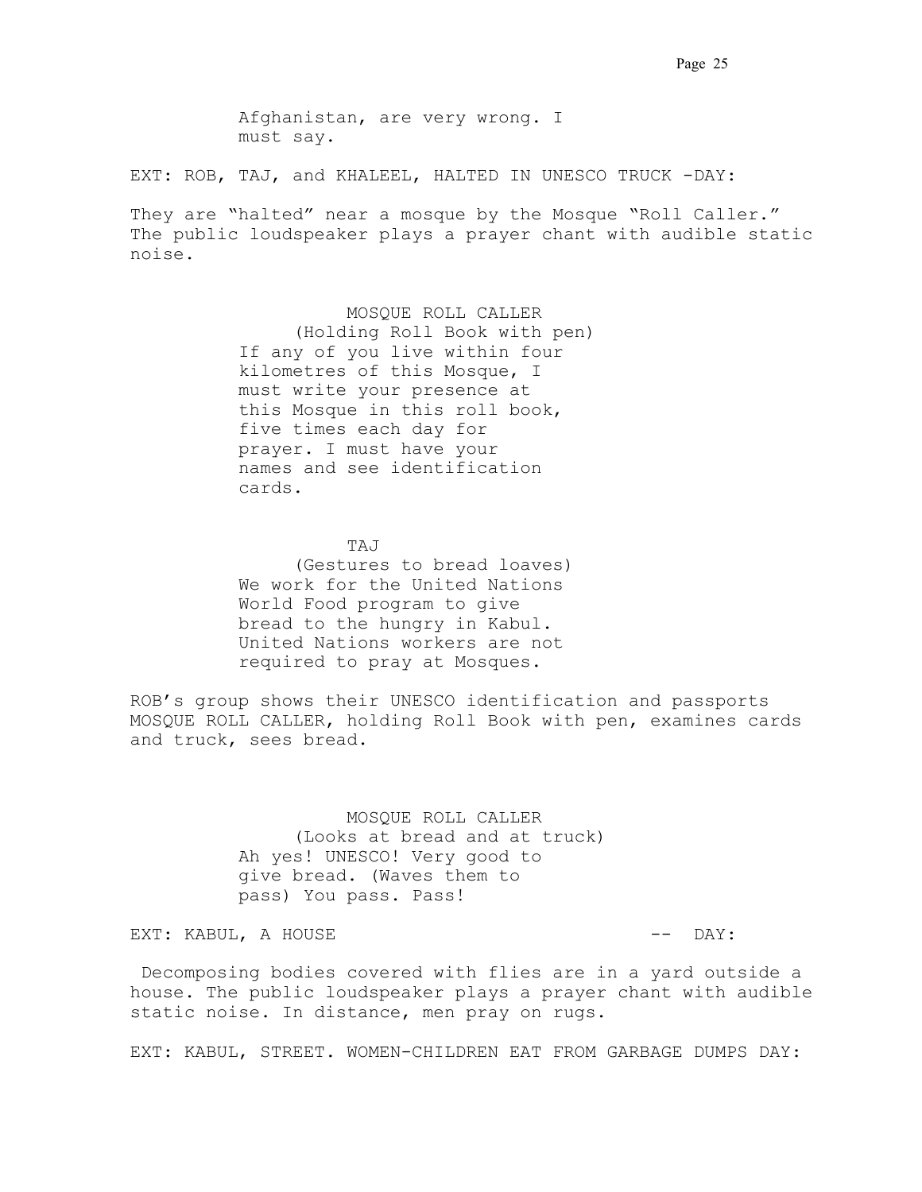Afghanistan, are very wrong. I
must say.

EXT: ROB, TAJ, and KHALEEL, HALTED IN UNESCO TRUCK -DAY:

They are “halted” near a mosque by the Mosque “Roll Caller.” The public loudspeaker plays a prayer chant with audible static noise.

MOSQUE ROLL CALLER
(Holding Roll Book with pen)
If any of you live within four kilometres of this Mosque, I must write your presence at this Mosque in this roll book, five times each day for prayer. I must have your names and see identification cards.

TAJ
(Gestures to bread loaves)
We work for the United Nations World Food program to give bread to the hungry in Kabul. United Nations workers are not required to pray at Mosques.

ROB’s group shows their UNESCO identification and passports MOSQUE ROLL CALLER, holding Roll Book with pen, examines cards and truck, sees bread.

MOSQUE ROLL CALLER
(Looks at bread and at truck)
Ah yes! UNESCO! Very good to give bread. (Waves them to pass) You pass. Pass!

EXT: KABUL, A HOUSE -- DAY:

Decomposing bodies covered with flies are in a yard outside a house. The public loudspeaker plays a prayer chant with audible static noise. In distance, men pray on rugs.

EXT: KABUL, STREET. WOMEN-CHILDREN EAT FROM GARBAGE DUMPS DAY: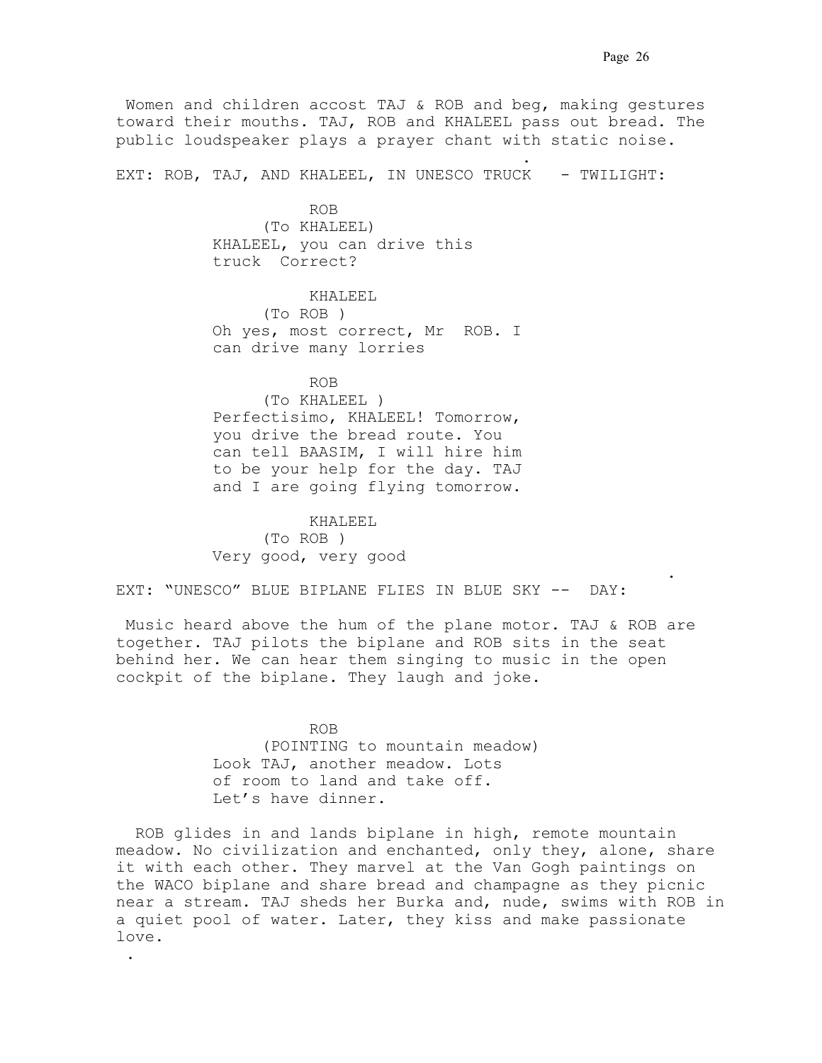Women and children accost TAJ & ROB and beg, making gestures toward their mouths. TAJ, ROB and KHALEEL pass out bread. The public loudspeaker plays a prayer chant with static noise.

EXT: ROB, TAJ, AND KHALEEL, IN UNESCO TRUCK - TWILIGHT:

ROB
(To KHALEEL)
KHALEEL, you can drive this truck Correct?

KHALEEL
(To ROB )
Oh yes, most correct, Mr ROB. I can drive many lorries

ROB
(To KHALEEL )
Perfectisimo, KHALEEL! Tomorrow, you drive the bread route. You can tell BAASIM, I will hire him to be your help for the day. TAJ and I are going flying tomorrow.

KHALEEL
(To ROB )
Very good, very good

EXT: "UNESCO" BLUE BIPLANE FLIES IN BLUE SKY -- DAY:

Music heard above the hum of the plane motor. TAJ & ROB are together. TAJ pilots the biplane and ROB sits in the seat behind her. We can hear them singing to music in the open cockpit of the biplane. They laugh and joke.

ROB
(POINTING to mountain meadow)
Look TAJ, another meadow. Lots of room to land and take off. Let's have dinner.

ROB glides in and lands biplane in high, remote mountain meadow. No civilization and enchanted, only they, alone, share it with each other. They marvel at the Van Gogh paintings on the WACO biplane and share bread and champagne as they picnic near a stream. TAJ sheds her Burka and, nude, swims with ROB in a quiet pool of water. Later, they kiss and make passionate love.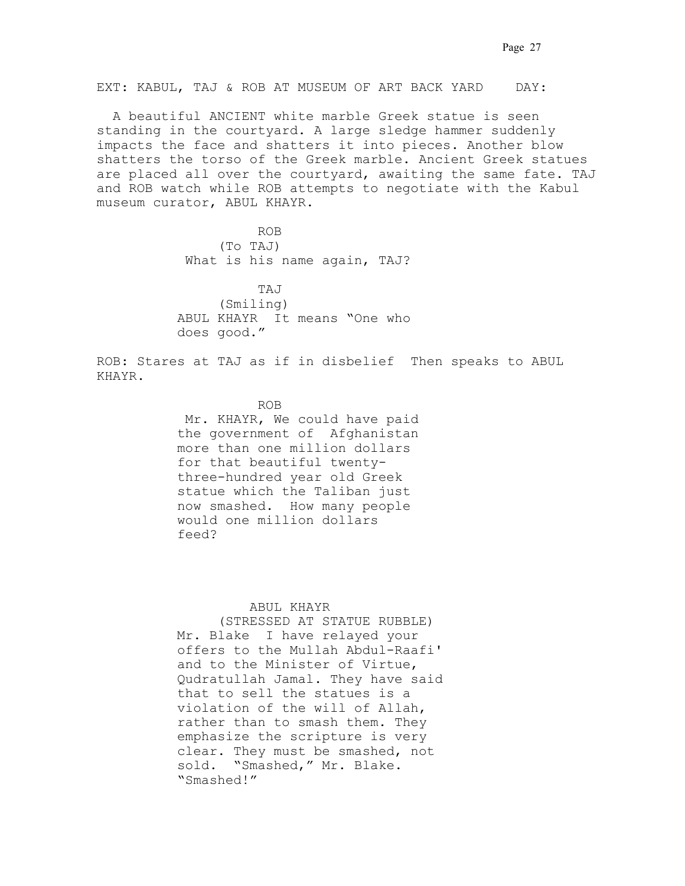EXT: KABUL, TAJ & ROB AT MUSEUM OF ART BACK YARD    DAY:

A beautiful ANCIENT white marble Greek statue is seen standing in the courtyard. A large sledge hammer suddenly impacts the face and shatters it into pieces. Another blow shatters the torso of the Greek marble. Ancient Greek statues are placed all over the courtyard, awaiting the same fate. TAJ and ROB watch while ROB attempts to negotiate with the Kabul museum curator, ABUL KHAYR.

ROB
(To TAJ)
What is his name again, TAJ?

TAJ
(Smiling)
ABUL KHAYR  It means "One who does good."

ROB: Stares at TAJ as if in disbelief  Then speaks to ABUL KHAYR.

ROB
Mr. KHAYR, We could have paid the government of  Afghanistan more than one million dollars for that beautiful twenty-three-hundred year old Greek statue which the Taliban just now smashed.  How many people would one million dollars feed?

ABUL KHAYR
(STRESSED AT STATUE RUBBLE)
Mr. Blake  I have relayed your offers to the Mullah Abdul-Raafi' and to the Minister of Virtue, Qudratullah Jamal. They have said that to sell the statues is a violation of the will of Allah, rather than to smash them. They emphasize the scripture is very clear. They must be smashed, not sold.  "Smashed," Mr. Blake. "Smashed!"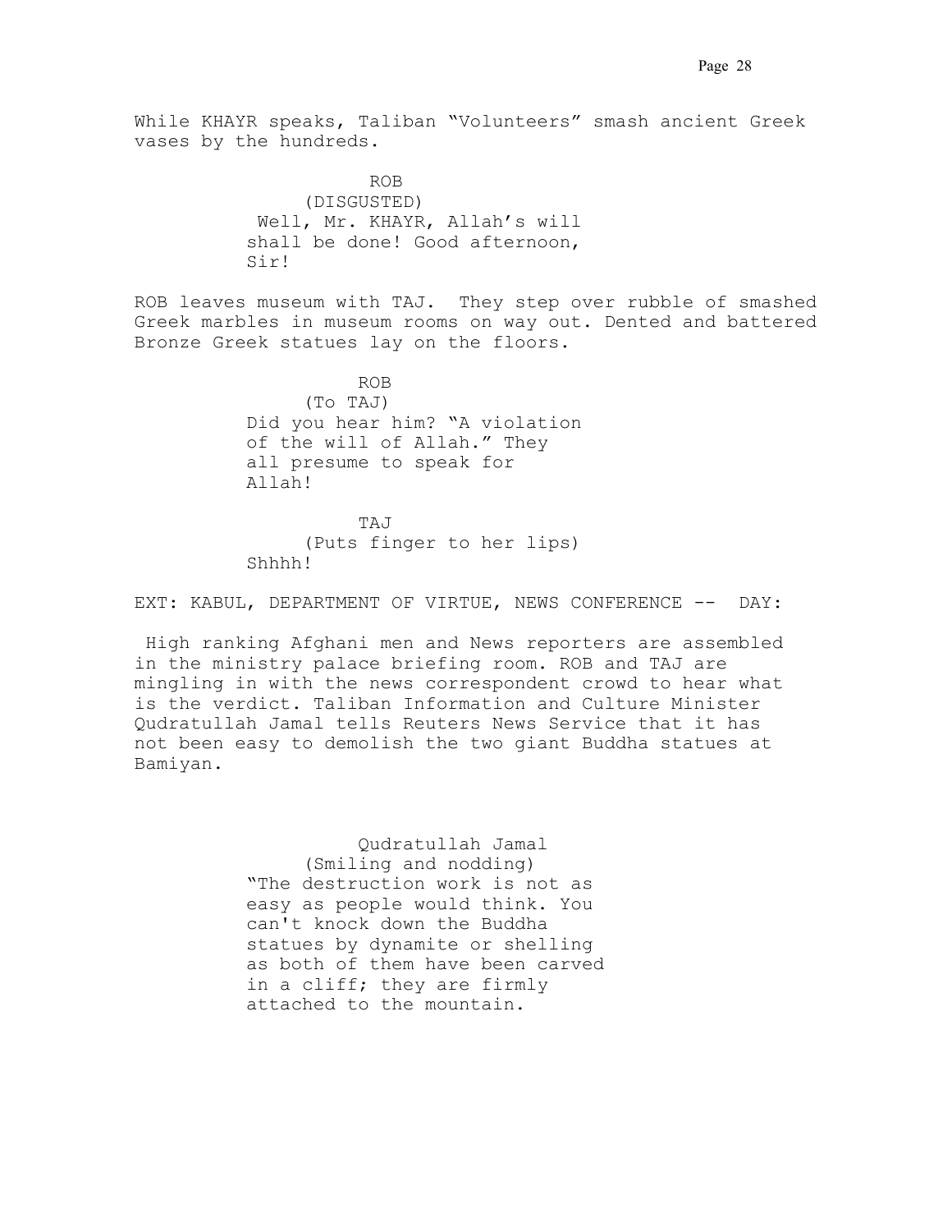While KHAYR speaks, Taliban “Volunteers” smash ancient Greek vases by the hundreds.

ROB
(DISGUSTED)
Well, Mr. KHAYR, Allah’s will shall be done! Good afternoon, Sir!

ROB leaves museum with TAJ. They step over rubble of smashed Greek marbles in museum rooms on way out. Dented and battered Bronze Greek statues lay on the floors.

ROB
(To TAJ)
Did you hear him? “A violation of the will of Allah.” They all presume to speak for Allah!

TAJ
(Puts finger to her lips)
Shhhh!

EXT: KABUL, DEPARTMENT OF VIRTUE, NEWS CONFERENCE -- DAY:

High ranking Afghani men and News reporters are assembled in the ministry palace briefing room. ROB and TAJ are mingling in with the news correspondent crowd to hear what is the verdict. Taliban Information and Culture Minister Qudratullah Jamal tells Reuters News Service that it has not been easy to demolish the two giant Buddha statues at Bamiyan.

Qudratullah Jamal
(Smiling and nodding)
“The destruction work is not as easy as people would think. You can't knock down the Buddha statues by dynamite or shelling as both of them have been carved in a cliff; they are firmly attached to the mountain.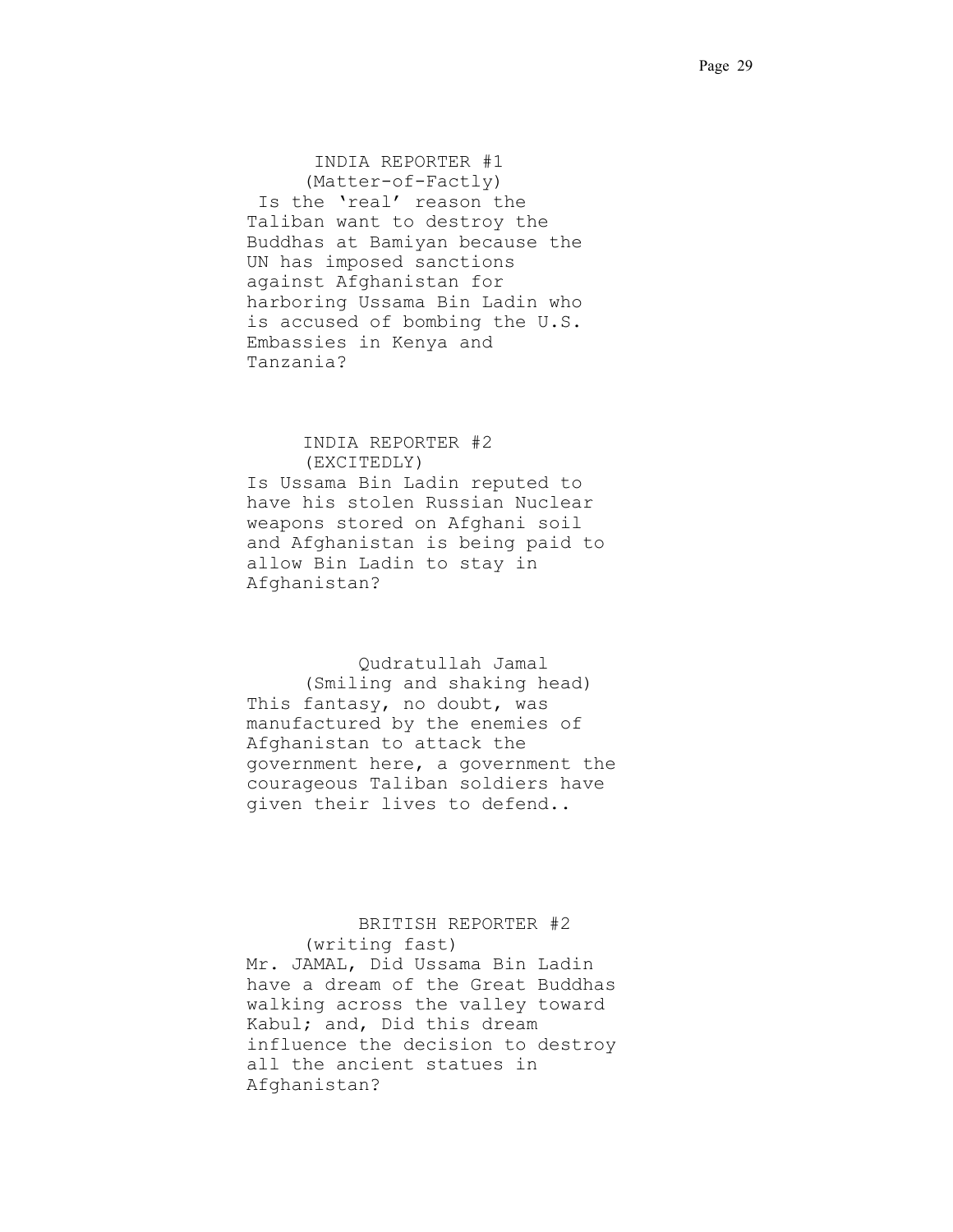INDIA REPORTER #1
(Matter-of-Factly)
Is the 'real' reason the Taliban want to destroy the Buddhas at Bamiyan because the UN has imposed sanctions against Afghanistan for harboring Ussama Bin Ladin who is accused of bombing the U.S. Embassies in Kenya and Tanzania?

INDIA REPORTER #2
(EXCITEDLY)
Is Ussama Bin Ladin reputed to have his stolen Russian Nuclear weapons stored on Afghani soil and Afghanistan is being paid to allow Bin Ladin to stay in Afghanistan?

Qudratullah Jamal
(Smiling and shaking head)
This fantasy, no doubt, was manufactured by the enemies of Afghanistan to attack the government here, a government the courageous Taliban soldiers have given their lives to defend..

BRITISH REPORTER #2
(writing fast)
Mr. JAMAL, Did Ussama Bin Ladin have a dream of the Great Buddhas walking across the valley toward Kabul; and, Did this dream influence the decision to destroy all the ancient statues in Afghanistan?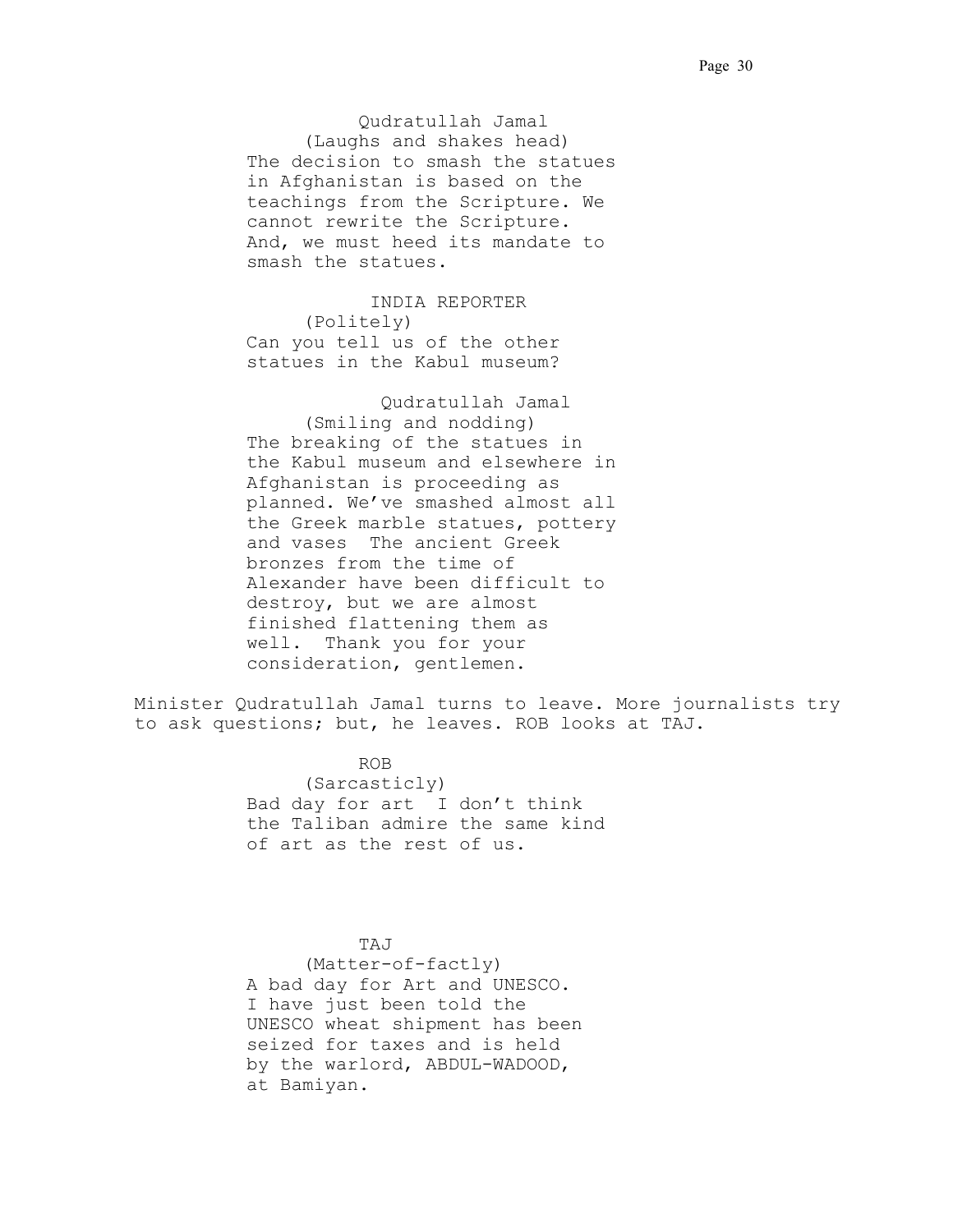Qudratullah Jamal

(Laughs and shakes head)

The decision to smash the statues in Afghanistan is based on the teachings from the Scripture. We cannot rewrite the Scripture. And, we must heed its mandate to smash the statues.

INDIA REPORTER

(Politely)

Can you tell us of the other statues in the Kabul museum?

Qudratullah Jamal

(Smiling and nodding)

The breaking of the statues in the Kabul museum and elsewhere in Afghanistan is proceeding as planned. We've smashed almost all the Greek marble statues, pottery and vases  The ancient Greek bronzes from the time of Alexander have been difficult to destroy, but we are almost finished flattening them as well.  Thank you for your consideration, gentlemen.

Minister Qudratullah Jamal turns to leave. More journalists try to ask questions; but, he leaves. ROB looks at TAJ.

ROB

(Sarcasticly)

Bad day for art  I don't think the Taliban admire the same kind of art as the rest of us.

TAJ

(Matter-of-factly)

A bad day for Art and UNESCO. I have just been told the UNESCO wheat shipment has been seized for taxes and is held by the warlord, ABDUL-WADOOD, at Bamiyan.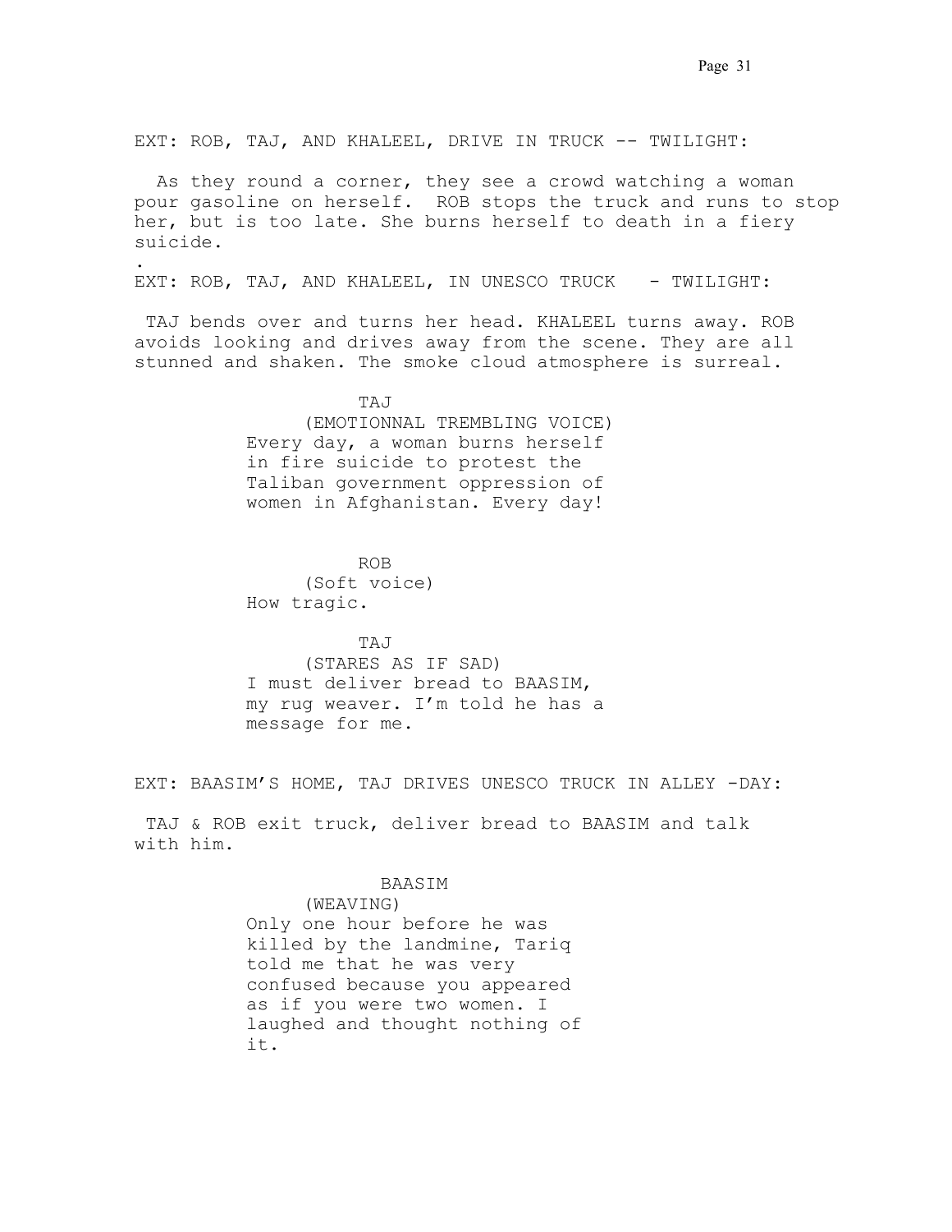EXT: ROB, TAJ, AND KHALEEL, DRIVE IN TRUCK -- TWILIGHT:

As they round a corner, they see a crowd watching a woman pour gasoline on herself. ROB stops the truck and runs to stop her, but is too late. She burns herself to death in a fiery suicide.

.

EXT: ROB, TAJ, AND KHALEEL, IN UNESCO TRUCK - TWILIGHT:

TAJ bends over and turns her head. KHALEEL turns away. ROB avoids looking and drives away from the scene. They are all stunned and shaken. The smoke cloud atmosphere is surreal.

TAJ
(EMOTIONNAL TREMBLING VOICE)
Every day, a woman burns herself in fire suicide to protest the Taliban government oppression of women in Afghanistan. Every day!

ROB
(Soft voice)
How tragic.

TAJ
(STARES AS IF SAD)
I must deliver bread to BAASIM, my rug weaver. I'm told he has a message for me.

EXT: BAASIM'S HOME, TAJ DRIVES UNESCO TRUCK IN ALLEY -DAY:

TAJ & ROB exit truck, deliver bread to BAASIM and talk with him.

BAASIM
(WEAVING)
Only one hour before he was killed by the landmine, Tariq told me that he was very confused because you appeared as if you were two women. I laughed and thought nothing of it.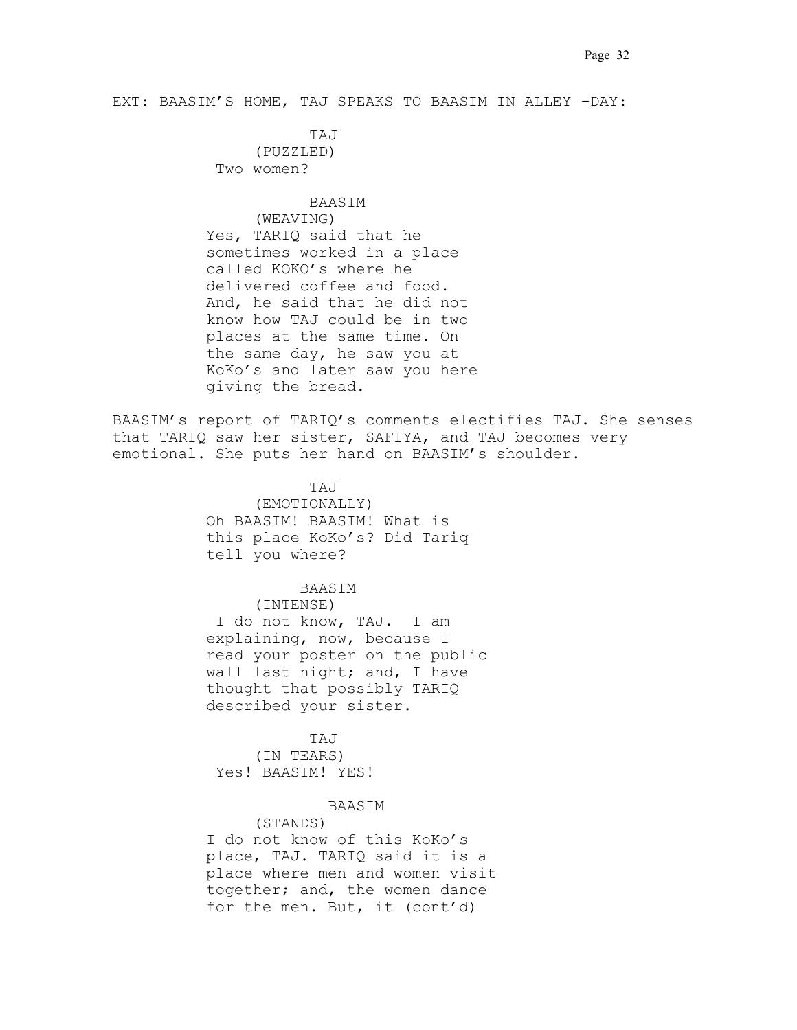EXT: BAASIM'S HOME, TAJ SPEAKS TO BAASIM IN ALLEY -DAY:

TAJ
(PUZZLED)
Two women?

BAASIM
(WEAVING)
Yes, TARIQ said that he sometimes worked in a place called KOKO's where he delivered coffee and food. And, he said that he did not know how TAJ could be in two places at the same time. On the same day, he saw you at KoKo's and later saw you here giving the bread.

BAASIM's report of TARIQ's comments electifies TAJ. She senses that TARIQ saw her sister, SAFIYA, and TAJ becomes very emotional. She puts her hand on BAASIM's shoulder.

TAJ
(EMOTIONALLY)
Oh BAASIM! BAASIM! What is this place KoKo's? Did Tariq tell you where?

BAASIM
(INTENSE)
I do not know, TAJ. I am explaining, now, because I read your poster on the public wall last night; and, I have thought that possibly TARIQ described your sister.

TAJ
(IN TEARS)
Yes! BAASIM! YES!

BAASIM
(STANDS)
I do not know of this KoKo's place, TAJ. TARIQ said it is a place where men and women visit together; and, the women dance for the men. But, it (cont'd)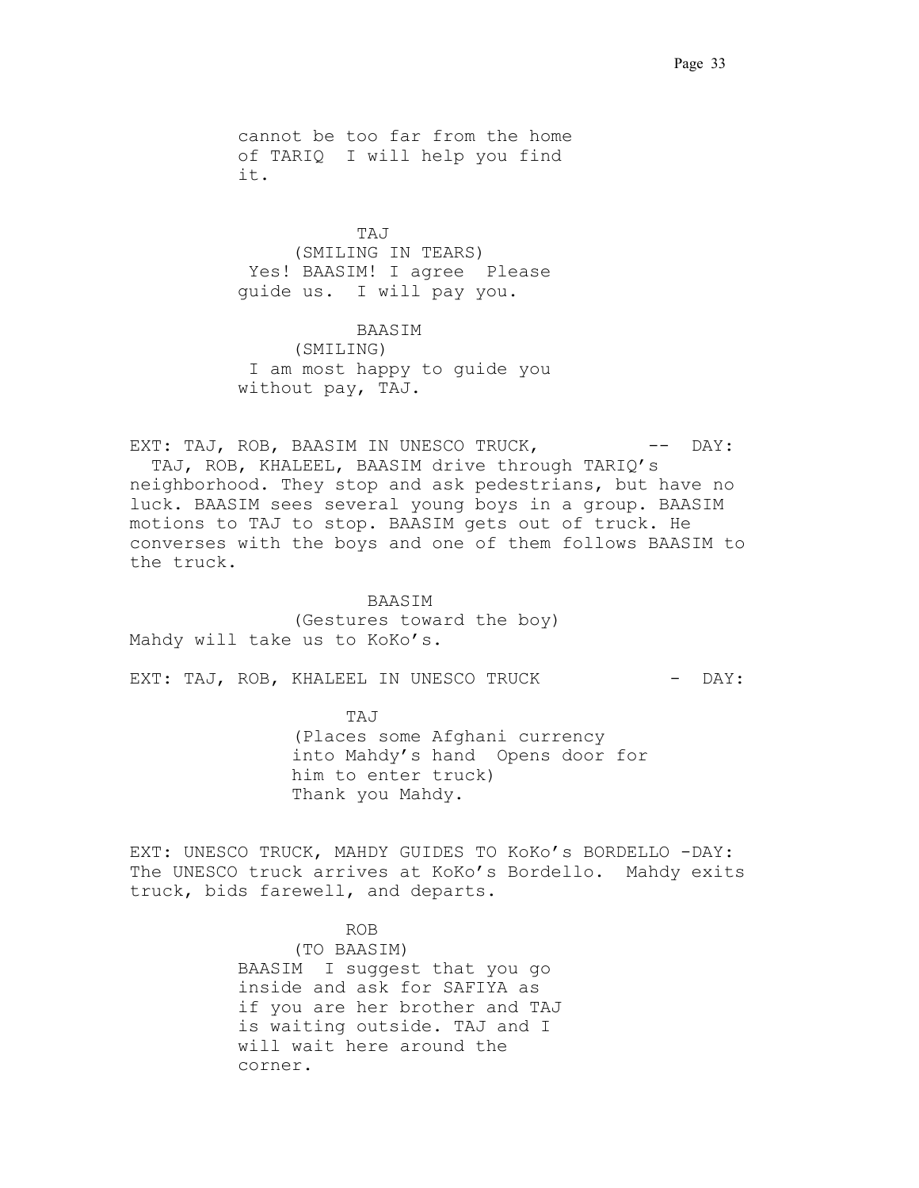cannot be too far from the home
of TARIQ  I will help you find
it.

TAJ
(SMILING IN TEARS)
Yes! BAASIM! I agree  Please
guide us.  I will pay you.

BAASIM
(SMILING)
I am most happy to guide you
without pay, TAJ.

EXT: TAJ, ROB, BAASIM IN UNESCO TRUCK,          --  DAY:
TAJ, ROB, KHALEEL, BAASIM drive through TARIQ's neighborhood. They stop and ask pedestrians, but have no luck. BAASIM sees several young boys in a group. BAASIM motions to TAJ to stop. BAASIM gets out of truck. He converses with the boys and one of them follows BAASIM to the truck.

BAASIM
(Gestures toward the boy)
Mahdy will take us to KoKo's.

EXT: TAJ, ROB, KHALEEL IN UNESCO TRUCK           -  DAY:

TAJ
(Places some Afghani currency
into Mahdy's hand  Opens door for
him to enter truck)
Thank you Mahdy.

EXT: UNESCO TRUCK, MAHDY GUIDES TO KoKo's BORDELLO -DAY:
The UNESCO truck arrives at KoKo's Bordello.  Mahdy exits truck, bids farewell, and departs.

ROB
(TO BAASIM)
BAASIM  I suggest that you go
inside and ask for SAFIYA as
if you are her brother and TAJ
is waiting outside. TAJ and I
will wait here around the
corner.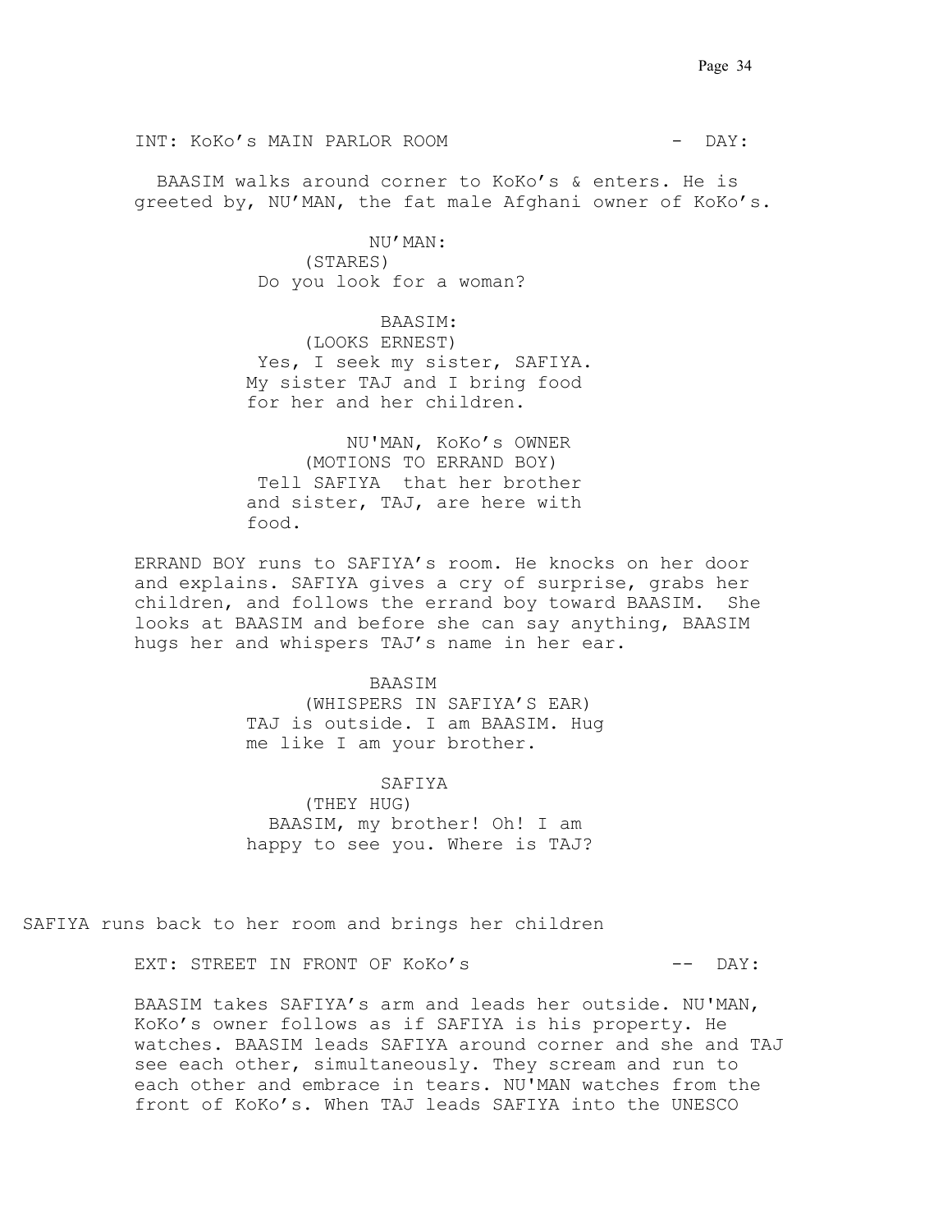INT: KoKo's MAIN PARLOR ROOM - DAY:

BAASIM walks around corner to KoKo's & enters. He is greeted by, NU'MAN, the fat male Afghani owner of KoKo's.

NU'MAN:
(STARES)
Do you look for a woman?

BAASIM:
(LOOKS ERNEST)
Yes, I seek my sister, SAFIYA. My sister TAJ and I bring food for her and her children.

NU'MAN, KoKo's OWNER
(MOTIONS TO ERRAND BOY)
Tell SAFIYA that her brother and sister, TAJ, are here with food.

ERRAND BOY runs to SAFIYA's room. He knocks on her door and explains. SAFIYA gives a cry of surprise, grabs her children, and follows the errand boy toward BAASIM. She looks at BAASIM and before she can say anything, BAASIM hugs her and whispers TAJ's name in her ear.

BAASIM
(WHISPERS IN SAFIYA'S EAR)
TAJ is outside. I am BAASIM. Hug me like I am your brother.

SAFIYA
(THEY HUG)
BAASIM, my brother! Oh! I am happy to see you. Where is TAJ?

SAFIYA runs back to her room and brings her children

EXT: STREET IN FRONT OF KoKo's -- DAY:

BAASIM takes SAFIYA's arm and leads her outside. NU'MAN, KoKo's owner follows as if SAFIYA is his property. He watches. BAASIM leads SAFIYA around corner and she and TAJ see each other, simultaneously. They scream and run to each other and embrace in tears. NU'MAN watches from the front of KoKo's. When TAJ leads SAFIYA into the UNESCO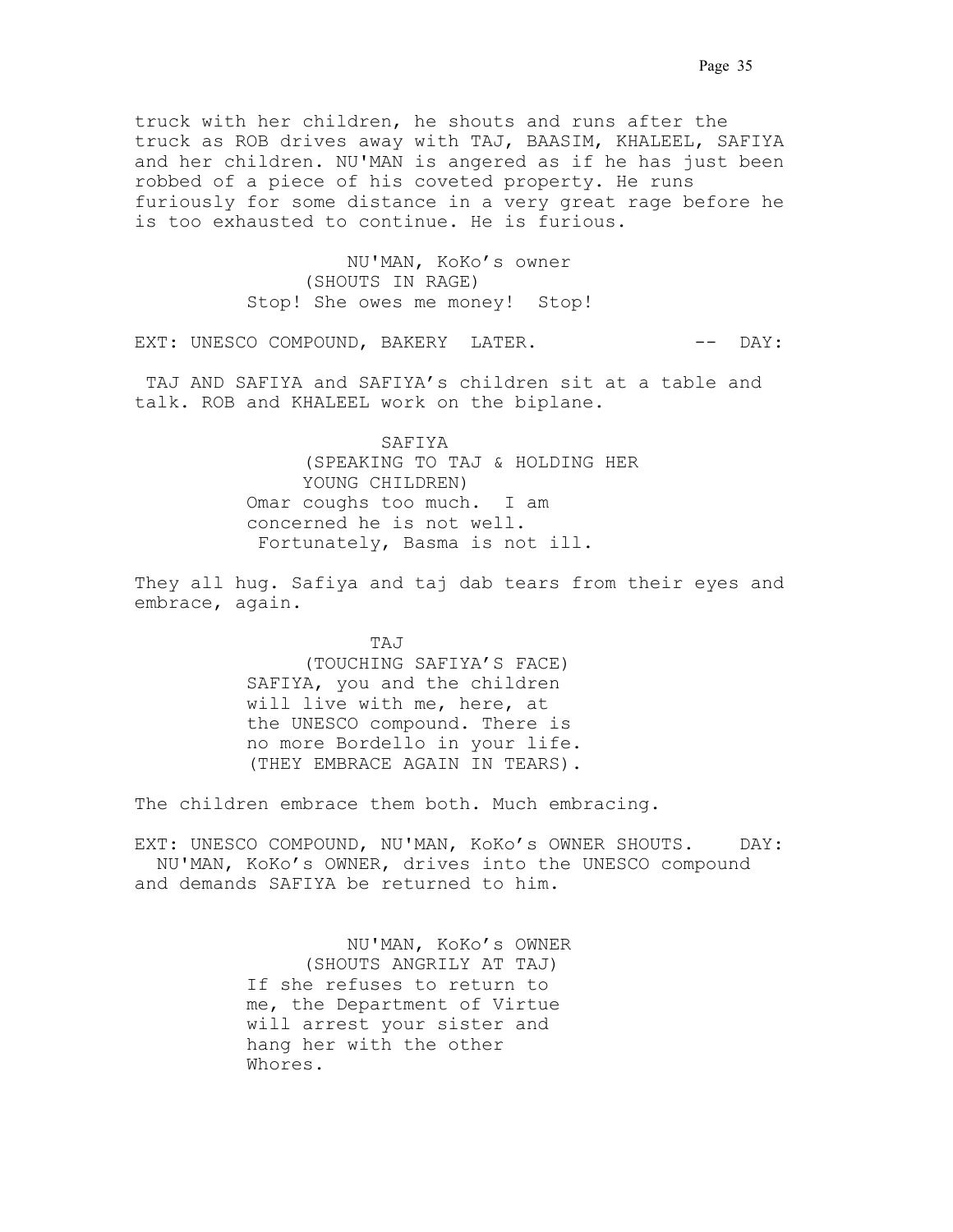truck with her children, he shouts and runs after the truck as ROB drives away with TAJ, BAASIM, KHALEEL, SAFIYA and her children. NU'MAN is angered as if he has just been robbed of a piece of his coveted property. He runs furiously for some distance in a very great rage before he is too exhausted to continue. He is furious.

NU'MAN, KoKo's owner
(SHOUTS IN RAGE)
Stop! She owes me money!  Stop!

EXT: UNESCO COMPOUND, BAKERY  LATER.                -- DAY:

TAJ AND SAFIYA and SAFIYA's children sit at a table and talk. ROB and KHALEEL work on the biplane.

SAFIYA
(SPEAKING TO TAJ & HOLDING HER YOUNG CHILDREN)
Omar coughs too much.  I am concerned he is not well.
Fortunately, Basma is not ill.

They all hug. Safiya and taj dab tears from their eyes and embrace, again.

TAJ
(TOUCHING SAFIYA'S FACE)
SAFIYA, you and the children will live with me, here, at the UNESCO compound. There is no more Bordello in your life.
(THEY EMBRACE AGAIN IN TEARS).

The children embrace them both. Much embracing.

EXT: UNESCO COMPOUND, NU'MAN, KoKo's OWNER SHOUTS.    DAY:
NU'MAN, KoKo's OWNER, drives into the UNESCO compound and demands SAFIYA be returned to him.

NU'MAN, KoKo's OWNER
(SHOUTS ANGRILY AT TAJ)
If she refuses to return to me, the Department of Virtue will arrest your sister and hang her with the other Whores.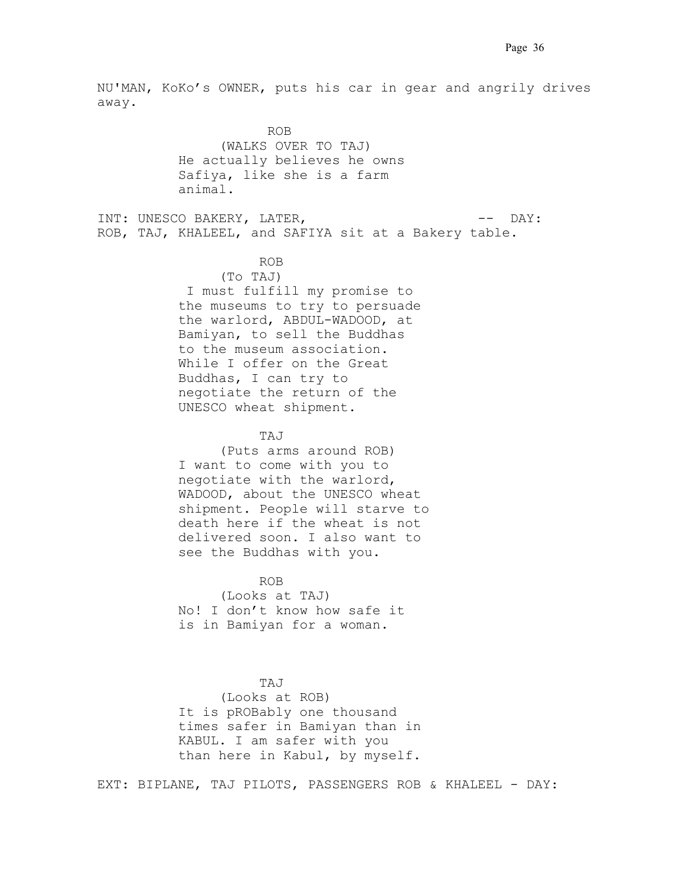NU'MAN, KoKo's OWNER, puts his car in gear and angrily drives away.

ROB
(WALKS OVER TO TAJ)
He actually believes he owns Safiya, like she is a farm animal.

INT: UNESCO BAKERY, LATER, -- DAY:
ROB, TAJ, KHALEEL, and SAFIYA sit at a Bakery table.

ROB
(To TAJ)
I must fulfill my promise to the museums to try to persuade the warlord, ABDUL-WADOOD, at Bamiyan, to sell the Buddhas to the museum association. While I offer on the Great Buddhas, I can try to negotiate the return of the UNESCO wheat shipment.

TAJ
(Puts arms around ROB)
I want to come with you to negotiate with the warlord, WADOOD, about the UNESCO wheat shipment. People will starve to death here if the wheat is not delivered soon. I also want to see the Buddhas with you.

ROB
(Looks at TAJ)
No! I don't know how safe it is in Bamiyan for a woman.

TAJ
(Looks at ROB)
It is pROBably one thousand times safer in Bamiyan than in KABUL. I am safer with you than here in Kabul, by myself.

EXT: BIPLANE, TAJ PILOTS, PASSENGERS ROB & KHALEEL - DAY: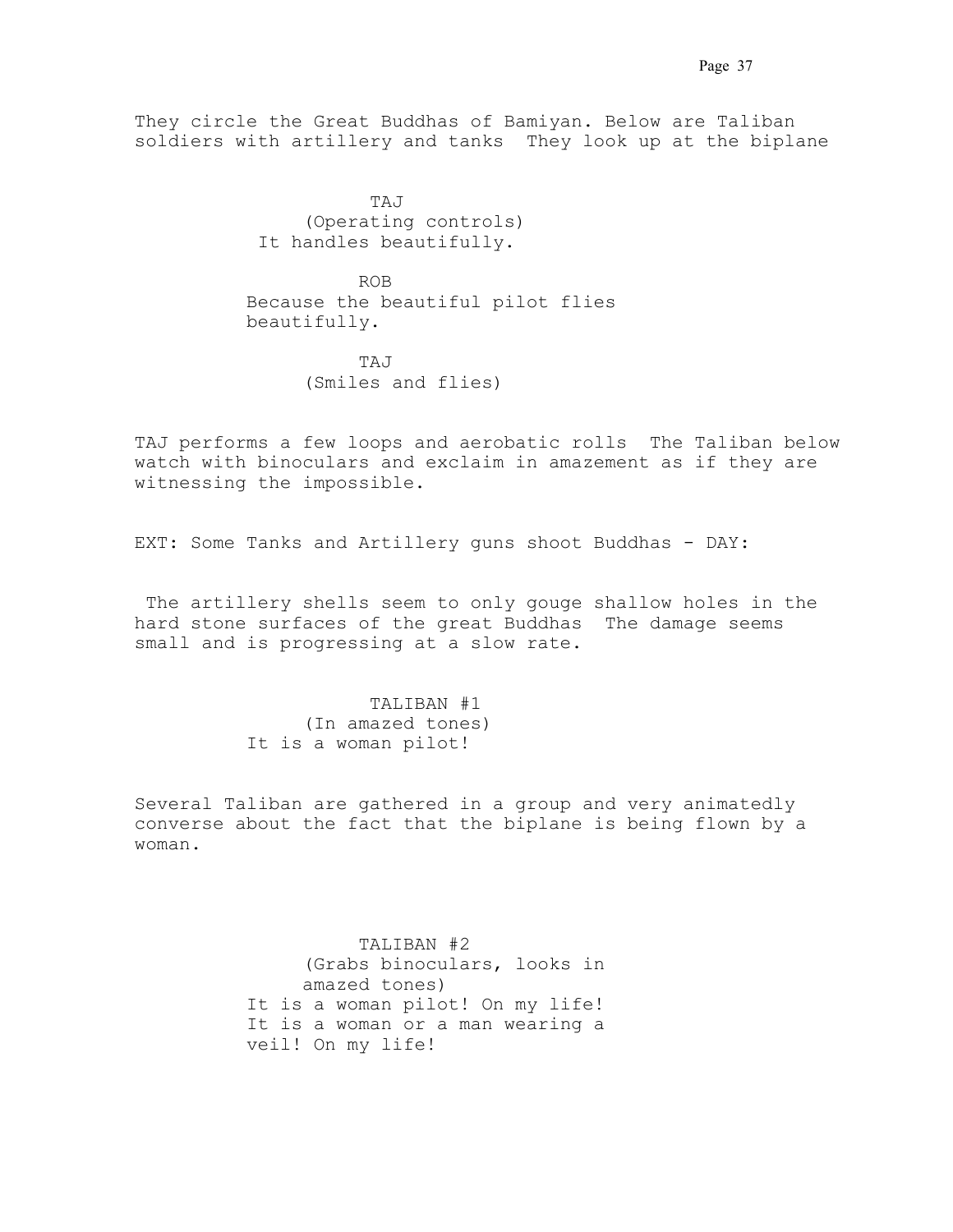They circle the Great Buddhas of Bamiyan. Below are Taliban soldiers with artillery and tanks  They look up at the biplane

TAJ
(Operating controls)
It handles beautifully.

ROB
Because the beautiful pilot flies beautifully.

TAJ
(Smiles and flies)

TAJ performs a few loops and aerobatic rolls  The Taliban below watch with binoculars and exclaim in amazement as if they are witnessing the impossible.

EXT: Some Tanks and Artillery guns shoot Buddhas - DAY:

The artillery shells seem to only gouge shallow holes in the hard stone surfaces of the great Buddhas  The damage seems small and is progressing at a slow rate.

TALIBAN #1
(In amazed tones)
It is a woman pilot!

Several Taliban are gathered in a group and very animatedly converse about the fact that the biplane is being flown by a woman.

TALIBAN #2
(Grabs binoculars, looks in amazed tones)
It is a woman pilot! On my life! It is a woman or a man wearing a veil! On my life!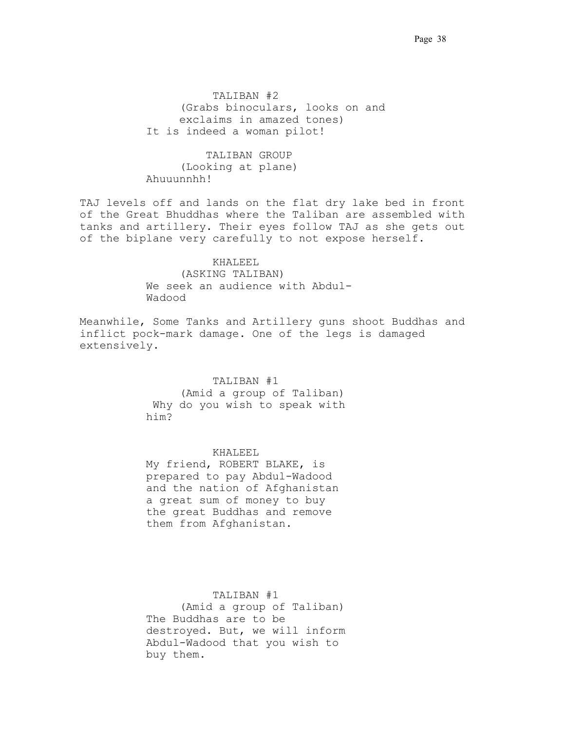TALIBAN #2
(Grabs binoculars, looks on and exclaims in amazed tones)
It is indeed a woman pilot!

TALIBAN GROUP
(Looking at plane)
Ahuuunnhh!

TAJ levels off and lands on the flat dry lake bed in front of the Great Bhuddhas where the Taliban are assembled with tanks and artillery. Their eyes follow TAJ as she gets out of the biplane very carefully to not expose herself.

KHALEEL
(ASKING TALIBAN)
We seek an audience with Abdul-Wadood

Meanwhile, Some Tanks and Artillery guns shoot Buddhas and inflict pock-mark damage. One of the legs is damaged extensively.

TALIBAN #1
(Amid a group of Taliban)
Why do you wish to speak with him?

KHALEEL
My friend, ROBERT BLAKE, is prepared to pay Abdul-Wadood and the nation of Afghanistan a great sum of money to buy the great Buddhas and remove them from Afghanistan.

TALIBAN #1
(Amid a group of Taliban)
The Buddhas are to be destroyed. But, we will inform Abdul-Wadood that you wish to buy them.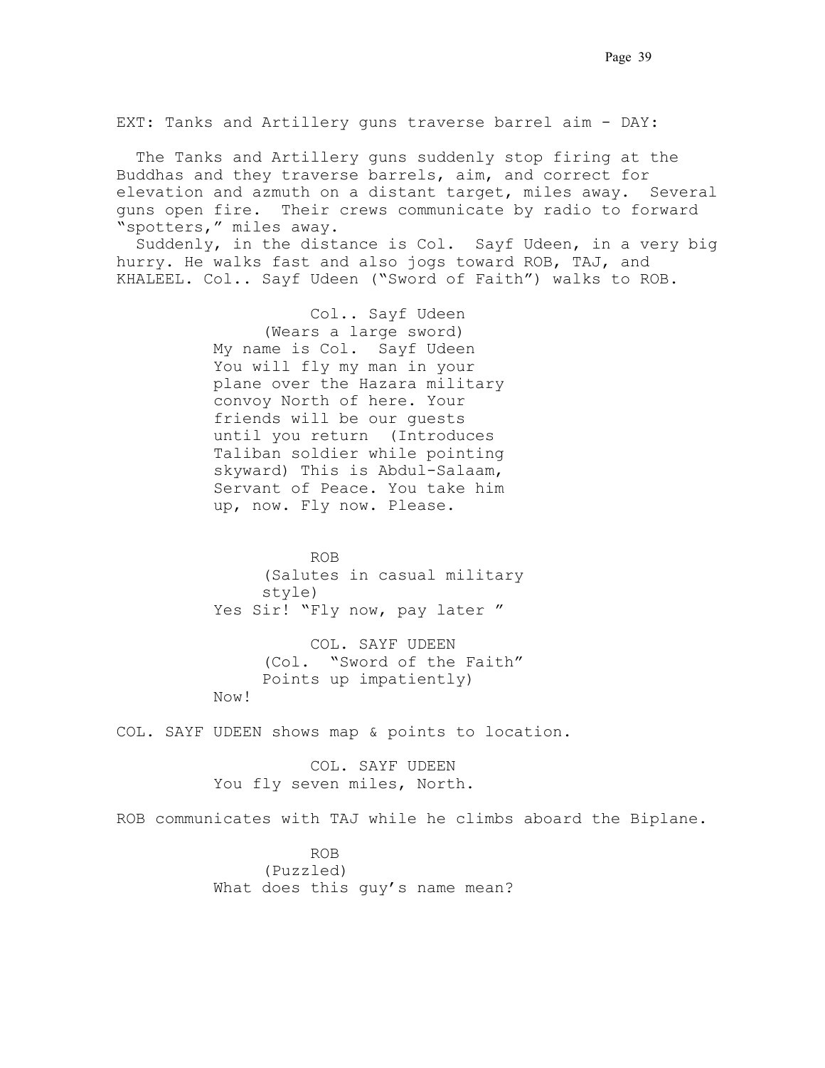EXT: Tanks and Artillery guns traverse barrel aim - DAY:

The Tanks and Artillery guns suddenly stop firing at the Buddhas and they traverse barrels, aim, and correct for elevation and azmuth on a distant target, miles away. Several guns open fire. Their crews communicate by radio to forward "spotters," miles away.

Suddenly, in the distance is Col. Sayf Udeen, in a very big hurry. He walks fast and also jogs toward ROB, TAJ, and KHALEEL. Col.. Sayf Udeen ("Sword of Faith") walks to ROB.

Col.. Sayf Udeen
(Wears a large sword)
My name is Col. Sayf Udeen
You will fly my man in your plane over the Hazara military convoy North of here. Your friends will be our guests until you return (Introduces Taliban soldier while pointing skyward) This is Abdul-Salaam, Servant of Peace. You take him up, now. Fly now. Please.

ROB
(Salutes in casual military style)
Yes Sir! "Fly now, pay later "

COL. SAYF UDEEN
(Col. "Sword of the Faith" Points up impatiently)
Now!

COL. SAYF UDEEN shows map & points to location.

COL. SAYF UDEEN
You fly seven miles, North.

ROB communicates with TAJ while he climbs aboard the Biplane.

ROB
(Puzzled)
What does this guy's name mean?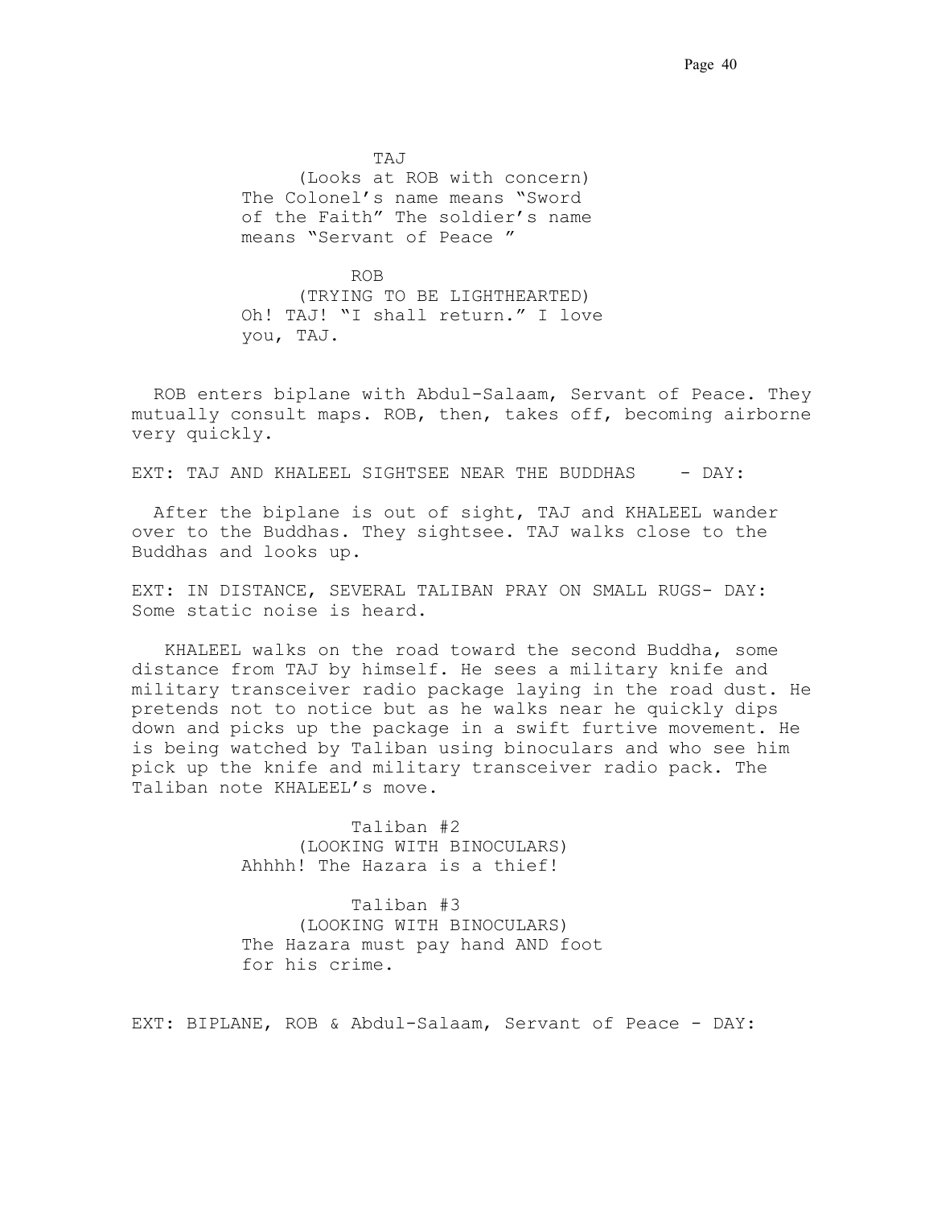TAJ
(Looks at ROB with concern)
The Colonel's name means "Sword of the Faith" The soldier's name means "Servant of Peace "

ROB
(TRYING TO BE LIGHTHEARTED)
Oh! TAJ! "I shall return." I love you, TAJ.

ROB enters biplane with Abdul-Salaam, Servant of Peace. They mutually consult maps. ROB, then, takes off, becoming airborne very quickly.

EXT: TAJ AND KHALEEL SIGHTSEE NEAR THE BUDDHAS - DAY:

After the biplane is out of sight, TAJ and KHALEEL wander over to the Buddhas. They sightsee. TAJ walks close to the Buddhas and looks up.

EXT: IN DISTANCE, SEVERAL TALIBAN PRAY ON SMALL RUGS- DAY:
Some static noise is heard.

KHALEEL walks on the road toward the second Buddha, some distance from TAJ by himself. He sees a military knife and military transceiver radio package laying in the road dust. He pretends not to notice but as he walks near he quickly dips down and picks up the package in a swift furtive movement. He is being watched by Taliban using binoculars and who see him pick up the knife and military transceiver radio pack. The Taliban note KHALEEL's move.

Taliban #2
(LOOKING WITH BINOCULARS)
Ahhhh! The Hazara is a thief!

Taliban #3
(LOOKING WITH BINOCULARS)
The Hazara must pay hand AND foot for his crime.

EXT: BIPLANE, ROB & Abdul-Salaam, Servant of Peace - DAY: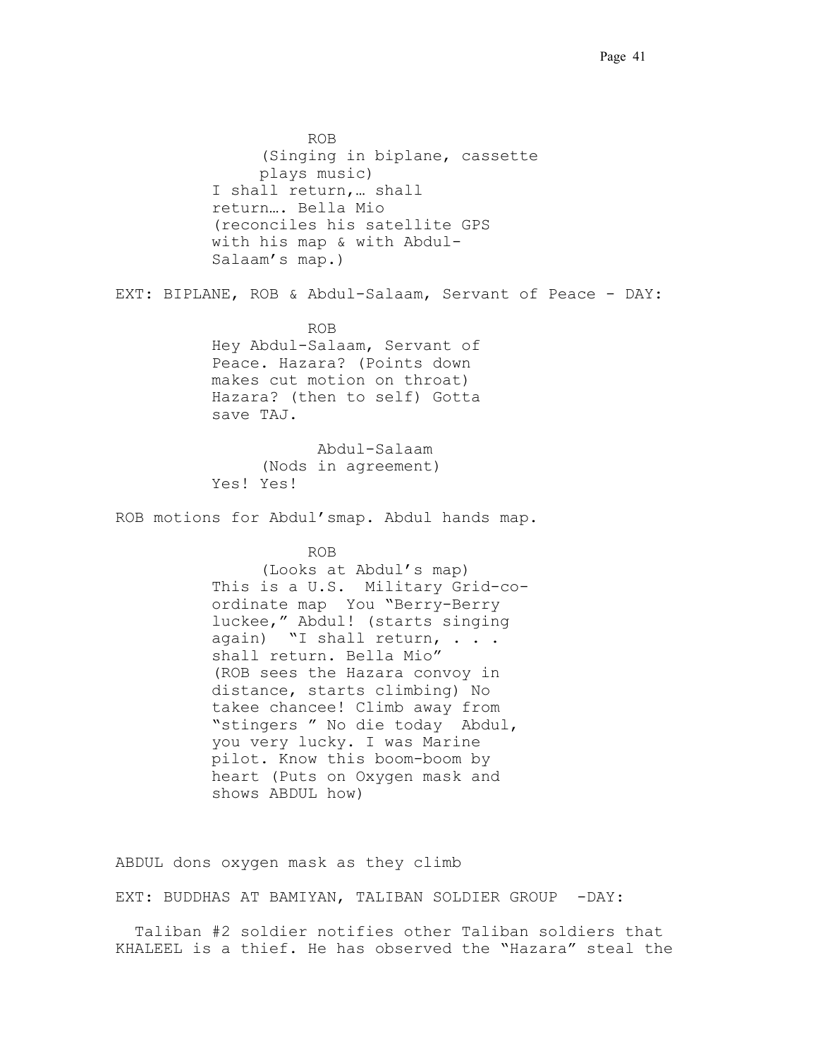ROB
(Singing in biplane, cassette plays music)
I shall return,… shall return…. Bella Mio
(reconciles his satellite GPS with his map & with Abdul-Salaam's map.)

EXT: BIPLANE, ROB & Abdul-Salaam, Servant of Peace - DAY:

ROB
Hey Abdul-Salaam, Servant of Peace. Hazara? (Points down makes cut motion on throat) Hazara? (then to self) Gotta save TAJ.

Abdul-Salaam
(Nods in agreement)
Yes! Yes!

ROB motions for Abdul'smap. Abdul hands map.

ROB
(Looks at Abdul's map)
This is a U.S. Military Grid-co-ordinate map You "Berry-Berry luckee," Abdul! (starts singing again) "I shall return, . . . shall return. Bella Mio"
(ROB sees the Hazara convoy in distance, starts climbing) No takee chancee! Climb away from "stingers " No die today Abdul, you very lucky. I was Marine pilot. Know this boom-boom by heart (Puts on Oxygen mask and shows ABDUL how)

ABDUL dons oxygen mask as they climb

EXT: BUDDHAS AT BAMIYAN, TALIBAN SOLDIER GROUP -DAY:

Taliban #2 soldier notifies other Taliban soldiers that KHALEEL is a thief. He has observed the "Hazara" steal the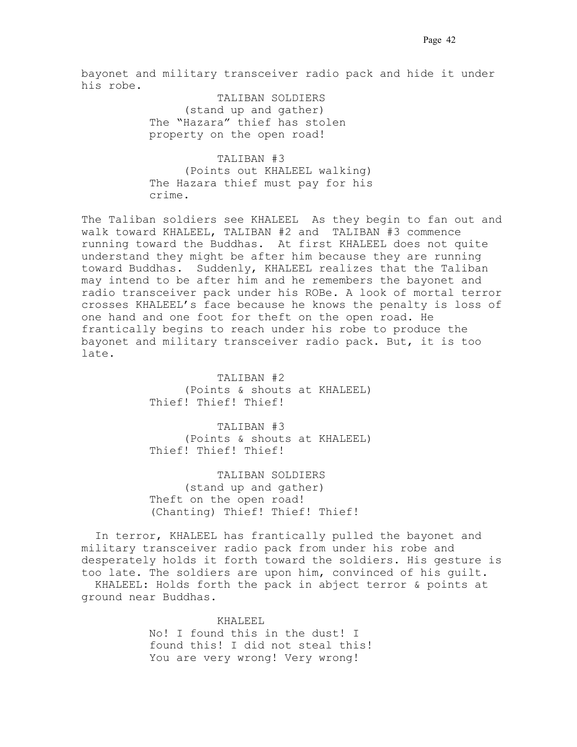bayonet and military transceiver radio pack and hide it under his robe.

TALIBAN SOLDIERS
(stand up and gather)
The "Hazara" thief has stolen property on the open road!

TALIBAN #3
(Points out KHALEEL walking)
The Hazara thief must pay for his crime.

The Taliban soldiers see KHALEEL As they begin to fan out and walk toward KHALEEL, TALIBAN #2 and TALIBAN #3 commence running toward the Buddhas. At first KHALEEL does not quite understand they might be after him because they are running toward Buddhas. Suddenly, KHALEEL realizes that the Taliban may intend to be after him and he remembers the bayonet and radio transceiver pack under his ROBe. A look of mortal terror crosses KHALEEL's face because he knows the penalty is loss of one hand and one foot for theft on the open road. He frantically begins to reach under his robe to produce the bayonet and military transceiver radio pack. But, it is too late.

TALIBAN #2
(Points & shouts at KHALEEL)
Thief! Thief! Thief!

TALIBAN #3
(Points & shouts at KHALEEL)
Thief! Thief! Thief!

TALIBAN SOLDIERS
(stand up and gather)
Theft on the open road!
(Chanting) Thief! Thief! Thief!

In terror, KHALEEL has frantically pulled the bayonet and military transceiver radio pack from under his robe and desperately holds it forth toward the soldiers. His gesture is too late. The soldiers are upon him, convinced of his guilt.
KHALEEL: Holds forth the pack in abject terror & points at ground near Buddhas.

KHALEEL
No! I found this in the dust! I found this! I did not steal this! You are very wrong! Very wrong!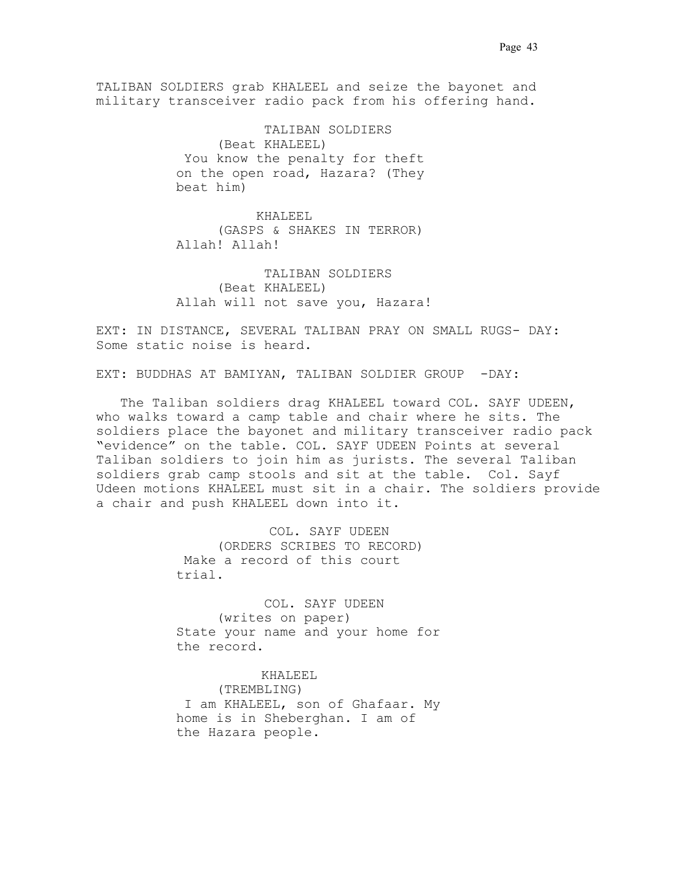TALIBAN SOLDIERS grab KHALEEL and seize the bayonet and military transceiver radio pack from his offering hand.

TALIBAN SOLDIERS
(Beat KHALEEL)
You know the penalty for theft on the open road, Hazara? (They beat him)

KHALEEL
(GASPS & SHAKES IN TERROR)
Allah! Allah!

TALIBAN SOLDIERS
(Beat KHALEEL)
Allah will not save you, Hazara!

EXT: IN DISTANCE, SEVERAL TALIBAN PRAY ON SMALL RUGS- DAY: Some static noise is heard.

EXT: BUDDHAS AT BAMIYAN, TALIBAN SOLDIER GROUP -DAY:

The Taliban soldiers drag KHALEEL toward COL. SAYF UDEEN, who walks toward a camp table and chair where he sits. The soldiers place the bayonet and military transceiver radio pack "evidence" on the table. COL. SAYF UDEEN Points at several Taliban soldiers to join him as jurists. The several Taliban soldiers grab camp stools and sit at the table. Col. Sayf Udeen motions KHALEEL must sit in a chair. The soldiers provide a chair and push KHALEEL down into it.

COL. SAYF UDEEN
(ORDERS SCRIBES TO RECORD)
Make a record of this court trial.

COL. SAYF UDEEN
(writes on paper)
State your name and your home for the record.

KHALEEL
(TREMBLING)
I am KHALEEL, son of Ghafaar. My home is in Sheberghan. I am of the Hazara people.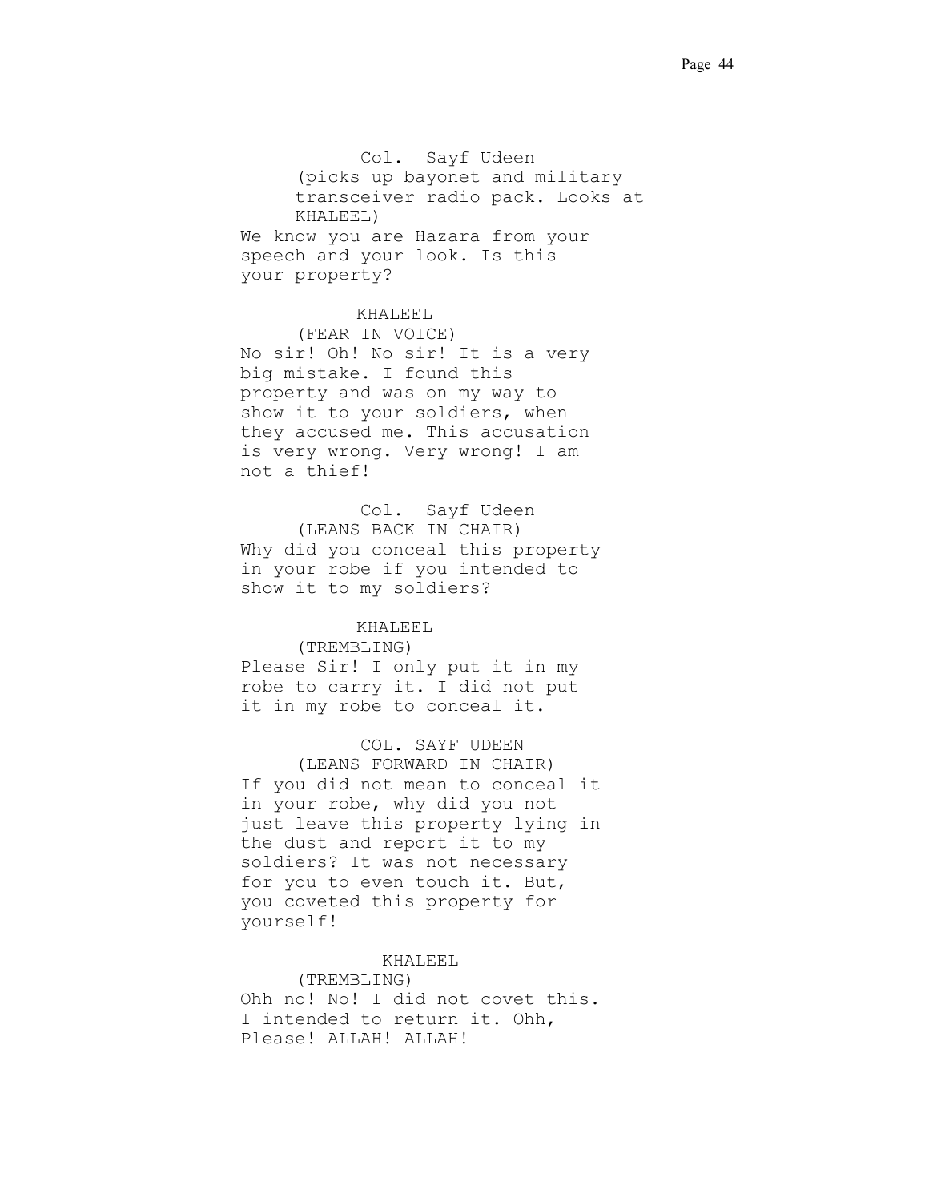Col. Sayf Udeen
(picks up bayonet and military transceiver radio pack. Looks at KHALEEL)
We know you are Hazara from your speech and your look. Is this your property?

KHALEEL
(FEAR IN VOICE)
No sir! Oh! No sir! It is a very big mistake. I found this property and was on my way to show it to your soldiers, when they accused me. This accusation is very wrong. Very wrong! I am not a thief!

Col. Sayf Udeen
(LEANS BACK IN CHAIR)
Why did you conceal this property in your robe if you intended to show it to my soldiers?

KHALEEL
(TREMBLING)
Please Sir! I only put it in my robe to carry it. I did not put it in my robe to conceal it.

COL. SAYF UDEEN
(LEANS FORWARD IN CHAIR)
If you did not mean to conceal it in your robe, why did you not just leave this property lying in the dust and report it to my soldiers? It was not necessary for you to even touch it. But, you coveted this property for yourself!

KHALEEL
(TREMBLING)
Ohh no! No! I did not covet this. I intended to return it. Ohh, Please! ALLAH! ALLAH!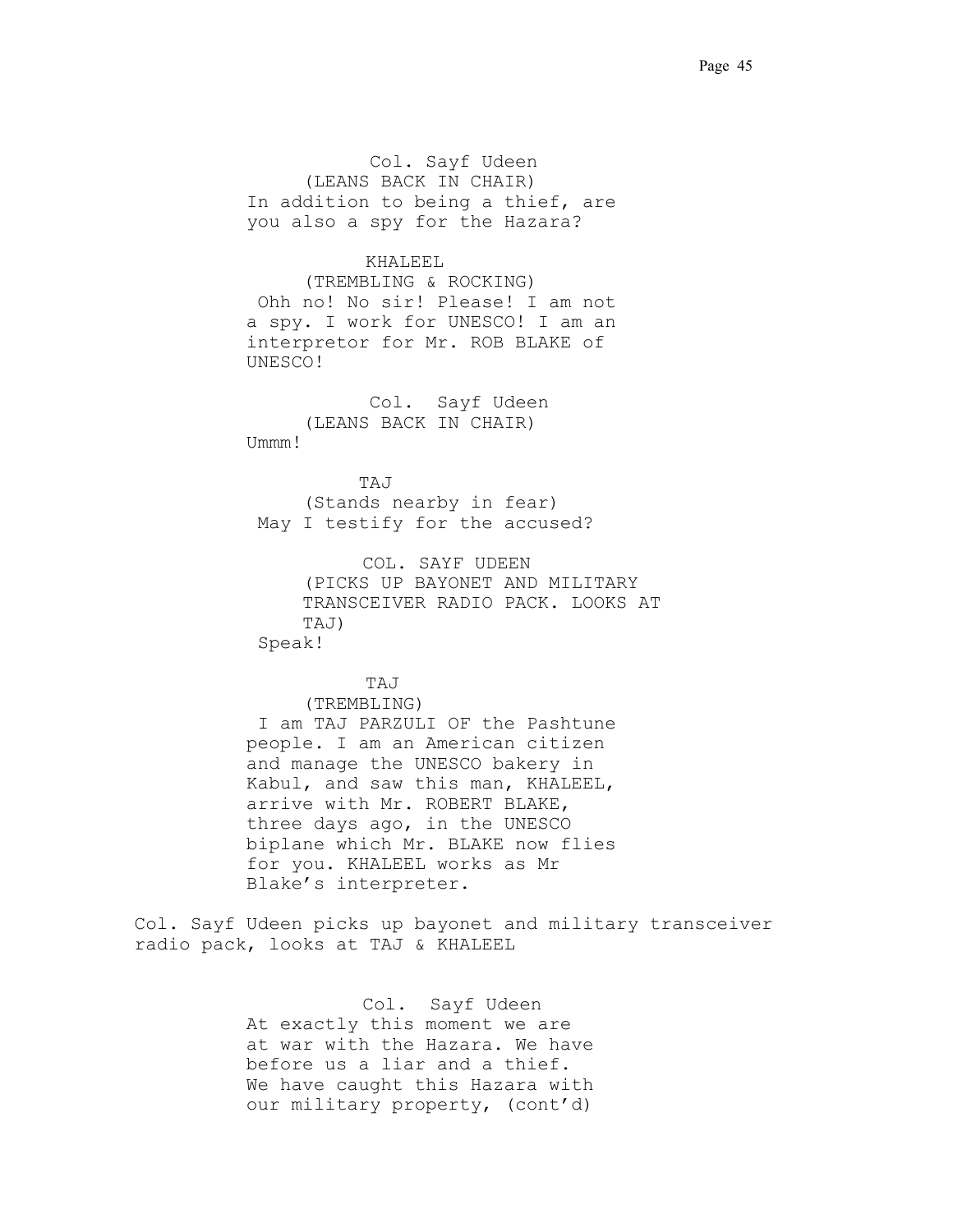Col. Sayf Udeen
(LEANS BACK IN CHAIR)
In addition to being a thief, are you also a spy for the Hazara?

KHALEEL
(TREMBLING & ROCKING)
Ohh no! No sir! Please! I am not a spy. I work for UNESCO! I am an interpretor for Mr. ROB BLAKE of UNESCO!

Col. Sayf Udeen
(LEANS BACK IN CHAIR)
Ummm!

TAJ
(Stands nearby in fear)
May I testify for the accused?

COL. SAYF UDEEN
(PICKS UP BAYONET AND MILITARY TRANSCEIVER RADIO PACK. LOOKS AT TAJ)
Speak!

TAJ
(TREMBLING)
I am TAJ PARZULI OF the Pashtune people. I am an American citizen and manage the UNESCO bakery in Kabul, and saw this man, KHALEEL, arrive with Mr. ROBERT BLAKE, three days ago, in the UNESCO biplane which Mr. BLAKE now flies for you. KHALEEL works as Mr Blake's interpreter.

Col. Sayf Udeen picks up bayonet and military transceiver radio pack, looks at TAJ & KHALEEL

Col. Sayf Udeen
At exactly this moment we are at war with the Hazara. We have before us a liar and a thief. We have caught this Hazara with our military property, (cont'd)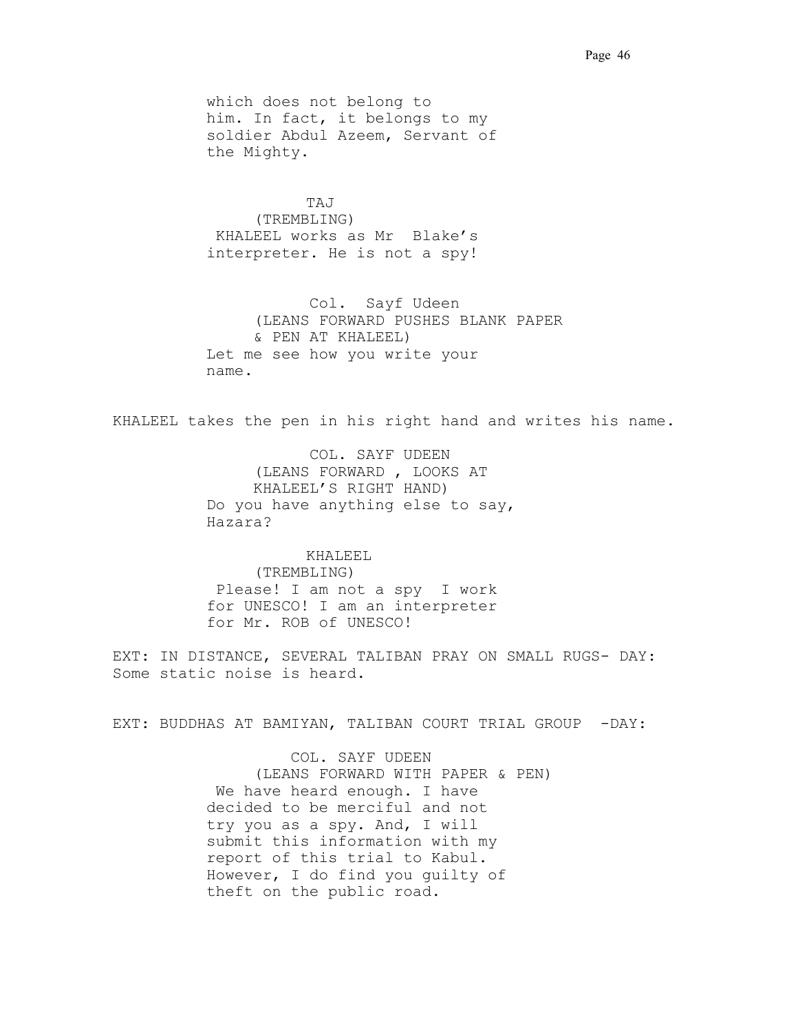which does not belong to him. In fact, it belongs to my soldier Abdul Azeem, Servant of the Mighty.

TAJ
(TREMBLING)
KHALEEL works as Mr  Blake's interpreter. He is not a spy!

Col. Sayf Udeen
(LEANS FORWARD PUSHES BLANK PAPER & PEN AT KHALEEL)
Let me see how you write your name.

KHALEEL takes the pen in his right hand and writes his name.

COL. SAYF UDEEN
(LEANS FORWARD , LOOKS AT KHALEEL'S RIGHT HAND)
Do you have anything else to say, Hazara?

KHALEEL
(TREMBLING)
Please! I am not a spy  I work for UNESCO! I am an interpreter for Mr. ROB of UNESCO!

EXT: IN DISTANCE, SEVERAL TALIBAN PRAY ON SMALL RUGS- DAY:
Some static noise is heard.

EXT: BUDDHAS AT BAMIYAN, TALIBAN COURT TRIAL GROUP  -DAY:

COL. SAYF UDEEN
(LEANS FORWARD WITH PAPER & PEN)
We have heard enough. I have decided to be merciful and not try you as a spy. And, I will submit this information with my report of this trial to Kabul. However, I do find you guilty of theft on the public road.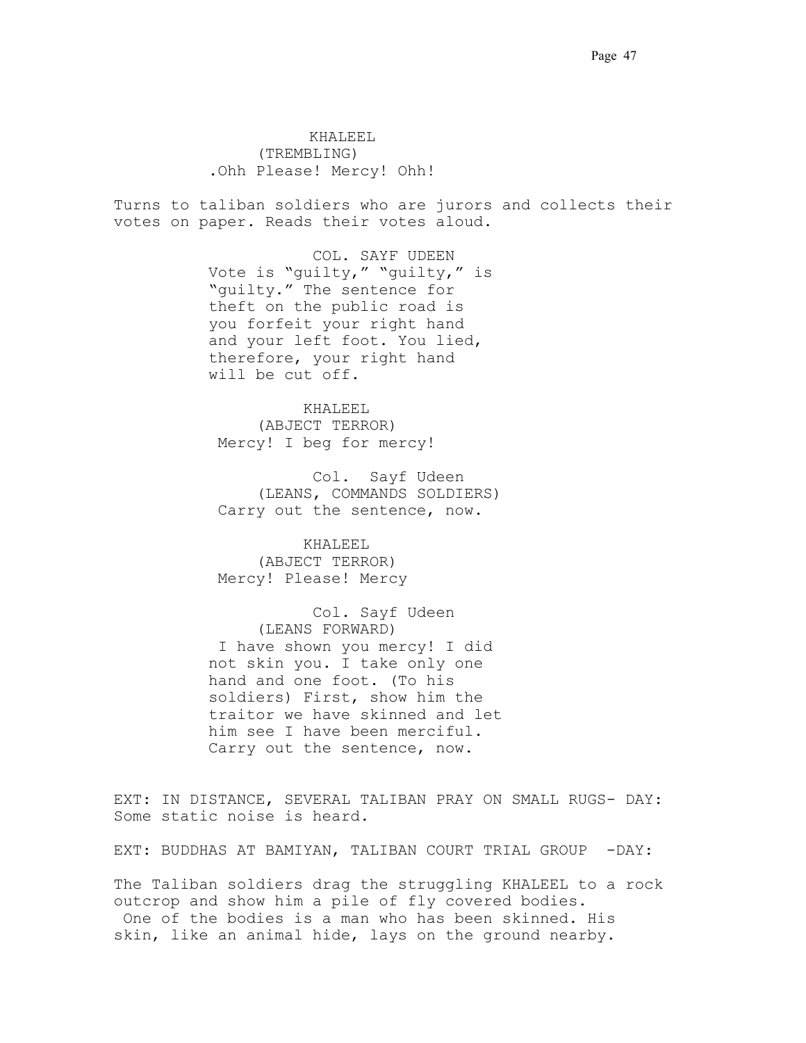KHALEEL
(TREMBLING)
.Ohh Please! Mercy! Ohh!

Turns to taliban soldiers who are jurors and collects their votes on paper. Reads their votes aloud.

COL. SAYF UDEEN
Vote is "guilty," "guilty," is "guilty." The sentence for theft on the public road is you forfeit your right hand and your left foot. You lied, therefore, your right hand will be cut off.

KHALEEL
(ABJECT TERROR)
Mercy! I beg for mercy!

Col. Sayf Udeen
(LEANS, COMMANDS SOLDIERS)
Carry out the sentence, now.

KHALEEL
(ABJECT TERROR)
Mercy! Please! Mercy

Col. Sayf Udeen
(LEANS FORWARD)
I have shown you mercy! I did not skin you. I take only one hand and one foot. (To his soldiers) First, show him the traitor we have skinned and let him see I have been merciful. Carry out the sentence, now.

EXT: IN DISTANCE, SEVERAL TALIBAN PRAY ON SMALL RUGS- DAY: Some static noise is heard.

EXT: BUDDHAS AT BAMIYAN, TALIBAN COURT TRIAL GROUP -DAY:

The Taliban soldiers drag the struggling KHALEEL to a rock outcrop and show him a pile of fly covered bodies. One of the bodies is a man who has been skinned. His skin, like an animal hide, lays on the ground nearby.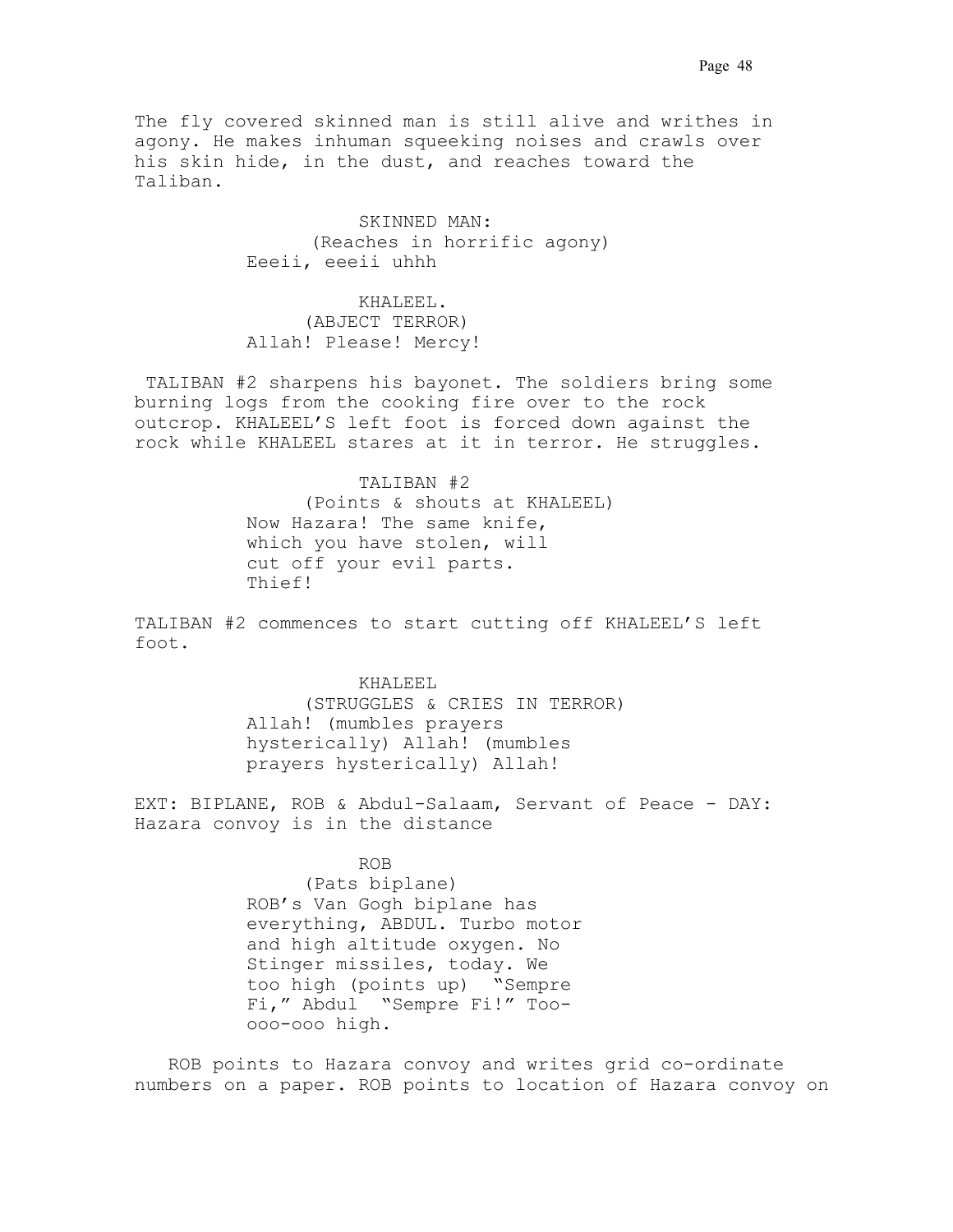The fly covered skinned man is still alive and writhes in agony. He makes inhuman squeeking noises and crawls over his skin hide, in the dust, and reaches toward the Taliban.

SKINNED MAN:
(Reaches in horrific agony)
Eeeii, eeeii uhhh

KHALEEL.
(ABJECT TERROR)
Allah! Please! Mercy!

TALIBAN #2 sharpens his bayonet. The soldiers bring some burning logs from the cooking fire over to the rock outcrop. KHALEEL'S left foot is forced down against the rock while KHALEEL stares at it in terror. He struggles.

TALIBAN #2
(Points & shouts at KHALEEL)
Now Hazara! The same knife, which you have stolen, will cut off your evil parts. Thief!

TALIBAN #2 commences to start cutting off KHALEEL'S left foot.

KHALEEL
(STRUGGLES & CRIES IN TERROR)
Allah! (mumbles prayers hysterically) Allah! (mumbles prayers hysterically) Allah!

EXT: BIPLANE, ROB & Abdul-Salaam, Servant of Peace - DAY: Hazara convoy is in the distance

ROB
(Pats biplane)
ROB's Van Gogh biplane has everything, ABDUL. Turbo motor and high altitude oxygen. No Stinger missiles, today. We too high (points up) "Sempre Fi," Abdul "Sempre Fi!" Too-ooo-ooo high.

ROB points to Hazara convoy and writes grid co-ordinate numbers on a paper. ROB points to location of Hazara convoy on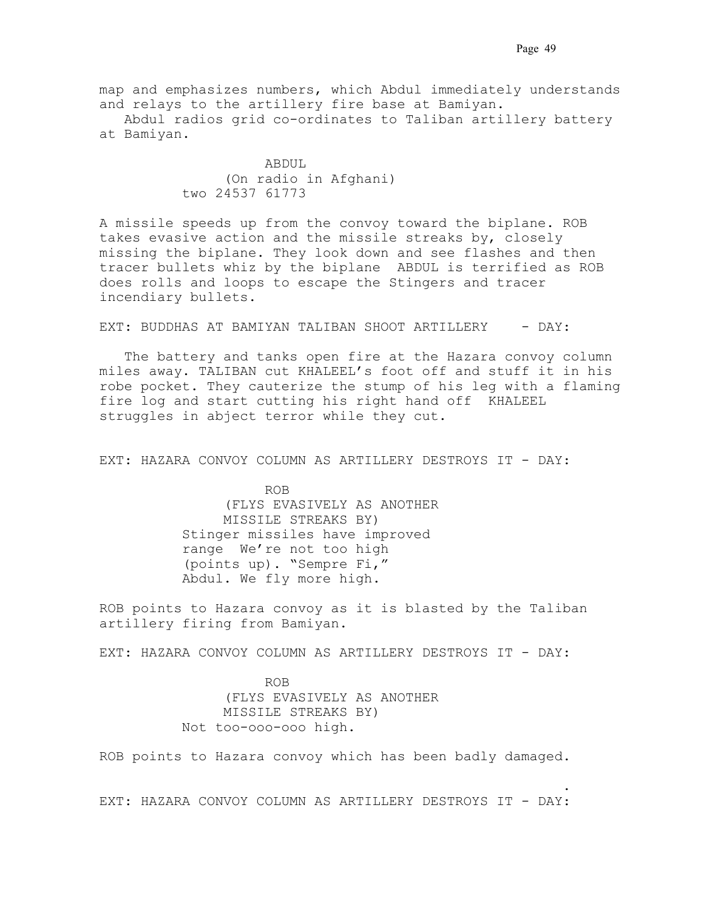map and emphasizes numbers, which Abdul immediately understands and relays to the artillery fire base at Bamiyan.

Abdul radios grid co-ordinates to Taliban artillery battery at Bamiyan.

ABDUL
(On radio in Afghani)
two 24537 61773

A missile speeds up from the convoy toward the biplane. ROB takes evasive action and the missile streaks by, closely missing the biplane. They look down and see flashes and then tracer bullets whiz by the biplane ABDUL is terrified as ROB does rolls and loops to escape the Stingers and tracer incendiary bullets.

EXT: BUDDHAS AT BAMIYAN TALIBAN SHOOT ARTILLERY - DAY:

The battery and tanks open fire at the Hazara convoy column miles away. TALIBAN cut KHALEEL's foot off and stuff it in his robe pocket. They cauterize the stump of his leg with a flaming fire log and start cutting his right hand off KHALEEL struggles in abject terror while they cut.

EXT: HAZARA CONVOY COLUMN AS ARTILLERY DESTROYS IT - DAY:

ROB
(FLYS EVASIVELY AS ANOTHER MISSILE STREAKS BY)
Stinger missiles have improved range We're not too high (points up). "Sempre Fi," Abdul. We fly more high.

ROB points to Hazara convoy as it is blasted by the Taliban artillery firing from Bamiyan.

EXT: HAZARA CONVOY COLUMN AS ARTILLERY DESTROYS IT - DAY:

ROB
(FLYS EVASIVELY AS ANOTHER MISSILE STREAKS BY)
Not too-ooo-ooo high.

ROB points to Hazara convoy which has been badly damaged.

.

EXT: HAZARA CONVOY COLUMN AS ARTILLERY DESTROYS IT - DAY: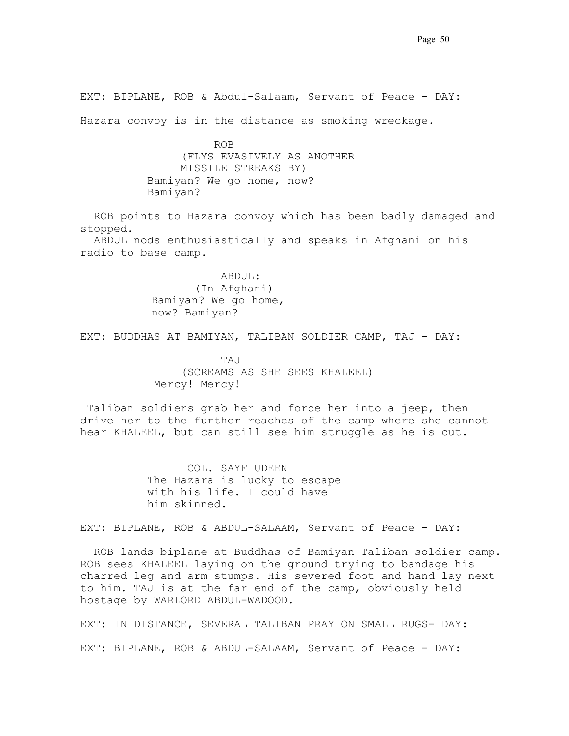EXT: BIPLANE, ROB & Abdul-Salaam, Servant of Peace - DAY:

Hazara convoy is in the distance as smoking wreckage.

ROB
(FLYS EVASIVELY AS ANOTHER MISSILE STREAKS BY)
Bamiyan? We go home, now? Bamiyan?

ROB points to Hazara convoy which has been badly damaged and stopped.
ABDUL nods enthusiastically and speaks in Afghani on his radio to base camp.

ABDUL:
(In Afghani)
Bamiyan? We go home, now? Bamiyan?

EXT: BUDDHAS AT BAMIYAN, TALIBAN SOLDIER CAMP, TAJ - DAY:

TAJ
(SCREAMS AS SHE SEES KHALEEL)
Mercy! Mercy!

Taliban soldiers grab her and force her into a jeep, then drive her to the further reaches of the camp where she cannot hear KHALEEL, but can still see him struggle as he is cut.

COL. SAYF UDEEN
The Hazara is lucky to escape with his life. I could have him skinned.

EXT: BIPLANE, ROB & ABDUL-SALAAM, Servant of Peace - DAY:

ROB lands biplane at Buddhas of Bamiyan Taliban soldier camp. ROB sees KHALEEL laying on the ground trying to bandage his charred leg and arm stumps. His severed foot and hand lay next to him. TAJ is at the far end of the camp, obviously held hostage by WARLORD ABDUL-WADOOD.

EXT: IN DISTANCE, SEVERAL TALIBAN PRAY ON SMALL RUGS- DAY:

EXT: BIPLANE, ROB & ABDUL-SALAAM, Servant of Peace - DAY: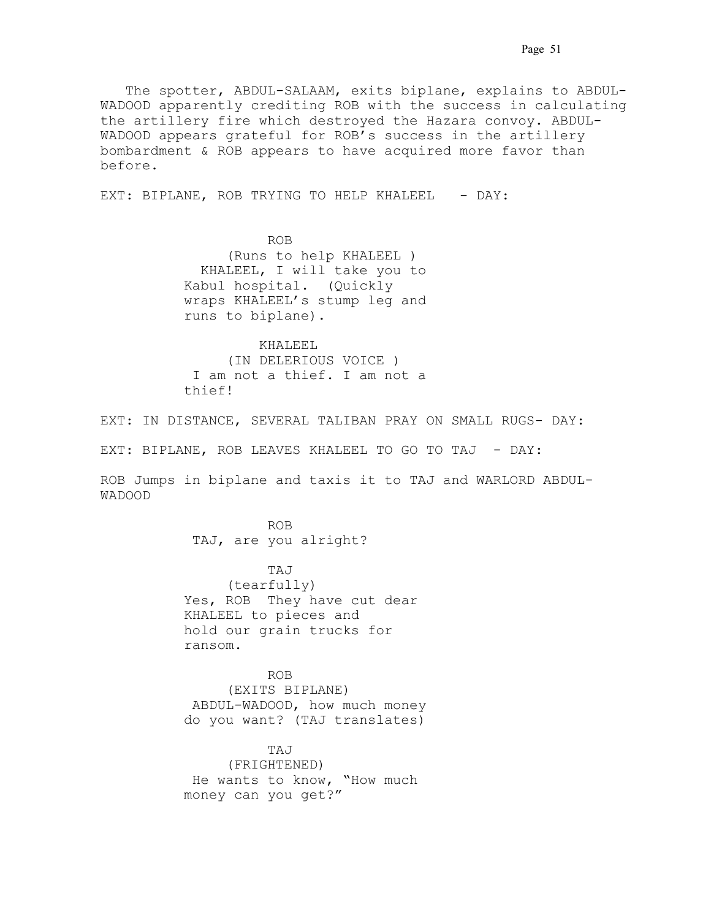The spotter, ABDUL-SALAAM, exits biplane, explains to ABDUL-WADOOD apparently crediting ROB with the success in calculating the artillery fire which destroyed the Hazara convoy. ABDUL-WADOOD appears grateful for ROB's success in the artillery bombardment & ROB appears to have acquired more favor than before.

EXT: BIPLANE, ROB TRYING TO HELP KHALEEL - DAY:

ROB
(Runs to help KHALEEL )
KHALEEL, I will take you to Kabul hospital. (Quickly wraps KHALEEL's stump leg and runs to biplane).

KHALEEL
(IN DELERIOUS VOICE )
I am not a thief. I am not a thief!

EXT: IN DISTANCE, SEVERAL TALIBAN PRAY ON SMALL RUGS- DAY:

EXT: BIPLANE, ROB LEAVES KHALEEL TO GO TO TAJ - DAY:

ROB Jumps in biplane and taxis it to TAJ and WARLORD ABDUL-WADOOD

ROB
TAJ, are you alright?

TAJ
(tearfully)
Yes, ROB They have cut dear KHALEEL to pieces and hold our grain trucks for ransom.

ROB
(EXITS BIPLANE)
ABDUL-WADOOD, how much money do you want? (TAJ translates)

TAJ
(FRIGHTENED)
He wants to know, "How much money can you get?"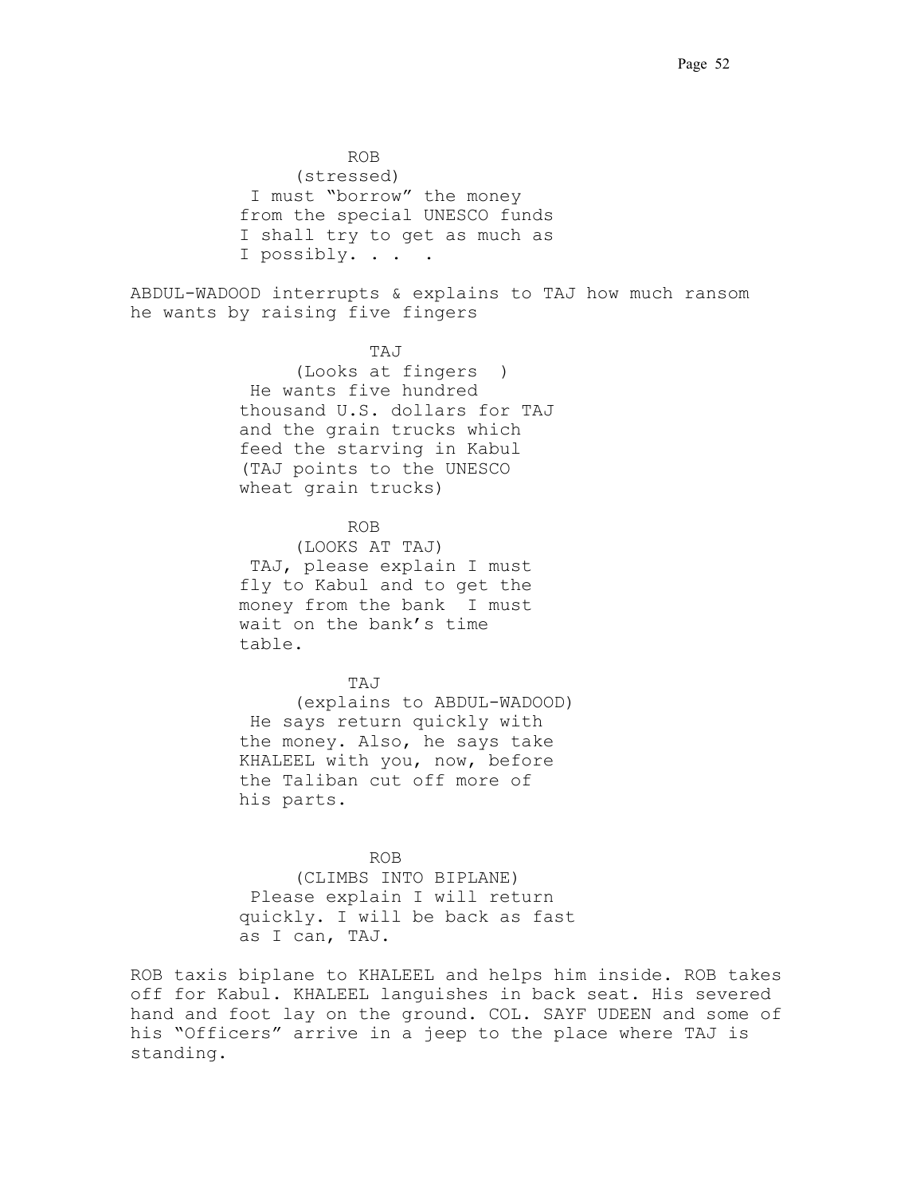ROB
(stressed)
I must "borrow" the money
from the special UNESCO funds
I shall try to get as much as
I possibly. . .  .

ABDUL-WADOOD interrupts & explains to TAJ how much ransom he wants by raising five fingers

TAJ
(Looks at fingers  )
He wants five hundred
thousand U.S. dollars for TAJ
and the grain trucks which
feed the starving in Kabul
(TAJ points to the UNESCO
wheat grain trucks)

ROB
(LOOKS AT TAJ)
TAJ, please explain I must
fly to Kabul and to get the
money from the bank  I must
wait on the bank's time
table.

TAJ
(explains to ABDUL-WADOOD)
He says return quickly with
the money. Also, he says take
KHALEEL with you, now, before
the Taliban cut off more of
his parts.

ROB
(CLIMBS INTO BIPLANE)
Please explain I will return
quickly. I will be back as fast
as I can, TAJ.

ROB taxis biplane to KHALEEL and helps him inside. ROB takes off for Kabul. KHALEEL languishes in back seat. His severed hand and foot lay on the ground. COL. SAYF UDEEN and some of his "Officers" arrive in a jeep to the place where TAJ is standing.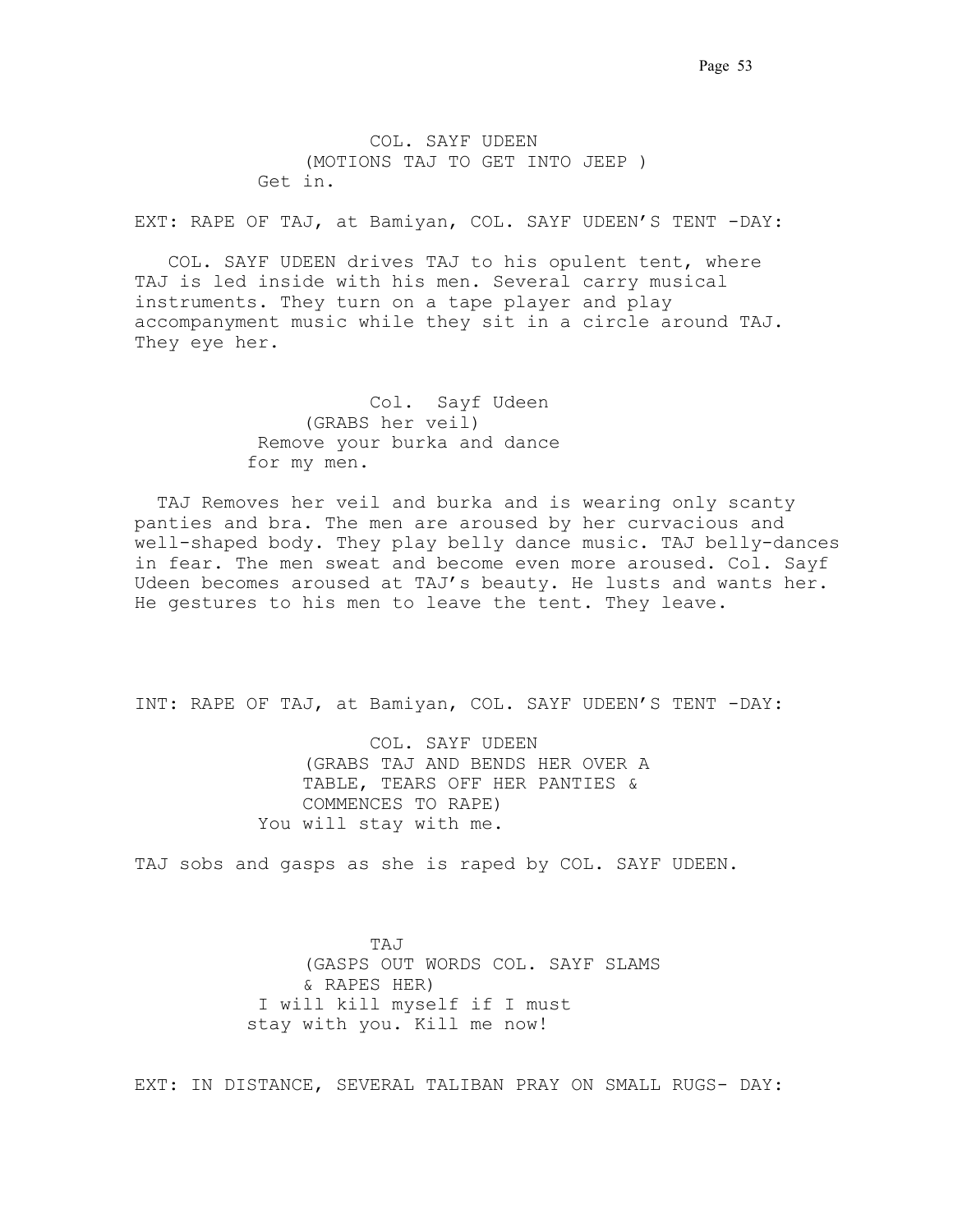COL. SAYF UDEEN
(MOTIONS TAJ TO GET INTO JEEP )
Get in.

EXT: RAPE OF TAJ, at Bamiyan, COL. SAYF UDEEN'S TENT -DAY:

COL. SAYF UDEEN drives TAJ to his opulent tent, where TAJ is led inside with his men. Several carry musical instruments. They turn on a tape player and play accompanyment music while they sit in a circle around TAJ. They eye her.

Col. Sayf Udeen
(GRABS her veil)
Remove your burka and dance for my men.

TAJ Removes her veil and burka and is wearing only scanty panties and bra. The men are aroused by her curvacious and well-shaped body. They play belly dance music. TAJ belly-dances in fear. The men sweat and become even more aroused. Col. Sayf Udeen becomes aroused at TAJ's beauty. He lusts and wants her. He gestures to his men to leave the tent. They leave.

INT: RAPE OF TAJ, at Bamiyan, COL. SAYF UDEEN'S TENT -DAY:

COL. SAYF UDEEN
(GRABS TAJ AND BENDS HER OVER A TABLE, TEARS OFF HER PANTIES & COMMENCES TO RAPE)
You will stay with me.

TAJ sobs and gasps as she is raped by COL. SAYF UDEEN.

TAJ
(GASPS OUT WORDS COL. SAYF SLAMS & RAPES HER)
I will kill myself if I must stay with you. Kill me now!

EXT: IN DISTANCE, SEVERAL TALIBAN PRAY ON SMALL RUGS- DAY: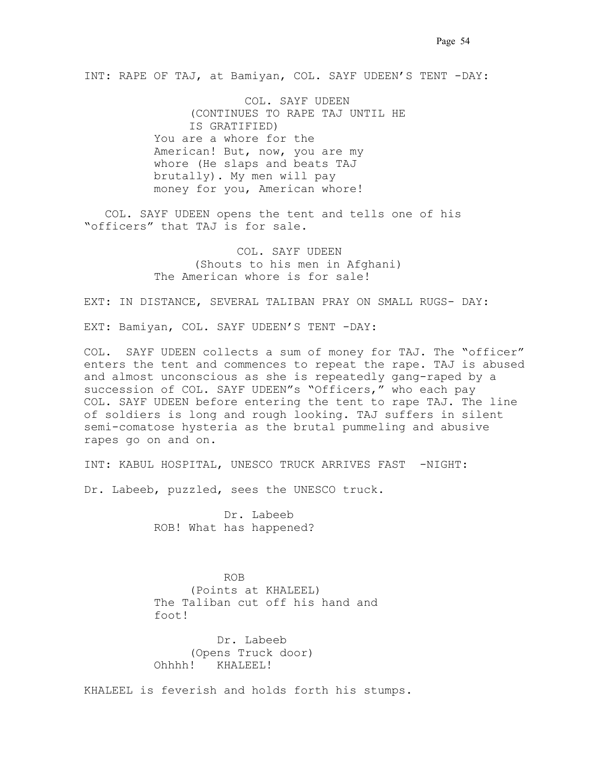INT: RAPE OF TAJ, at Bamiyan, COL. SAYF UDEEN'S TENT -DAY:

COL. SAYF UDEEN
(CONTINUES TO RAPE TAJ UNTIL HE IS GRATIFIED)
You are a whore for the American! But, now, you are my whore (He slaps and beats TAJ brutally). My men will pay money for you, American whore!

COL. SAYF UDEEN opens the tent and tells one of his "officers" that TAJ is for sale.

COL. SAYF UDEEN
(Shouts to his men in Afghani)
The American whore is for sale!

EXT: IN DISTANCE, SEVERAL TALIBAN PRAY ON SMALL RUGS- DAY:

EXT: Bamiyan, COL. SAYF UDEEN'S TENT -DAY:

COL. SAYF UDEEN collects a sum of money for TAJ. The "officer" enters the tent and commences to repeat the rape. TAJ is abused and almost unconscious as she is repeatedly gang-raped by a succession of COL. SAYF UDEEN"s "Officers," who each pay COL. SAYF UDEEN before entering the tent to rape TAJ. The line of soldiers is long and rough looking. TAJ suffers in silent semi-comatose hysteria as the brutal pummeling and abusive rapes go on and on.

INT: KABUL HOSPITAL, UNESCO TRUCK ARRIVES FAST -NIGHT:

Dr. Labeeb, puzzled, sees the UNESCO truck.

Dr. Labeeb
ROB! What has happened?

ROB
(Points at KHALEEL)
The Taliban cut off his hand and foot!

Dr. Labeeb
(Opens Truck door)
Ohhhh! KHALEEL!

KHALEEL is feverish and holds forth his stumps.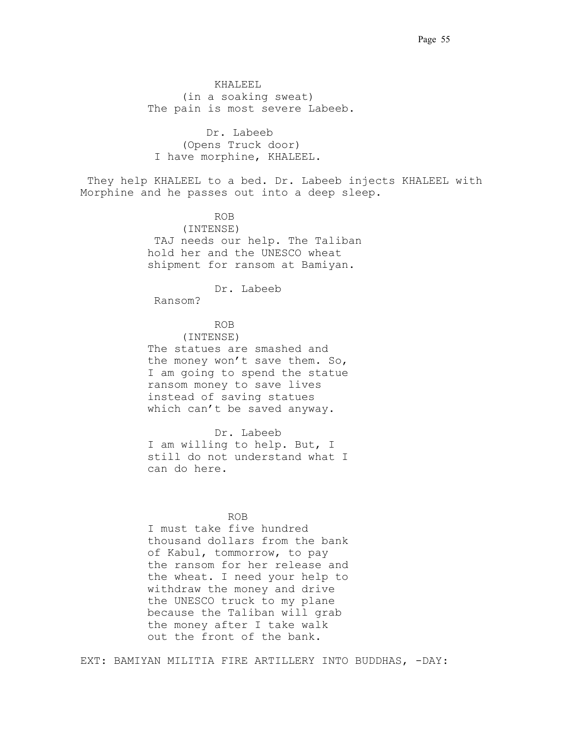KHALEEL
(in a soaking sweat)
The pain is most severe Labeeb.

Dr. Labeeb
(Opens Truck door)
I have morphine, KHALEEL.

They help KHALEEL to a bed. Dr. Labeeb injects KHALEEL with Morphine and he passes out into a deep sleep.

ROB
(INTENSE)
TAJ needs our help. The Taliban hold her and the UNESCO wheat shipment for ransom at Bamiyan.

Dr. Labeeb
Ransom?

ROB
(INTENSE)
The statues are smashed and the money won't save them. So, I am going to spend the statue ransom money to save lives instead of saving statues which can't be saved anyway.

Dr. Labeeb
I am willing to help. But, I still do not understand what I can do here.

ROB
I must take five hundred thousand dollars from the bank of Kabul, tommorrow, to pay the ransom for her release and the wheat. I need your help to withdraw the money and drive the UNESCO truck to my plane because the Taliban will grab the money after I take walk out the front of the bank.

EXT: BAMIYAN MILITIA FIRE ARTILLERY INTO BUDDHAS, -DAY: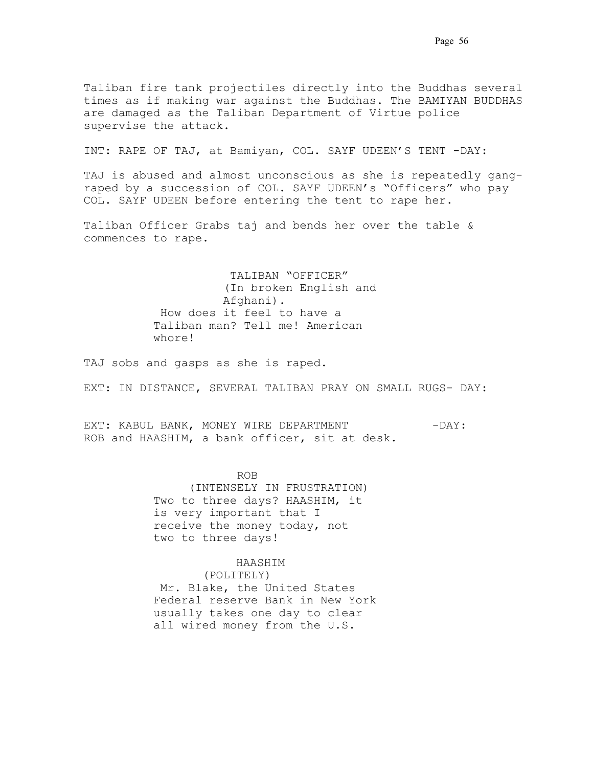Taliban fire tank projectiles directly into the Buddhas several times as if making war against the Buddhas. The BAMIYAN BUDDHAS are damaged as the Taliban Department of Virtue police supervise the attack.

INT: RAPE OF TAJ, at Bamiyan, COL. SAYF UDEEN'S TENT -DAY:

TAJ is abused and almost unconscious as she is repeatedly gang-raped by a succession of COL. SAYF UDEEN's "Officers" who pay COL. SAYF UDEEN before entering the tent to rape her.

Taliban Officer Grabs taj and bends her over the table & commences to rape.

TALIBAN "OFFICER"
(In broken English and Afghani).
How does it feel to have a Taliban man? Tell me! American whore!

TAJ sobs and gasps as she is raped.

EXT: IN DISTANCE, SEVERAL TALIBAN PRAY ON SMALL RUGS- DAY:

EXT: KABUL BANK, MONEY WIRE DEPARTMENT -DAY:
ROB and HAASHIM, a bank officer, sit at desk.

ROB
(INTENSELY IN FRUSTRATION)
Two to three days? HAASHIM, it is very important that I receive the money today, not two to three days!

HAASHIM
(POLITELY)
Mr. Blake, the United States Federal reserve Bank in New York usually takes one day to clear all wired money from the U.S.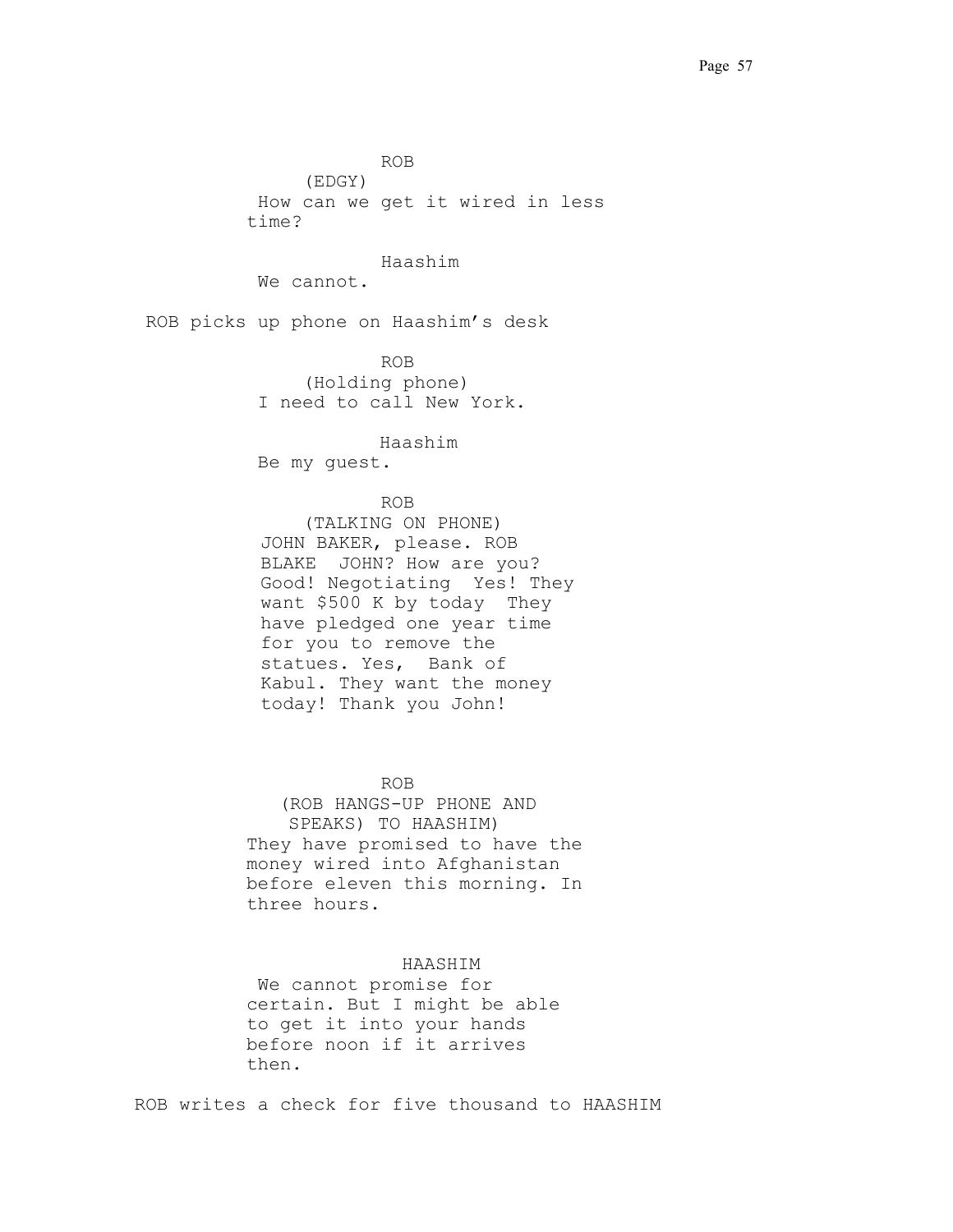ROB
(EDGY)
How can we get it wired in less time?

Haashim
We cannot.

ROB picks up phone on Haashim's desk

ROB
(Holding phone)
I need to call New York.

Haashim
Be my guest.

ROB
(TALKING ON PHONE)
JOHN BAKER, please. ROB BLAKE  JOHN? How are you? Good! Negotiating  Yes! They want $500 K by today  They have pledged one year time for you to remove the statues. Yes,  Bank of Kabul. They want the money today! Thank you John!

ROB
(ROB HANGS-UP PHONE AND SPEAKS) TO HAASHIM)
They have promised to have the money wired into Afghanistan before eleven this morning. In three hours.

HAASHIM
We cannot promise for certain. But I might be able to get it into your hands before noon if it arrives then.

ROB writes a check for five thousand to HAASHIM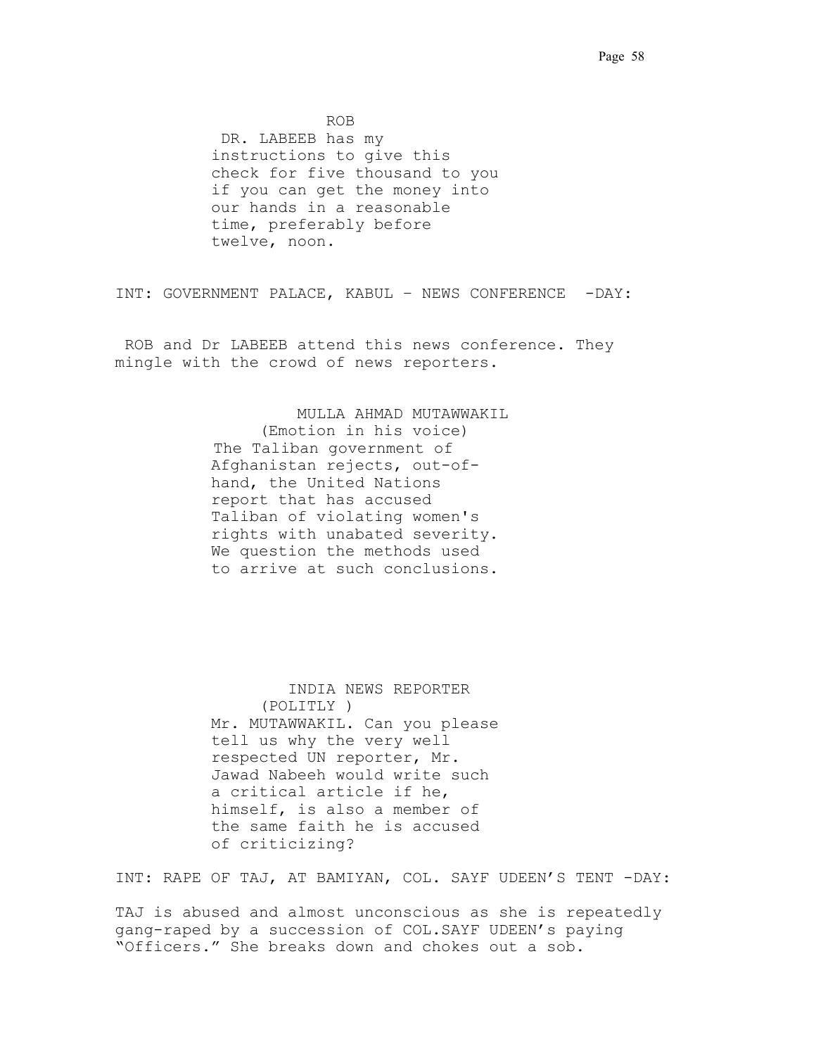ROB

DR. LABEEB has my instructions to give this check for five thousand to you if you can get the money into our hands in a reasonable time, preferably before twelve, noon.

INT: GOVERNMENT PALACE, KABUL – NEWS CONFERENCE -DAY:

ROB and Dr LABEEB attend this news conference. They mingle with the crowd of news reporters.

MULLA AHMAD MUTAWWAKIL

(Emotion in his voice)

The Taliban government of Afghanistan rejects, out-of-hand, the United Nations report that has accused Taliban of violating women's rights with unabated severity. We question the methods used to arrive at such conclusions.

INDIA NEWS REPORTER

(POLITLY )

Mr. MUTAWWAKIL. Can you please tell us why the very well respected UN reporter, Mr. Jawad Nabeeh would write such a critical article if he, himself, is also a member of the same faith he is accused of criticizing?

INT: RAPE OF TAJ, AT BAMIYAN, COL. SAYF UDEEN'S TENT -DAY:

TAJ is abused and almost unconscious as she is repeatedly gang-raped by a succession of COL.SAYF UDEEN's paying "Officers." She breaks down and chokes out a sob.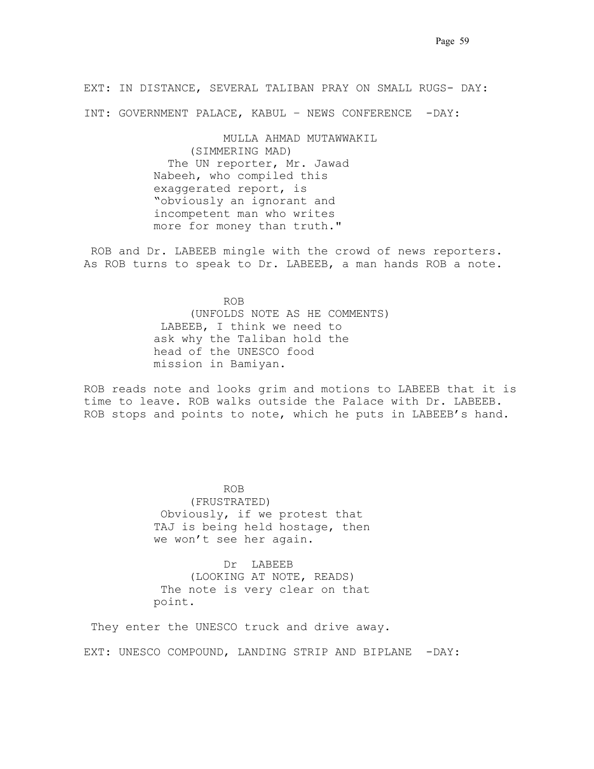EXT: IN DISTANCE, SEVERAL TALIBAN PRAY ON SMALL RUGS- DAY:

INT: GOVERNMENT PALACE, KABUL – NEWS CONFERENCE -DAY:

MULLA AHMAD MUTAWWAKIL
(SIMMERING MAD)
The UN reporter, Mr. Jawad Nabeeh, who compiled this exaggerated report, is "obviously an ignorant and incompetent man who writes more for money than truth."

ROB and Dr. LABEEB mingle with the crowd of news reporters. As ROB turns to speak to Dr. LABEEB, a man hands ROB a note.

ROB
(UNFOLDS NOTE AS HE COMMENTS)
LABEEB, I think we need to ask why the Taliban hold the head of the UNESCO food mission in Bamiyan.

ROB reads note and looks grim and motions to LABEEB that it is time to leave. ROB walks outside the Palace with Dr. LABEEB. ROB stops and points to note, which he puts in LABEEB's hand.

ROB
(FRUSTRATED)
Obviously, if we protest that TAJ is being held hostage, then we won't see her again.

Dr LABEEB
(LOOKING AT NOTE, READS)
The note is very clear on that point.

They enter the UNESCO truck and drive away.

EXT: UNESCO COMPOUND, LANDING STRIP AND BIPLANE -DAY: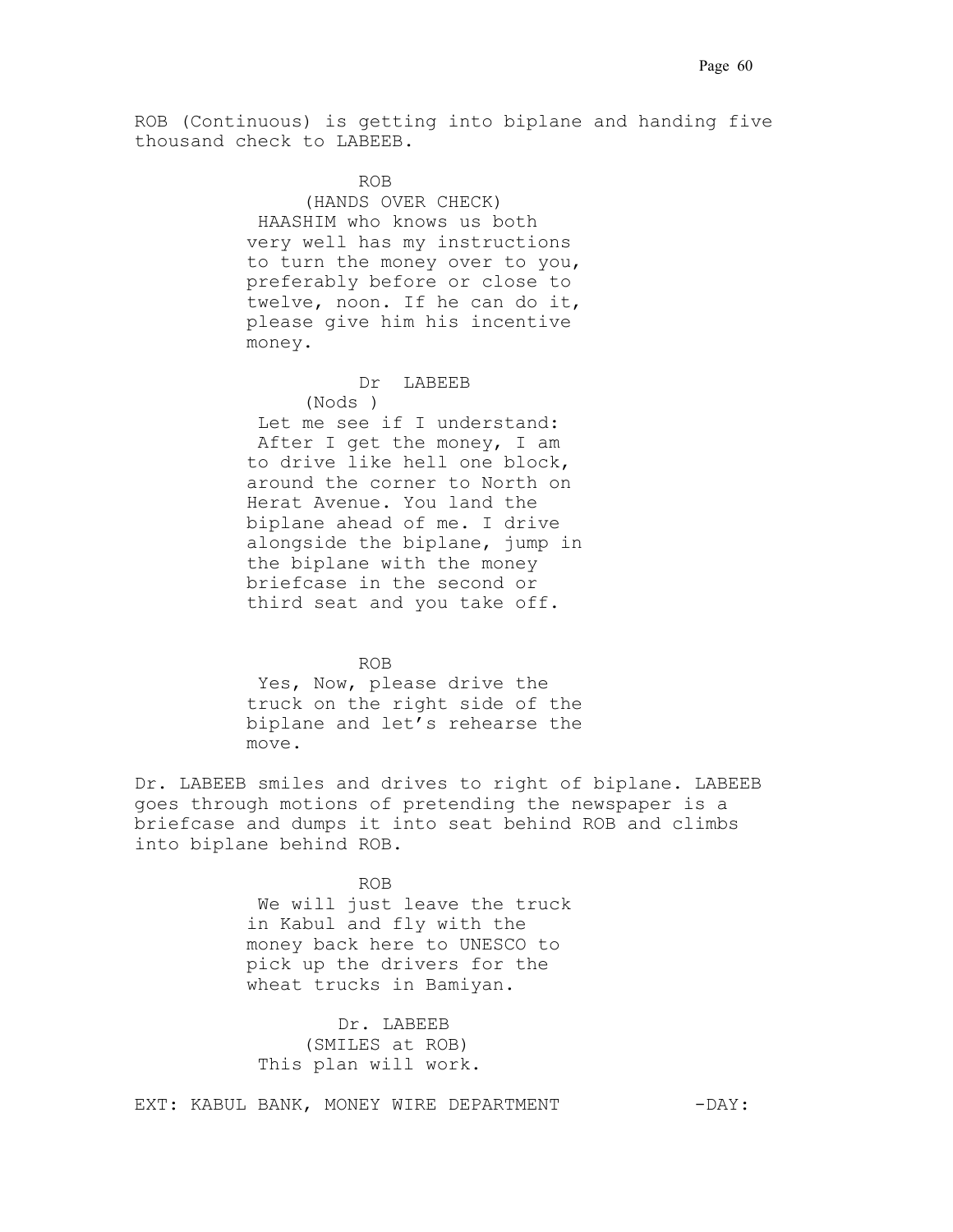ROB (Continuous) is getting into biplane and handing five thousand check to LABEEB.

ROB
(HANDS OVER CHECK)
HAASHIM who knows us both very well has my instructions to turn the money over to you, preferably before or close to twelve, noon. If he can do it, please give him his incentive money.

Dr LABEEB
(Nods )
Let me see if I understand: After I get the money, I am to drive like hell one block, around the corner to North on Herat Avenue. You land the biplane ahead of me. I drive alongside the biplane, jump in the biplane with the money briefcase in the second or third seat and you take off.

ROB
Yes, Now, please drive the truck on the right side of the biplane and let's rehearse the move.

Dr. LABEEB smiles and drives to right of biplane. LABEEB goes through motions of pretending the newspaper is a briefcase and dumps it into seat behind ROB and climbs into biplane behind ROB.

ROB
We will just leave the truck in Kabul and fly with the money back here to UNESCO to pick up the drivers for the wheat trucks in Bamiyan.

Dr. LABEEB
(SMILES at ROB)
This plan will work.

EXT: KABUL BANK, MONEY WIRE DEPARTMENT -DAY: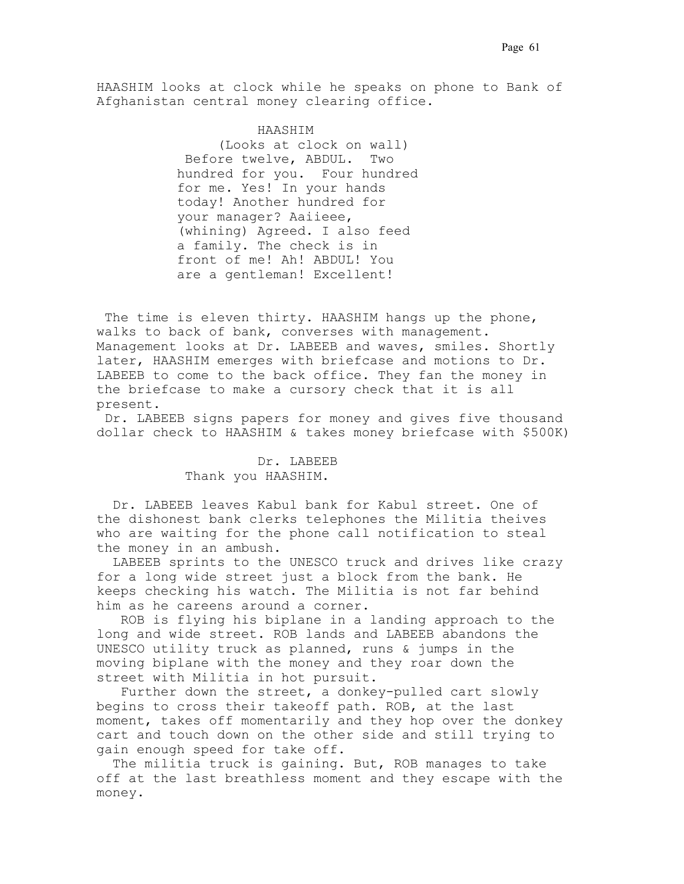HAASHIM looks at clock while he speaks on phone to Bank of Afghanistan central money clearing office.

HAASHIM
(Looks at clock on wall)
Before twelve, ABDUL. Two hundred for you. Four hundred for me. Yes! In your hands today! Another hundred for your manager? Aaiieee, (whining) Agreed. I also feed a family. The check is in front of me! Ah! ABDUL! You are a gentleman! Excellent!

The time is eleven thirty. HAASHIM hangs up the phone, walks to back of bank, converses with management. Management looks at Dr. LABEEB and waves, smiles. Shortly later, HAASHIM emerges with briefcase and motions to Dr. LABEEB to come to the back office. They fan the money in the briefcase to make a cursory check that it is all present.
Dr. LABEEB signs papers for money and gives five thousand dollar check to HAASHIM & takes money briefcase with $500K)

Dr. LABEEB
Thank you HAASHIM.

Dr. LABEEB leaves Kabul bank for Kabul street. One of the dishonest bank clerks telephones the Militia theives who are waiting for the phone call notification to steal the money in an ambush.
LABEEB sprints to the UNESCO truck and drives like crazy for a long wide street just a block from the bank. He keeps checking his watch. The Militia is not far behind him as he careens around a corner.
ROB is flying his biplane in a landing approach to the long and wide street. ROB lands and LABEEB abandons the UNESCO utility truck as planned, runs & jumps in the moving biplane with the money and they roar down the street with Militia in hot pursuit.
Further down the street, a donkey-pulled cart slowly begins to cross their takeoff path. ROB, at the last moment, takes off momentarily and they hop over the donkey cart and touch down on the other side and still trying to gain enough speed for take off.
The militia truck is gaining. But, ROB manages to take off at the last breathless moment and they escape with the money.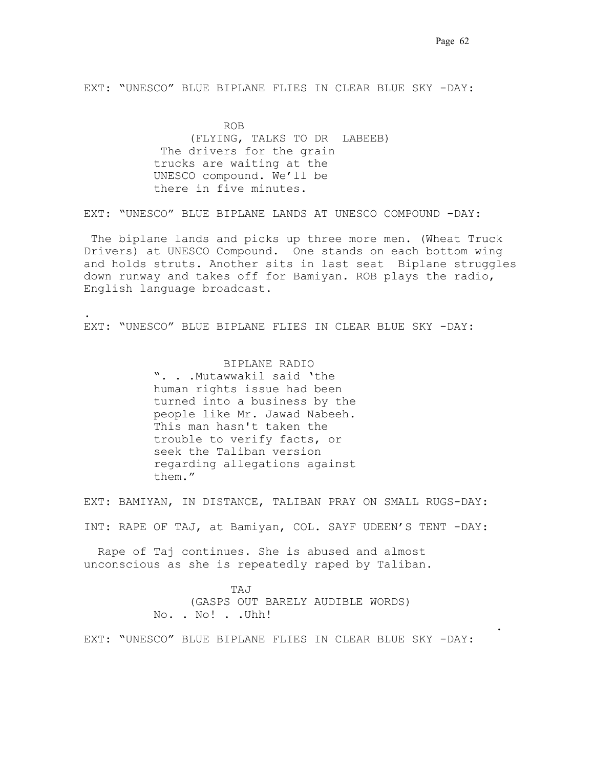EXT: "UNESCO" BLUE BIPLANE FLIES IN CLEAR BLUE SKY -DAY:

ROB
(FLYING, TALKS TO DR LABEEB)
The drivers for the grain trucks are waiting at the UNESCO compound. We'll be there in five minutes.

EXT: "UNESCO" BLUE BIPLANE LANDS AT UNESCO COMPOUND -DAY:

The biplane lands and picks up three more men. (Wheat Truck Drivers) at UNESCO Compound. One stands on each bottom wing and holds struts. Another sits in last seat Biplane struggles down runway and takes off for Bamiyan. ROB plays the radio, English language broadcast.

.

EXT: "UNESCO" BLUE BIPLANE FLIES IN CLEAR BLUE SKY -DAY:

BIPLANE RADIO
". . .Mutawwakil said 'the human rights issue had been turned into a business by the people like Mr. Jawad Nabeeh. This man hasn't taken the trouble to verify facts, or seek the Taliban version regarding allegations against them."

EXT: BAMIYAN, IN DISTANCE, TALIBAN PRAY ON SMALL RUGS-DAY:

INT: RAPE OF TAJ, at Bamiyan, COL. SAYF UDEEN'S TENT -DAY:

Rape of Taj continues. She is abused and almost unconscious as she is repeatedly raped by Taliban.

TAJ
(GASPS OUT BARELY AUDIBLE WORDS)
No. . No! . .Uhh!

.

EXT: "UNESCO" BLUE BIPLANE FLIES IN CLEAR BLUE SKY -DAY: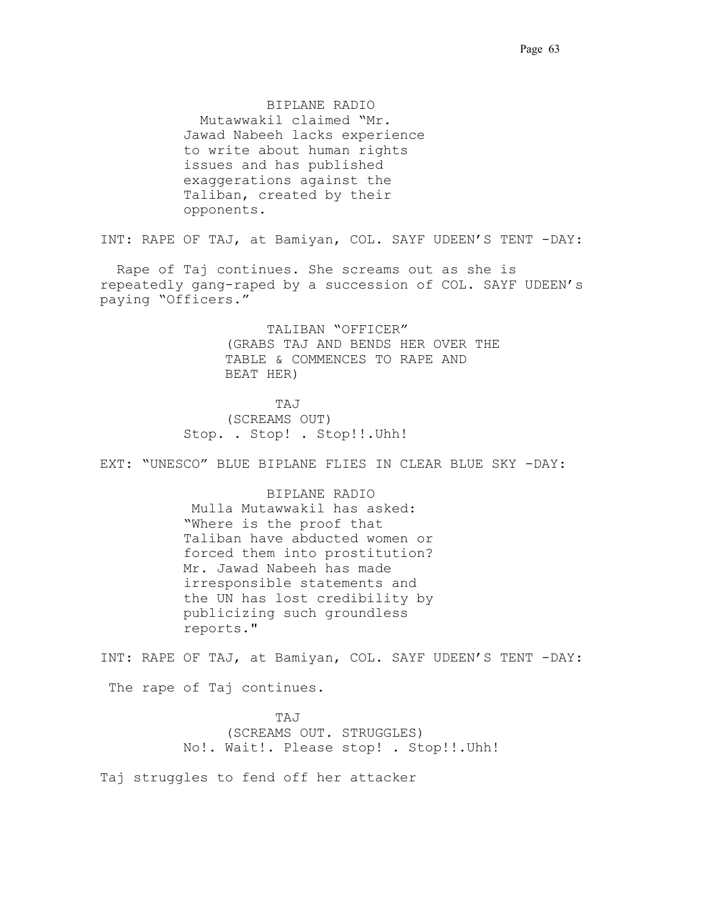BIPLANE RADIO

Mutawwakil claimed "Mr. Jawad Nabeeh lacks experience to write about human rights issues and has published exaggerations against the Taliban, created by their opponents.

INT: RAPE OF TAJ, at Bamiyan, COL. SAYF UDEEN'S TENT -DAY:

Rape of Taj continues. She screams out as she is repeatedly gang-raped by a succession of COL. SAYF UDEEN's paying "Officers."

TALIBAN "OFFICER"

(GRABS TAJ AND BENDS HER OVER THE TABLE & COMMENCES TO RAPE AND BEAT HER)

TAJ

(SCREAMS OUT)

Stop. . Stop! . Stop!!.Uhh!

EXT: "UNESCO" BLUE BIPLANE FLIES IN CLEAR BLUE SKY -DAY:

BIPLANE RADIO

Mulla Mutawwakil has asked: "Where is the proof that Taliban have abducted women or forced them into prostitution? Mr. Jawad Nabeeh has made irresponsible statements and the UN has lost credibility by publicizing such groundless reports."

INT: RAPE OF TAJ, at Bamiyan, COL. SAYF UDEEN'S TENT -DAY:

The rape of Taj continues.

TAJ

(SCREAMS OUT. STRUGGLES)

No!. Wait!. Please stop! . Stop!!.Uhh!

Taj struggles to fend off her attacker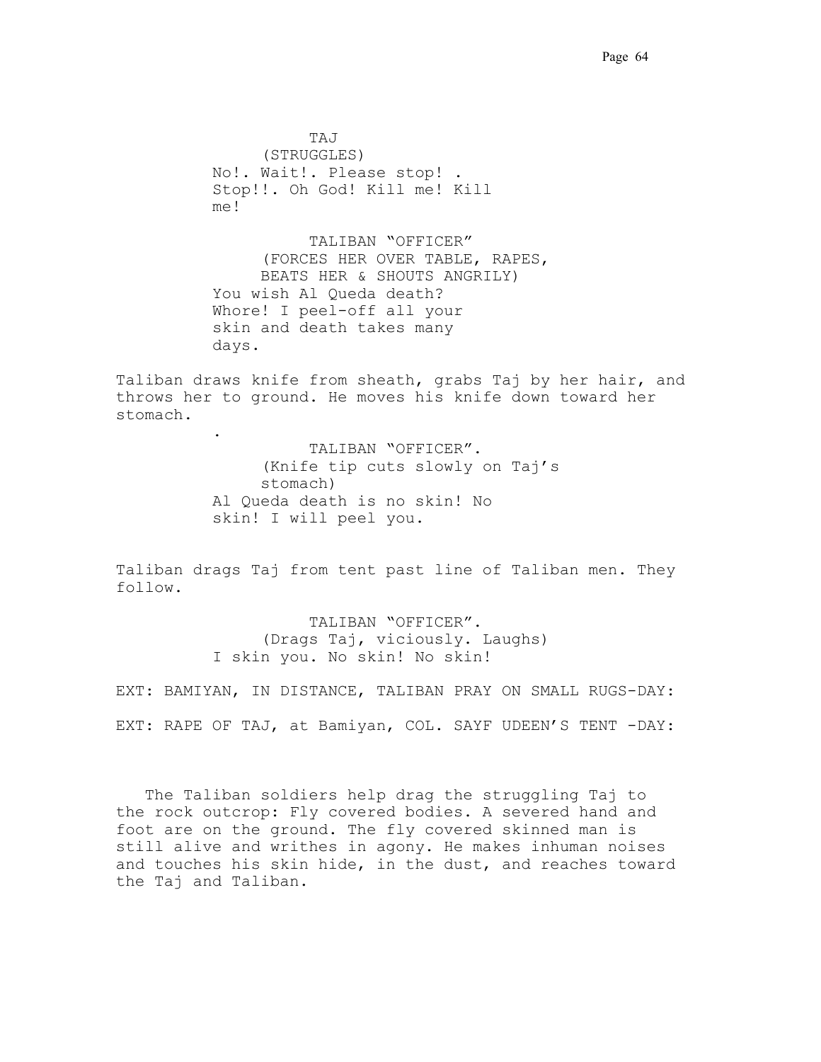TAJ
(STRUGGLES)
No!. Wait!. Please stop! .
Stop!!. Oh God! Kill me! Kill
me!

TALIBAN "OFFICER"
(FORCES HER OVER TABLE, RAPES,
BEATS HER & SHOUTS ANGRILY)
You wish Al Queda death?
Whore! I peel-off all your
skin and death takes many
days.

Taliban draws knife from sheath, grabs Taj by her hair, and throws her to ground. He moves his knife down toward her stomach.

.

TALIBAN "OFFICER".
(Knife tip cuts slowly on Taj's
stomach)
Al Queda death is no skin! No
skin! I will peel you.

Taliban drags Taj from tent past line of Taliban men. They follow.

TALIBAN "OFFICER".
(Drags Taj, viciously. Laughs)
I skin you. No skin! No skin!

EXT: BAMIYAN, IN DISTANCE, TALIBAN PRAY ON SMALL RUGS-DAY:

EXT: RAPE OF TAJ, at Bamiyan, COL. SAYF UDEEN'S TENT -DAY:

The Taliban soldiers help drag the struggling Taj to the rock outcrop: Fly covered bodies. A severed hand and foot are on the ground. The fly covered skinned man is still alive and writhes in agony. He makes inhuman noises and touches his skin hide, in the dust, and reaches toward the Taj and Taliban.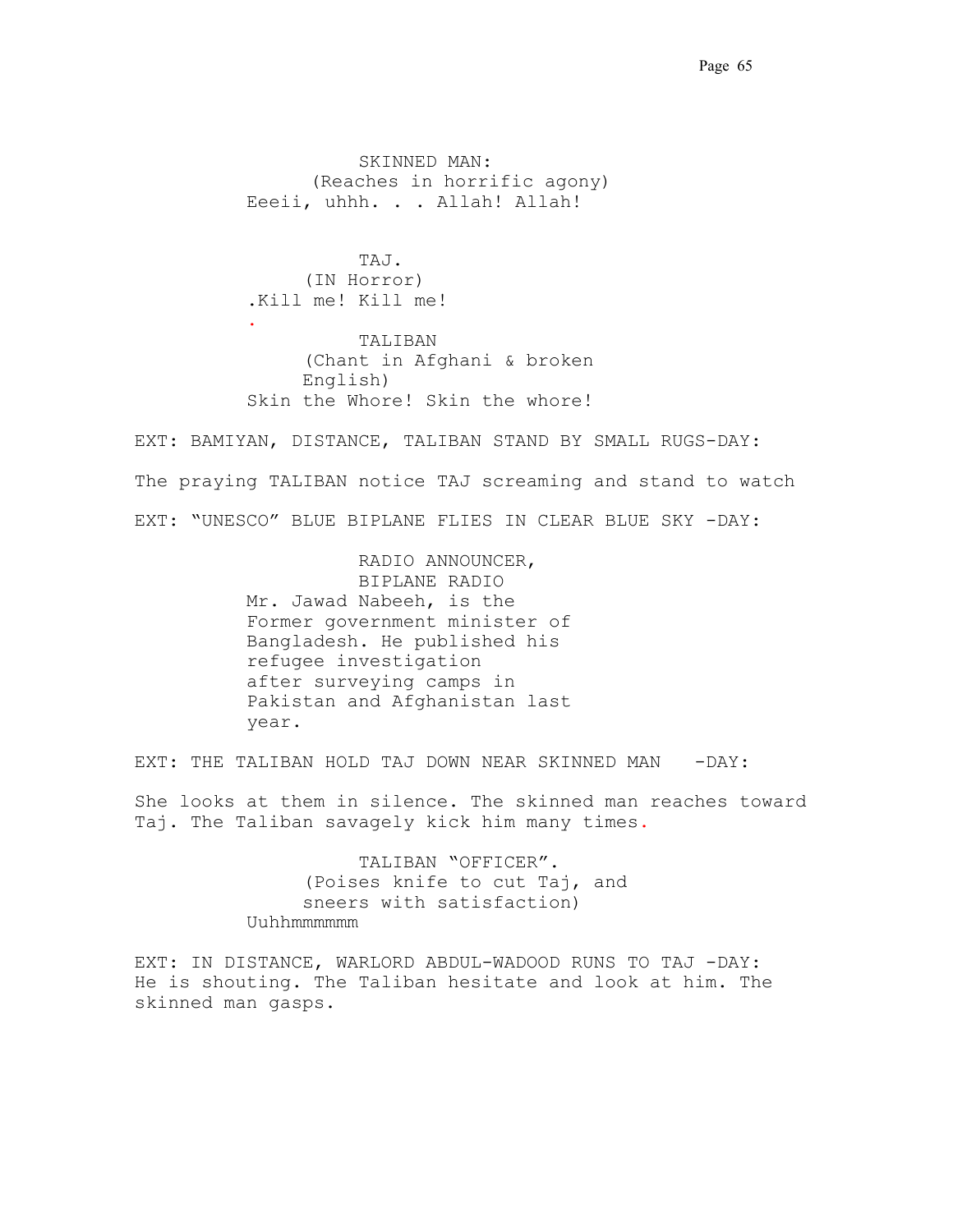SKINNED MAN:
(Reaches in horrific agony)
Eeeii, uhhh. . . Allah! Allah!

TAJ.
(IN Horror)
.Kill me! Kill me!
.

TALIBAN
(Chant in Afghani & broken English)
Skin the Whore! Skin the whore!

EXT: BAMIYAN, DISTANCE, TALIBAN STAND BY SMALL RUGS-DAY:

The praying TALIBAN notice TAJ screaming and stand to watch

EXT: "UNESCO" BLUE BIPLANE FLIES IN CLEAR BLUE SKY -DAY:

RADIO ANNOUNCER,
BIPLANE RADIO
Mr. Jawad Nabeeh, is the Former government minister of Bangladesh. He published his refugee investigation after surveying camps in Pakistan and Afghanistan last year.

EXT: THE TALIBAN HOLD TAJ DOWN NEAR SKINNED MAN -DAY:

She looks at them in silence. The skinned man reaches toward Taj. The Taliban savagely kick him many times.

TALIBAN "OFFICER".
(Poises knife to cut Taj, and sneers with satisfaction)
Uuhhmmmmmm

EXT: IN DISTANCE, WARLORD ABDUL-WADOOD RUNS TO TAJ -DAY:
He is shouting. The Taliban hesitate and look at him. The skinned man gasps.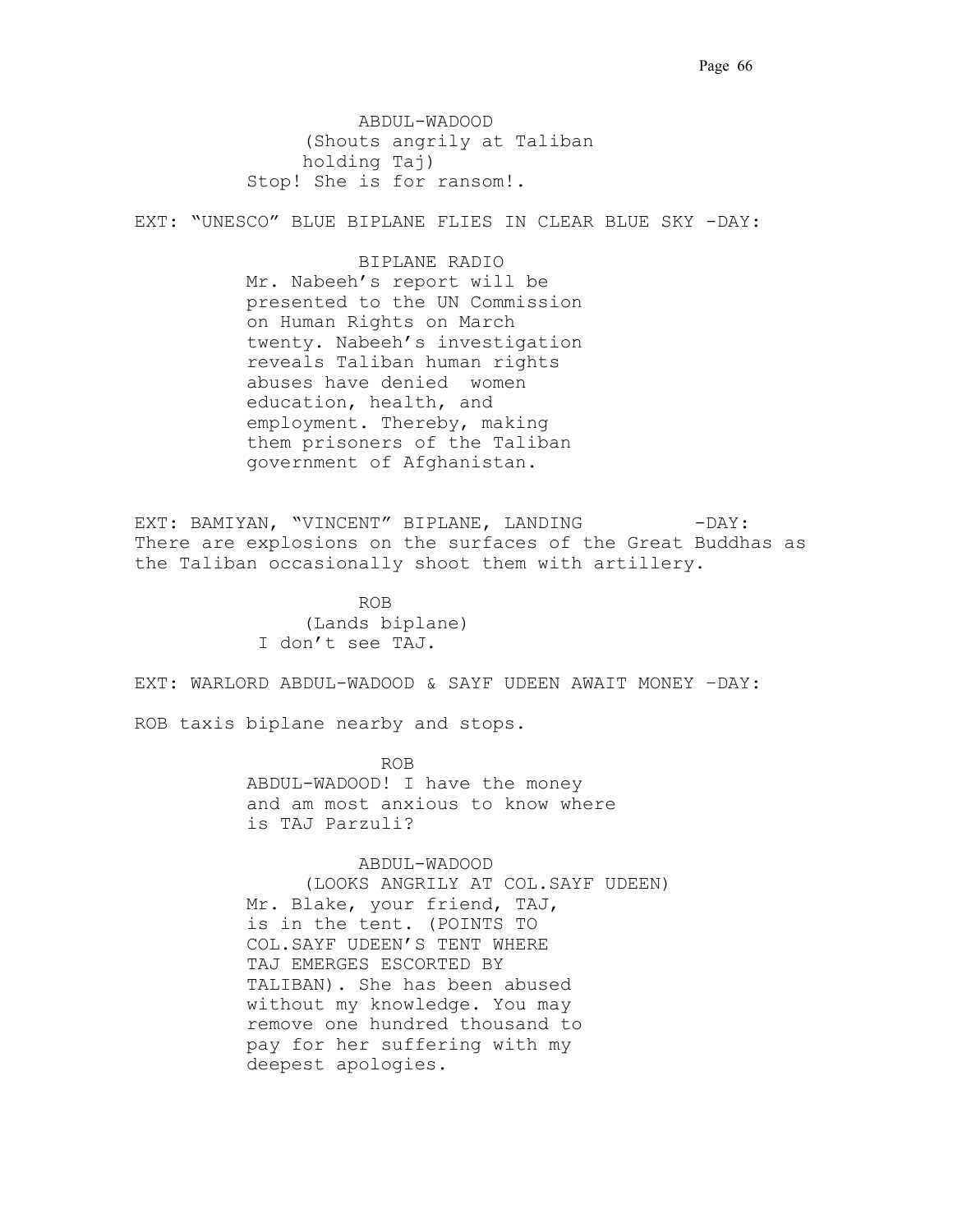ABDUL-WADOOD
(Shouts angrily at Taliban holding Taj)
Stop! She is for ransom!.

EXT: "UNESCO" BLUE BIPLANE FLIES IN CLEAR BLUE SKY -DAY:

BIPLANE RADIO
Mr. Nabeeh's report will be presented to the UN Commission on Human Rights on March twenty. Nabeeh's investigation reveals Taliban human rights abuses have denied women education, health, and employment. Thereby, making them prisoners of the Taliban government of Afghanistan.

EXT: BAMIYAN, "VINCENT" BIPLANE, LANDING -DAY:
There are explosions on the surfaces of the Great Buddhas as the Taliban occasionally shoot them with artillery.

ROB
(Lands biplane)
I don't see TAJ.

EXT: WARLORD ABDUL-WADOOD & SAYF UDEEN AWAIT MONEY –DAY:

ROB taxis biplane nearby and stops.

ROB
ABDUL-WADOOD! I have the money and am most anxious to know where is TAJ Parzuli?

ABDUL-WADOOD
(LOOKS ANGRILY AT COL.SAYF UDEEN)
Mr. Blake, your friend, TAJ, is in the tent. (POINTS TO COL.SAYF UDEEN'S TENT WHERE TAJ EMERGES ESCORTED BY TALIBAN). She has been abused without my knowledge. You may remove one hundred thousand to pay for her suffering with my deepest apologies.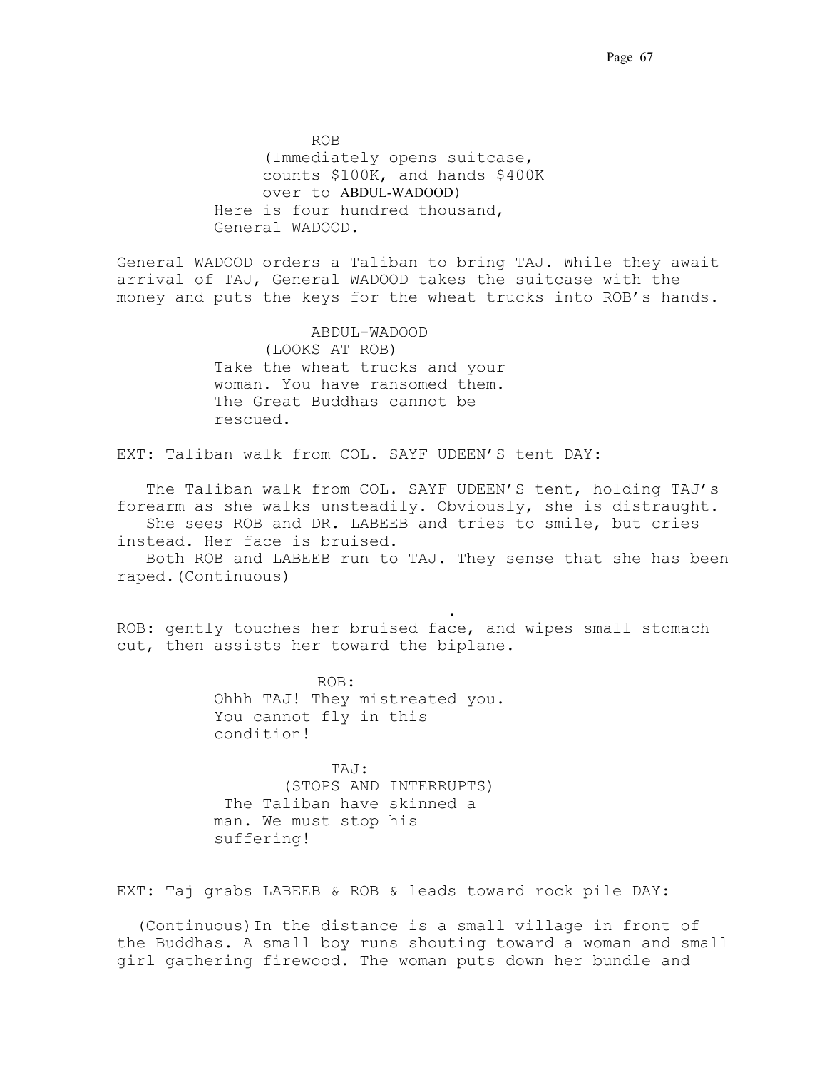ROB
(Immediately opens suitcase, counts $100K, and hands $400K over to ABDUL-WADOOD)
Here is four hundred thousand, General WADOOD.

General WADOOD orders a Taliban to bring TAJ. While they await arrival of TAJ, General WADOOD takes the suitcase with the money and puts the keys for the wheat trucks into ROB's hands.

ABDUL-WADOOD
(LOOKS AT ROB)
Take the wheat trucks and your woman. You have ransomed them. The Great Buddhas cannot be rescued.

EXT: Taliban walk from COL. SAYF UDEEN'S tent DAY:

The Taliban walk from COL. SAYF UDEEN'S tent, holding TAJ's forearm as she walks unsteadily. Obviously, she is distraught.
She sees ROB and DR. LABEEB and tries to smile, but cries instead. Her face is bruised.
Both ROB and LABEEB run to TAJ. They sense that she has been raped.(Continuous)

.

ROB: gently touches her bruised face, and wipes small stomach cut, then assists her toward the biplane.

ROB:
Ohhh TAJ! They mistreated you. You cannot fly in this condition!

TAJ:
(STOPS AND INTERRUPTS)
The Taliban have skinned a man. We must stop his suffering!

EXT: Taj grabs LABEEB & ROB & leads toward rock pile DAY:

(Continuous)In the distance is a small village in front of the Buddhas. A small boy runs shouting toward a woman and small girl gathering firewood. The woman puts down her bundle and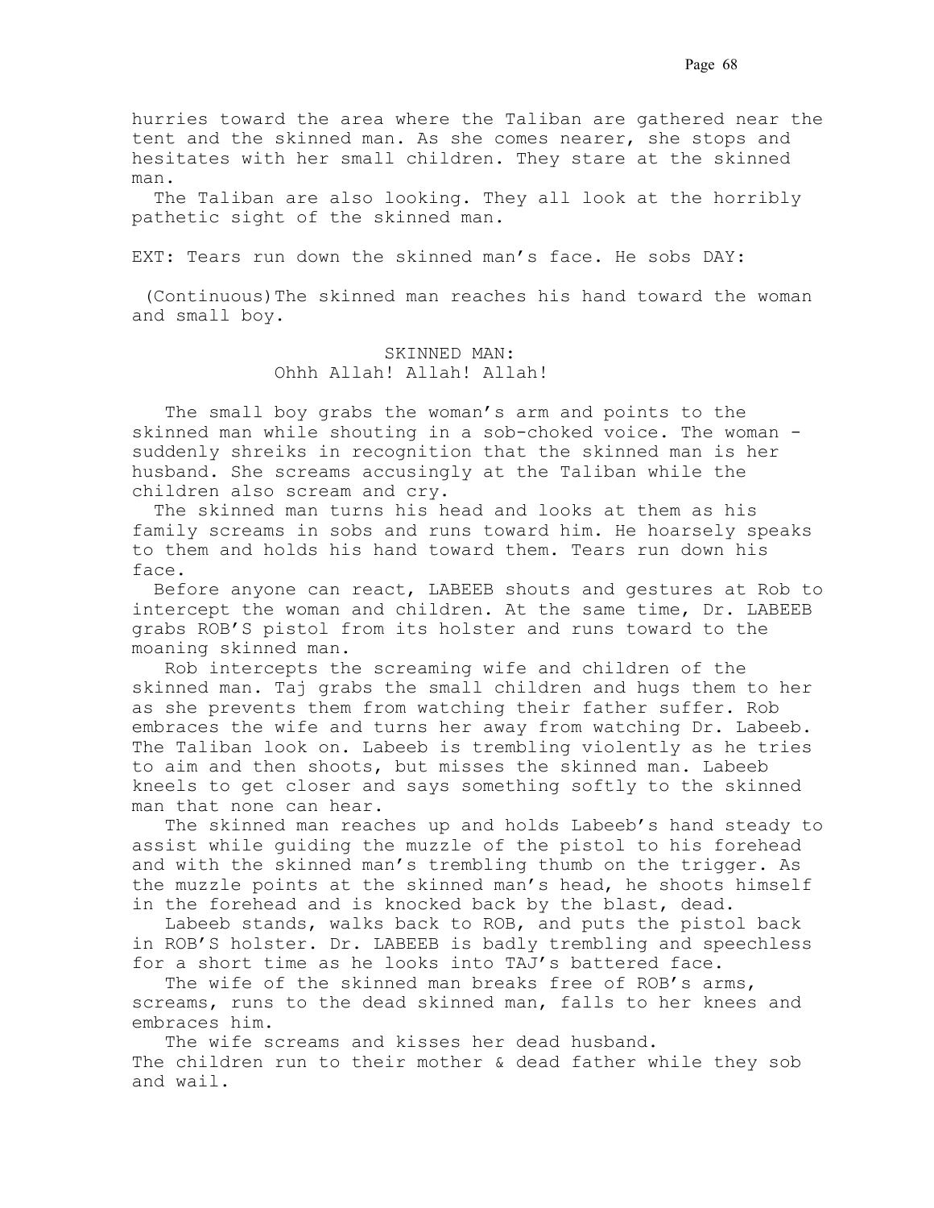hurries toward the area where the Taliban are gathered near the tent and the skinned man. As she comes nearer, she stops and hesitates with her small children. They stare at the skinned man.

The Taliban are also looking. They all look at the horribly pathetic sight of the skinned man.

EXT: Tears run down the skinned man's face. He sobs DAY:

(Continuous)The skinned man reaches his hand toward the woman and small boy.

SKINNED MAN:
Ohhh Allah! Allah! Allah!

The small boy grabs the woman's arm and points to the skinned man while shouting in a sob-choked voice. The woman - suddenly shreiks in recognition that the skinned man is her husband. She screams accusingly at the Taliban while the children also scream and cry.

The skinned man turns his head and looks at them as his family screams in sobs and runs toward him. He hoarsely speaks to them and holds his hand toward them. Tears run down his face.

Before anyone can react, LABEEB shouts and gestures at Rob to intercept the woman and children. At the same time, Dr. LABEEB grabs ROB'S pistol from its holster and runs toward to the moaning skinned man.

Rob intercepts the screaming wife and children of the skinned man. Taj grabs the small children and hugs them to her as she prevents them from watching their father suffer. Rob embraces the wife and turns her away from watching Dr. Labeeb. The Taliban look on. Labeeb is trembling violently as he tries to aim and then shoots, but misses the skinned man. Labeeb kneels to get closer and says something softly to the skinned man that none can hear.

The skinned man reaches up and holds Labeeb's hand steady to assist while guiding the muzzle of the pistol to his forehead and with the skinned man's trembling thumb on the trigger. As the muzzle points at the skinned man's head, he shoots himself in the forehead and is knocked back by the blast, dead.

Labeeb stands, walks back to ROB, and puts the pistol back in ROB'S holster. Dr. LABEEB is badly trembling and speechless for a short time as he looks into TAJ's battered face.

The wife of the skinned man breaks free of ROB's arms, screams, runs to the dead skinned man, falls to her knees and embraces him.

The wife screams and kisses her dead husband.
The children run to their mother & dead father while they sob and wail.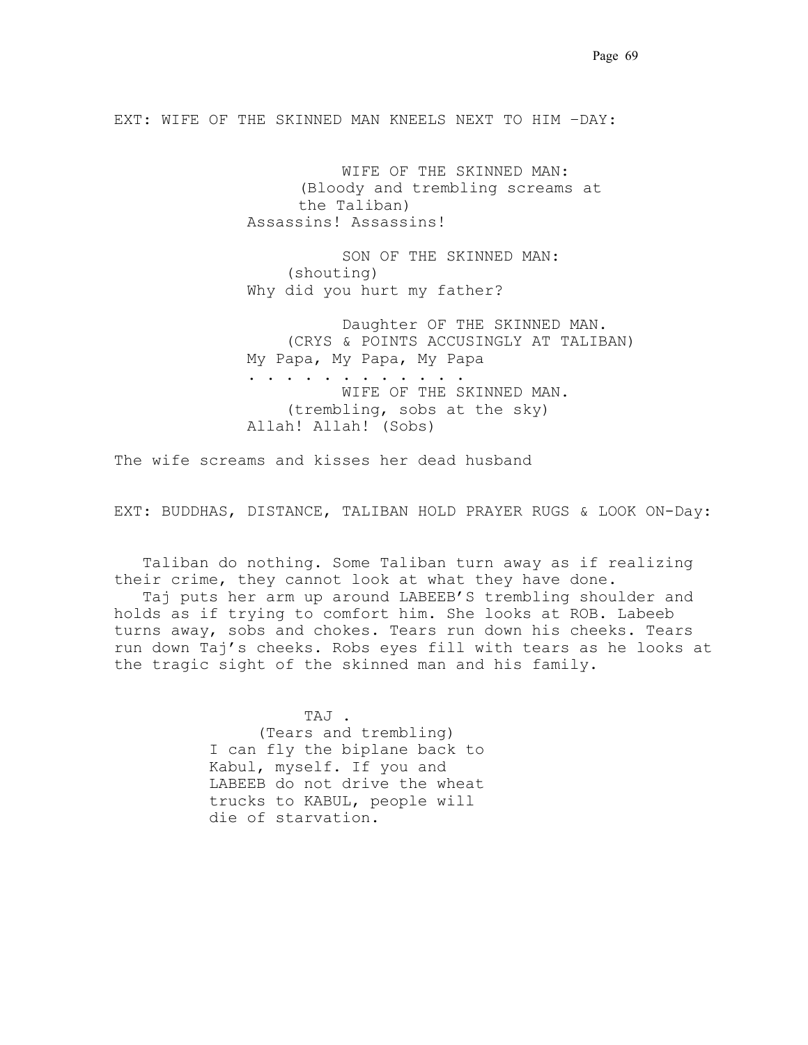EXT: WIFE OF THE SKINNED MAN KNEELS NEXT TO HIM –DAY:

WIFE OF THE SKINNED MAN:
(Bloody and trembling screams at the Taliban)
Assassins! Assassins!

SON OF THE SKINNED MAN:
(shouting)
Why did you hurt my father?

Daughter OF THE SKINNED MAN.
(CRYS & POINTS ACCUSINGLY AT TALIBAN)
My Papa, My Papa, My Papa
. . . . . . . . . . . . .

WIFE OF THE SKINNED MAN.
(trembling, sobs at the sky)
Allah! Allah! (Sobs)

The wife screams and kisses her dead husband

EXT: BUDDHAS, DISTANCE, TALIBAN HOLD PRAYER RUGS & LOOK ON-Day:

Taliban do nothing. Some Taliban turn away as if realizing their crime, they cannot look at what they have done.
Taj puts her arm up around LABEEB'S trembling shoulder and holds as if trying to comfort him. She looks at ROB. Labeeb turns away, sobs and chokes. Tears run down his cheeks. Tears run down Taj's cheeks. Robs eyes fill with tears as he looks at the tragic sight of the skinned man and his family.

TAJ .
(Tears and trembling)
I can fly the biplane back to Kabul, myself. If you and LABEEB do not drive the wheat trucks to KABUL, people will die of starvation.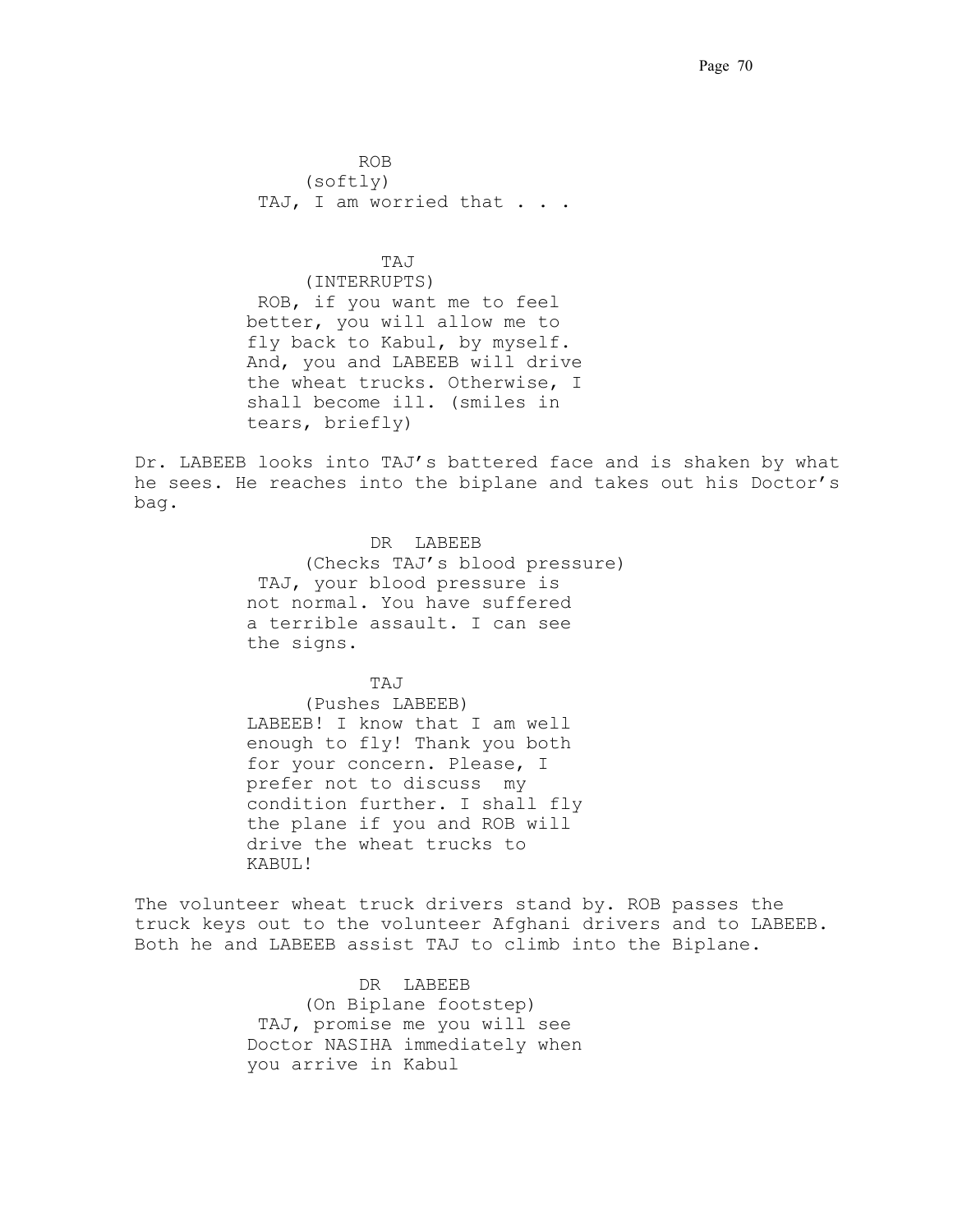ROB
(softly)
TAJ, I am worried that . . .

TAJ
(INTERRUPTS)
ROB, if you want me to feel better, you will allow me to fly back to Kabul, by myself. And, you and LABEEB will drive the wheat trucks. Otherwise, I shall become ill. (smiles in tears, briefly)

Dr. LABEEB looks into TAJ's battered face and is shaken by what he sees. He reaches into the biplane and takes out his Doctor's bag.

DR LABEEB
(Checks TAJ's blood pressure)
TAJ, your blood pressure is not normal. You have suffered a terrible assault. I can see the signs.

TAJ
(Pushes LABEEB)
LABEEB! I know that I am well enough to fly! Thank you both for your concern. Please, I prefer not to discuss my condition further. I shall fly the plane if you and ROB will drive the wheat trucks to KABUL!

The volunteer wheat truck drivers stand by. ROB passes the truck keys out to the volunteer Afghani drivers and to LABEEB. Both he and LABEEB assist TAJ to climb into the Biplane.

DR LABEEB
(On Biplane footstep)
TAJ, promise me you will see Doctor NASIHA immediately when you arrive in Kabul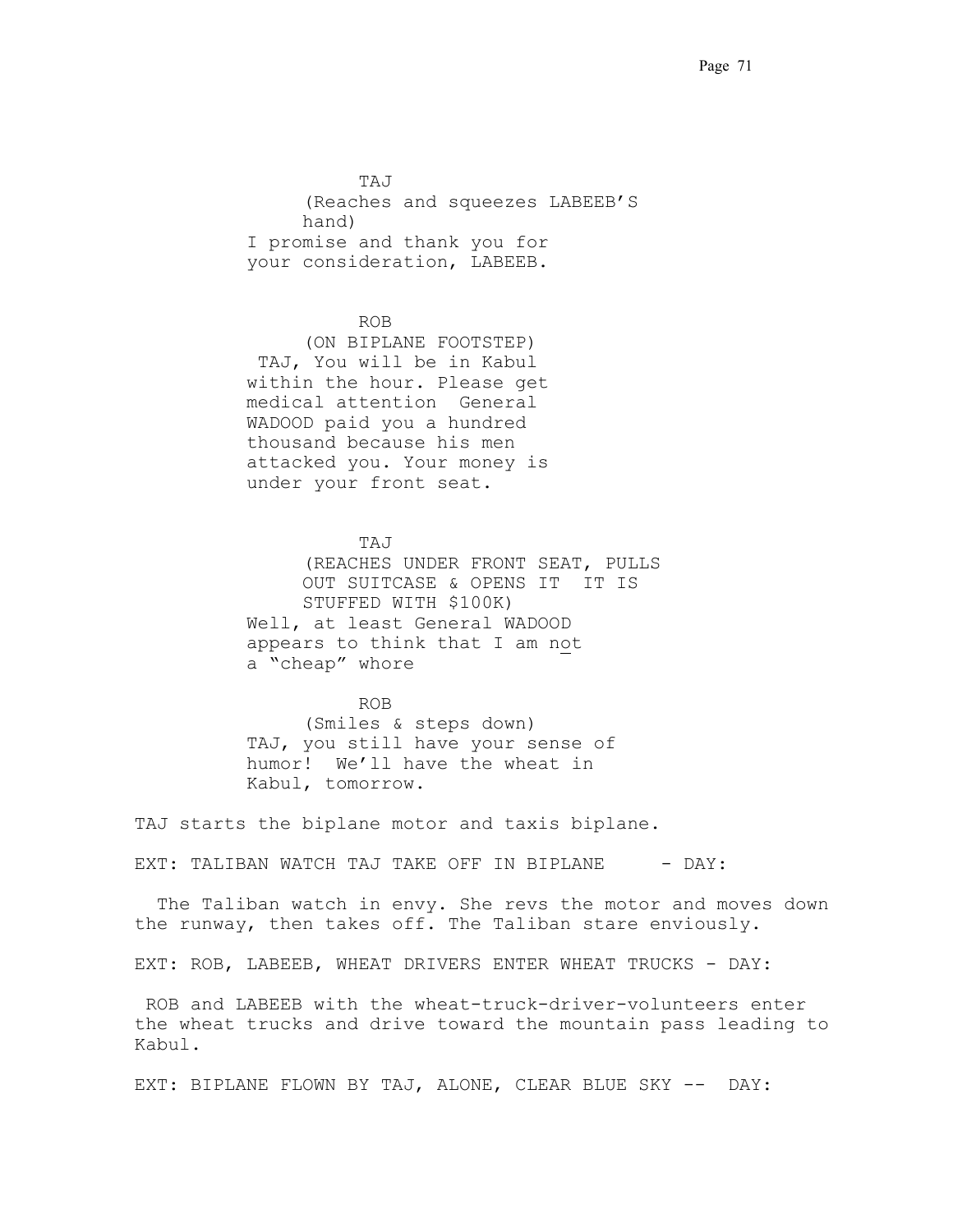TAJ

(Reaches and squeezes LABEEB'S hand)

I promise and thank you for your consideration, LABEEB.

ROB

(ON BIPLANE FOOTSTEP)

TAJ, You will be in Kabul within the hour. Please get medical attention  General WADOOD paid you a hundred thousand because his men attacked you. Your money is under your front seat.

TAJ

(REACHES UNDER FRONT SEAT, PULLS OUT SUITCASE & OPENS IT  IT IS STUFFED WITH $100K)

Well, at least General WADOOD appears to think that I am not a "cheap" whore

ROB

(Smiles & steps down)

TAJ, you still have your sense of humor!  We'll have the wheat in Kabul, tomorrow.

TAJ starts the biplane motor and taxis biplane.

EXT: TALIBAN WATCH TAJ TAKE OFF IN BIPLANE     - DAY:

The Taliban watch in envy. She revs the motor and moves down the runway, then takes off. The Taliban stare enviously.

EXT: ROB, LABEEB, WHEAT DRIVERS ENTER WHEAT TRUCKS - DAY:

ROB and LABEEB with the wheat-truck-driver-volunteers enter the wheat trucks and drive toward the mountain pass leading to Kabul.

EXT: BIPLANE FLOWN BY TAJ, ALONE, CLEAR BLUE SKY --  DAY: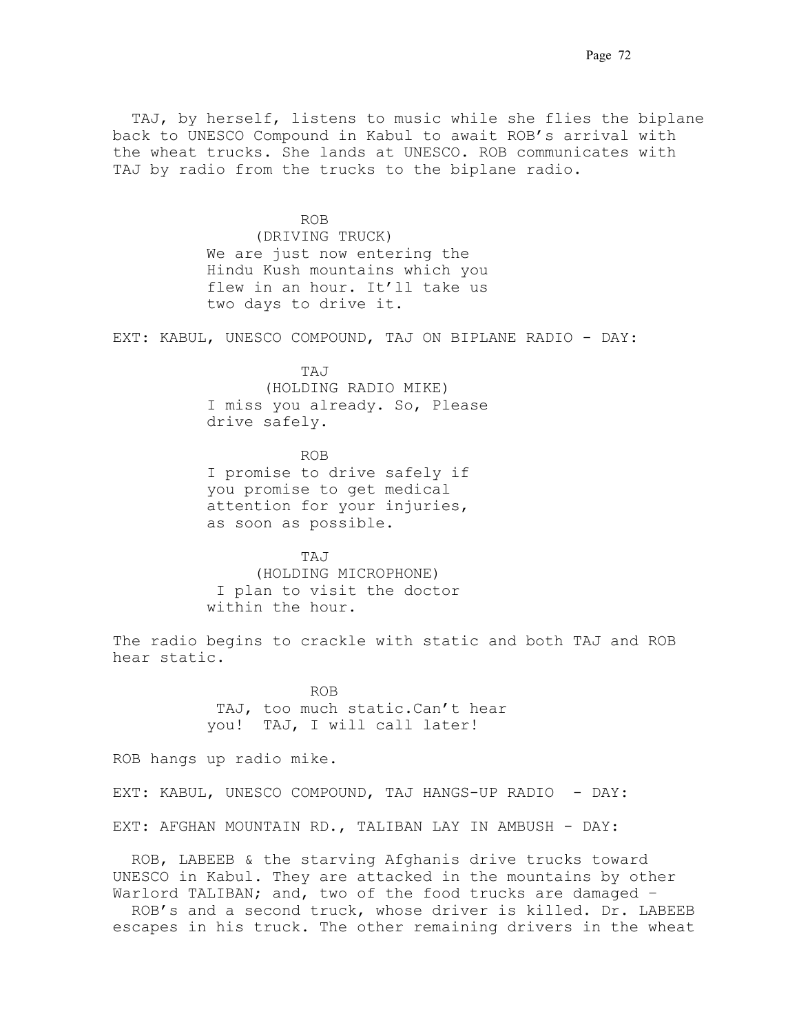TAJ, by herself, listens to music while she flies the biplane back to UNESCO Compound in Kabul to await ROB's arrival with the wheat trucks. She lands at UNESCO. ROB communicates with TAJ by radio from the trucks to the biplane radio.

ROB
(DRIVING TRUCK)
We are just now entering the Hindu Kush mountains which you flew in an hour. It'll take us two days to drive it.

EXT: KABUL, UNESCO COMPOUND, TAJ ON BIPLANE RADIO - DAY:

TAJ
(HOLDING RADIO MIKE)
I miss you already. So, Please drive safely.

ROB
I promise to drive safely if you promise to get medical attention for your injuries, as soon as possible.

TAJ
(HOLDING MICROPHONE)
I plan to visit the doctor within the hour.

The radio begins to crackle with static and both TAJ and ROB hear static.

ROB
TAJ, too much static.Can't hear you! TAJ, I will call later!

ROB hangs up radio mike.

EXT: KABUL, UNESCO COMPOUND, TAJ HANGS-UP RADIO - DAY:

EXT: AFGHAN MOUNTAIN RD., TALIBAN LAY IN AMBUSH - DAY:

ROB, LABEEB & the starving Afghanis drive trucks toward UNESCO in Kabul. They are attacked in the mountains by other Warlord TALIBAN; and, two of the food trucks are damaged – ROB's and a second truck, whose driver is killed. Dr. LABEEB escapes in his truck. The other remaining drivers in the wheat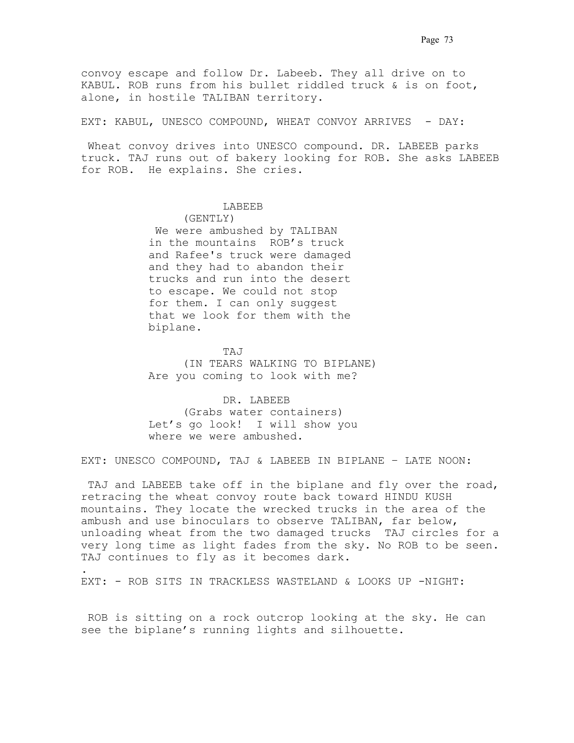convoy escape and follow Dr. Labeeb. They all drive on to KABUL. ROB runs from his bullet riddled truck & is on foot, alone, in hostile TALIBAN territory.

EXT: KABUL, UNESCO COMPOUND, WHEAT CONVOY ARRIVES - DAY:

Wheat convoy drives into UNESCO compound. DR. LABEEB parks truck. TAJ runs out of bakery looking for ROB. She asks LABEEB for ROB. He explains. She cries.

LABEEB
(GENTLY)
We were ambushed by TALIBAN in the mountains ROB's truck and Rafee's truck were damaged and they had to abandon their trucks and run into the desert to escape. We could not stop for them. I can only suggest that we look for them with the biplane.

TAJ
(IN TEARS WALKING TO BIPLANE)
Are you coming to look with me?

DR. LABEEB
(Grabs water containers)
Let's go look! I will show you where we were ambushed.

EXT: UNESCO COMPOUND, TAJ & LABEEB IN BIPLANE – LATE NOON:

TAJ and LABEEB take off in the biplane and fly over the road, retracing the wheat convoy route back toward HINDU KUSH mountains. They locate the wrecked trucks in the area of the ambush and use binoculars to observe TALIBAN, far below, unloading wheat from the two damaged trucks TAJ circles for a very long time as light fades from the sky. No ROB to be seen. TAJ continues to fly as it becomes dark.

.

EXT: - ROB SITS IN TRACKLESS WASTELAND & LOOKS UP -NIGHT:

ROB is sitting on a rock outcrop looking at the sky. He can see the biplane's running lights and silhouette.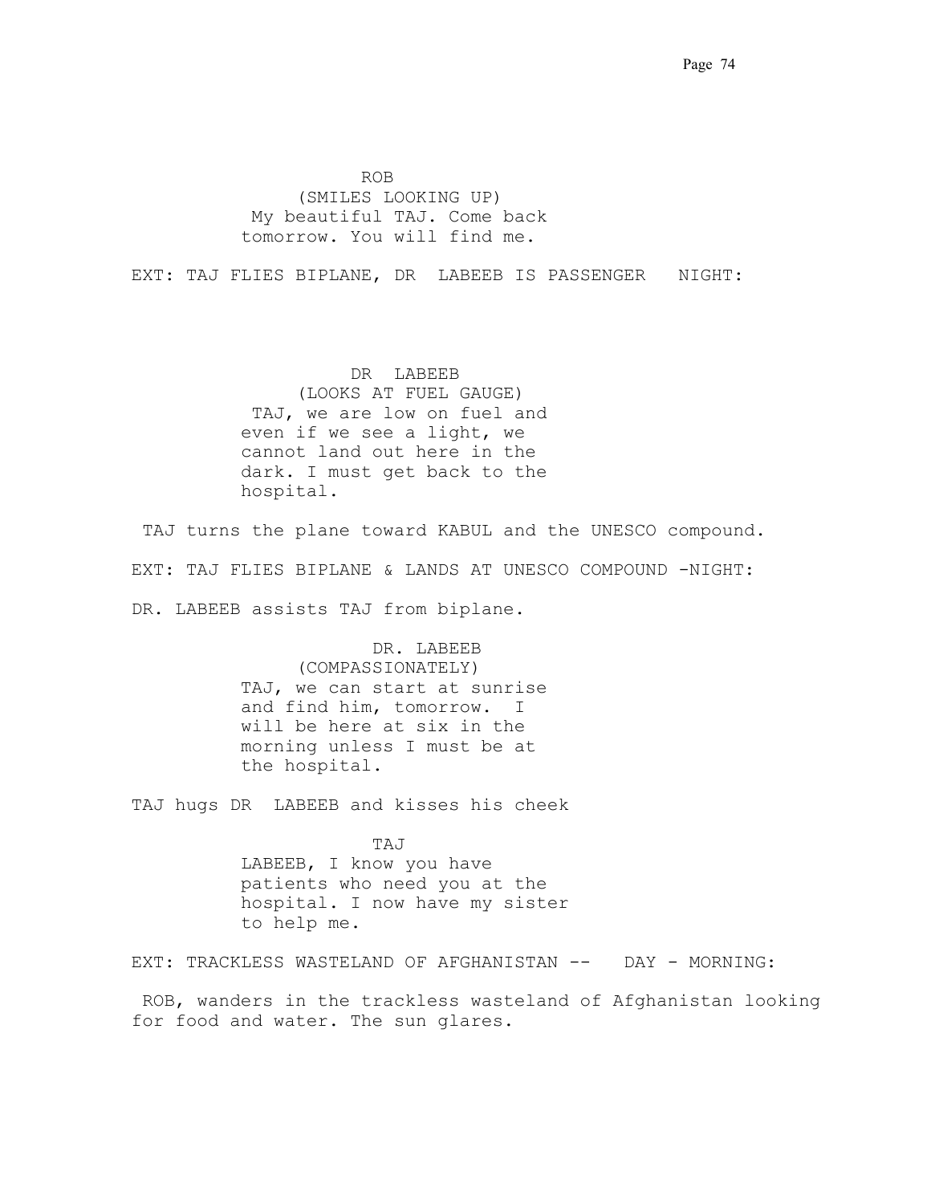ROB
(SMILES LOOKING UP)
My beautiful TAJ. Come back tomorrow. You will find me.

EXT: TAJ FLIES BIPLANE, DR LABEEB IS PASSENGER NIGHT:

DR LABEEB
(LOOKS AT FUEL GAUGE)
TAJ, we are low on fuel and even if we see a light, we cannot land out here in the dark. I must get back to the hospital.

TAJ turns the plane toward KABUL and the UNESCO compound.

EXT: TAJ FLIES BIPLANE & LANDS AT UNESCO COMPOUND -NIGHT:

DR. LABEEB assists TAJ from biplane.

DR. LABEEB
(COMPASSIONATELY)
TAJ, we can start at sunrise and find him, tomorrow. I will be here at six in the morning unless I must be at the hospital.

TAJ hugs DR LABEEB and kisses his cheek

TAJ
LABEEB, I know you have patients who need you at the hospital. I now have my sister to help me.

EXT: TRACKLESS WASTELAND OF AFGHANISTAN -- DAY - MORNING:

ROB, wanders in the trackless wasteland of Afghanistan looking for food and water. The sun glares.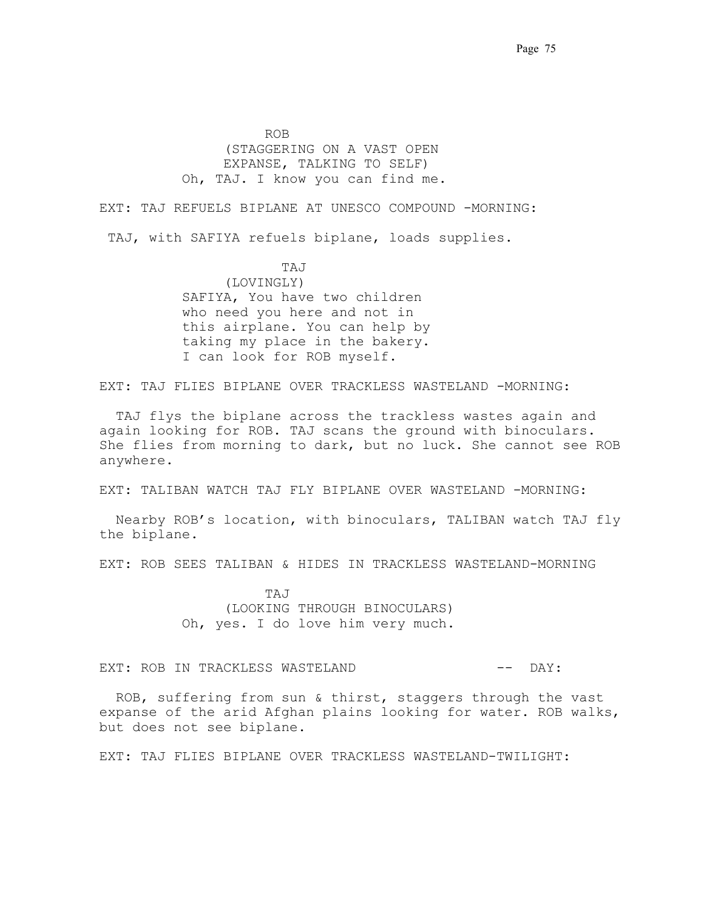ROB
(STAGGERING ON A VAST OPEN EXPANSE, TALKING TO SELF)
Oh, TAJ. I know you can find me.

EXT: TAJ REFUELS BIPLANE AT UNESCO COMPOUND -MORNING:

TAJ, with SAFIYA refuels biplane, loads supplies.

TAJ
(LOVINGLY)
SAFIYA, You have two children who need you here and not in this airplane. You can help by taking my place in the bakery. I can look for ROB myself.

EXT: TAJ FLIES BIPLANE OVER TRACKLESS WASTELAND -MORNING:

TAJ flys the biplane across the trackless wastes again and again looking for ROB. TAJ scans the ground with binoculars. She flies from morning to dark, but no luck. She cannot see ROB anywhere.

EXT: TALIBAN WATCH TAJ FLY BIPLANE OVER WASTELAND -MORNING:

Nearby ROB's location, with binoculars, TALIBAN watch TAJ fly the biplane.

EXT: ROB SEES TALIBAN & HIDES IN TRACKLESS WASTELAND-MORNING

TAJ
(LOOKING THROUGH BINOCULARS)
Oh, yes. I do love him very much.

EXT: ROB IN TRACKLESS WASTELAND -- DAY:

ROB, suffering from sun & thirst, staggers through the vast expanse of the arid Afghan plains looking for water. ROB walks, but does not see biplane.

EXT: TAJ FLIES BIPLANE OVER TRACKLESS WASTELAND-TWILIGHT: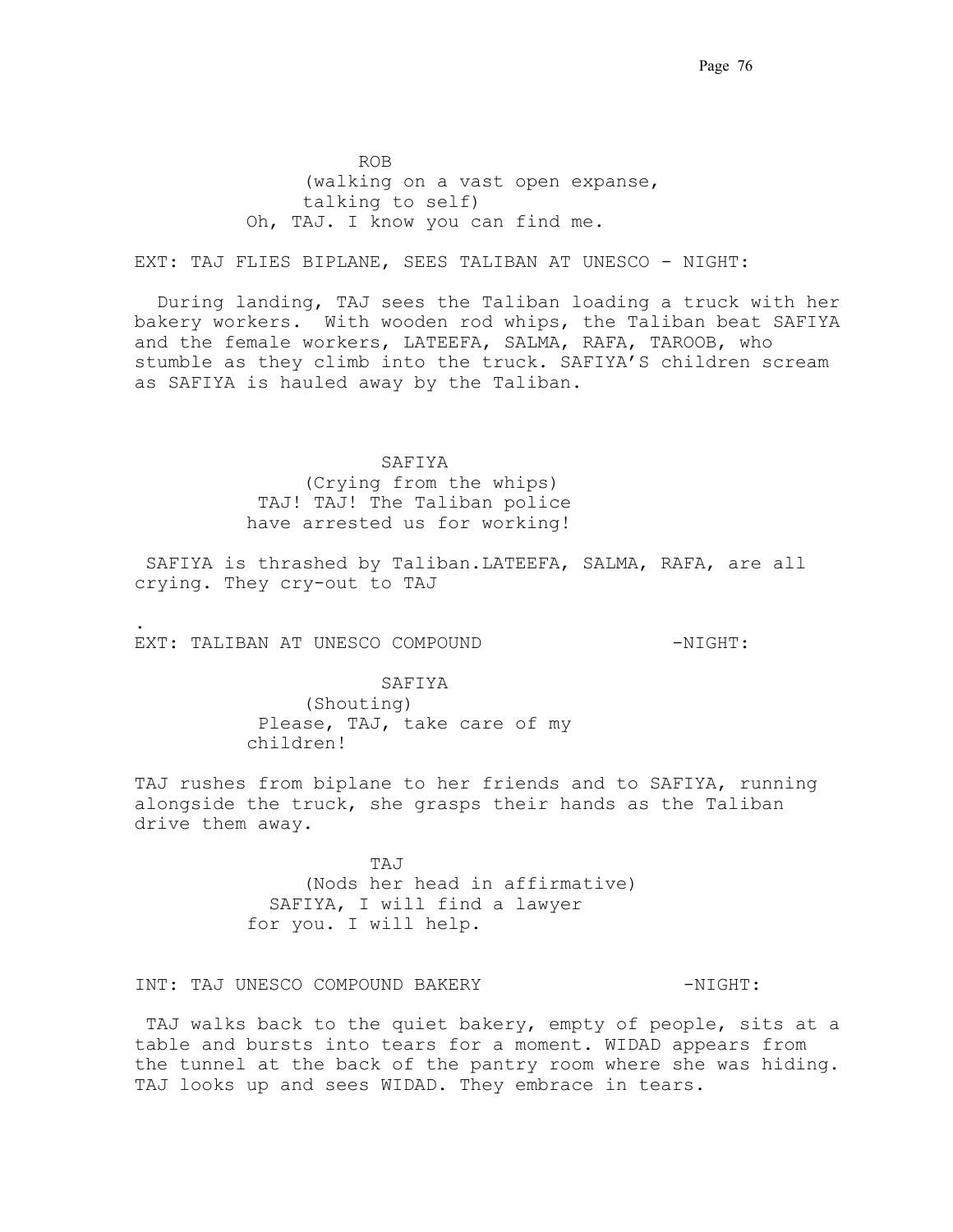ROB
(walking on a vast open expanse,
talking to self)
Oh, TAJ. I know you can find me.

EXT: TAJ FLIES BIPLANE, SEES TALIBAN AT UNESCO - NIGHT:

During landing, TAJ sees the Taliban loading a truck with her bakery workers. With wooden rod whips, the Taliban beat SAFIYA and the female workers, LATEEFA, SALMA, RAFA, TAROOB, who stumble as they climb into the truck. SAFIYA'S children scream as SAFIYA is hauled away by the Taliban.

SAFIYA
(Crying from the whips)
TAJ! TAJ! The Taliban police
have arrested us for working!

SAFIYA is thrashed by Taliban.LATEEFA, SALMA, RAFA, are all crying. They cry-out to TAJ

.

EXT: TALIBAN AT UNESCO COMPOUND -NIGHT:

SAFIYA
(Shouting)
Please, TAJ, take care of my
children!

TAJ rushes from biplane to her friends and to SAFIYA, running alongside the truck, she grasps their hands as the Taliban drive them away.

TAJ
(Nods her head in affirmative)
SAFIYA, I will find a lawyer
for you. I will help.

INT: TAJ UNESCO COMPOUND BAKERY -NIGHT:

TAJ walks back to the quiet bakery, empty of people, sits at a table and bursts into tears for a moment. WIDAD appears from the tunnel at the back of the pantry room where she was hiding. TAJ looks up and sees WIDAD. They embrace in tears.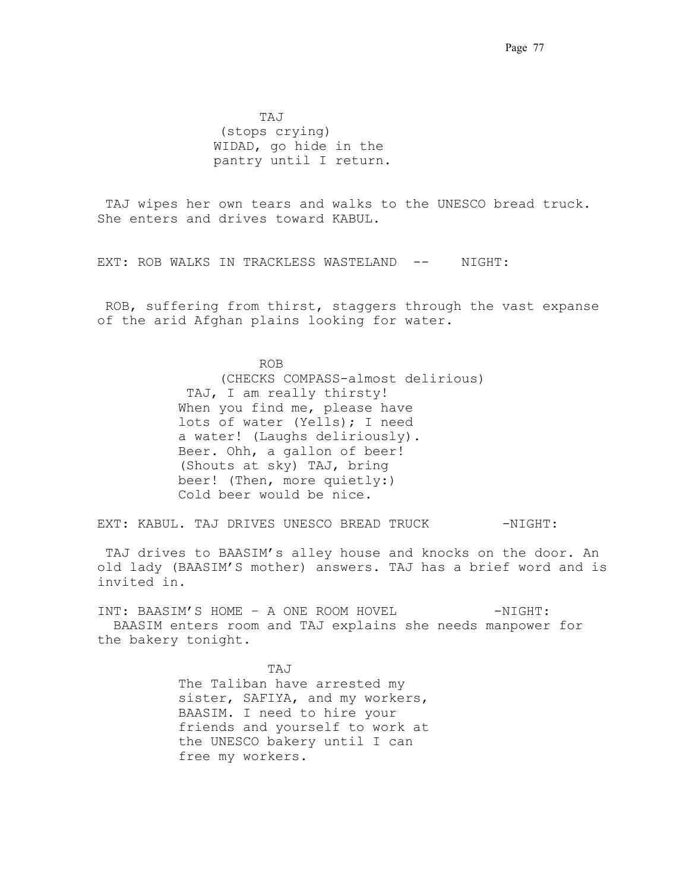TAJ
(stops crying)
WIDAD, go hide in the pantry until I return.

TAJ wipes her own tears and walks to the UNESCO bread truck. She enters and drives toward KABUL.

EXT: ROB WALKS IN TRACKLESS WASTELAND -- NIGHT:

ROB, suffering from thirst, staggers through the vast expanse of the arid Afghan plains looking for water.

ROB
(CHECKS COMPASS-almost delirious)
TAJ, I am really thirsty! When you find me, please have lots of water (Yells); I need a water! (Laughs deliriously). Beer. Ohh, a gallon of beer! (Shouts at sky) TAJ, bring beer! (Then, more quietly:) Cold beer would be nice.

EXT: KABUL. TAJ DRIVES UNESCO BREAD TRUCK -NIGHT:

TAJ drives to BAASIM's alley house and knocks on the door. An old lady (BAASIM'S mother) answers. TAJ has a brief word and is invited in.

INT: BAASIM'S HOME – A ONE ROOM HOVEL -NIGHT:

BAASIM enters room and TAJ explains she needs manpower for the bakery tonight.

TAJ
The Taliban have arrested my sister, SAFIYA, and my workers, BAASIM. I need to hire your friends and yourself to work at the UNESCO bakery until I can free my workers.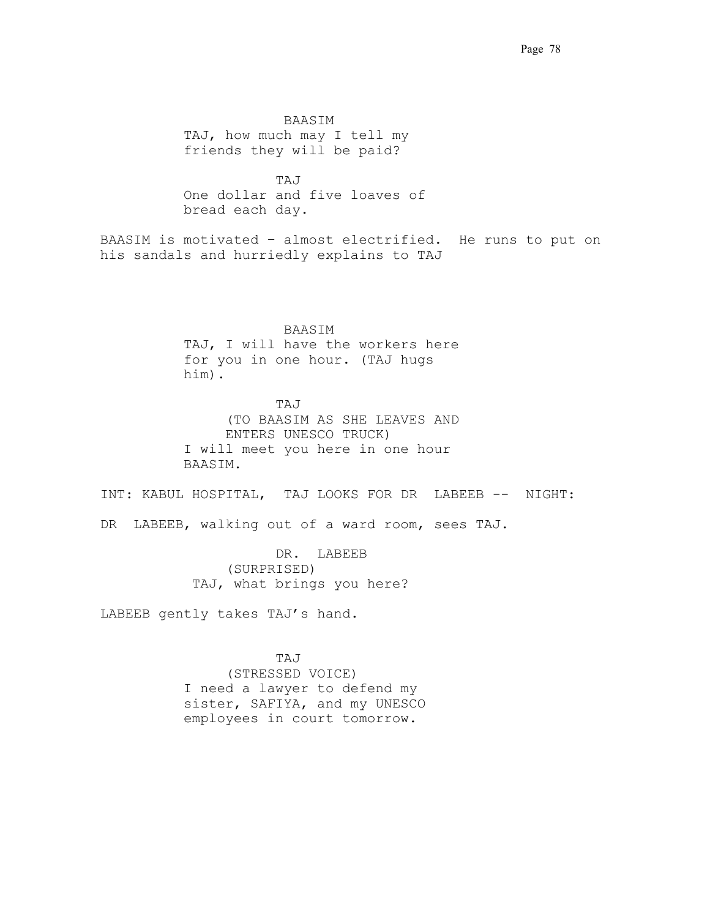BAASIM

TAJ, how much may I tell my friends they will be paid?

TAJ

One dollar and five loaves of bread each day.

BAASIM is motivated – almost electrified. He runs to put on his sandals and hurriedly explains to TAJ

BAASIM

TAJ, I will have the workers here for you in one hour. (TAJ hugs him).

TAJ

(TO BAASIM AS SHE LEAVES AND ENTERS UNESCO TRUCK)

I will meet you here in one hour BAASIM.

INT: KABUL HOSPITAL, TAJ LOOKS FOR DR LABEEB -- NIGHT:

DR LABEEB, walking out of a ward room, sees TAJ.

DR. LABEEB

(SURPRISED)

TAJ, what brings you here?

LABEEB gently takes TAJ's hand.

TAJ

(STRESSED VOICE)

I need a lawyer to defend my sister, SAFIYA, and my UNESCO employees in court tomorrow.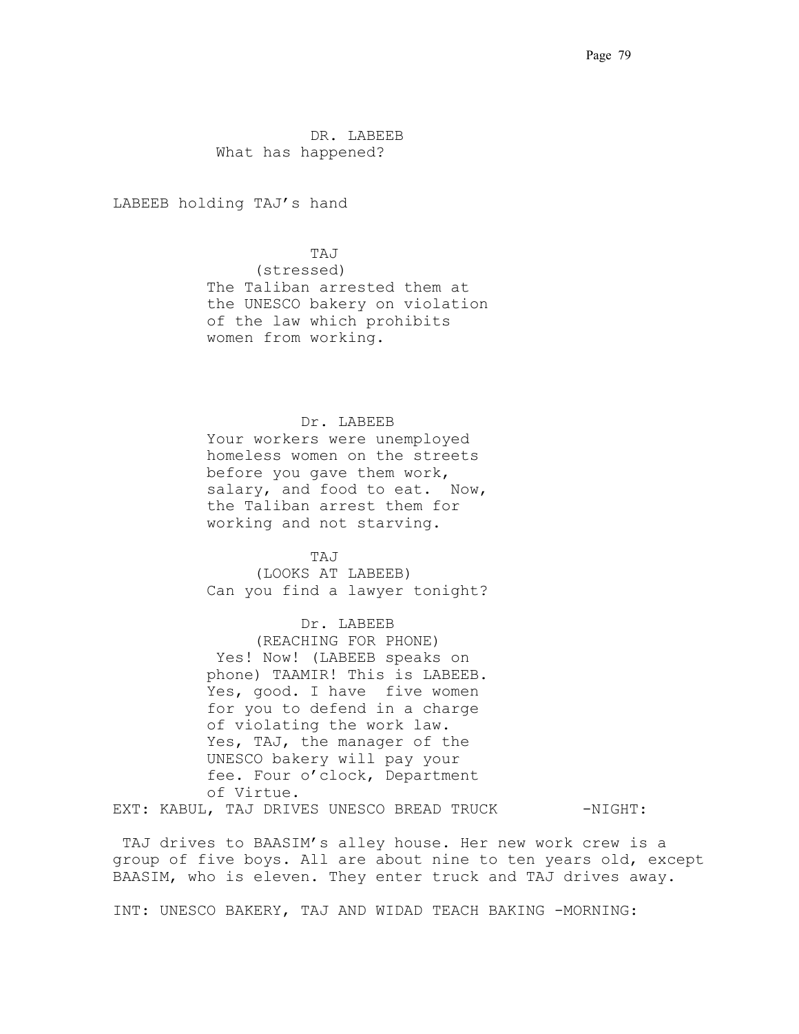DR. LABEEB

What has happened?

LABEEB holding TAJ's hand

TAJ

(stressed)

The Taliban arrested them at the UNESCO bakery on violation of the law which prohibits women from working.

Dr. LABEEB

Your workers were unemployed homeless women on the streets before you gave them work, salary, and food to eat. Now, the Taliban arrest them for working and not starving.

TAJ

(LOOKS AT LABEEB)

Can you find a lawyer tonight?

Dr. LABEEB

(REACHING FOR PHONE)

Yes! Now! (LABEEB speaks on phone) TAAMIR! This is LABEEB. Yes, good. I have five women for you to defend in a charge of violating the work law. Yes, TAJ, the manager of the UNESCO bakery will pay your fee. Four o'clock, Department of Virtue.

EXT: KABUL, TAJ DRIVES UNESCO BREAD TRUCK -NIGHT:

TAJ drives to BAASIM's alley house. Her new work crew is a group of five boys. All are about nine to ten years old, except BAASIM, who is eleven. They enter truck and TAJ drives away.

INT: UNESCO BAKERY, TAJ AND WIDAD TEACH BAKING -MORNING: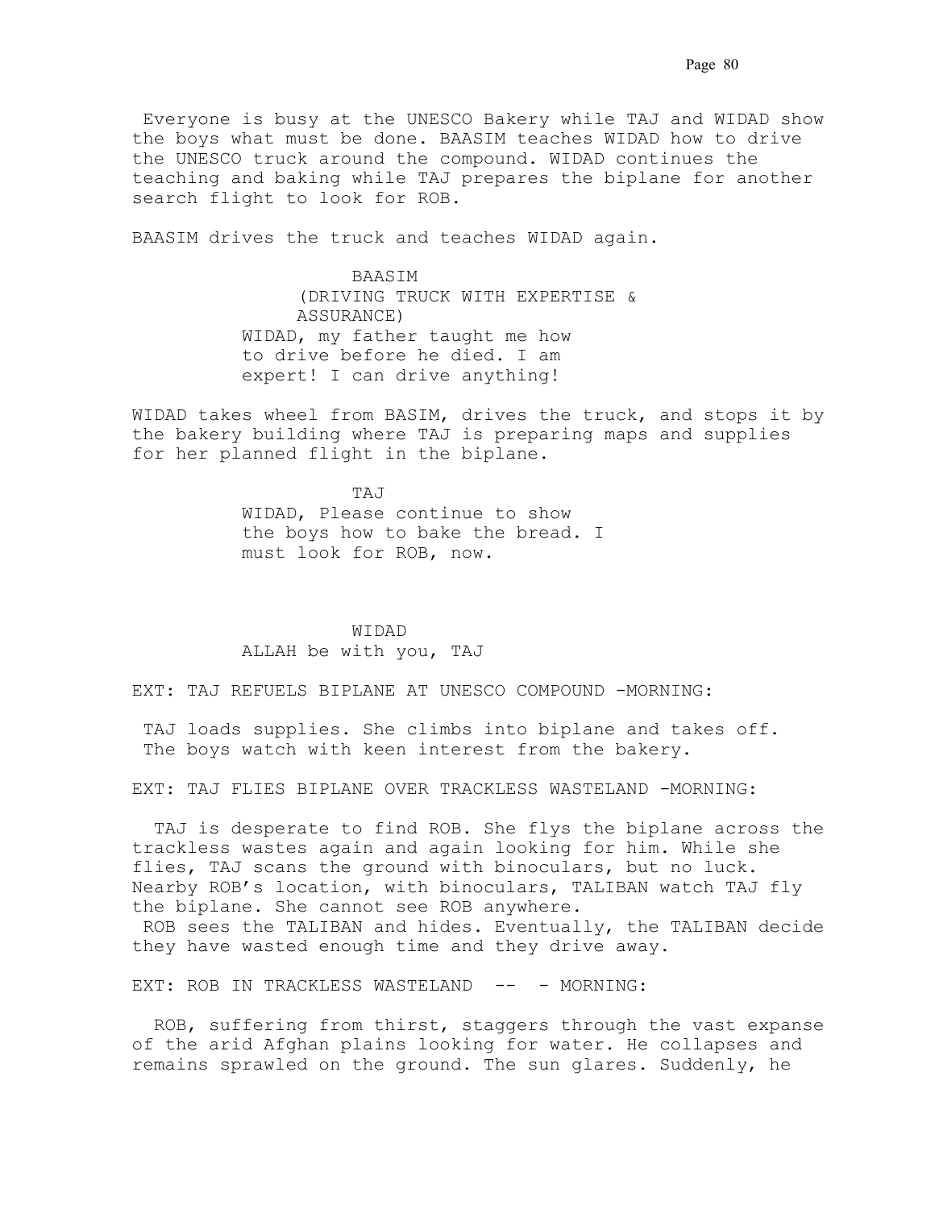Everyone is busy at the UNESCO Bakery while TAJ and WIDAD show the boys what must be done. BAASIM teaches WIDAD how to drive the UNESCO truck around the compound. WIDAD continues the teaching and baking while TAJ prepares the biplane for another search flight to look for ROB.

BAASIM drives the truck and teaches WIDAD again.

BAASIM
(DRIVING TRUCK WITH EXPERTISE & ASSURANCE)
WIDAD, my father taught me how to drive before he died. I am expert! I can drive anything!

WIDAD takes wheel from BASIM, drives the truck, and stops it by the bakery building where TAJ is preparing maps and supplies for her planned flight in the biplane.

TAJ
WIDAD, Please continue to show the boys how to bake the bread. I must look for ROB, now.

WIDAD
ALLAH be with you, TAJ

EXT: TAJ REFUELS BIPLANE AT UNESCO COMPOUND -MORNING:

TAJ loads supplies. She climbs into biplane and takes off. The boys watch with keen interest from the bakery.

EXT: TAJ FLIES BIPLANE OVER TRACKLESS WASTELAND -MORNING:

TAJ is desperate to find ROB. She flys the biplane across the trackless wastes again and again looking for him. While she flies, TAJ scans the ground with binoculars, but no luck. Nearby ROB's location, with binoculars, TALIBAN watch TAJ fly the biplane. She cannot see ROB anywhere.
ROB sees the TALIBAN and hides. Eventually, the TALIBAN decide they have wasted enough time and they drive away.

EXT: ROB IN TRACKLESS WASTELAND -- - MORNING:

ROB, suffering from thirst, staggers through the vast expanse of the arid Afghan plains looking for water. He collapses and remains sprawled on the ground. The sun glares. Suddenly, he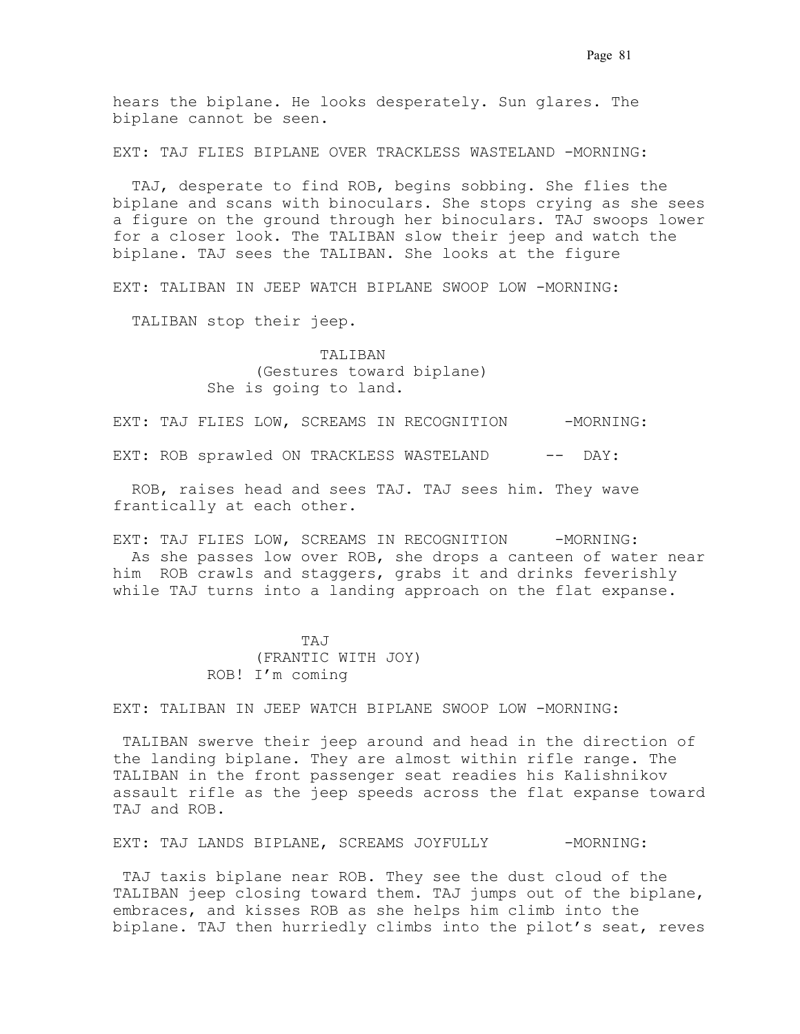hears the biplane. He looks desperately. Sun glares. The biplane cannot be seen.

EXT: TAJ FLIES BIPLANE OVER TRACKLESS WASTELAND -MORNING:

TAJ, desperate to find ROB, begins sobbing. She flies the biplane and scans with binoculars. She stops crying as she sees a figure on the ground through her binoculars. TAJ swoops lower for a closer look. The TALIBAN slow their jeep and watch the biplane. TAJ sees the TALIBAN. She looks at the figure

EXT: TALIBAN IN JEEP WATCH BIPLANE SWOOP LOW -MORNING:

TALIBAN stop their jeep.

TALIBAN
(Gestures toward biplane)
She is going to land.

EXT: TAJ FLIES LOW, SCREAMS IN RECOGNITION -MORNING:

EXT: ROB sprawled ON TRACKLESS WASTELAND -- DAY:

ROB, raises head and sees TAJ. TAJ sees him. They wave frantically at each other.

EXT: TAJ FLIES LOW, SCREAMS IN RECOGNITION -MORNING:

As she passes low over ROB, she drops a canteen of water near him ROB crawls and staggers, grabs it and drinks feverishly while TAJ turns into a landing approach on the flat expanse.

TAJ
(FRANTIC WITH JOY)
ROB! I'm coming

EXT: TALIBAN IN JEEP WATCH BIPLANE SWOOP LOW -MORNING:

TALIBAN swerve their jeep around and head in the direction of the landing biplane. They are almost within rifle range. The TALIBAN in the front passenger seat readies his Kalishnikov assault rifle as the jeep speeds across the flat expanse toward TAJ and ROB.

EXT: TAJ LANDS BIPLANE, SCREAMS JOYFULLY -MORNING:

TAJ taxis biplane near ROB. They see the dust cloud of the TALIBAN jeep closing toward them. TAJ jumps out of the biplane, embraces, and kisses ROB as she helps him climb into the biplane. TAJ then hurriedly climbs into the pilot's seat, reves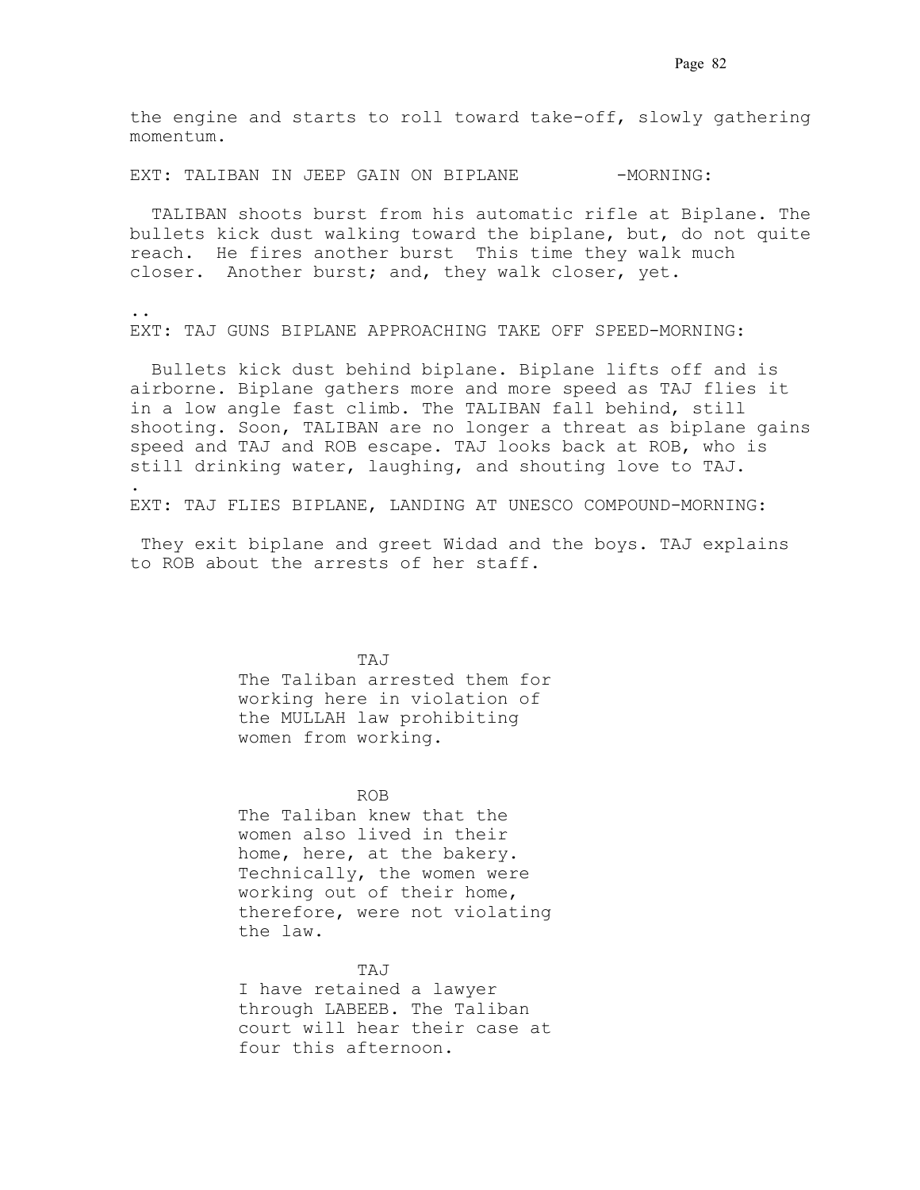the engine and starts to roll toward take-off, slowly gathering momentum.

EXT: TALIBAN IN JEEP GAIN ON BIPLANE -MORNING:

TALIBAN shoots burst from his automatic rifle at Biplane. The bullets kick dust walking toward the biplane, but, do not quite reach. He fires another burst This time they walk much closer. Another burst; and, they walk closer, yet.

..

EXT: TAJ GUNS BIPLANE APPROACHING TAKE OFF SPEED-MORNING:

Bullets kick dust behind biplane. Biplane lifts off and is airborne. Biplane gathers more and more speed as TAJ flies it in a low angle fast climb. The TALIBAN fall behind, still shooting. Soon, TALIBAN are no longer a threat as biplane gains speed and TAJ and ROB escape. TAJ looks back at ROB, who is still drinking water, laughing, and shouting love to TAJ.

.

EXT: TAJ FLIES BIPLANE, LANDING AT UNESCO COMPOUND-MORNING:

They exit biplane and greet Widad and the boys. TAJ explains to ROB about the arrests of her staff.

TAJ

The Taliban arrested them for working here in violation of the MULLAH law prohibiting women from working.

ROB

The Taliban knew that the women also lived in their home, here, at the bakery. Technically, the women were working out of their home, therefore, were not violating the law.

TAJ

I have retained a lawyer through LABEEB. The Taliban court will hear their case at four this afternoon.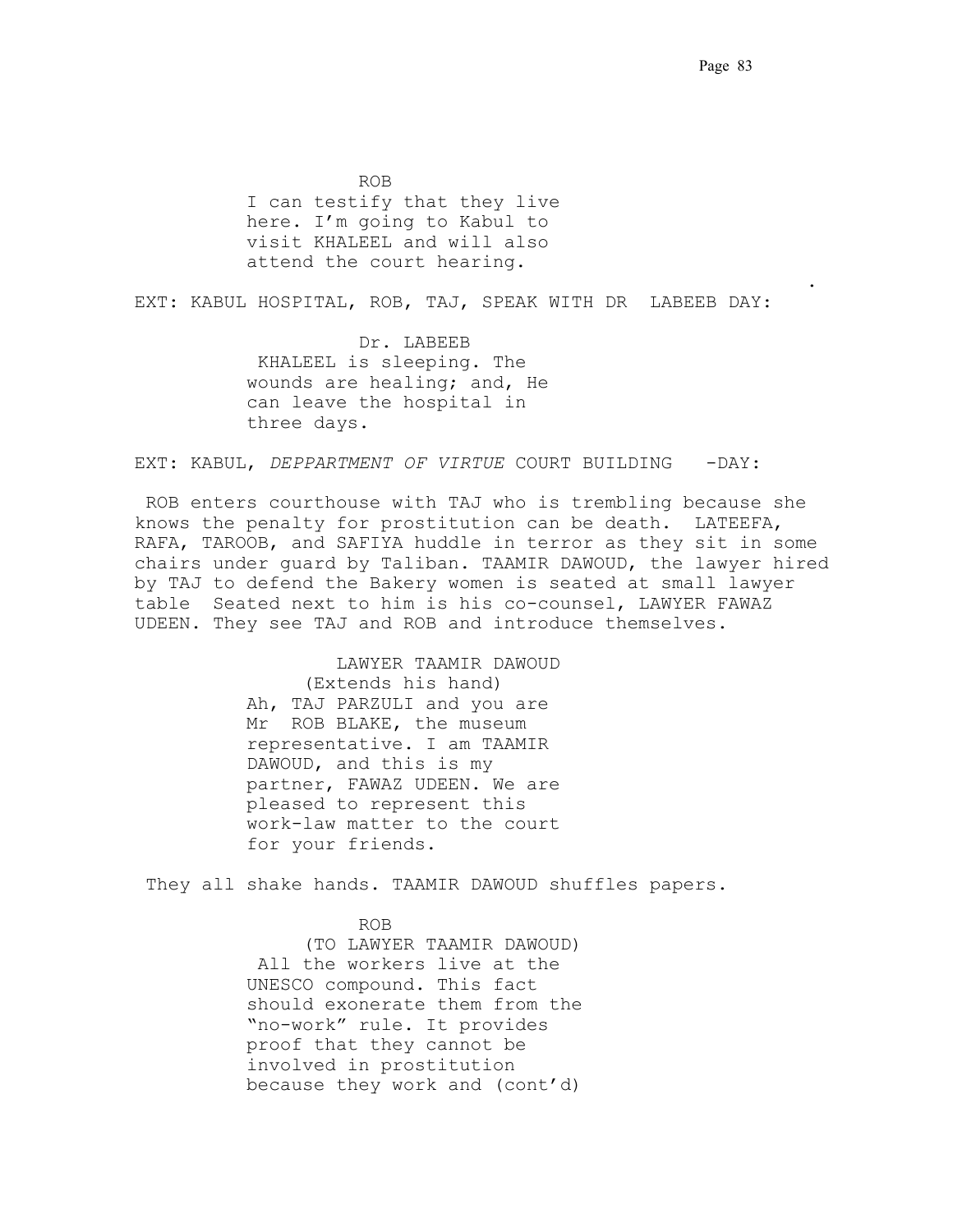ROB

I can testify that they live here. I'm going to Kabul to visit KHALEEL and will also attend the court hearing.

.

EXT: KABUL HOSPITAL, ROB, TAJ, SPEAK WITH DR LABEEB DAY:

Dr. LABEEB

KHALEEL is sleeping. The wounds are healing; and, He can leave the hospital in three days.

EXT: KABUL, *DEPPARTMENT OF VIRTUE* COURT BUILDING -DAY:

ROB enters courthouse with TAJ who is trembling because she knows the penalty for prostitution can be death. LATEEFA, RAFA, TAROOB, and SAFIYA huddle in terror as they sit in some chairs under guard by Taliban. TAAMIR DAWOUD, the lawyer hired by TAJ to defend the Bakery women is seated at small lawyer table Seated next to him is his co-counsel, LAWYER FAWAZ UDEEN. They see TAJ and ROB and introduce themselves.

LAWYER TAAMIR DAWOUD

(Extends his hand)

Ah, TAJ PARZULI and you are Mr ROB BLAKE, the museum representative. I am TAAMIR DAWOUD, and this is my partner, FAWAZ UDEEN. We are pleased to represent this work-law matter to the court for your friends.

They all shake hands. TAAMIR DAWOUD shuffles papers.

ROB

(TO LAWYER TAAMIR DAWOUD)

All the workers live at the UNESCO compound. This fact should exonerate them from the "no-work" rule. It provides proof that they cannot be involved in prostitution because they work and (cont'd)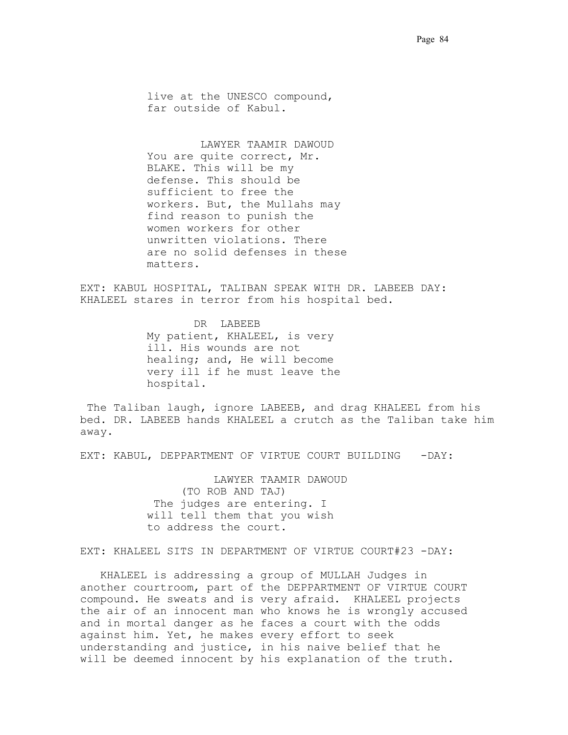live at the UNESCO compound,
far outside of Kabul.

LAWYER TAAMIR DAWOUD
You are quite correct, Mr. BLAKE. This will be my defense. This should be sufficient to free the workers. But, the Mullahs may find reason to punish the women workers for other unwritten violations. There are no solid defenses in these matters.

EXT: KABUL HOSPITAL, TALIBAN SPEAK WITH DR. LABEEB DAY:
KHALEEL stares in terror from his hospital bed.

DR LABEEB
My patient, KHALEEL, is very ill. His wounds are not healing; and, He will become very ill if he must leave the hospital.

The Taliban laugh, ignore LABEEB, and drag KHALEEL from his bed. DR. LABEEB hands KHALEEL a crutch as the Taliban take him away.

EXT: KABUL, DEPPARTMENT OF VIRTUE COURT BUILDING -DAY:

LAWYER TAAMIR DAWOUD
(TO ROB AND TAJ)
The judges are entering. I will tell them that you wish to address the court.

EXT: KHALEEL SITS IN DEPARTMENT OF VIRTUE COURT#23 -DAY:

KHALEEL is addressing a group of MULLAH Judges in another courtroom, part of the DEPPARTMENT OF VIRTUE COURT compound. He sweats and is very afraid. KHALEEL projects the air of an innocent man who knows he is wrongly accused and in mortal danger as he faces a court with the odds against him. Yet, he makes every effort to seek understanding and justice, in his naive belief that he will be deemed innocent by his explanation of the truth.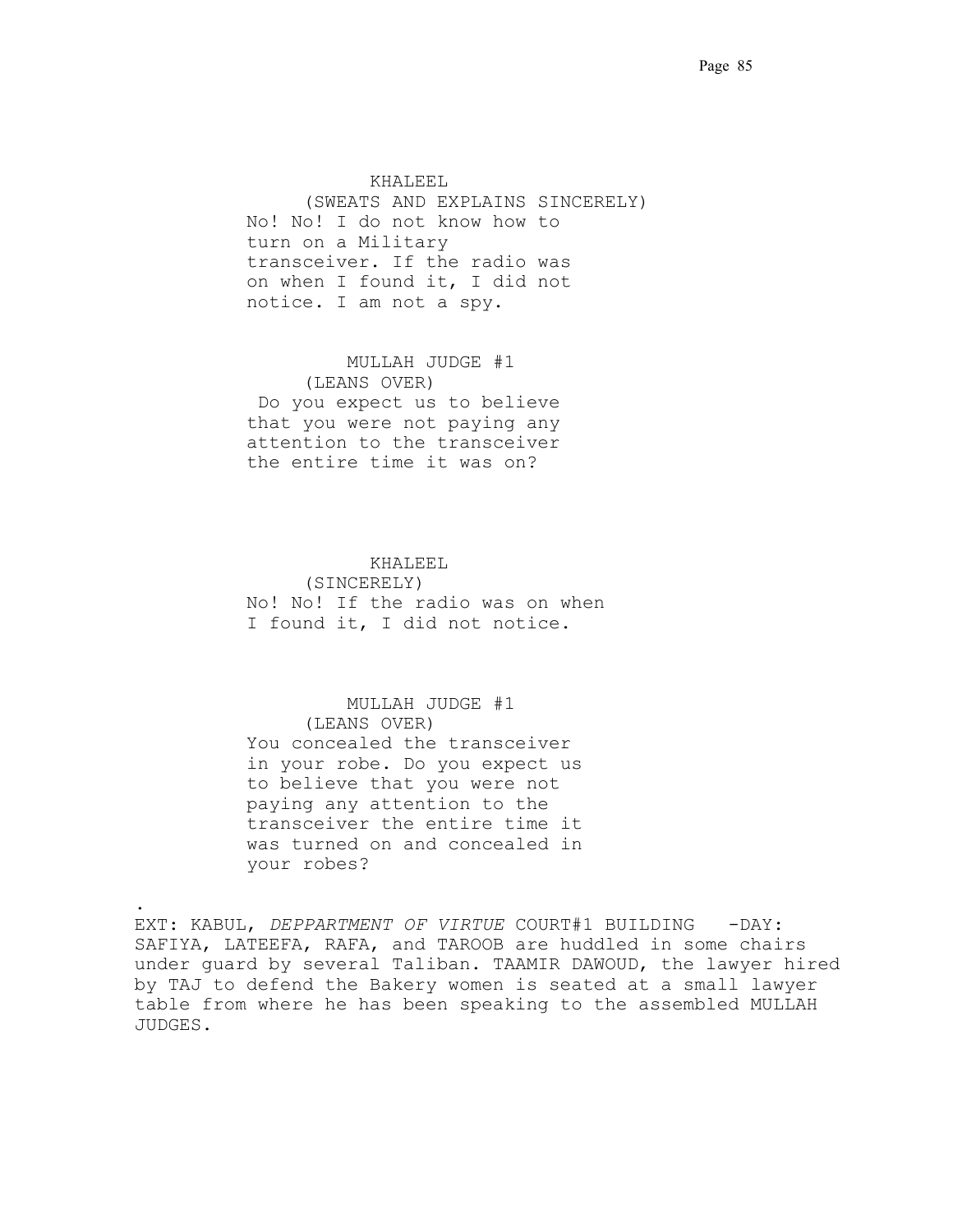KHALEEL

(SWEATS AND EXPLAINS SINCERELY)

No! No! I do not know how to turn on a Military transceiver. If the radio was on when I found it, I did not notice. I am not a spy.

MULLAH JUDGE #1

(LEANS OVER)

Do you expect us to believe that you were not paying any attention to the transceiver the entire time it was on?

KHALEEL

(SINCERELY)

No! No! If the radio was on when I found it, I did not notice.

MULLAH JUDGE #1

(LEANS OVER)

You concealed the transceiver in your robe. Do you expect us to believe that you were not paying any attention to the transceiver the entire time it was turned on and concealed in your robes?

.

EXT: KABUL, *DEPPARTMENT OF VIRTUE* COURT#1 BUILDING -DAY: SAFIYA, LATEEFA, RAFA, and TAROOB are huddled in some chairs under guard by several Taliban. TAAMIR DAWOUD, the lawyer hired by TAJ to defend the Bakery women is seated at a small lawyer table from where he has been speaking to the assembled MULLAH JUDGES.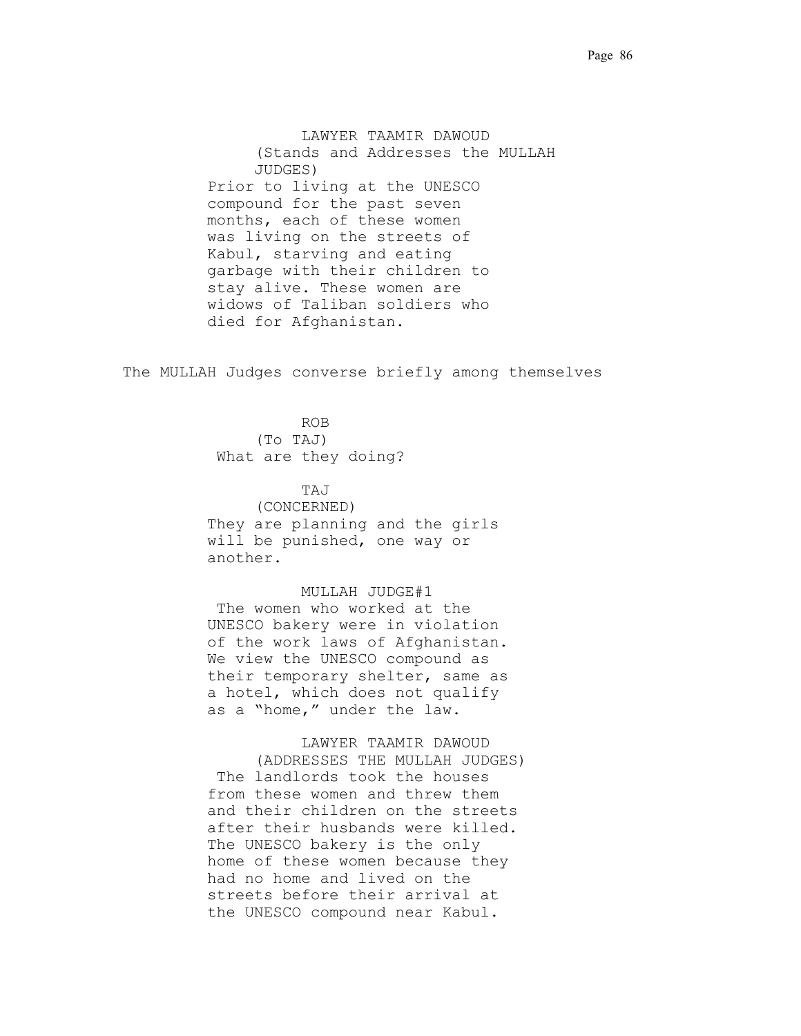LAWYER TAAMIR DAWOUD
(Stands and Addresses the MULLAH JUDGES)
Prior to living at the UNESCO compound for the past seven months, each of these women was living on the streets of Kabul, starving and eating garbage with their children to stay alive. These women are widows of Taliban soldiers who died for Afghanistan.

The MULLAH Judges converse briefly among themselves

ROB
(To TAJ)
What are they doing?

TAJ
(CONCERNED)
They are planning and the girls will be punished, one way or another.

MULLAH JUDGE#1
The women who worked at the UNESCO bakery were in violation of the work laws of Afghanistan. We view the UNESCO compound as their temporary shelter, same as a hotel, which does not qualify as a "home," under the law.

LAWYER TAAMIR DAWOUD
(ADDRESSES THE MULLAH JUDGES)
The landlords took the houses from these women and threw them and their children on the streets after their husbands were killed. The UNESCO bakery is the only home of these women because they had no home and lived on the streets before their arrival at the UNESCO compound near Kabul.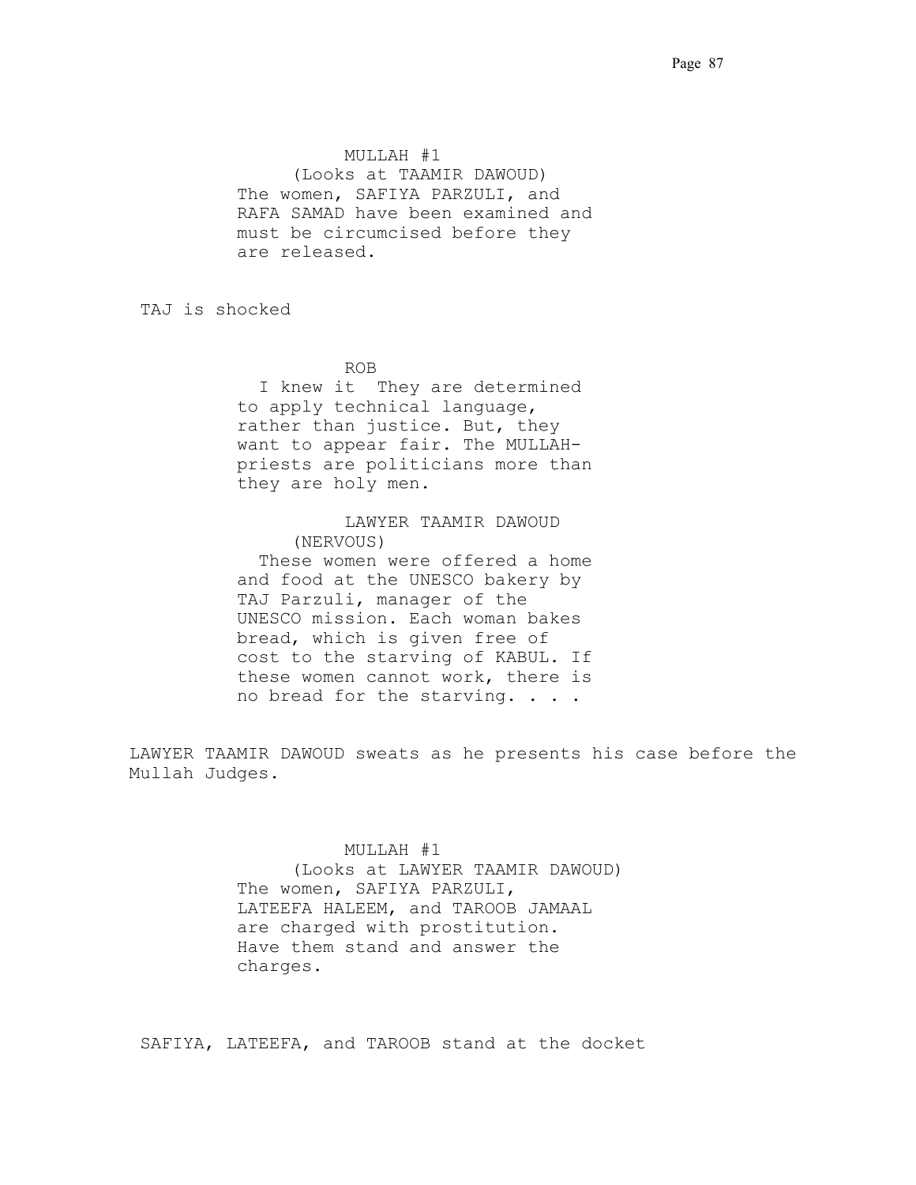MULLAH #1
(Looks at TAAMIR DAWOUD)
The women, SAFIYA PARZULI, and RAFA SAMAD have been examined and must be circumcised before they are released.

TAJ is shocked

ROB
I knew it  They are determined to apply technical language, rather than justice. But, they want to appear fair. The MULLAH-priests are politicians more than they are holy men.

LAWYER TAAMIR DAWOUD
(NERVOUS)
These women were offered a home and food at the UNESCO bakery by TAJ Parzuli, manager of the UNESCO mission. Each woman bakes bread, which is given free of cost to the starving of KABUL. If these women cannot work, there is no bread for the starving. . . .

LAWYER TAAMIR DAWOUD sweats as he presents his case before the Mullah Judges.

MULLAH #1
(Looks at LAWYER TAAMIR DAWOUD)
The women, SAFIYA PARZULI, LATEEFA HALEEM, and TAROOB JAMAAL are charged with prostitution. Have them stand and answer the charges.

SAFIYA, LATEEFA, and TAROOB stand at the docket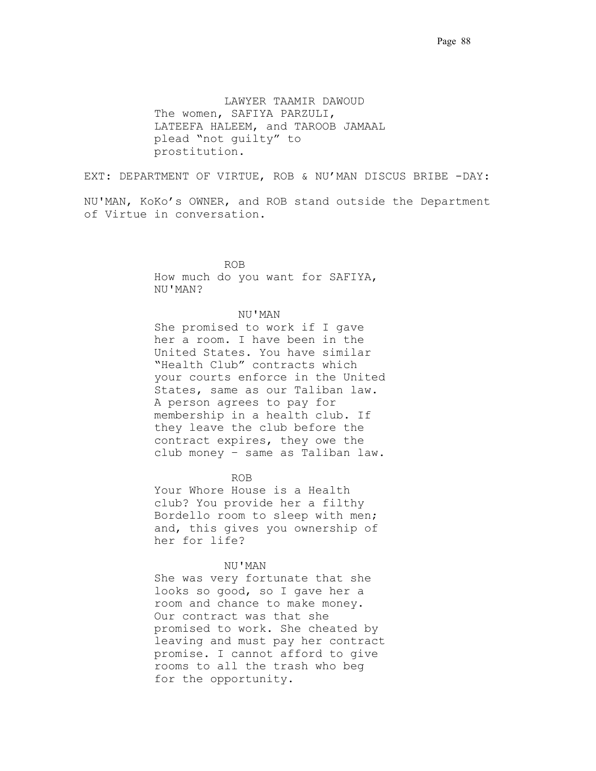LAWYER TAAMIR DAWOUD
The women, SAFIYA PARZULI, LATEEFA HALEEM, and TAROOB JAMAAL plead “not guilty” to prostitution.

EXT: DEPARTMENT OF VIRTUE, ROB & NU’MAN DISCUS BRIBE -DAY:

NU'MAN, KoKo’s OWNER, and ROB stand outside the Department of Virtue in conversation.

ROB
How much do you want for SAFIYA, NU'MAN?

NU'MAN
She promised to work if I gave her a room. I have been in the United States. You have similar “Health Club” contracts which your courts enforce in the United States, same as our Taliban law. A person agrees to pay for membership in a health club. If they leave the club before the contract expires, they owe the club money – same as Taliban law.

ROB
Your Whore House is a Health club? You provide her a filthy Bordello room to sleep with men; and, this gives you ownership of her for life?

NU'MAN
She was very fortunate that she looks so good, so I gave her a room and chance to make money. Our contract was that she promised to work. She cheated by leaving and must pay her contract promise. I cannot afford to give rooms to all the trash who beg for the opportunity.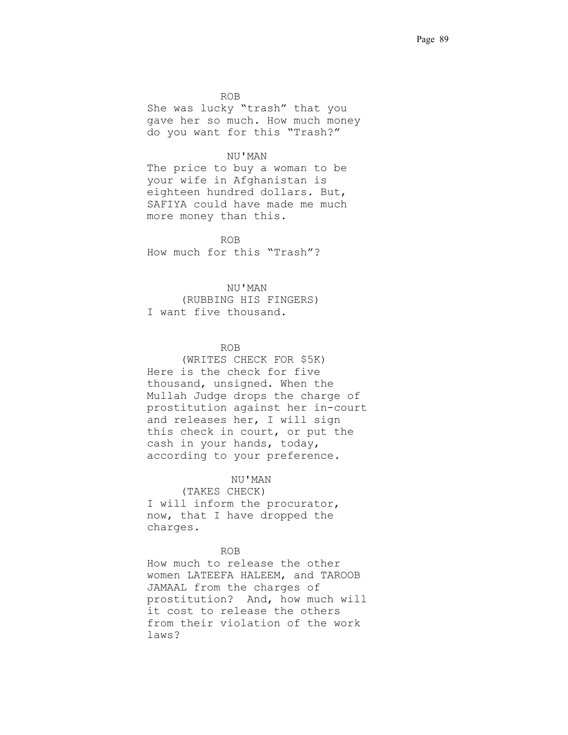ROB

She was lucky "trash" that you gave her so much. How much money do you want for this "Trash?"

NU'MAN

The price to buy a woman to be your wife in Afghanistan is eighteen hundred dollars. But, SAFIYA could have made me much more money than this.

ROB

How much for this "Trash"?

NU'MAN

(RUBBING HIS FINGERS)

I want five thousand.

ROB

(WRITES CHECK FOR $5K)

Here is the check for five thousand, unsigned. When the Mullah Judge drops the charge of prostitution against her in-court and releases her, I will sign this check in court, or put the cash in your hands, today, according to your preference.

NU'MAN

(TAKES CHECK)

I will inform the procurator, now, that I have dropped the charges.

ROB

How much to release the other women LATEEFA HALEEM, and TAROOB JAMAAL from the charges of prostitution? And, how much will it cost to release the others from their violation of the work laws?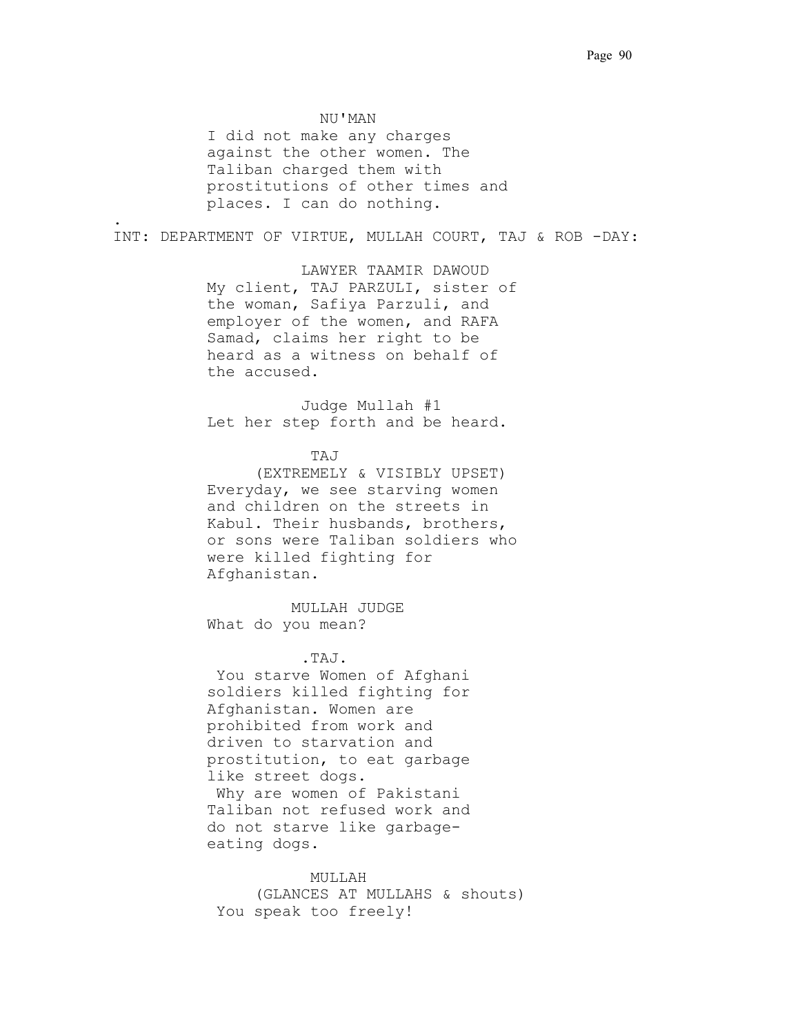NU'MAN

I did not make any charges against the other women. The Taliban charged them with prostitutions of other times and places. I can do nothing.

.

INT: DEPARTMENT OF VIRTUE, MULLAH COURT, TAJ & ROB -DAY:

LAWYER TAAMIR DAWOUD

My client, TAJ PARZULI, sister of the woman, Safiya Parzuli, and employer of the women, and RAFA Samad, claims her right to be heard as a witness on behalf of the accused.

Judge Mullah #1

Let her step forth and be heard.

TAJ

(EXTREMELY & VISIBLY UPSET)

Everyday, we see starving women and children on the streets in Kabul. Their husbands, brothers, or sons were Taliban soldiers who were killed fighting for Afghanistan.

MULLAH JUDGE

What do you mean?

.TAJ.

You starve Women of Afghani soldiers killed fighting for Afghanistan. Women are prohibited from work and driven to starvation and prostitution, to eat garbage like street dogs.

Why are women of Pakistani Taliban not refused work and do not starve like garbage-eating dogs.

MULLAH

(GLANCES AT MULLAHS & shouts)

You speak too freely!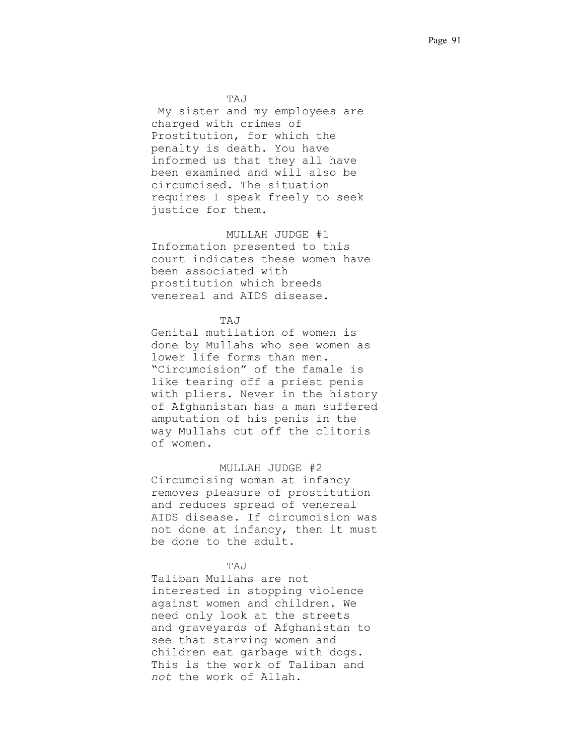TAJ

My sister and my employees are charged with crimes of Prostitution, for which the penalty is death. You have informed us that they all have been examined and will also be circumcised. The situation requires I speak freely to seek justice for them.

MULLAH JUDGE #1

Information presented to this court indicates these women have been associated with prostitution which breeds venereal and AIDS disease.

TAJ

Genital mutilation of women is done by Mullahs who see women as lower life forms than men. "Circumcision" of the famale is like tearing off a priest penis with pliers. Never in the history of Afghanistan has a man suffered amputation of his penis in the way Mullahs cut off the clitoris of women.

MULLAH JUDGE #2

Circumcising woman at infancy removes pleasure of prostitution and reduces spread of venereal AIDS disease. If circumcision was not done at infancy, then it must be done to the adult.

TAJ

Taliban Mullahs are not interested in stopping violence against women and children. We need only look at the streets and graveyards of Afghanistan to see that starving women and children eat garbage with dogs. This is the work of Taliban and *not* the work of Allah.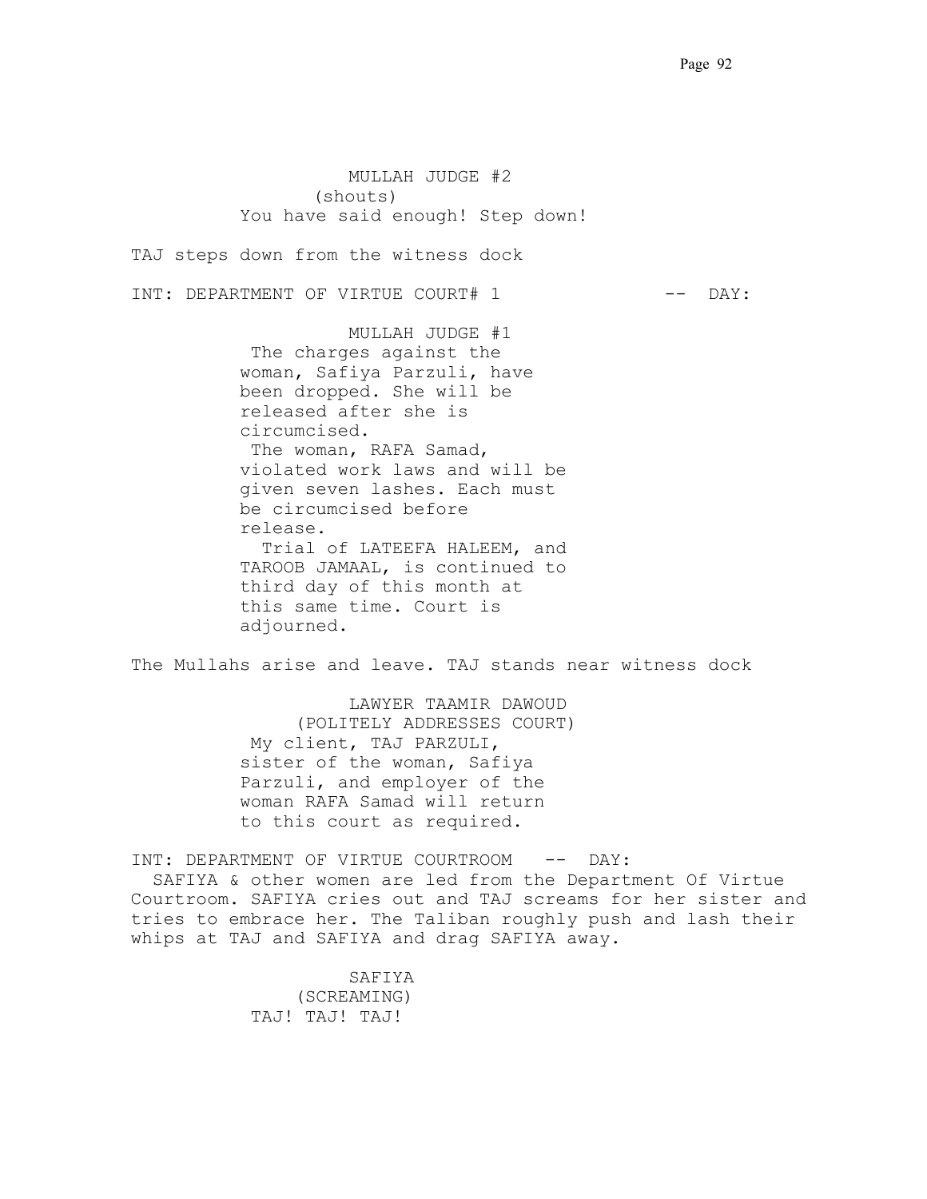MULLAH JUDGE #2
(shouts)
You have said enough! Step down!

TAJ steps down from the witness dock

INT: DEPARTMENT OF VIRTUE COURT# 1 -- DAY:

MULLAH JUDGE #1
The charges against the woman, Safiya Parzuli, have been dropped. She will be released after she is circumcised.
The woman, RAFA Samad, violated work laws and will be given seven lashes. Each must be circumcised before release.
Trial of LATEEFA HALEEM, and TAROOB JAMAAL, is continued to third day of this month at this same time. Court is adjourned.

The Mullahs arise and leave. TAJ stands near witness dock

LAWYER TAAMIR DAWOUD
(POLITELY ADDRESSES COURT)
My client, TAJ PARZULI, sister of the woman, Safiya Parzuli, and employer of the woman RAFA Samad will return to this court as required.

INT: DEPARTMENT OF VIRTUE COURTROOM -- DAY:

SAFIYA & other women are led from the Department Of Virtue Courtroom. SAFIYA cries out and TAJ screams for her sister and tries to embrace her. The Taliban roughly push and lash their whips at TAJ and SAFIYA and drag SAFIYA away.

SAFIYA
(SCREAMING)
TAJ! TAJ! TAJ!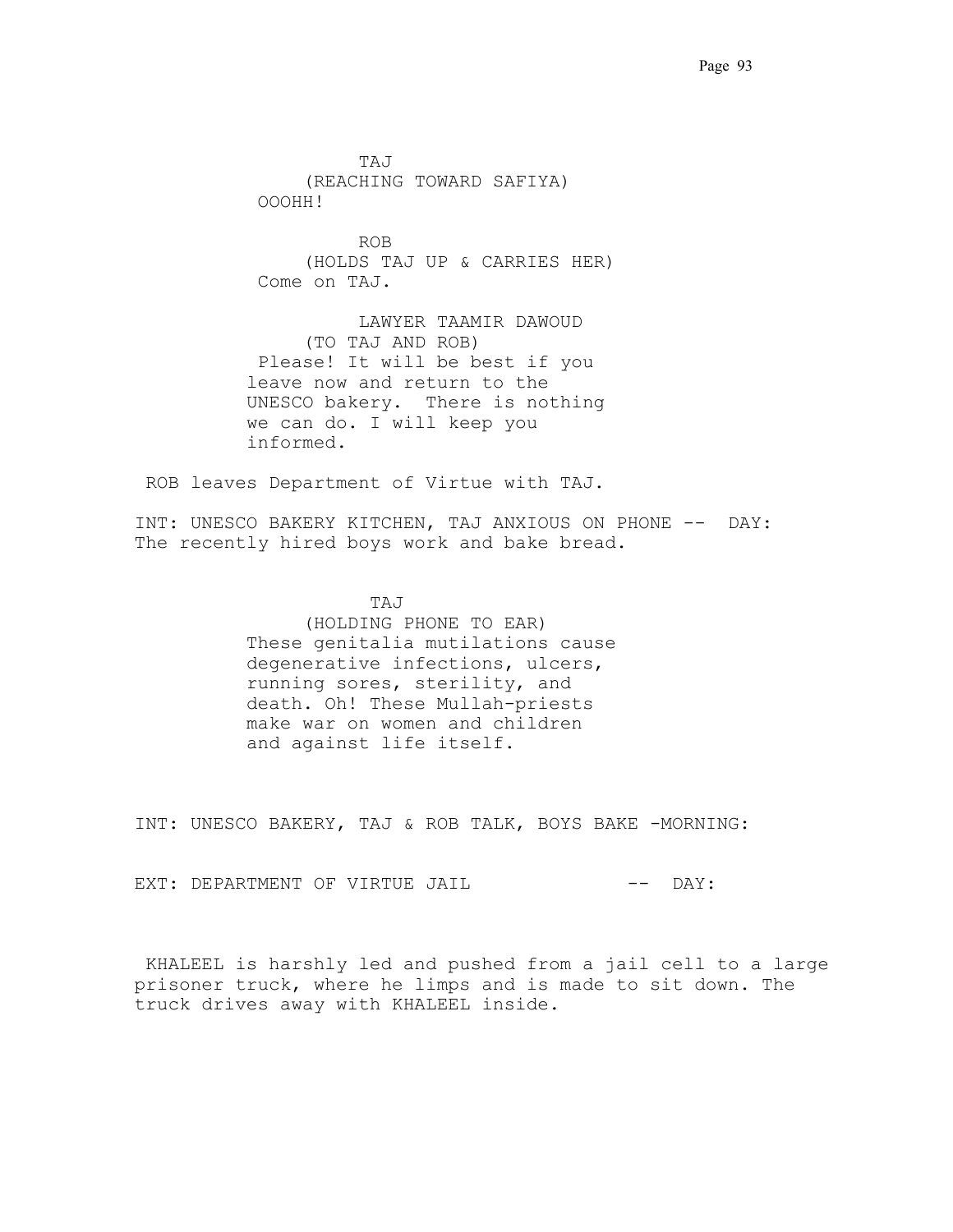TAJ
(REACHING TOWARD SAFIYA)
OOOHH!

ROB
(HOLDS TAJ UP & CARRIES HER)
Come on TAJ.

LAWYER TAAMIR DAWOUD
(TO TAJ AND ROB)
Please! It will be best if you leave now and return to the UNESCO bakery. There is nothing we can do. I will keep you informed.

ROB leaves Department of Virtue with TAJ.

INT: UNESCO BAKERY KITCHEN, TAJ ANXIOUS ON PHONE -- DAY:
The recently hired boys work and bake bread.

TAJ
(HOLDING PHONE TO EAR)
These genitalia mutilations cause degenerative infections, ulcers, running sores, sterility, and death. Oh! These Mullah-priests make war on women and children and against life itself.

INT: UNESCO BAKERY, TAJ & ROB TALK, BOYS BAKE -MORNING:

EXT: DEPARTMENT OF VIRTUE JAIL -- DAY:

KHALEEL is harshly led and pushed from a jail cell to a large prisoner truck, where he limps and is made to sit down. The truck drives away with KHALEEL inside.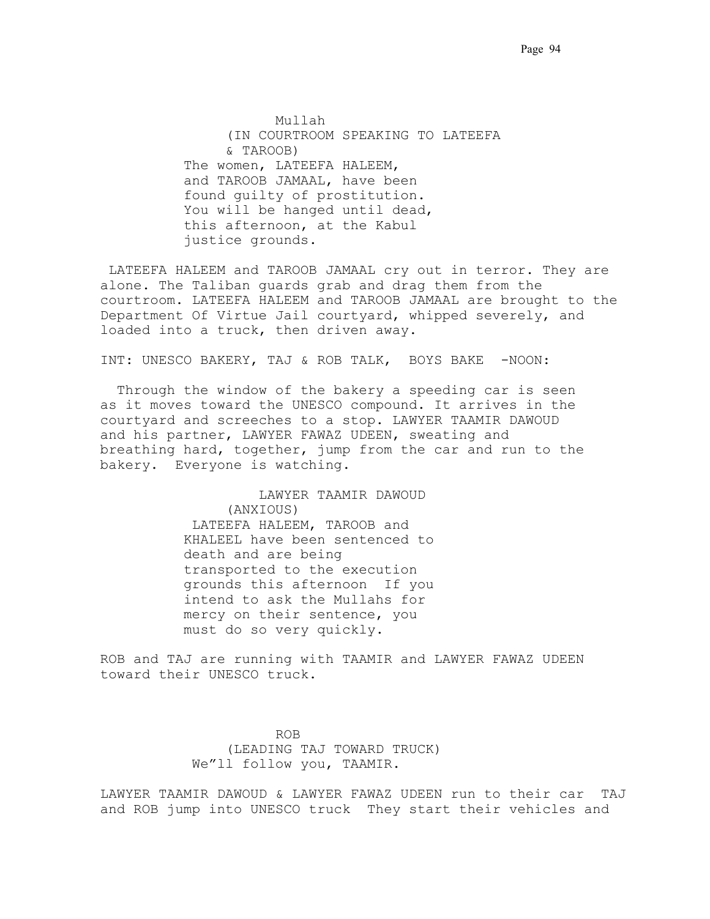Mullah

(IN COURTROOM SPEAKING TO LATEEFA & TAROOB)

The women, LATEEFA HALEEM, and TAROOB JAMAAL, have been found guilty of prostitution. You will be hanged until dead, this afternoon, at the Kabul justice grounds.

LATEEFA HALEEM and TAROOB JAMAAL cry out in terror. They are alone. The Taliban guards grab and drag them from the courtroom. LATEEFA HALEEM and TAROOB JAMAAL are brought to the Department Of Virtue Jail courtyard, whipped severely, and loaded into a truck, then driven away.

INT: UNESCO BAKERY, TAJ & ROB TALK, BOYS BAKE -NOON:

Through the window of the bakery a speeding car is seen as it moves toward the UNESCO compound. It arrives in the courtyard and screeches to a stop. LAWYER TAAMIR DAWOUD and his partner, LAWYER FAWAZ UDEEN, sweating and breathing hard, together, jump from the car and run to the bakery. Everyone is watching.

LAWYER TAAMIR DAWOUD

(ANXIOUS)

LATEEFA HALEEM, TAROOB and KHALEEL have been sentenced to death and are being transported to the execution grounds this afternoon If you intend to ask the Mullahs for mercy on their sentence, you must do so very quickly.

ROB and TAJ are running with TAAMIR and LAWYER FAWAZ UDEEN toward their UNESCO truck.

ROB

(LEADING TAJ TOWARD TRUCK)

We"ll follow you, TAAMIR.

LAWYER TAAMIR DAWOUD & LAWYER FAWAZ UDEEN run to their car TAJ and ROB jump into UNESCO truck They start their vehicles and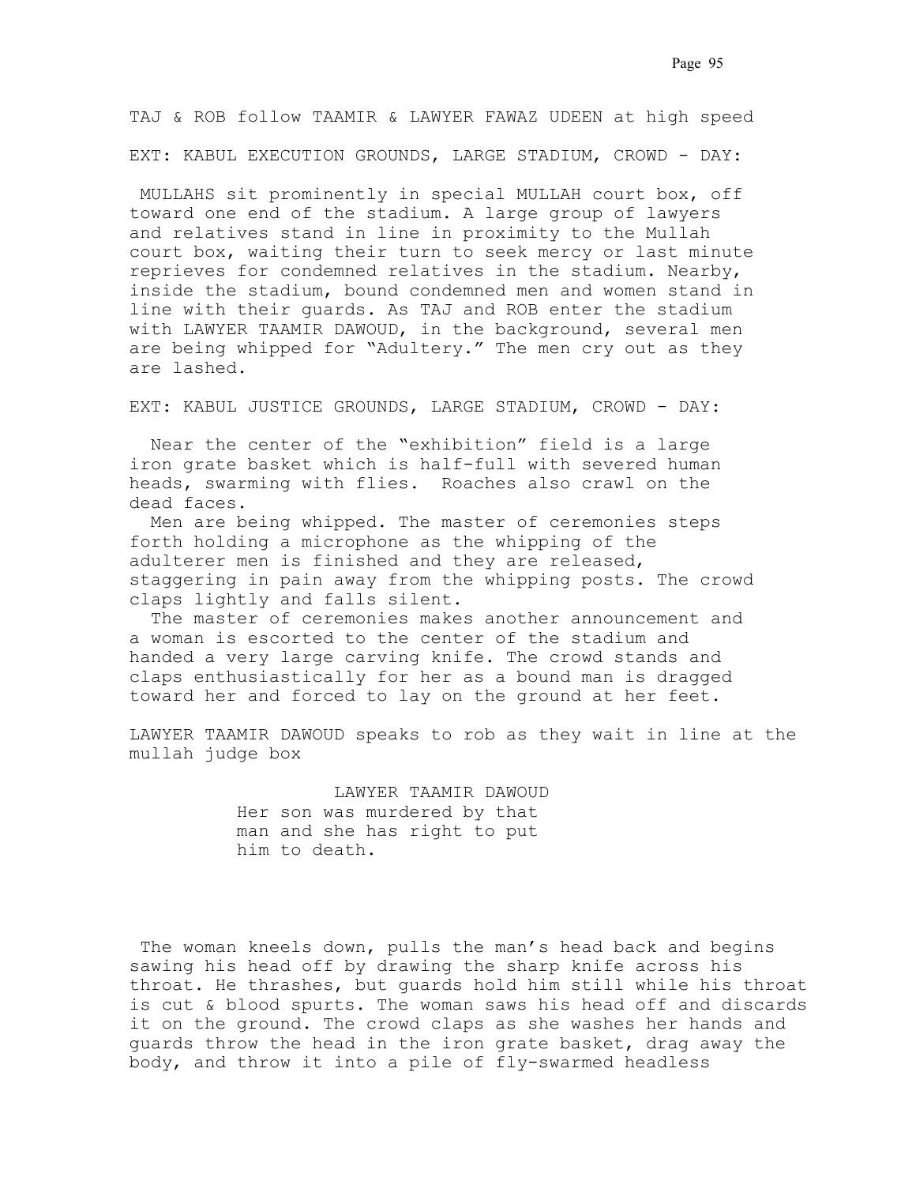TAJ & ROB follow TAAMIR & LAWYER FAWAZ UDEEN at high speed

EXT: KABUL EXECUTION GROUNDS, LARGE STADIUM, CROWD - DAY:

MULLAHS sit prominently in special MULLAH court box, off toward one end of the stadium. A large group of lawyers and relatives stand in line in proximity to the Mullah court box, waiting their turn to seek mercy or last minute reprieves for condemned relatives in the stadium. Nearby, inside the stadium, bound condemned men and women stand in line with their guards. As TAJ and ROB enter the stadium with LAWYER TAAMIR DAWOUD, in the background, several men are being whipped for "Adultery." The men cry out as they are lashed.

EXT: KABUL JUSTICE GROUNDS, LARGE STADIUM, CROWD - DAY:

Near the center of the "exhibition" field is a large iron grate basket which is half-full with severed human heads, swarming with flies. Roaches also crawl on the dead faces.

Men are being whipped. The master of ceremonies steps forth holding a microphone as the whipping of the adulterer men is finished and they are released, staggering in pain away from the whipping posts. The crowd claps lightly and falls silent.

The master of ceremonies makes another announcement and a woman is escorted to the center of the stadium and handed a very large carving knife. The crowd stands and claps enthusiastically for her as a bound man is dragged toward her and forced to lay on the ground at her feet.

LAWYER TAAMIR DAWOUD speaks to rob as they wait in line at the mullah judge box

LAWYER TAAMIR DAWOUD
Her son was murdered by that man and she has right to put him to death.

The woman kneels down, pulls the man's head back and begins sawing his head off by drawing the sharp knife across his throat. He thrashes, but guards hold him still while his throat is cut & blood spurts. The woman saws his head off and discards it on the ground. The crowd claps as she washes her hands and guards throw the head in the iron grate basket, drag away the body, and throw it into a pile of fly-swarmed headless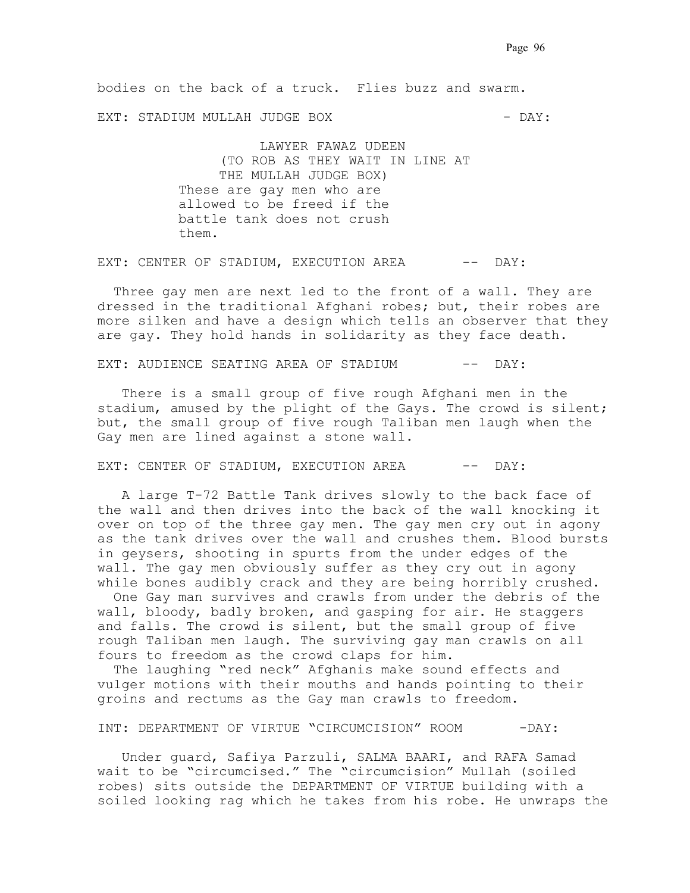bodies on the back of a truck. Flies buzz and swarm.

EXT: STADIUM MULLAH JUDGE BOX - DAY:

LAWYER FAWAZ UDEEN
(TO ROB AS THEY WAIT IN LINE AT THE MULLAH JUDGE BOX)
These are gay men who are allowed to be freed if the battle tank does not crush them.

EXT: CENTER OF STADIUM, EXECUTION AREA -- DAY:

Three gay men are next led to the front of a wall. They are dressed in the traditional Afghani robes; but, their robes are more silken and have a design which tells an observer that they are gay. They hold hands in solidarity as they face death.

EXT: AUDIENCE SEATING AREA OF STADIUM -- DAY:

There is a small group of five rough Afghani men in the stadium, amused by the plight of the Gays. The crowd is silent; but, the small group of five rough Taliban men laugh when the Gay men are lined against a stone wall.

EXT: CENTER OF STADIUM, EXECUTION AREA -- DAY:

A large T-72 Battle Tank drives slowly to the back face of the wall and then drives into the back of the wall knocking it over on top of the three gay men. The gay men cry out in agony as the tank drives over the wall and crushes them. Blood bursts in geysers, shooting in spurts from the under edges of the wall. The gay men obviously suffer as they cry out in agony while bones audibly crack and they are being horribly crushed.

One Gay man survives and crawls from under the debris of the wall, bloody, badly broken, and gasping for air. He staggers and falls. The crowd is silent, but the small group of five rough Taliban men laugh. The surviving gay man crawls on all fours to freedom as the crowd claps for him.

The laughing "red neck" Afghanis make sound effects and vulger motions with their mouths and hands pointing to their groins and rectums as the Gay man crawls to freedom.

INT: DEPARTMENT OF VIRTUE "CIRCUMCISION" ROOM -DAY:

Under guard, Safiya Parzuli, SALMA BAARI, and RAFA Samad wait to be "circumcised." The "circumcision" Mullah (soiled robes) sits outside the DEPARTMENT OF VIRTUE building with a soiled looking rag which he takes from his robe. He unwraps the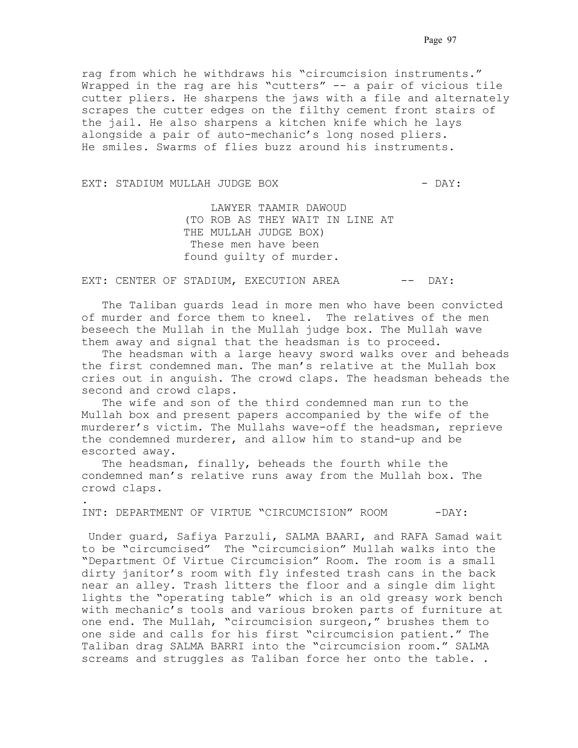rag from which he withdraws his "circumcision instruments." Wrapped in the rag are his "cutters" -- a pair of vicious tile cutter pliers. He sharpens the jaws with a file and alternately scrapes the cutter edges on the filthy cement front stairs of the jail. He also sharpens a kitchen knife which he lays alongside a pair of auto-mechanic's long nosed pliers. He smiles. Swarms of flies buzz around his instruments.

EXT: STADIUM MULLAH JUDGE BOX - DAY:

LAWYER TAAMIR DAWOUD
(TO ROB AS THEY WAIT IN LINE AT THE MULLAH JUDGE BOX)
These men have been found guilty of murder.

EXT: CENTER OF STADIUM, EXECUTION AREA -- DAY:

The Taliban guards lead in more men who have been convicted of murder and force them to kneel. The relatives of the men beseech the Mullah in the Mullah judge box. The Mullah wave them away and signal that the headsman is to proceed.

The headsman with a large heavy sword walks over and beheads the first condemned man. The man's relative at the Mullah box cries out in anguish. The crowd claps. The headsman beheads the second and crowd claps.

The wife and son of the third condemned man run to the Mullah box and present papers accompanied by the wife of the murderer's victim. The Mullahs wave-off the headsman, reprieve the condemned murderer, and allow him to stand-up and be escorted away.

The headsman, finally, beheads the fourth while the condemned man's relative runs away from the Mullah box. The crowd claps.

.

INT: DEPARTMENT OF VIRTUE "CIRCUMCISION" ROOM -DAY:

Under guard, Safiya Parzuli, SALMA BAARI, and RAFA Samad wait to be "circumcised" The "circumcision" Mullah walks into the "Department Of Virtue Circumcision" Room. The room is a small dirty janitor's room with fly infested trash cans in the back near an alley. Trash litters the floor and a single dim light lights the "operating table" which is an old greasy work bench with mechanic's tools and various broken parts of furniture at one end. The Mullah, "circumcision surgeon," brushes them to one side and calls for his first "circumcision patient." The Taliban drag SALMA BARRI into the "circumcision room." SALMA screams and struggles as Taliban force her onto the table. .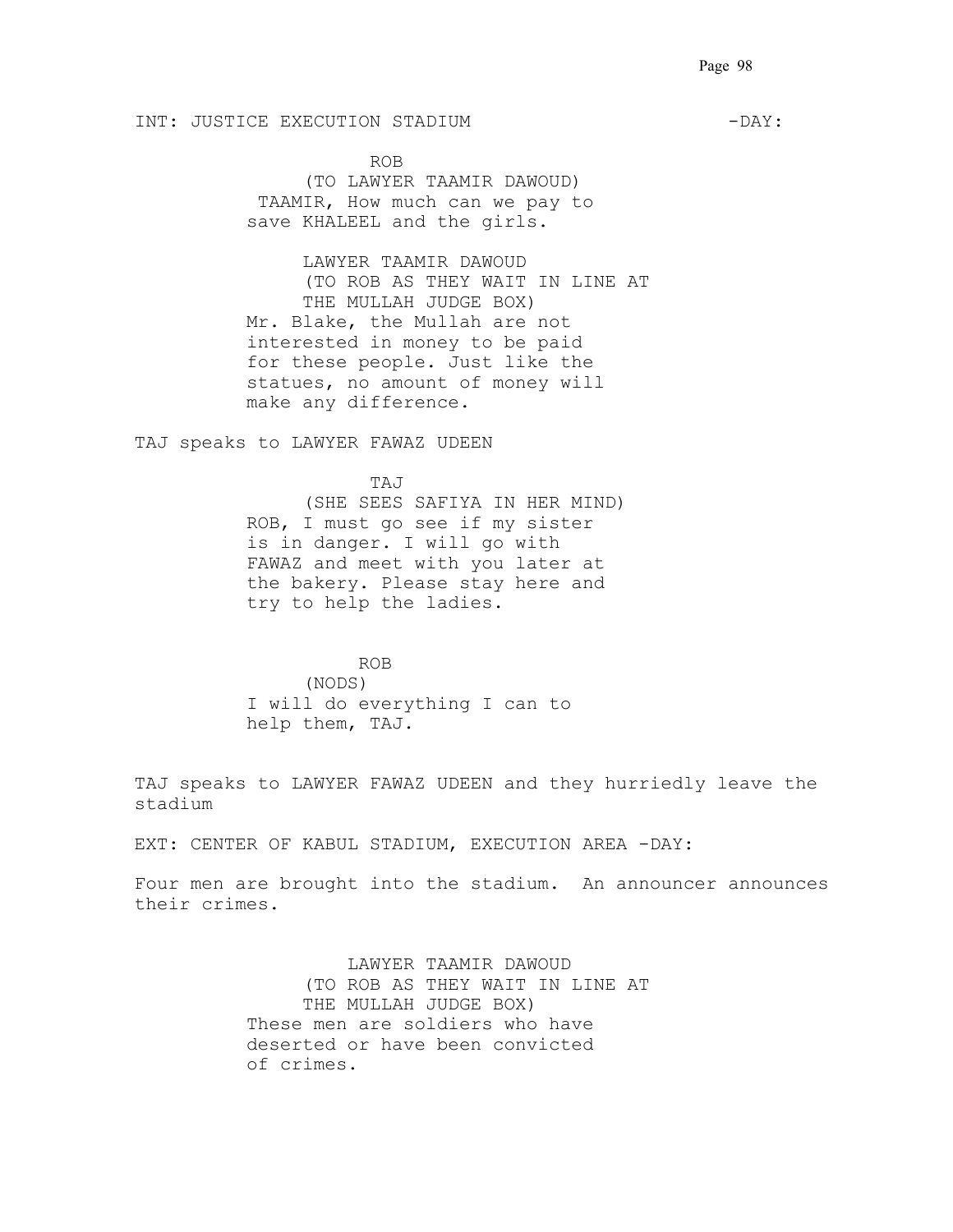INT: JUSTICE EXECUTION STADIUM -DAY:

ROB
(TO LAWYER TAAMIR DAWOUD)
TAAMIR, How much can we pay to save KHALEEL and the girls.

LAWYER TAAMIR DAWOUD
(TO ROB AS THEY WAIT IN LINE AT THE MULLAH JUDGE BOX)
Mr. Blake, the Mullah are not interested in money to be paid for these people. Just like the statues, no amount of money will make any difference.

TAJ speaks to LAWYER FAWAZ UDEEN

TAJ
(SHE SEES SAFIYA IN HER MIND)
ROB, I must go see if my sister is in danger. I will go with FAWAZ and meet with you later at the bakery. Please stay here and try to help the ladies.

ROB
(NODS)
I will do everything I can to help them, TAJ.

TAJ speaks to LAWYER FAWAZ UDEEN and they hurriedly leave the stadium

EXT: CENTER OF KABUL STADIUM, EXECUTION AREA -DAY:

Four men are brought into the stadium. An announcer announces their crimes.

LAWYER TAAMIR DAWOUD
(TO ROB AS THEY WAIT IN LINE AT THE MULLAH JUDGE BOX)
These men are soldiers who have deserted or have been convicted of crimes.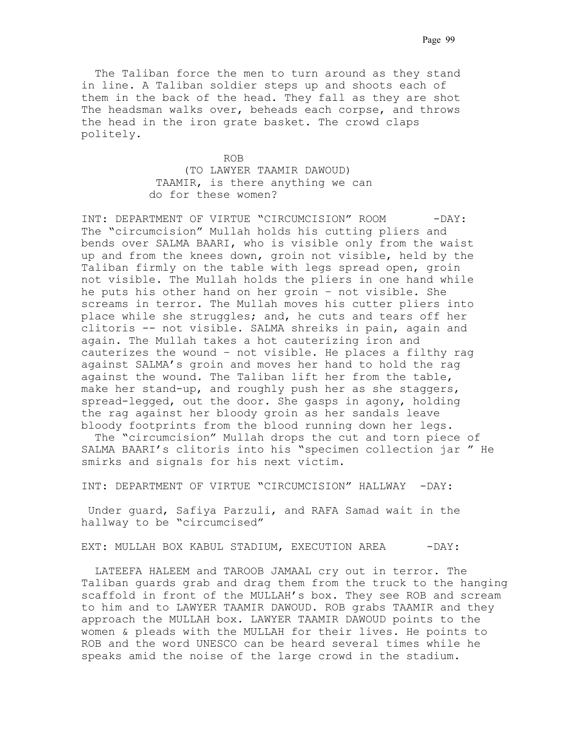The Taliban force the men to turn around as they stand in line. A Taliban soldier steps up and shoots each of them in the back of the head. They fall as they are shot The headsman walks over, beheads each corpse, and throws the head in the iron grate basket. The crowd claps politely.

ROB
(TO LAWYER TAAMIR DAWOUD)
TAAMIR, is there anything we can do for these women?

INT: DEPARTMENT OF VIRTUE "CIRCUMCISION" ROOM -DAY:
The "circumcision" Mullah holds his cutting pliers and bends over SALMA BAARI, who is visible only from the waist up and from the knees down, groin not visible, held by the Taliban firmly on the table with legs spread open, groin not visible. The Mullah holds the pliers in one hand while he puts his other hand on her groin – not visible. She screams in terror. The Mullah moves his cutter pliers into place while she struggles; and, he cuts and tears off her clitoris -- not visible. SALMA shreiks in pain, again and again. The Mullah takes a hot cauterizing iron and cauterizes the wound – not visible. He places a filthy rag against SALMA's groin and moves her hand to hold the rag against the wound. The Taliban lift her from the table, make her stand-up, and roughly push her as she staggers, spread-legged, out the door. She gasps in agony, holding the rag against her bloody groin as her sandals leave bloody footprints from the blood running down her legs.
The "circumcision" Mullah drops the cut and torn piece of SALMA BAARI's clitoris into his "specimen collection jar " He smirks and signals for his next victim.

INT: DEPARTMENT OF VIRTUE "CIRCUMCISION" HALLWAY -DAY:

Under guard, Safiya Parzuli, and RAFA Samad wait in the hallway to be "circumcised"

EXT: MULLAH BOX KABUL STADIUM, EXECUTION AREA -DAY:

LATEEFA HALEEM and TAROOB JAMAAL cry out in terror. The Taliban guards grab and drag them from the truck to the hanging scaffold in front of the MULLAH's box. They see ROB and scream to him and to LAWYER TAAMIR DAWOUD. ROB grabs TAAMIR and they approach the MULLAH box. LAWYER TAAMIR DAWOUD points to the women & pleads with the MULLAH for their lives. He points to ROB and the word UNESCO can be heard several times while he speaks amid the noise of the large crowd in the stadium.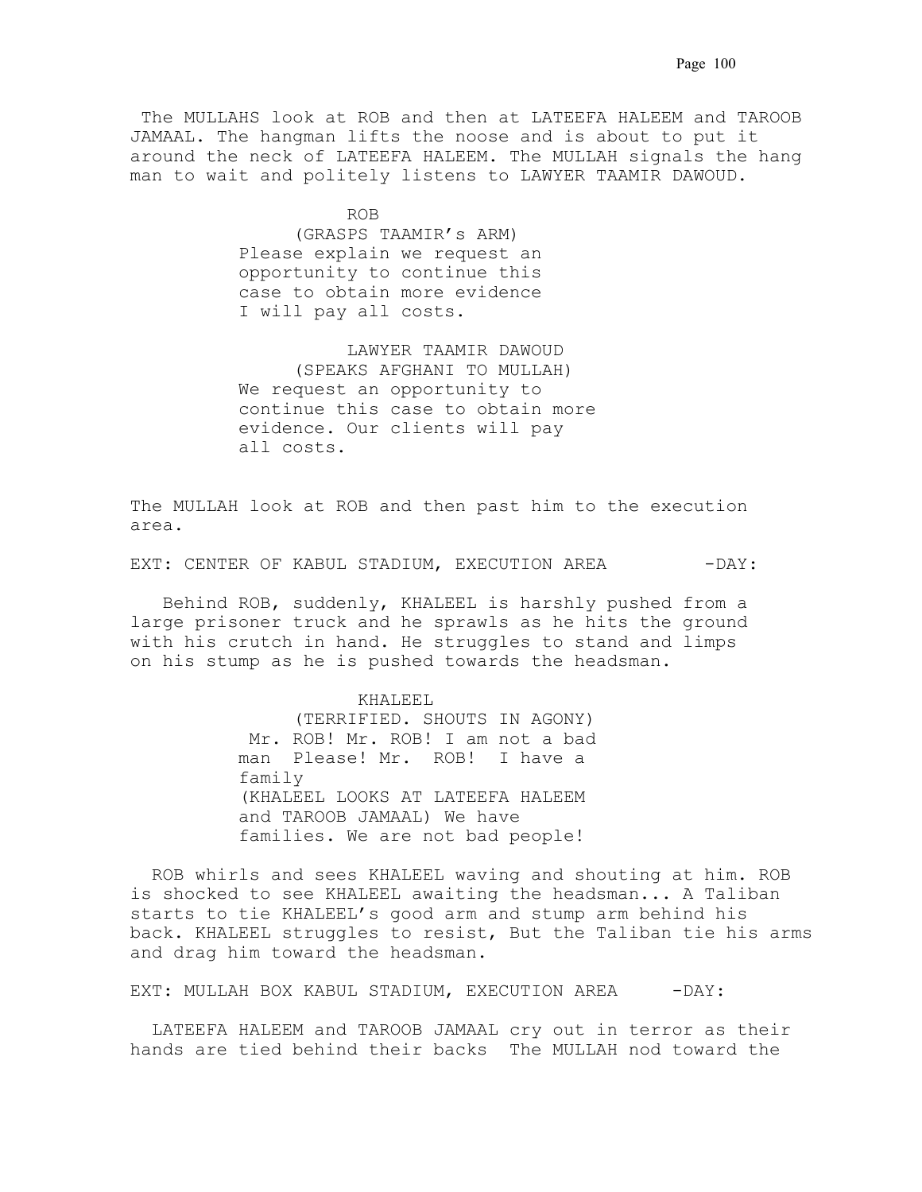The MULLAHS look at ROB and then at LATEEFA HALEEM and TAROOB JAMAAL. The hangman lifts the noose and is about to put it around the neck of LATEEFA HALEEM. The MULLAH signals the hang man to wait and politely listens to LAWYER TAAMIR DAWOUD.

ROB
(GRASPS TAAMIR's ARM)
Please explain we request an opportunity to continue this case to obtain more evidence I will pay all costs.

LAWYER TAAMIR DAWOUD
(SPEAKS AFGHANI TO MULLAH)
We request an opportunity to continue this case to obtain more evidence. Our clients will pay all costs.

The MULLAH look at ROB and then past him to the execution area.

EXT: CENTER OF KABUL STADIUM, EXECUTION AREA -DAY:

Behind ROB, suddenly, KHALEEL is harshly pushed from a large prisoner truck and he sprawls as he hits the ground with his crutch in hand. He struggles to stand and limps on his stump as he is pushed towards the headsman.

KHALEEL
(TERRIFIED. SHOUTS IN AGONY)
Mr. ROB! Mr. ROB! I am not a bad man Please! Mr. ROB! I have a family
(KHALEEL LOOKS AT LATEEFA HALEEM and TAROOB JAMAAL) We have families. We are not bad people!

ROB whirls and sees KHALEEL waving and shouting at him. ROB is shocked to see KHALEEL awaiting the headsman... A Taliban starts to tie KHALEEL's good arm and stump arm behind his back. KHALEEL struggles to resist, But the Taliban tie his arms and drag him toward the headsman.

EXT: MULLAH BOX KABUL STADIUM, EXECUTION AREA -DAY:

LATEEFA HALEEM and TAROOB JAMAAL cry out in terror as their hands are tied behind their backs The MULLAH nod toward the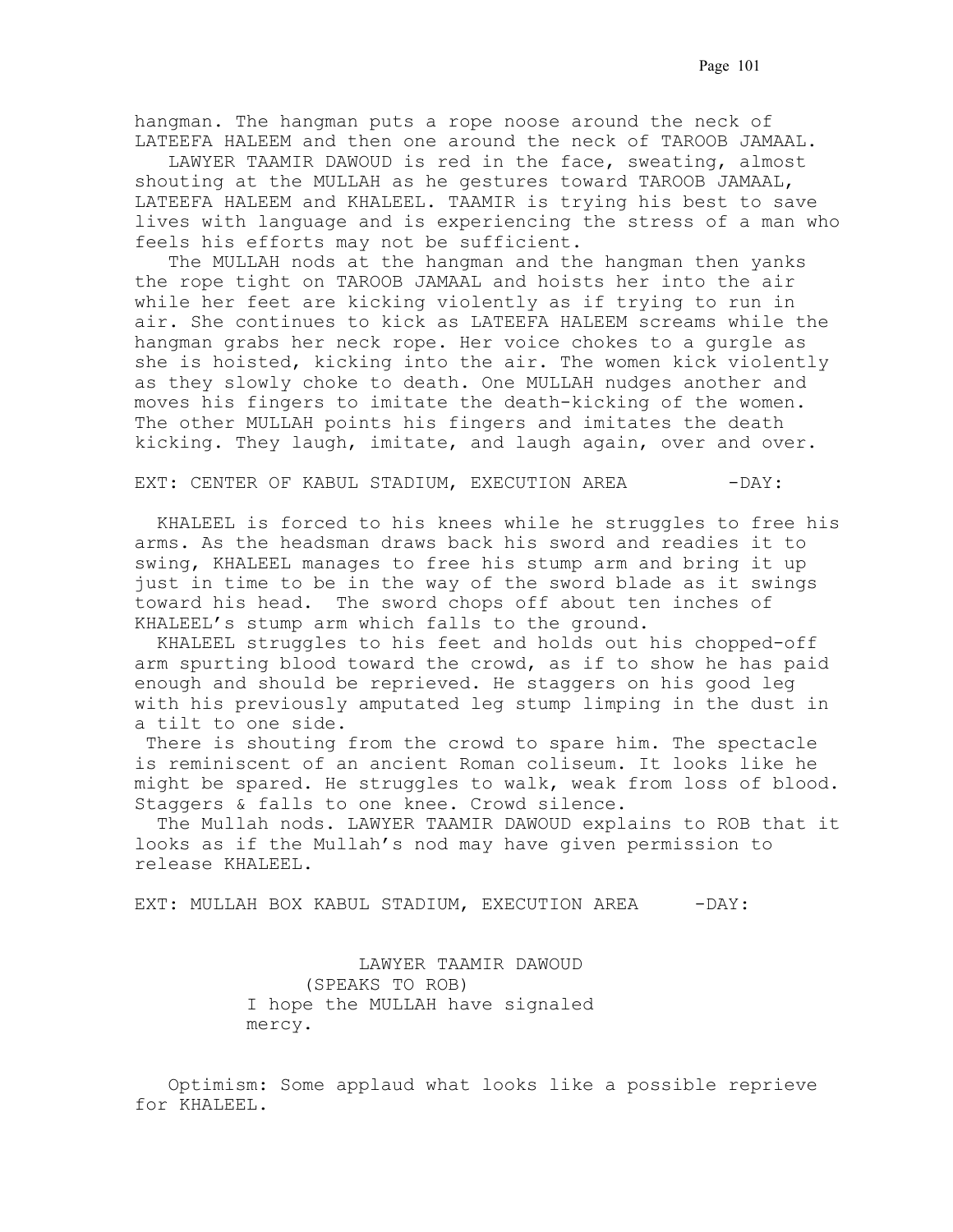hangman. The hangman puts a rope noose around the neck of LATEEFA HALEEM and then one around the neck of TAROOB JAMAAL.

LAWYER TAAMIR DAWOUD is red in the face, sweating, almost shouting at the MULLAH as he gestures toward TAROOB JAMAAL, LATEEFA HALEEM and KHALEEL. TAAMIR is trying his best to save lives with language and is experiencing the stress of a man who feels his efforts may not be sufficient.

The MULLAH nods at the hangman and the hangman then yanks the rope tight on TAROOB JAMAAL and hoists her into the air while her feet are kicking violently as if trying to run in air. She continues to kick as LATEEFA HALEEM screams while the hangman grabs her neck rope. Her voice chokes to a gurgle as she is hoisted, kicking into the air. The women kick violently as they slowly choke to death. One MULLAH nudges another and moves his fingers to imitate the death-kicking of the women. The other MULLAH points his fingers and imitates the death kicking. They laugh, imitate, and laugh again, over and over.

EXT: CENTER OF KABUL STADIUM, EXECUTION AREA -DAY:

KHALEEL is forced to his knees while he struggles to free his arms. As the headsman draws back his sword and readies it to swing, KHALEEL manages to free his stump arm and bring it up just in time to be in the way of the sword blade as it swings toward his head. The sword chops off about ten inches of KHALEEL's stump arm which falls to the ground.

KHALEEL struggles to his feet and holds out his chopped-off arm spurting blood toward the crowd, as if to show he has paid enough and should be reprieved. He staggers on his good leg with his previously amputated leg stump limping in the dust in a tilt to one side.

There is shouting from the crowd to spare him. The spectacle is reminiscent of an ancient Roman coliseum. It looks like he might be spared. He struggles to walk, weak from loss of blood. Staggers & falls to one knee. Crowd silence.

The Mullah nods. LAWYER TAAMIR DAWOUD explains to ROB that it looks as if the Mullah's nod may have given permission to release KHALEEL.

EXT: MULLAH BOX KABUL STADIUM, EXECUTION AREA -DAY:

LAWYER TAAMIR DAWOUD
(SPEAKS TO ROB)
I hope the MULLAH have signaled mercy.

Optimism: Some applaud what looks like a possible reprieve for KHALEEL.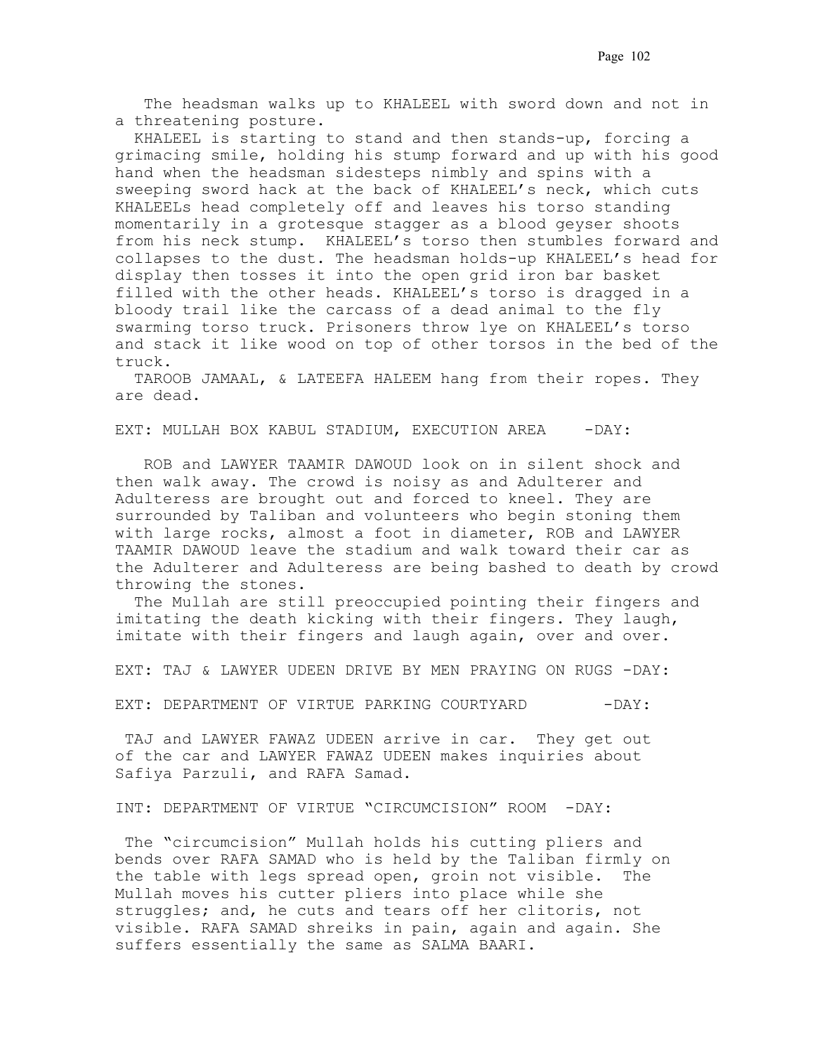The headsman walks up to KHALEEL with sword down and not in a threatening posture.

KHALEEL is starting to stand and then stands-up, forcing a grimacing smile, holding his stump forward and up with his good hand when the headsman sidesteps nimbly and spins with a sweeping sword hack at the back of KHALEEL's neck, which cuts KHALEELs head completely off and leaves his torso standing momentarily in a grotesque stagger as a blood geyser shoots from his neck stump. KHALEEL's torso then stumbles forward and collapses to the dust. The headsman holds-up KHALEEL's head for display then tosses it into the open grid iron bar basket filled with the other heads. KHALEEL's torso is dragged in a bloody trail like the carcass of a dead animal to the fly swarming torso truck. Prisoners throw lye on KHALEEL's torso and stack it like wood on top of other torsos in the bed of the truck.

TAROOB JAMAAL, & LATEEFA HALEEM hang from their ropes. They are dead.

EXT: MULLAH BOX KABUL STADIUM, EXECUTION AREA -DAY:

ROB and LAWYER TAAMIR DAWOUD look on in silent shock and then walk away. The crowd is noisy as and Adulterer and Adulteress are brought out and forced to kneel. They are surrounded by Taliban and volunteers who begin stoning them with large rocks, almost a foot in diameter, ROB and LAWYER TAAMIR DAWOUD leave the stadium and walk toward their car as the Adulterer and Adulteress are being bashed to death by crowd throwing the stones.

The Mullah are still preoccupied pointing their fingers and imitating the death kicking with their fingers. They laugh, imitate with their fingers and laugh again, over and over.

EXT: TAJ & LAWYER UDEEN DRIVE BY MEN PRAYING ON RUGS -DAY:

EXT: DEPARTMENT OF VIRTUE PARKING COURTYARD -DAY:

TAJ and LAWYER FAWAZ UDEEN arrive in car. They get out of the car and LAWYER FAWAZ UDEEN makes inquiries about Safiya Parzuli, and RAFA Samad.

INT: DEPARTMENT OF VIRTUE "CIRCUMCISION" ROOM -DAY:

The "circumcision" Mullah holds his cutting pliers and bends over RAFA SAMAD who is held by the Taliban firmly on the table with legs spread open, groin not visible. The Mullah moves his cutter pliers into place while she struggles; and, he cuts and tears off her clitoris, not visible. RAFA SAMAD shreiks in pain, again and again. She suffers essentially the same as SALMA BAARI.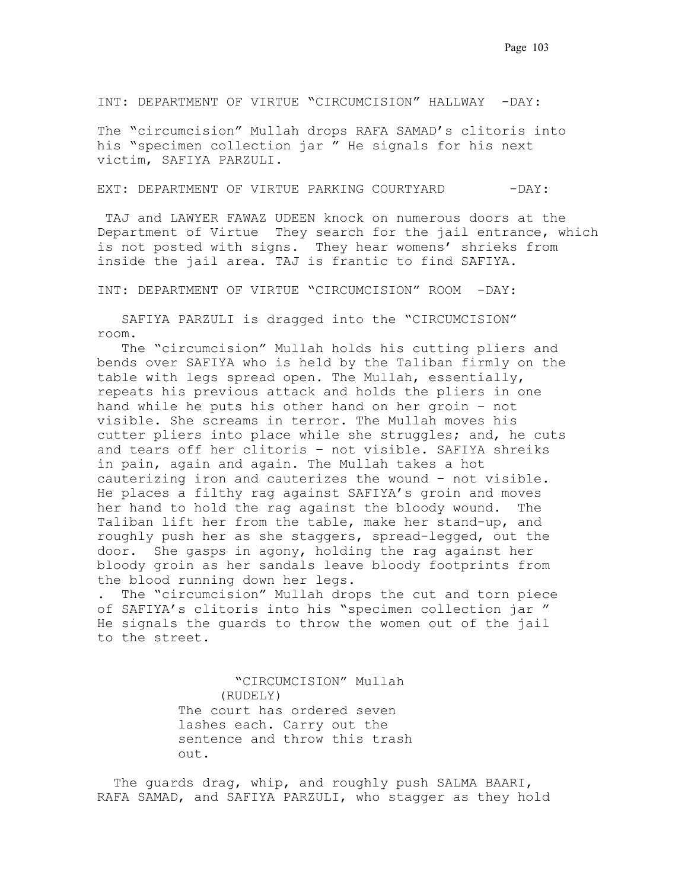INT: DEPARTMENT OF VIRTUE "CIRCUMCISION" HALLWAY -DAY:

The "circumcision" Mullah drops RAFA SAMAD's clitoris into his "specimen collection jar " He signals for his next victim, SAFIYA PARZULI.

EXT: DEPARTMENT OF VIRTUE PARKING COURTYARD -DAY:

TAJ and LAWYER FAWAZ UDEEN knock on numerous doors at the Department of Virtue They search for the jail entrance, which is not posted with signs. They hear womens' shrieks from inside the jail area. TAJ is frantic to find SAFIYA.

INT: DEPARTMENT OF VIRTUE "CIRCUMCISION" ROOM -DAY:

SAFIYA PARZULI is dragged into the "CIRCUMCISION" room.

The "circumcision" Mullah holds his cutting pliers and bends over SAFIYA who is held by the Taliban firmly on the table with legs spread open. The Mullah, essentially, repeats his previous attack and holds the pliers in one hand while he puts his other hand on her groin – not visible. She screams in terror. The Mullah moves his cutter pliers into place while she struggles; and, he cuts and tears off her clitoris – not visible. SAFIYA shreiks in pain, again and again. The Mullah takes a hot cauterizing iron and cauterizes the wound – not visible. He places a filthy rag against SAFIYA's groin and moves her hand to hold the rag against the bloody wound. The Taliban lift her from the table, make her stand-up, and roughly push her as she staggers, spread-legged, out the door. She gasps in agony, holding the rag against her bloody groin as her sandals leave bloody footprints from the blood running down her legs.

. The "circumcision" Mullah drops the cut and torn piece of SAFIYA's clitoris into his "specimen collection jar " He signals the guards to throw the women out of the jail to the street.

"CIRCUMCISION" Mullah
(RUDELY)
The court has ordered seven lashes each. Carry out the sentence and throw this trash out.

The guards drag, whip, and roughly push SALMA BAARI, RAFA SAMAD, and SAFIYA PARZULI, who stagger as they hold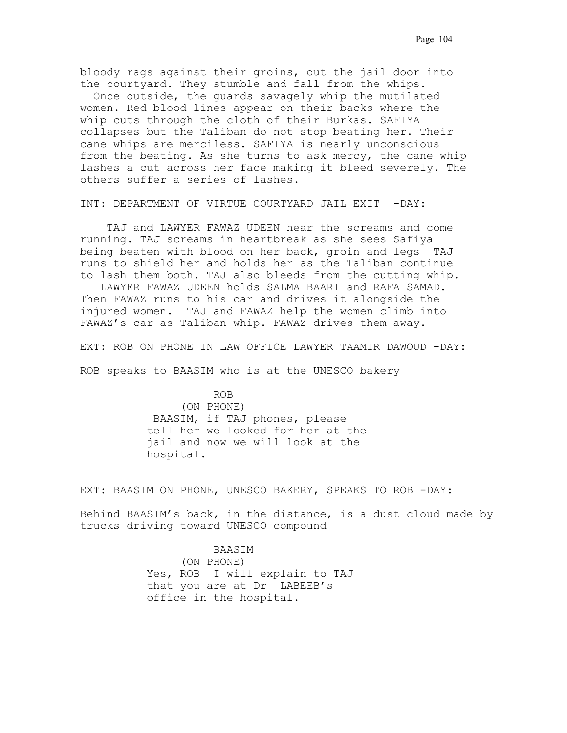bloody rags against their groins, out the jail door into the courtyard. They stumble and fall from the whips.

Once outside, the guards savagely whip the mutilated women. Red blood lines appear on their backs where the whip cuts through the cloth of their Burkas. SAFIYA collapses but the Taliban do not stop beating her. Their cane whips are merciless. SAFIYA is nearly unconscious from the beating. As she turns to ask mercy, the cane whip lashes a cut across her face making it bleed severely. The others suffer a series of lashes.

INT: DEPARTMENT OF VIRTUE COURTYARD JAIL EXIT -DAY:

TAJ and LAWYER FAWAZ UDEEN hear the screams and come running. TAJ screams in heartbreak as she sees Safiya being beaten with blood on her back, groin and legs TAJ runs to shield her and holds her as the Taliban continue to lash them both. TAJ also bleeds from the cutting whip.

LAWYER FAWAZ UDEEN holds SALMA BAARI and RAFA SAMAD. Then FAWAZ runs to his car and drives it alongside the injured women. TAJ and FAWAZ help the women climb into FAWAZ's car as Taliban whip. FAWAZ drives them away.

EXT: ROB ON PHONE IN LAW OFFICE LAWYER TAAMIR DAWOUD -DAY:

ROB speaks to BAASIM who is at the UNESCO bakery

ROB
(ON PHONE)
BAASIM, if TAJ phones, please tell her we looked for her at the jail and now we will look at the hospital.

EXT: BAASIM ON PHONE, UNESCO BAKERY, SPEAKS TO ROB -DAY:

Behind BAASIM's back, in the distance, is a dust cloud made by trucks driving toward UNESCO compound

BAASIM
(ON PHONE)
Yes, ROB I will explain to TAJ that you are at Dr LABEEB's office in the hospital.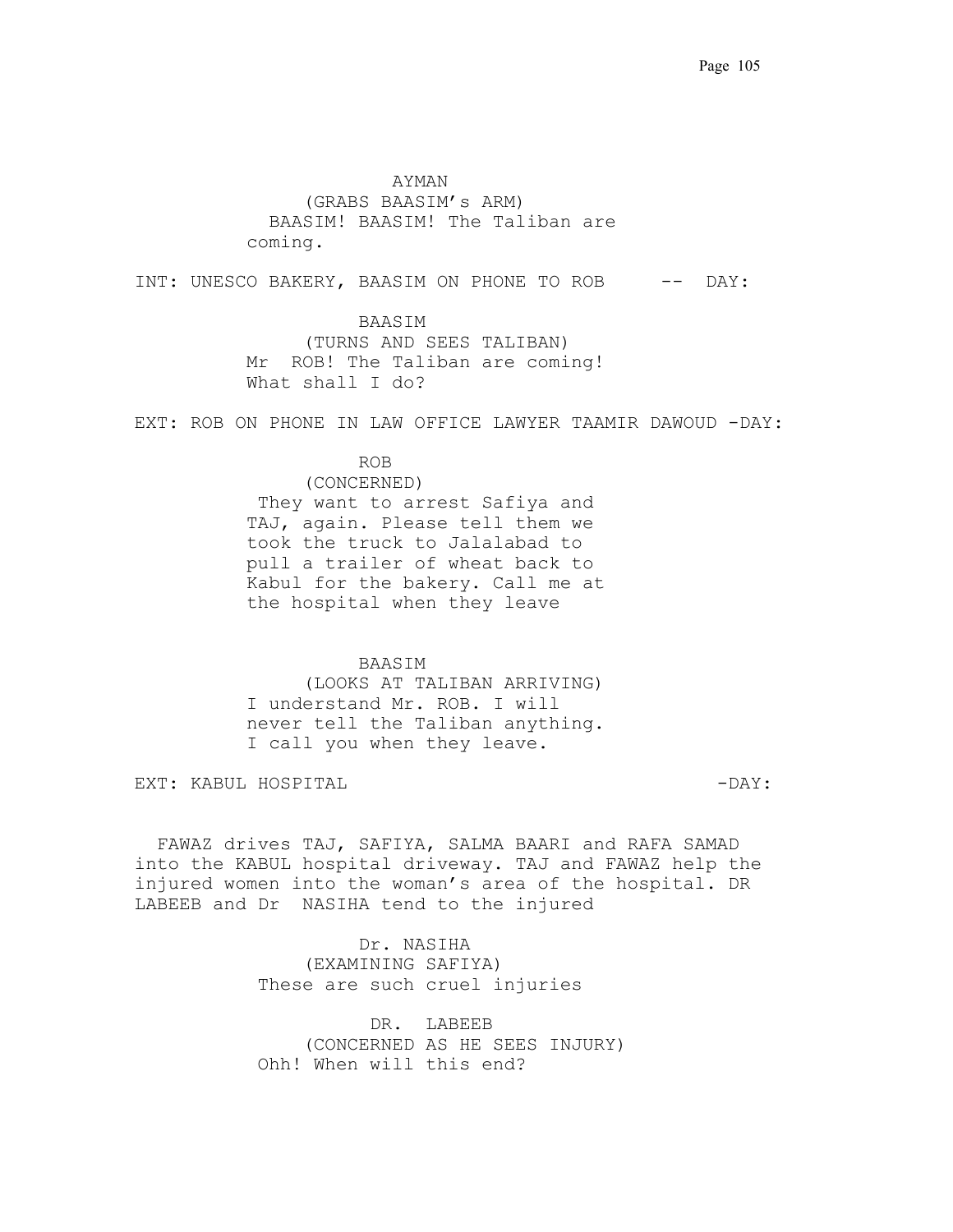AYMAN
(GRABS BAASIM's ARM)
BAASIM! BAASIM! The Taliban are coming.

INT: UNESCO BAKERY, BAASIM ON PHONE TO ROB -- DAY:

BAASIM
(TURNS AND SEES TALIBAN)
Mr ROB! The Taliban are coming! What shall I do?

EXT: ROB ON PHONE IN LAW OFFICE LAWYER TAAMIR DAWOUD -DAY:

ROB
(CONCERNED)
They want to arrest Safiya and TAJ, again. Please tell them we took the truck to Jalalabad to pull a trailer of wheat back to Kabul for the bakery. Call me at the hospital when they leave

BAASIM
(LOOKS AT TALIBAN ARRIVING)
I understand Mr. ROB. I will never tell the Taliban anything. I call you when they leave.

EXT: KABUL HOSPITAL -DAY:

FAWAZ drives TAJ, SAFIYA, SALMA BAARI and RAFA SAMAD into the KABUL hospital driveway. TAJ and FAWAZ help the injured women into the woman's area of the hospital. DR LABEEB and Dr NASIHA tend to the injured

Dr. NASIHA
(EXAMINING SAFIYA)
These are such cruel injuries

DR. LABEEB
(CONCERNED AS HE SEES INJURY)
Ohh! When will this end?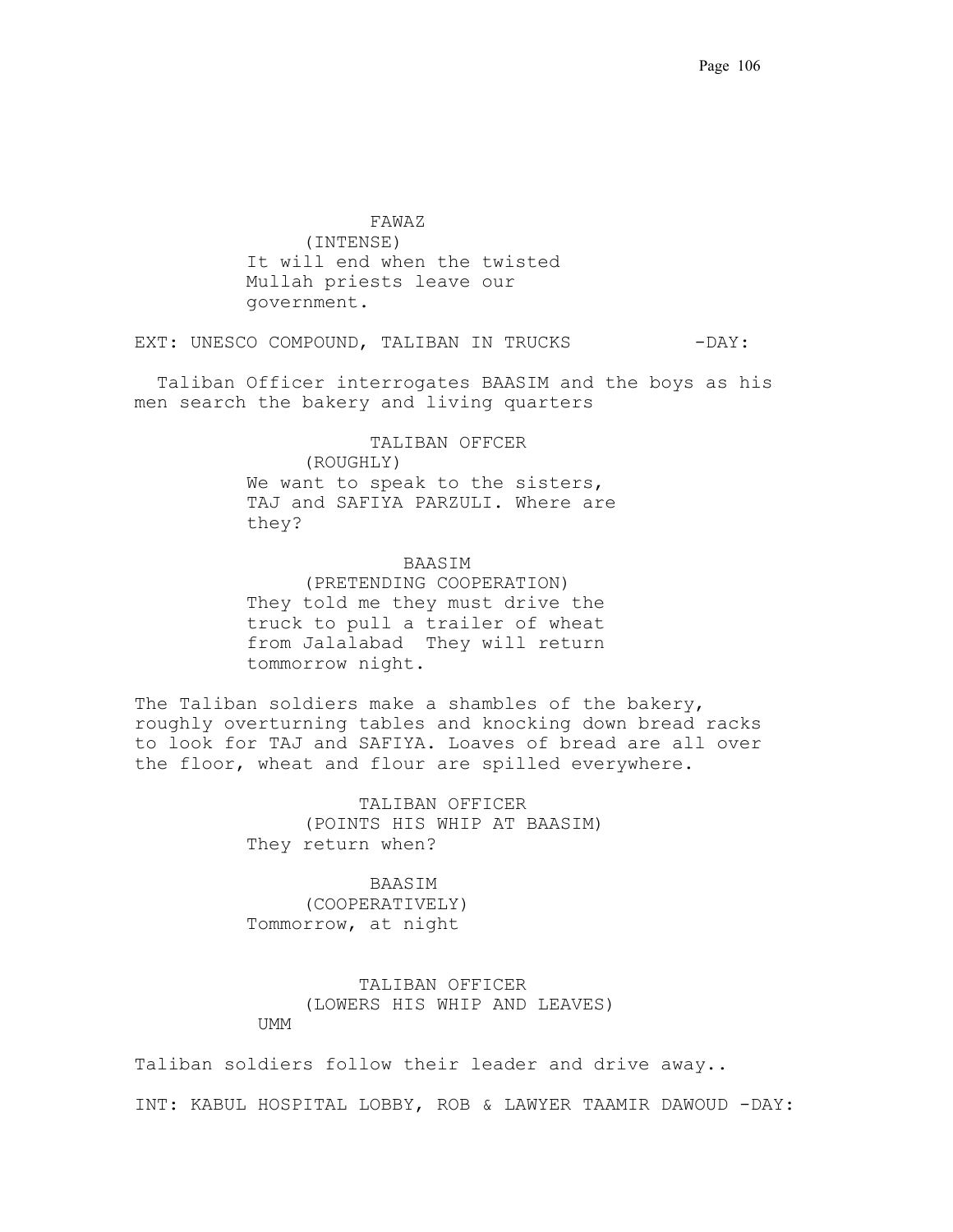FAWAZ
(INTENSE)
It will end when the twisted Mullah priests leave our government.

EXT: UNESCO COMPOUND, TALIBAN IN TRUCKS -DAY:

Taliban Officer interrogates BAASIM and the boys as his men search the bakery and living quarters

TALIBAN OFFCER
(ROUGHLY)
We want to speak to the sisters, TAJ and SAFIYA PARZULI. Where are they?

BAASIM
(PRETENDING COOPERATION)
They told me they must drive the truck to pull a trailer of wheat from Jalalabad They will return tommorrow night.

The Taliban soldiers make a shambles of the bakery, roughly overturning tables and knocking down bread racks to look for TAJ and SAFIYA. Loaves of bread are all over the floor, wheat and flour are spilled everywhere.

TALIBAN OFFICER
(POINTS HIS WHIP AT BAASIM)
They return when?

BAASIM
(COOPERATIVELY)
Tommorrow, at night

TALIBAN OFFICER
(LOWERS HIS WHIP AND LEAVES)
UMM

Taliban soldiers follow their leader and drive away..

INT: KABUL HOSPITAL LOBBY, ROB & LAWYER TAAMIR DAWOUD -DAY: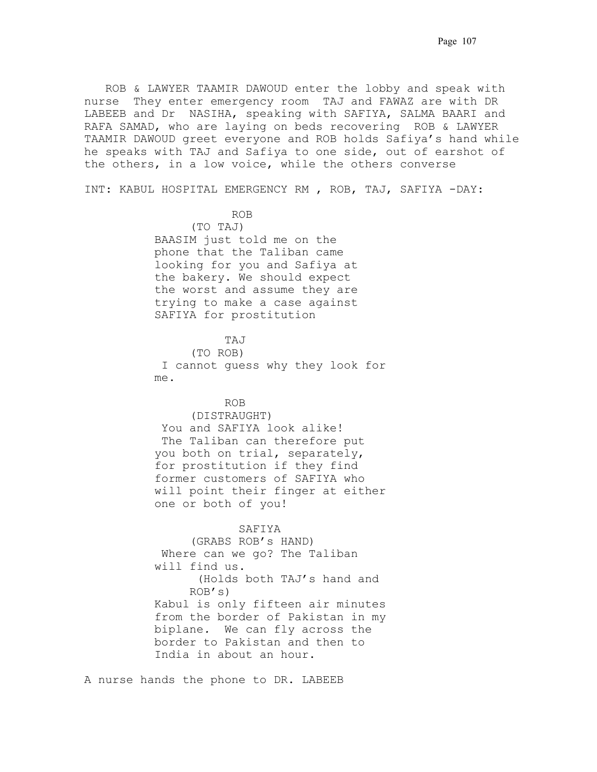ROB & LAWYER TAAMIR DAWOUD enter the lobby and speak with nurse They enter emergency room TAJ and FAWAZ are with DR LABEEB and Dr NASIHA, speaking with SAFIYA, SALMA BAARI and RAFA SAMAD, who are laying on beds recovering ROB & LAWYER TAAMIR DAWOUD greet everyone and ROB holds Safiya's hand while he speaks with TAJ and Safiya to one side, out of earshot of the others, in a low voice, while the others converse

INT: KABUL HOSPITAL EMERGENCY RM , ROB, TAJ, SAFIYA -DAY:

ROB
(TO TAJ)
BAASIM just told me on the phone that the Taliban came looking for you and Safiya at the bakery. We should expect the worst and assume they are trying to make a case against SAFIYA for prostitution

TAJ
(TO ROB)
I cannot guess why they look for me.

ROB
(DISTRAUGHT)
You and SAFIYA look alike! The Taliban can therefore put you both on trial, separately, for prostitution if they find former customers of SAFIYA who will point their finger at either one or both of you!

SAFIYA
(GRABS ROB's HAND)
Where can we go? The Taliban will find us.
(Holds both TAJ's hand and ROB's)
Kabul is only fifteen air minutes from the border of Pakistan in my biplane. We can fly across the border to Pakistan and then to India in about an hour.

A nurse hands the phone to DR. LABEEB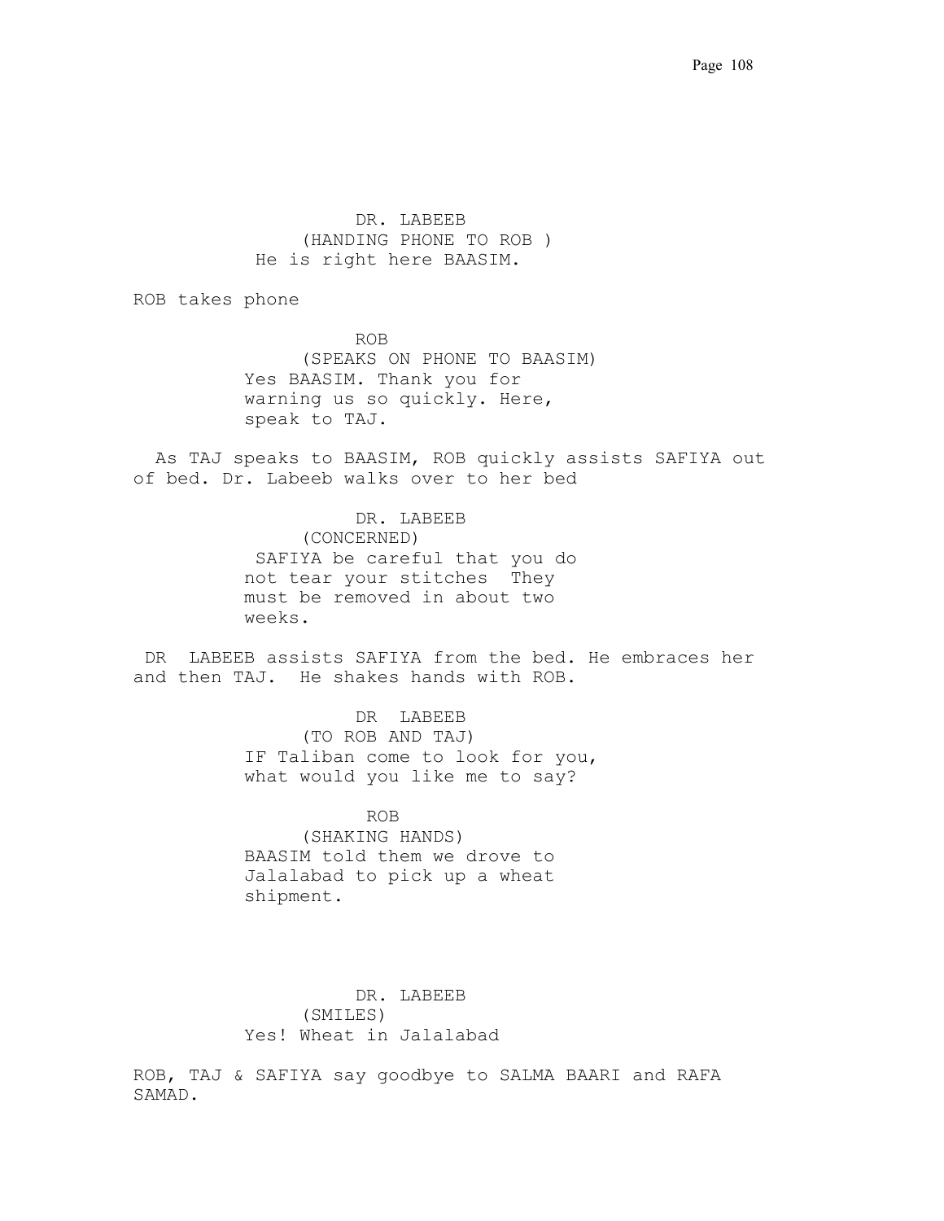DR. LABEEB
(HANDING PHONE TO ROB )
He is right here BAASIM.

ROB takes phone

ROB
(SPEAKS ON PHONE TO BAASIM)
Yes BAASIM. Thank you for warning us so quickly. Here, speak to TAJ.

As TAJ speaks to BAASIM, ROB quickly assists SAFIYA out of bed. Dr. Labeeb walks over to her bed

DR. LABEEB
(CONCERNED)
SAFIYA be careful that you do not tear your stitches  They must be removed in about two weeks.

DR  LABEEB assists SAFIYA from the bed. He embraces her and then TAJ.  He shakes hands with ROB.

DR  LABEEB
(TO ROB AND TAJ)
IF Taliban come to look for you, what would you like me to say?

ROB
(SHAKING HANDS)
BAASIM told them we drove to Jalalabad to pick up a wheat shipment.

DR. LABEEB
(SMILES)
Yes! Wheat in Jalalabad

ROB, TAJ & SAFIYA say goodbye to SALMA BAARI and RAFA SAMAD.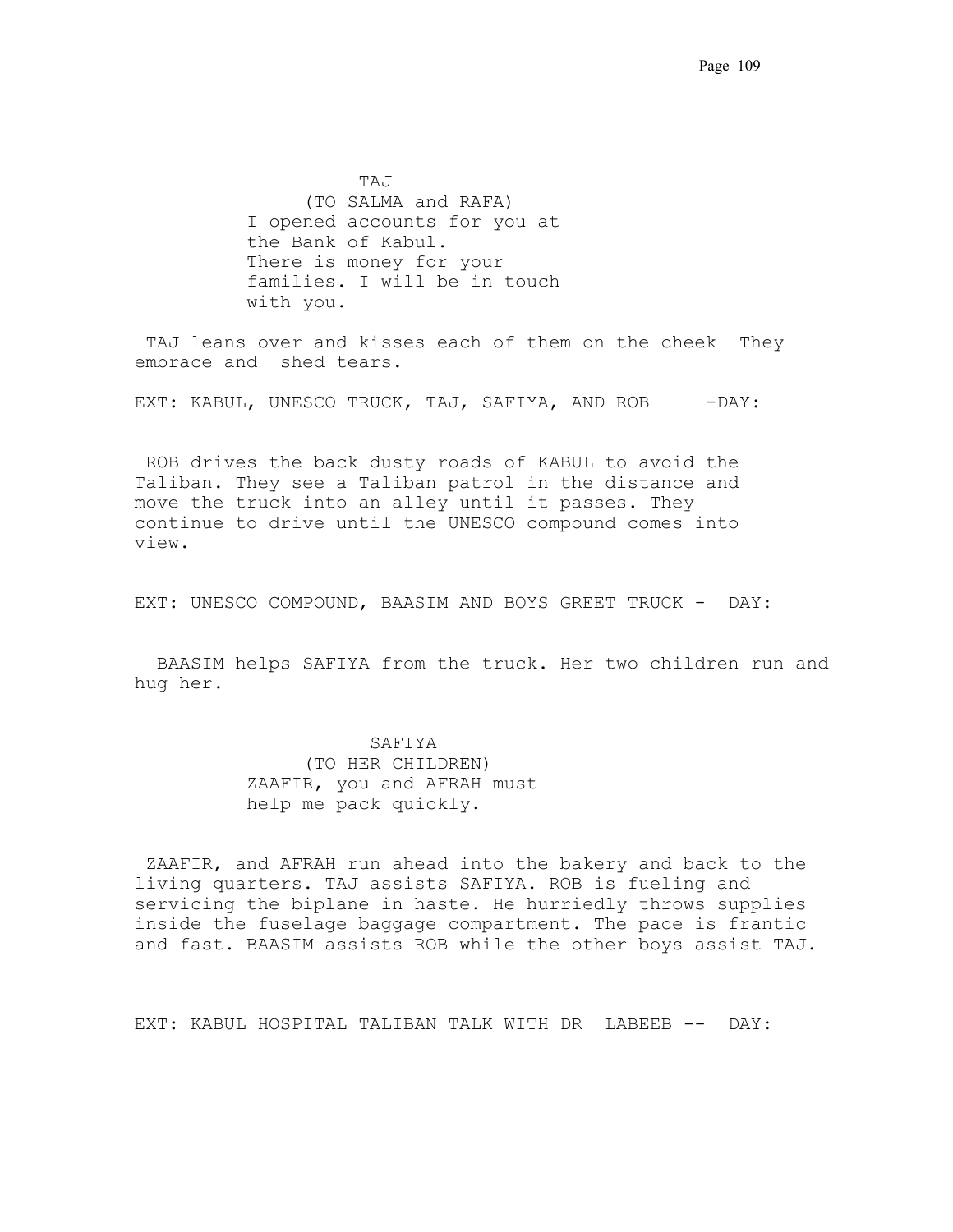TAJ
(TO SALMA and RAFA)
I opened accounts for you at the Bank of Kabul. There is money for your families. I will be in touch with you.

TAJ leans over and kisses each of them on the cheek They embrace and shed tears.

EXT: KABUL, UNESCO TRUCK, TAJ, SAFIYA, AND ROB -DAY:

ROB drives the back dusty roads of KABUL to avoid the Taliban. They see a Taliban patrol in the distance and move the truck into an alley until it passes. They continue to drive until the UNESCO compound comes into view.

EXT: UNESCO COMPOUND, BAASIM AND BOYS GREET TRUCK - DAY:

BAASIM helps SAFIYA from the truck. Her two children run and hug her.

SAFIYA
(TO HER CHILDREN)
ZAAFIR, you and AFRAH must help me pack quickly.

ZAAFIR, and AFRAH run ahead into the bakery and back to the living quarters. TAJ assists SAFIYA. ROB is fueling and servicing the biplane in haste. He hurriedly throws supplies inside the fuselage baggage compartment. The pace is frantic and fast. BAASIM assists ROB while the other boys assist TAJ.

EXT: KABUL HOSPITAL TALIBAN TALK WITH DR LABEEB -- DAY: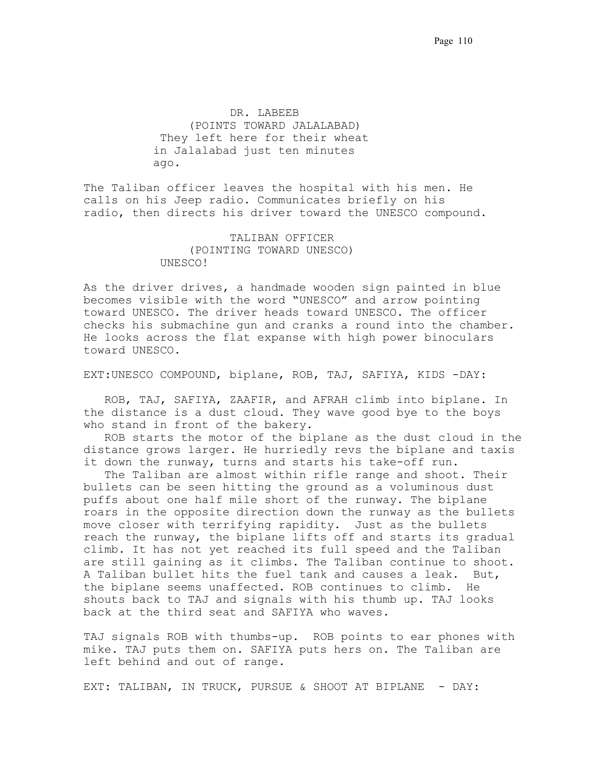DR. LABEEB
(POINTS TOWARD JALALABAD)
They left here for their wheat in Jalalabad just ten minutes ago.

The Taliban officer leaves the hospital with his men. He calls on his Jeep radio. Communicates briefly on his radio, then directs his driver toward the UNESCO compound.

TALIBAN OFFICER
(POINTING TOWARD UNESCO)
UNESCO!

As the driver drives, a handmade wooden sign painted in blue becomes visible with the word “UNESCO” and arrow pointing toward UNESCO. The driver heads toward UNESCO. The officer checks his submachine gun and cranks a round into the chamber. He looks across the flat expanse with high power binoculars toward UNESCO.

EXT:UNESCO COMPOUND, biplane, ROB, TAJ, SAFIYA, KIDS -DAY:

ROB, TAJ, SAFIYA, ZAAFIR, and AFRAH climb into biplane. In the distance is a dust cloud. They wave good bye to the boys who stand in front of the bakery.

ROB starts the motor of the biplane as the dust cloud in the distance grows larger. He hurriedly revs the biplane and taxis it down the runway, turns and starts his take-off run.

The Taliban are almost within rifle range and shoot. Their bullets can be seen hitting the ground as a voluminous dust puffs about one half mile short of the runway. The biplane roars in the opposite direction down the runway as the bullets move closer with terrifying rapidity. Just as the bullets reach the runway, the biplane lifts off and starts its gradual climb. It has not yet reached its full speed and the Taliban are still gaining as it climbs. The Taliban continue to shoot. A Taliban bullet hits the fuel tank and causes a leak. But, the biplane seems unaffected. ROB continues to climb. He shouts back to TAJ and signals with his thumb up. TAJ looks back at the third seat and SAFIYA who waves.

TAJ signals ROB with thumbs-up. ROB points to ear phones with mike. TAJ puts them on. SAFIYA puts hers on. The Taliban are left behind and out of range.

EXT: TALIBAN, IN TRUCK, PURSUE & SHOOT AT BIPLANE - DAY: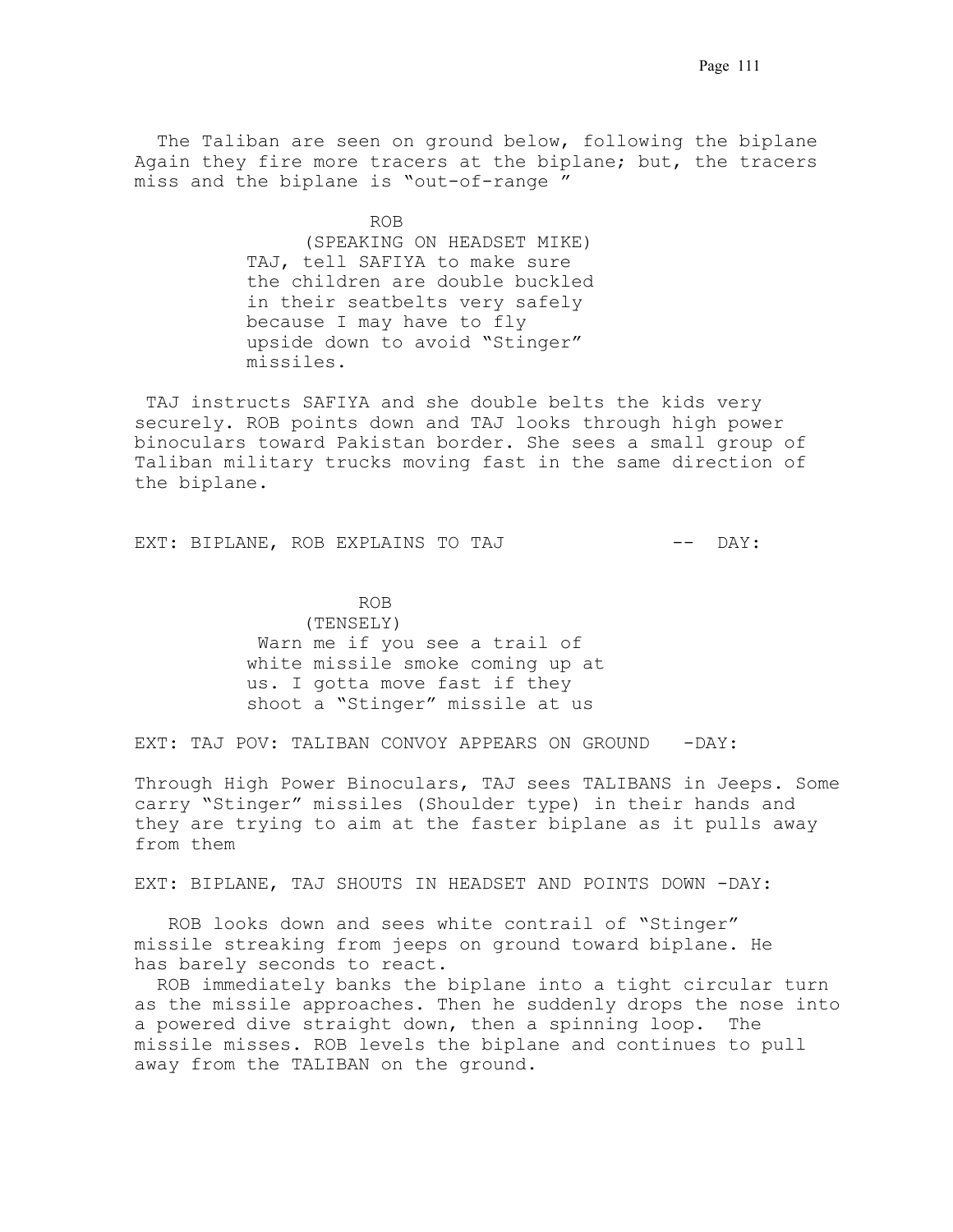The Taliban are seen on ground below, following the biplane Again they fire more tracers at the biplane; but, the tracers miss and the biplane is "out-of-range "

ROB
(SPEAKING ON HEADSET MIKE)
TAJ, tell SAFIYA to make sure the children are double buckled in their seatbelts very safely because I may have to fly upside down to avoid "Stinger" missiles.

TAJ instructs SAFIYA and she double belts the kids very securely. ROB points down and TAJ looks through high power binoculars toward Pakistan border. She sees a small group of Taliban military trucks moving fast in the same direction of the biplane.

EXT: BIPLANE, ROB EXPLAINS TO TAJ -- DAY:

ROB
(TENSELY)
Warn me if you see a trail of white missile smoke coming up at us. I gotta move fast if they shoot a "Stinger" missile at us

EXT: TAJ POV: TALIBAN CONVOY APPEARS ON GROUND -DAY:

Through High Power Binoculars, TAJ sees TALIBANS in Jeeps. Some carry "Stinger" missiles (Shoulder type) in their hands and they are trying to aim at the faster biplane as it pulls away from them

EXT: BIPLANE, TAJ SHOUTS IN HEADSET AND POINTS DOWN -DAY:

ROB looks down and sees white contrail of "Stinger" missile streaking from jeeps on ground toward biplane. He has barely seconds to react.

ROB immediately banks the biplane into a tight circular turn as the missile approaches. Then he suddenly drops the nose into a powered dive straight down, then a spinning loop. The missile misses. ROB levels the biplane and continues to pull away from the TALIBAN on the ground.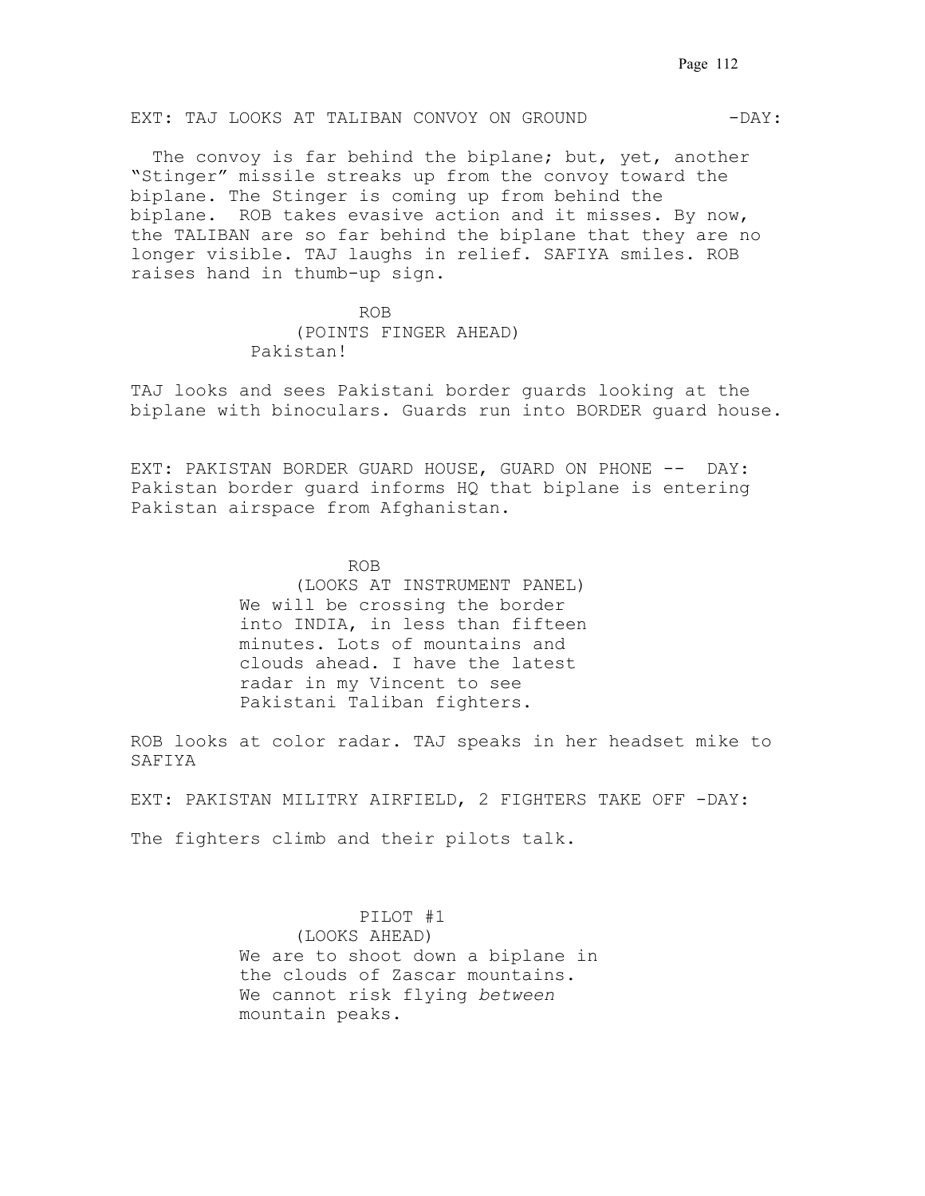EXT: TAJ LOOKS AT TALIBAN CONVOY ON GROUND -DAY:

The convoy is far behind the biplane; but, yet, another "Stinger" missile streaks up from the convoy toward the biplane. The Stinger is coming up from behind the biplane. ROB takes evasive action and it misses. By now, the TALIBAN are so far behind the biplane that they are no longer visible. TAJ laughs in relief. SAFIYA smiles. ROB raises hand in thumb-up sign.

ROB
(POINTS FINGER AHEAD)
Pakistan!

TAJ looks and sees Pakistani border guards looking at the biplane with binoculars. Guards run into BORDER guard house.

EXT: PAKISTAN BORDER GUARD HOUSE, GUARD ON PHONE -- DAY: Pakistan border guard informs HQ that biplane is entering Pakistan airspace from Afghanistan.

ROB
(LOOKS AT INSTRUMENT PANEL)
We will be crossing the border into INDIA, in less than fifteen minutes. Lots of mountains and clouds ahead. I have the latest radar in my Vincent to see Pakistani Taliban fighters.

ROB looks at color radar. TAJ speaks in her headset mike to SAFIYA

EXT: PAKISTAN MILITRY AIRFIELD, 2 FIGHTERS TAKE OFF -DAY:

The fighters climb and their pilots talk.

PILOT #1
(LOOKS AHEAD)
We are to shoot down a biplane in the clouds of Zascar mountains. We cannot risk flying *between* mountain peaks.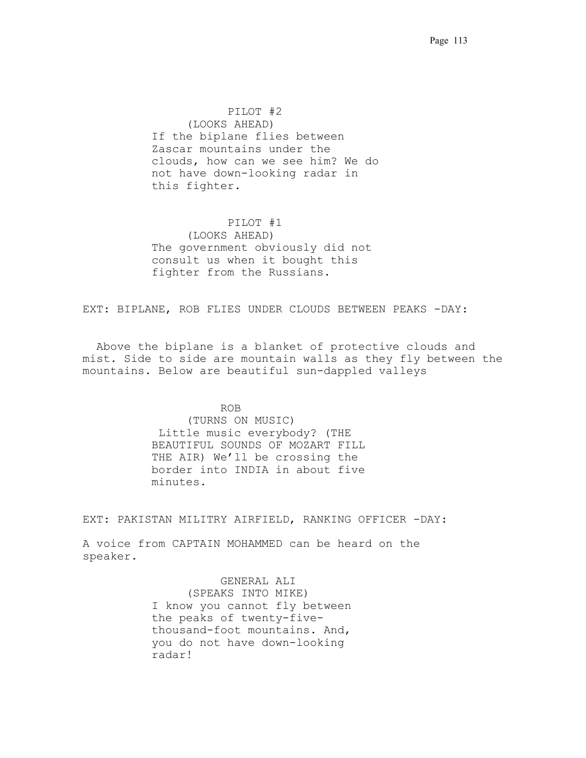PILOT #2
(LOOKS AHEAD)
If the biplane flies between Zascar mountains under the clouds, how can we see him? We do not have down-looking radar in this fighter.

PILOT #1
(LOOKS AHEAD)
The government obviously did not consult us when it bought this fighter from the Russians.

EXT: BIPLANE, ROB FLIES UNDER CLOUDS BETWEEN PEAKS -DAY:

Above the biplane is a blanket of protective clouds and mist. Side to side are mountain walls as they fly between the mountains. Below are beautiful sun-dappled valleys

ROB
(TURNS ON MUSIC)
Little music everybody? (THE BEAUTIFUL SOUNDS OF MOZART FILL THE AIR) We'll be crossing the border into INDIA in about five minutes.

EXT: PAKISTAN MILITRY AIRFIELD, RANKING OFFICER -DAY:

A voice from CAPTAIN MOHAMMED can be heard on the speaker.

GENERAL ALI
(SPEAKS INTO MIKE)
I know you cannot fly between the peaks of twenty-five-thousand-foot mountains. And, you do not have down-looking radar!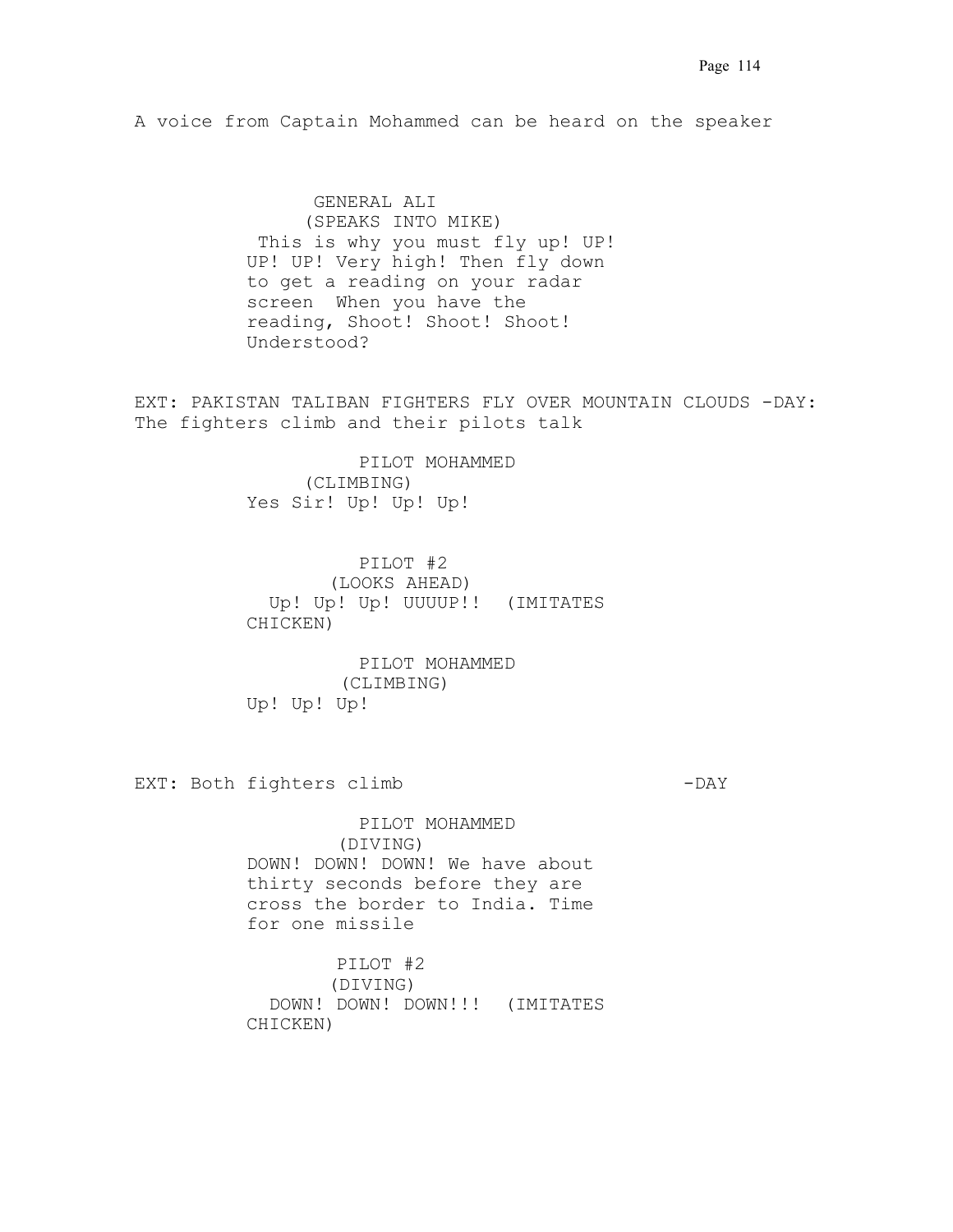A voice from Captain Mohammed can be heard on the speaker

GENERAL ALI
(SPEAKS INTO MIKE)
This is why you must fly up! UP! UP! UP! Very high! Then fly down to get a reading on your radar screen  When you have the reading, Shoot! Shoot! Shoot! Understood?

EXT: PAKISTAN TALIBAN FIGHTERS FLY OVER MOUNTAIN CLOUDS -DAY:
The fighters climb and their pilots talk

PILOT MOHAMMED
(CLIMBING)
Yes Sir! Up! Up! Up!

PILOT #2
(LOOKS AHEAD)
Up! Up! Up! UUUUP!!  (IMITATES CHICKEN)

PILOT MOHAMMED
(CLIMBING)
Up! Up! Up!

EXT: Both fighters climb                                   -DAY

PILOT MOHAMMED
(DIVING)
DOWN! DOWN! DOWN! We have about thirty seconds before they are cross the border to India. Time for one missile

PILOT #2
(DIVING)
DOWN! DOWN! DOWN!!!  (IMITATES CHICKEN)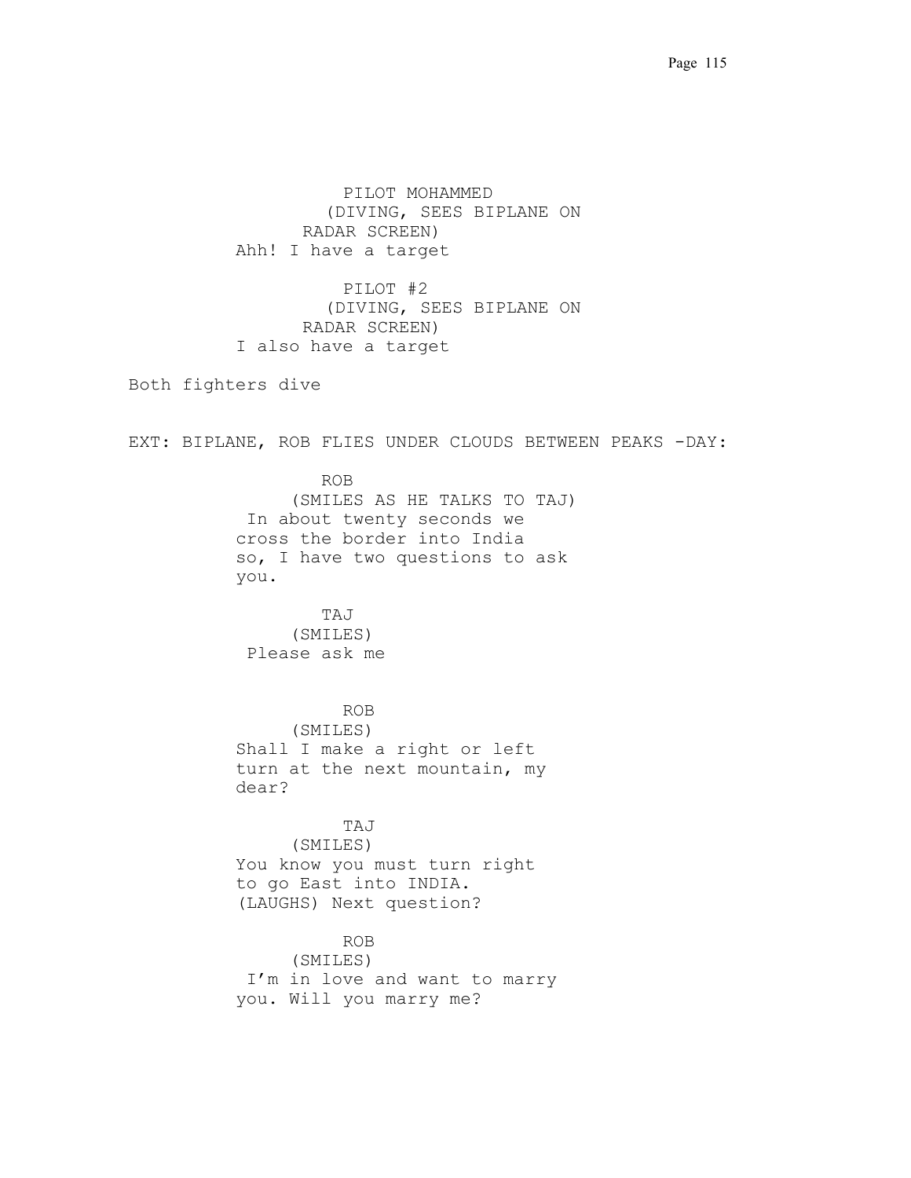PILOT MOHAMMED
(DIVING, SEES BIPLANE ON RADAR SCREEN)
Ahh! I have a target

PILOT #2
(DIVING, SEES BIPLANE ON RADAR SCREEN)
I also have a target

Both fighters dive

EXT: BIPLANE, ROB FLIES UNDER CLOUDS BETWEEN PEAKS -DAY:

ROB
(SMILES AS HE TALKS TO TAJ)
In about twenty seconds we cross the border into India so, I have two questions to ask you.

TAJ
(SMILES)
Please ask me

ROB
(SMILES)
Shall I make a right or left turn at the next mountain, my dear?

TAJ
(SMILES)
You know you must turn right to go East into INDIA. (LAUGHS) Next question?

ROB
(SMILES)
I'm in love and want to marry you. Will you marry me?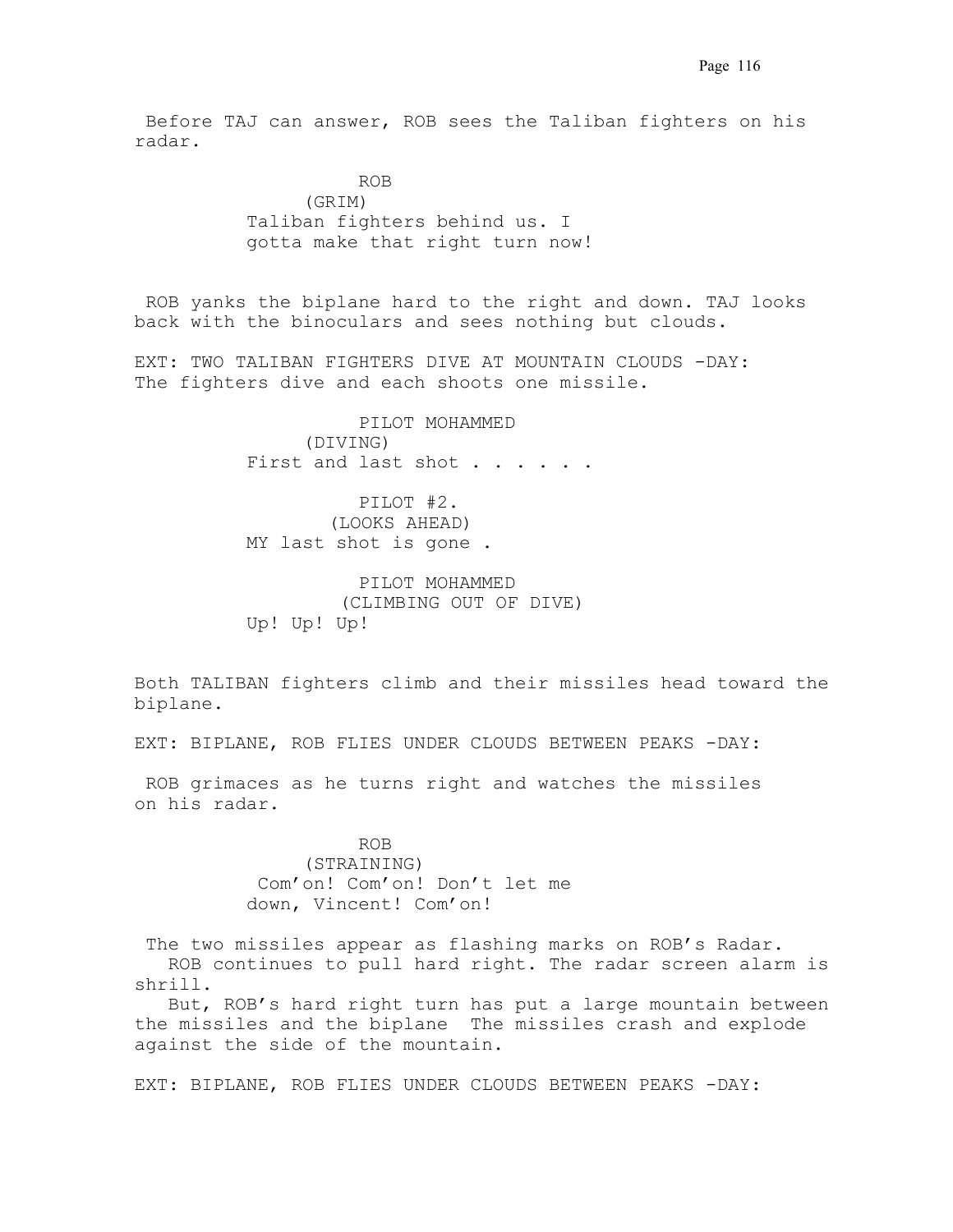Before TAJ can answer, ROB sees the Taliban fighters on his radar.

ROB
(GRIM)
Taliban fighters behind us. I gotta make that right turn now!

ROB yanks the biplane hard to the right and down. TAJ looks back with the binoculars and sees nothing but clouds.

EXT: TWO TALIBAN FIGHTERS DIVE AT MOUNTAIN CLOUDS -DAY: The fighters dive and each shoots one missile.

PILOT MOHAMMED
(DIVING)
First and last shot . . . . . .

PILOT #2.
(LOOKS AHEAD)
MY last shot is gone .

PILOT MOHAMMED
(CLIMBING OUT OF DIVE)
Up! Up! Up!

Both TALIBAN fighters climb and their missiles head toward the biplane.

EXT: BIPLANE, ROB FLIES UNDER CLOUDS BETWEEN PEAKS -DAY:

ROB grimaces as he turns right and watches the missiles on his radar.

ROB
(STRAINING)
Com'on! Com'on! Don't let me down, Vincent! Com'on!

The two missiles appear as flashing marks on ROB's Radar.
ROB continues to pull hard right. The radar screen alarm is shrill.
But, ROB's hard right turn has put a large mountain between the missiles and the biplane The missiles crash and explode against the side of the mountain.

EXT: BIPLANE, ROB FLIES UNDER CLOUDS BETWEEN PEAKS -DAY: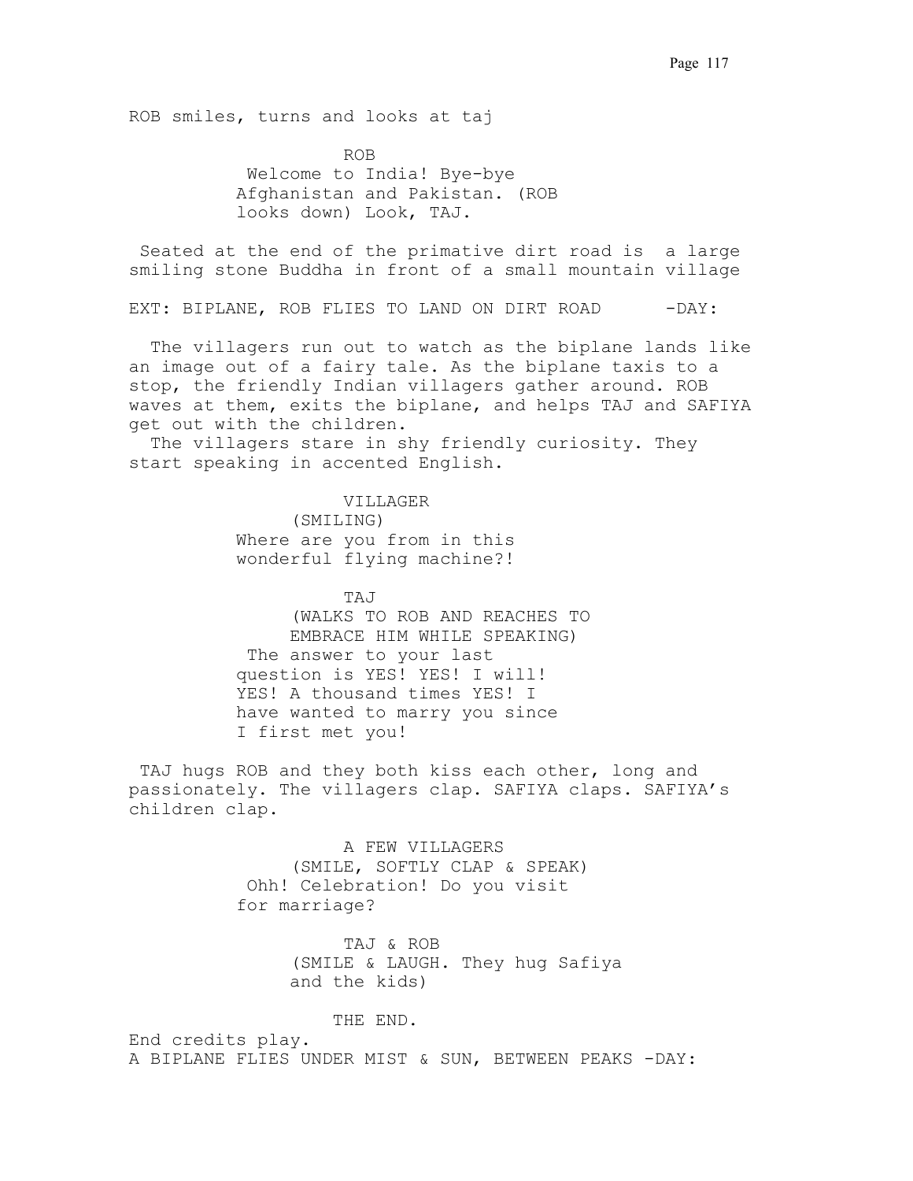ROB smiles, turns and looks at taj

ROB
Welcome to India! Bye-bye Afghanistan and Pakistan. (ROB looks down) Look, TAJ.

Seated at the end of the primative dirt road is a large smiling stone Buddha in front of a small mountain village

EXT: BIPLANE, ROB FLIES TO LAND ON DIRT ROAD -DAY:

The villagers run out to watch as the biplane lands like an image out of a fairy tale. As the biplane taxis to a stop, the friendly Indian villagers gather around. ROB waves at them, exits the biplane, and helps TAJ and SAFIYA get out with the children.
The villagers stare in shy friendly curiosity. They start speaking in accented English.

VILLAGER
(SMILING)
Where are you from in this wonderful flying machine?!

TAJ
(WALKS TO ROB AND REACHES TO EMBRACE HIM WHILE SPEAKING)
The answer to your last question is YES! YES! I will! YES! A thousand times YES! I have wanted to marry you since I first met you!

TAJ hugs ROB and they both kiss each other, long and passionately. The villagers clap. SAFIYA claps. SAFIYA's children clap.

A FEW VILLAGERS
(SMILE, SOFTLY CLAP & SPEAK)
Ohh! Celebration! Do you visit for marriage?

TAJ & ROB
(SMILE & LAUGH. They hug Safiya and the kids)

THE END.

End credits play.
A BIPLANE FLIES UNDER MIST & SUN, BETWEEN PEAKS -DAY: